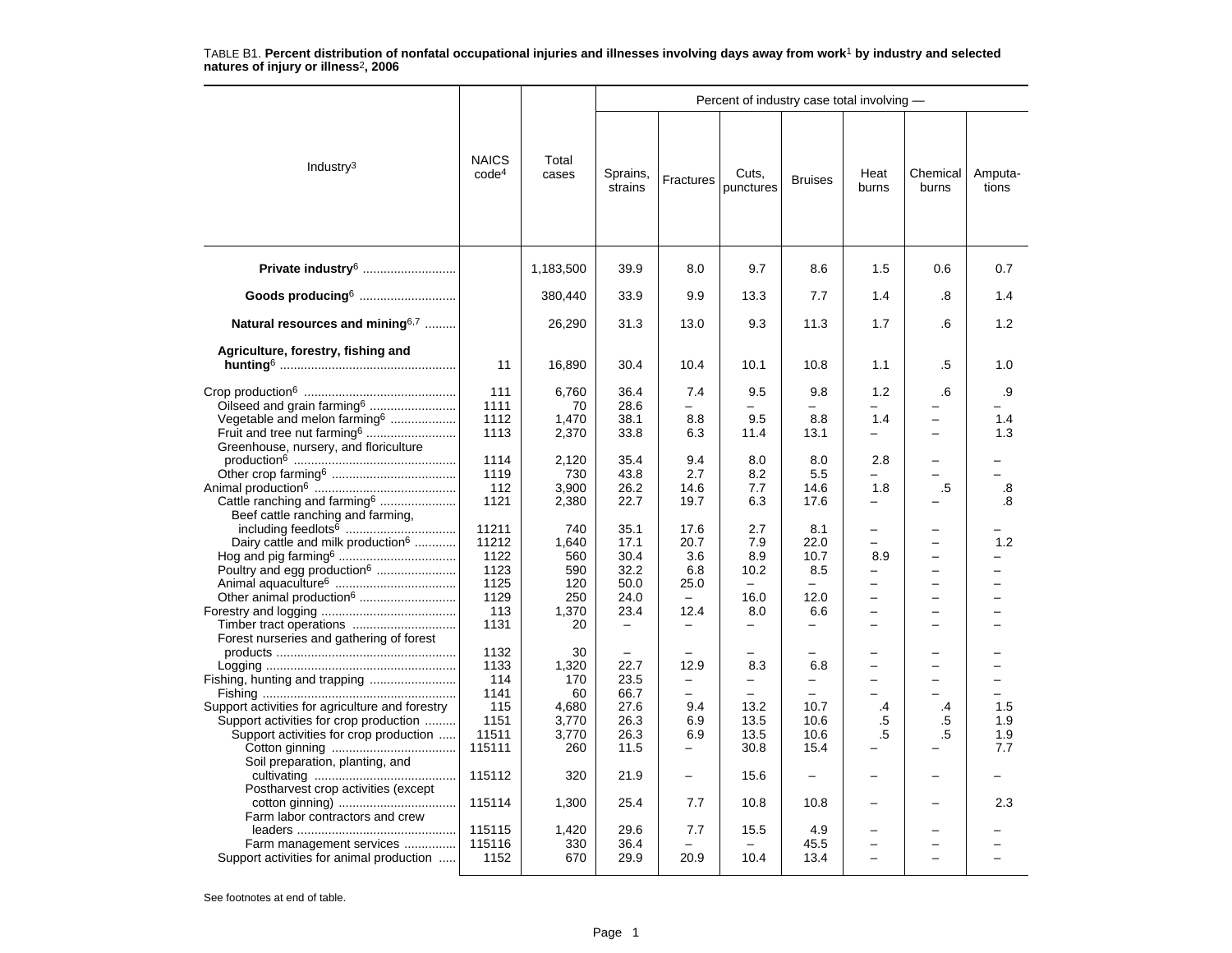TABLE B1. **Percent distribution of nonfatal occupational injuries and illnesses involving days away from work[1] by industry and selected natures of injury or illness[2], 2006**

| Industry[3] | NAICS code[4] | Total cases | Percent of industry case total involving — | | | | | | |
|---|---|---|---|---|---|---|---|---|---|
| | | | Sprains, strains | Fractures | Cuts, punctures | Bruises | Heat burns | Chemical burns | Amputa-tions |
| **Private industry[6]** | | 1,183,500 | 39.9 | 8.0 | 9.7 | 8.6 | 1.5 | 0.6 | 0.7 |
| **Goods producing[6]** | | 380,440 | 33.9 | 9.9 | 13.3 | 7.7 | 1.4 | .8 | 1.4 |
| **Natural resources and mining[6,7]** | | 26,290 | 31.3 | 13.0 | 9.3 | 11.3 | 1.7 | .6 | 1.2 |
| **Agriculture, forestry, fishing and hunting[6]** | 11 | 16,890 | 30.4 | 10.4 | 10.1 | 10.8 | 1.1 | .5 | 1.0 |
| Crop production[6] | 111 | 6,760 | 36.4 | 7.4 | 9.5 | 9.8 | 1.2 | .6 | .9 |
| Oilseed and grain farming[6] | 1111 | 70 | 28.6 | – | – | – | – | – | – |
| Vegetable and melon farming[6] | 1112 | 1,470 | 38.1 | 8.8 | 9.5 | 8.8 | 1.4 | – | 1.4 |
| Fruit and tree nut farming[6] | 1113 | 2,370 | 33.8 | 6.3 | 11.4 | 13.1 | – | – | 1.3 |
| Greenhouse, nursery, and floriculture production[6] | 1114 | 2,120 | 35.4 | 9.4 | 8.0 | 8.0 | 2.8 | – | – |
| Other crop farming[6] | 1119 | 730 | 43.8 | 2.7 | 8.2 | 5.5 | – | – | – |
| Animal production[6] | 112 | 3,900 | 26.2 | 14.6 | 7.7 | 14.6 | 1.8 | .5 | .8 |
| Cattle ranching and farming[6] | 1121 | 2,380 | 22.7 | 19.7 | 6.3 | 17.6 | – | – | .8 |
| Beef cattle ranching and farming, including feedlots[6] | 11211 | 740 | 35.1 | 17.6 | 2.7 | 8.1 | – | – | – |
| Dairy cattle and milk production[6] | 11212 | 1,640 | 17.1 | 20.7 | 7.9 | 22.0 | – | – | 1.2 |
| Hog and pig farming[6] | 1122 | 560 | 30.4 | 3.6 | 8.9 | 10.7 | 8.9 | – | – |
| Poultry and egg production[6] | 1123 | 590 | 32.2 | 6.8 | 10.2 | 8.5 | – | – | – |
| Animal aquaculture[6] | 1125 | 120 | 50.0 | 25.0 | – | – | – | – | – |
| Other animal production[6] | 1129 | 250 | 24.0 | – | 16.0 | 12.0 | – | – | – |
| Forestry and logging | 113 | 1,370 | 23.4 | 12.4 | 8.0 | 6.6 | – | – | – |
| Timber tract operations | 1131 | 20 | – | – | – | – | – | – | – |
| Forest nurseries and gathering of forest products | 1132 | 30 | – | – | – | – | – | – | – |
| Logging | 1133 | 1,320 | 22.7 | 12.9 | 8.3 | 6.8 | – | – | – |
| Fishing, hunting and trapping | 114 | 170 | 23.5 | – | – | – | – | – | – |
| Fishing | 1141 | 60 | 66.7 | – | – | – | – | – | – |
| Support activities for agriculture and forestry | 115 | 4,680 | 27.6 | 9.4 | 13.2 | 10.7 | .4 | .4 | 1.5 |
| Support activities for crop production | 1151 | 3,770 | 26.3 | 6.9 | 13.5 | 10.6 | .5 | .5 | 1.9 |
| Support activities for crop production | 11511 | 3,770 | 26.3 | 6.9 | 13.5 | 10.6 | .5 | .5 | 1.9 |
| Cotton ginning | 115111 | 260 | 11.5 | – | 30.8 | 15.4 | – | – | 7.7 |
| Soil preparation, planting, and cultivating | 115112 | 320 | 21.9 | – | 15.6 | – | – | – | – |
| Postharvest crop activities (except cotton ginning) | 115114 | 1,300 | 25.4 | 7.7 | 10.8 | 10.8 | – | – | 2.3 |
| Farm labor contractors and crew leaders | 115115 | 1,420 | 29.6 | 7.7 | 15.5 | 4.9 | – | – | – |
| Farm management services | 115116 | 330 | 36.4 | – | – | 45.5 | – | – | – |
| Support activities for animal production | 1152 | 670 | 29.9 | 20.9 | 10.4 | 13.4 | – | – | – |

See footnotes at end of table.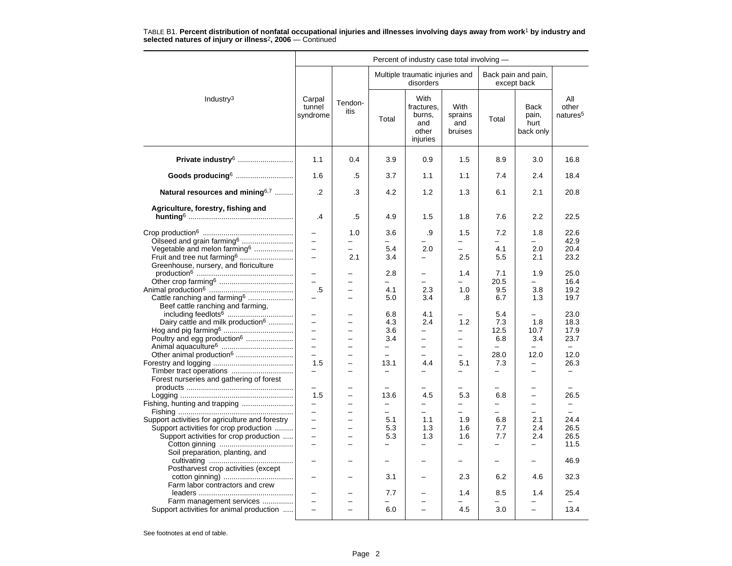TABLE B1. **Percent distribution of nonfatal occupational injuries and illnesses involving days away from work[1] by industry and selected natures of injury or illness[2], 2006** — Continued

| Industry[3] | Carpal tunnel syndrome | Tendonitis | Multiple traumatic injuries and disorders: Total | Multiple traumatic injuries and disorders: With fractures, burns, and other injuries | Multiple traumatic injuries and disorders: With sprains and bruises | Back pain and pain, except back: Total | Back pain and pain, except back: Back pain, hurt back only | All other natures[5] |
|---|---|---|---|---|---|---|---|---|
| **Private industry[6]** | 1.1 | 0.4 | 3.9 | 0.9 | 1.5 | 8.9 | 3.0 | 16.8 |
| **Goods producing[6]** | 1.6 | .5 | 3.7 | 1.1 | 1.1 | 7.4 | 2.4 | 18.4 |
| **Natural resources and mining[6,7]** | .2 | .3 | 4.2 | 1.2 | 1.3 | 6.1 | 2.1 | 20.8 |
| **Agriculture, forestry, fishing and hunting[6]** | .4 | .5 | 4.9 | 1.5 | 1.8 | 7.6 | 2.2 | 22.5 |
| Crop production[6] | – | 1.0 | 3.6 | .9 | 1.5 | 7.2 | 1.8 | 22.6 |
| Oilseed and grain farming[6] | – | – | – | – | – | – | – | 42.9 |
| Vegetable and melon farming[6] | – | – | 5.4 | 2.0 | – | 4.1 | 2.0 | 20.4 |
| Fruit and tree nut farming[6] | – | 2.1 | 3.4 | – | 2.5 | 5.5 | 2.1 | 23.2 |
| Greenhouse, nursery, and floriculture production[6] | – | – | 2.8 | – | 1.4 | 7.1 | 1.9 | 25.0 |
| Other crop farming[6] | – | – | – | – | – | 20.5 | – | 16.4 |
| Animal production[6] | .5 | – | 4.1 | 2.3 | 1.0 | 9.5 | 3.8 | 19.2 |
| Cattle ranching and farming[6] | – | – | 5.0 | 3.4 | .8 | 6.7 | 1.3 | 19.7 |
| Beef cattle ranching and farming, including feedlots[6] | – | – | 6.8 | 4.1 | – | 5.4 | – | 23.0 |
| Dairy cattle and milk production[6] | – | – | 4.3 | 2.4 | 1.2 | 7.3 | 1.8 | 18.3 |
| Hog and pig farming[6] | – | – | 3.6 | – | – | 12.5 | 10.7 | 17.9 |
| Poultry and egg production[6] | – | – | 3.4 | – | – | 6.8 | 3.4 | 23.7 |
| Animal aquaculture[6] | – | – | – | – | – | – | – | – |
| Other animal production[6] | – | – | – | – | – | 28.0 | 12.0 | 12.0 |
| Forestry and logging | 1.5 | – | 13.1 | 4.4 | 5.1 | 7.3 | – | 26.3 |
| Timber tract operations | – | – | – | – | – | – | – | – |
| Forest nurseries and gathering of forest products | – | – | – | – | – | – | – | – |
| Logging | 1.5 | – | 13.6 | 4.5 | 5.3 | 6.8 | – | 26.5 |
| Fishing, hunting and trapping | – | – | – | – | – | – | – | – |
| Fishing | – | – | – | – | – | – | – | – |
| Support activities for agriculture and forestry | – | – | 5.1 | 1.1 | 1.9 | 6.8 | 2.1 | 24.4 |
| Support activities for crop production | – | – | 5.3 | 1.3 | 1.6 | 7.7 | 2.4 | 26.5 |
| Support activities for crop production | – | – | 5.3 | 1.3 | 1.6 | 7.7 | 2.4 | 26.5 |
| Cotton ginning | – | – | – | – | – | – | – | 11.5 |
| Soil preparation, planting, and cultivating | – | – | – | – | – | – | – | 46.9 |
| Postharvest crop activities (except cotton ginning) | – | – | 3.1 | – | 2.3 | 6.2 | 4.6 | 32.3 |
| Farm labor contractors and crew leaders | – | – | 7.7 | – | 1.4 | 8.5 | 1.4 | 25.4 |
| Farm management services | – | – | – | – | – | – | – | – |
| Support activities for animal production | – | – | 6.0 | – | 4.5 | 3.0 | – | 13.4 |

See footnotes at end of table.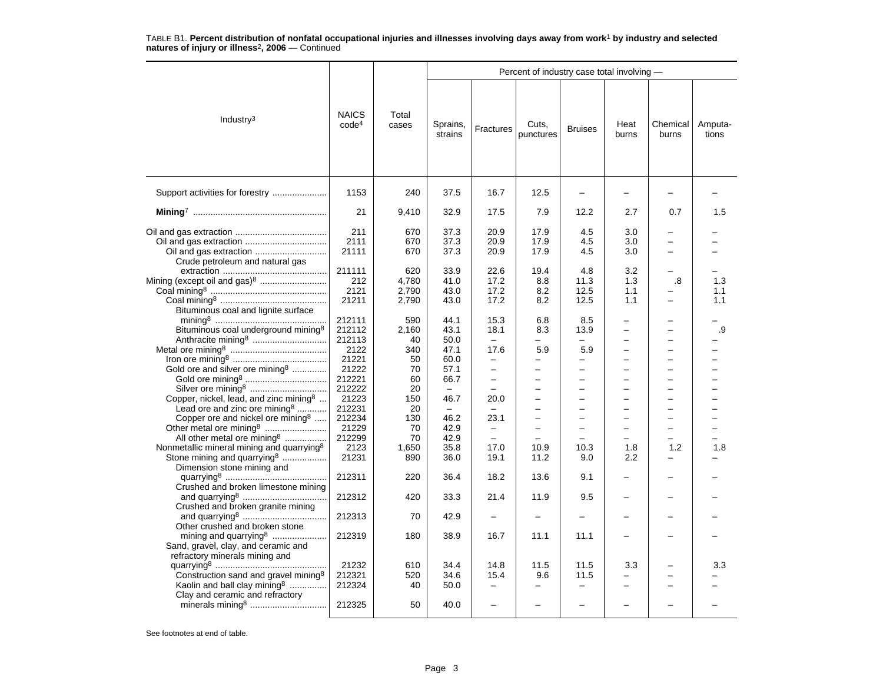TABLE B1. **Percent distribution of nonfatal occupational injuries and illnesses involving days away from work**[1] **by industry and selected natures of injury or illness**[2]**, 2006** — Continued

| Industry[3] | NAICS code[4] | Total cases | Sprains, strains | Fractures | Cuts, punctures | Bruises | Heat burns | Chemical burns | Amputa-tions |
|---|---|---|---|---|---|---|---|---|---|
| | | | Percent of industry case total involving — | | | | | | |
| Support activities for forestry | 1153 | 240 | 37.5 | 16.7 | 12.5 | – | – | – | – |
| **Mining**[7] | 21 | 9,410 | 32.9 | 17.5 | 7.9 | 12.2 | 2.7 | 0.7 | 1.5 |
| Oil and gas extraction | 211 | 670 | 37.3 | 20.9 | 17.9 | 4.5 | 3.0 | – | – |
| Oil and gas extraction | 2111 | 670 | 37.3 | 20.9 | 17.9 | 4.5 | 3.0 | – | – |
| Oil and gas extraction | 21111 | 670 | 37.3 | 20.9 | 17.9 | 4.5 | 3.0 | – | – |
| Crude petroleum and natural gas extraction | 211111 | 620 | 33.9 | 22.6 | 19.4 | 4.8 | 3.2 | – | – |
| Mining (except oil and gas)[8] | 212 | 4,780 | 41.0 | 17.2 | 8.8 | 11.3 | 1.3 | .8 | 1.3 |
| Coal mining[8] | 2121 | 2,790 | 43.0 | 17.2 | 8.2 | 12.5 | 1.1 | – | 1.1 |
| Coal mining[8] | 21211 | 2,790 | 43.0 | 17.2 | 8.2 | 12.5 | 1.1 | – | 1.1 |
| Bituminous coal and lignite surface mining[8] | 212111 | 590 | 44.1 | 15.3 | 6.8 | 8.5 | – | – | – |
| Bituminous coal underground mining[8] | 212112 | 2,160 | 43.1 | 18.1 | 8.3 | 13.9 | – | – | .9 |
| Anthracite mining[8] | 212113 | 40 | 50.0 | – | – | – | – | – | – |
| Metal ore mining[8] | 2122 | 340 | 47.1 | 17.6 | 5.9 | 5.9 | – | – | – |
| Iron ore mining[8] | 21221 | 50 | 60.0 | – | – | – | – | – | – |
| Gold ore and silver ore mining[8] | 21222 | 70 | 57.1 | – | – | – | – | – | – |
| Gold ore mining[8] | 212221 | 60 | 66.7 | – | – | – | – | – | – |
| Silver ore mining[8] | 212222 | 20 | – | – | – | – | – | – | – |
| Copper, nickel, lead, and zinc mining[8] | 21223 | 150 | 46.7 | 20.0 | – | – | – | – | – |
| Lead ore and zinc ore mining[8] | 212231 | 20 | – | – | – | – | – | – | – |
| Copper ore and nickel ore mining[8] | 212234 | 130 | 46.2 | 23.1 | – | – | – | – | – |
| Other metal ore mining[8] | 21229 | 70 | 42.9 | – | – | – | – | – | – |
| All other metal ore mining[8] | 212299 | 70 | 42.9 | – | – | – | – | – | – |
| Nonmetallic mineral mining and quarrying[8] | 2123 | 1,650 | 35.8 | 17.0 | 10.9 | 10.3 | 1.8 | 1.2 | 1.8 |
| Stone mining and quarrying[8] | 21231 | 890 | 36.0 | 19.1 | 11.2 | 9.0 | 2.2 | – | – |
| Dimension stone mining and quarrying[8] | 212311 | 220 | 36.4 | 18.2 | 13.6 | 9.1 | – | – | – |
| Crushed and broken limestone mining and quarrying[8] | 212312 | 420 | 33.3 | 21.4 | 11.9 | 9.5 | – | – | – |
| Crushed and broken granite mining and quarrying[8] | 212313 | 70 | 42.9 | – | – | – | – | – | – |
| Other crushed and broken stone mining and quarrying[8] | 212319 | 180 | 38.9 | 16.7 | 11.1 | 11.1 | – | – | – |
| Sand, gravel, clay, and ceramic and refractory minerals mining and quarrying[8] | 21232 | 610 | 34.4 | 14.8 | 11.5 | 11.5 | 3.3 | – | 3.3 |
| Construction sand and gravel mining[8] | 212321 | 520 | 34.6 | 15.4 | 9.6 | 11.5 | – | – | – |
| Kaolin and ball clay mining[8] | 212324 | 40 | 50.0 | – | – | – | – | – | – |
| Clay and ceramic and refractory minerals mining[8] | 212325 | 50 | 40.0 | – | – | – | – | – | – |

See footnotes at end of table.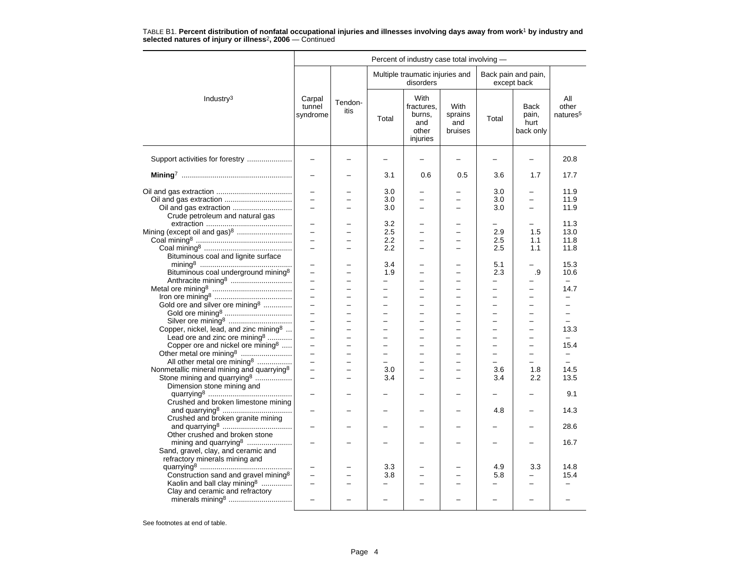TABLE B1. **Percent distribution of nonfatal occupational injuries and illnesses involving days away from work**[1] **by industry and selected natures of injury or illness**[2]**, 2006** — Continued

| Industry[3] | Percent of industry case total involving — | | | | | | | |
|---|---|---|---|---|---|---|---|---|
| | Carpal tunnel syndrome | Tendonitis | Multiple traumatic injuries and disorders | | | Back pain and pain, except back | | All other natures[5] |
| | | | Total | With fractures, burns, and other injuries | With sprains and bruises | Total | Back pain, hurt back only | |
| Support activities for forestry | – | – | – | – | – | – | – | 20.8 |
| **Mining**[7] | – | – | 3.1 | 0.6 | 0.5 | 3.6 | 1.7 | 17.7 |
| Oil and gas extraction | – | – | 3.0 | – | – | 3.0 | – | 11.9 |
| Oil and gas extraction | – | – | 3.0 | – | – | 3.0 | – | 11.9 |
| Oil and gas extraction | – | – | 3.0 | – | – | 3.0 | – | 11.9 |
| Crude petroleum and natural gas extraction | – | – | 3.2 | – | – | – | – | 11.3 |
| Mining (except oil and gas)[8] | – | – | 2.5 | – | – | 2.9 | 1.5 | 13.0 |
| Coal mining[8] | – | – | 2.2 | – | – | 2.5 | 1.1 | 11.8 |
| Coal mining[8] | – | – | 2.2 | – | – | 2.5 | 1.1 | 11.8 |
| Bituminous coal and lignite surface mining[8] | – | – | 3.4 | – | – | 5.1 | – | 15.3 |
| Bituminous coal underground mining[8] | – | – | 1.9 | – | – | 2.3 | .9 | 10.6 |
| Anthracite mining[8] | – | – | – | – | – | – | – | – |
| Metal ore mining[8] | – | – | – | – | – | – | – | 14.7 |
| Iron ore mining[8] | – | – | – | – | – | – | – | – |
| Gold ore and silver ore mining[8] | – | – | – | – | – | – | – | – |
| Gold ore mining[8] | – | – | – | – | – | – | – | – |
| Silver ore mining[8] | – | – | – | – | – | – | – | – |
| Copper, nickel, lead, and zinc mining[8] | – | – | – | – | – | – | – | 13.3 |
| Lead ore and zinc ore mining[8] | – | – | – | – | – | – | – | – |
| Copper ore and nickel ore mining[8] | – | – | – | – | – | – | – | 15.4 |
| Other metal ore mining[8] | – | – | – | – | – | – | – | – |
| All other metal ore mining[8] | – | – | – | – | – | – | – | – |
| Nonmetallic mineral mining and quarrying[8] | – | – | 3.0 | – | – | 3.6 | 1.8 | 14.5 |
| Stone mining and quarrying[8] | – | – | 3.4 | – | – | 3.4 | 2.2 | 13.5 |
| Dimension stone mining and quarrying[8] | – | – | – | – | – | – | – | 9.1 |
| Crushed and broken limestone mining and quarrying[8] | – | – | – | – | – | 4.8 | – | 14.3 |
| Crushed and broken granite mining and quarrying[8] | – | – | – | – | – | – | – | 28.6 |
| Other crushed and broken stone mining and quarrying[8] | – | – | – | – | – | – | – | 16.7 |
| Sand, gravel, clay, and ceramic and refractory minerals mining and quarrying[8] | – | – | 3.3 | – | – | 4.9 | 3.3 | 14.8 |
| Construction sand and gravel mining[8] | – | – | 3.8 | – | – | 5.8 | – | 15.4 |
| Kaolin and ball clay mining[8] | – | – | – | – | – | – | – | – |
| Clay and ceramic and refractory minerals mining[8] | – | – | – | – | – | – | – | – |

See footnotes at end of table.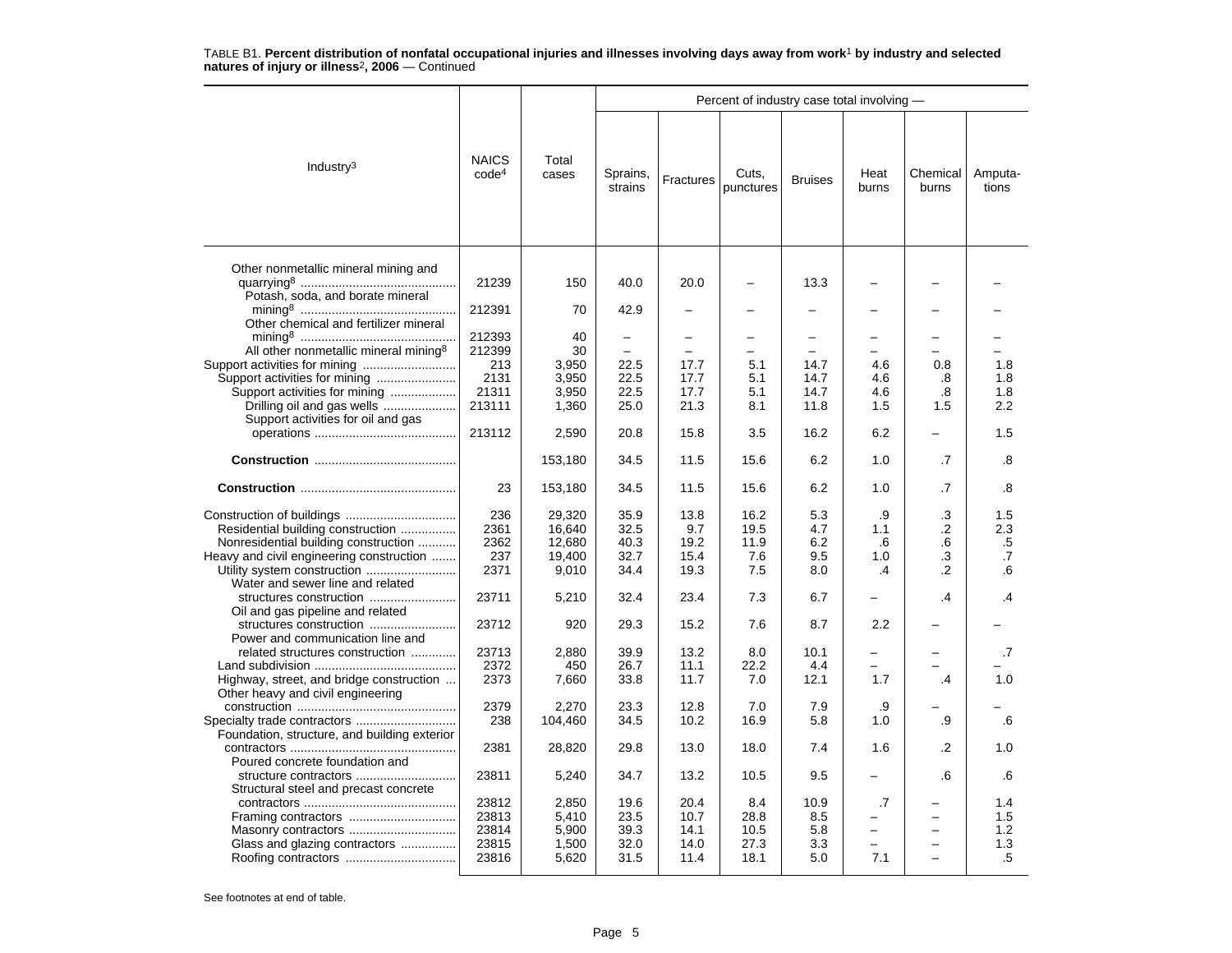TABLE B1. **Percent distribution of nonfatal occupational injuries and illnesses involving days away from work[1] by industry and selected natures of injury or illness[2], 2006** — Continued

| Industry[3] | NAICS code[4] | Total cases | Percent of industry case total involving — Sprains, strains | Fractures | Cuts, punctures | Bruises | Heat burns | Chemical burns | Amputa-tions |
|---|---|---|---|---|---|---|---|---|---|
| Other nonmetallic mineral mining and quarrying[8] | 21239 | 150 | 40.0 | 20.0 | – | 13.3 | – | – | – |
| Potash, soda, and borate mineral mining[8] | 212391 | 70 | 42.9 | – | – | – | – | – | – |
| Other chemical and fertilizer mineral mining[8] | 212393 | 40 | – | – | – | – | – | – | – |
| All other nonmetallic mineral mining[8] | 212399 | 30 | – | – | – | – | – | – | – |
| Support activities for mining | 213 | 3,950 | 22.5 | 17.7 | 5.1 | 14.7 | 4.6 | 0.8 | 1.8 |
| Support activities for mining | 2131 | 3,950 | 22.5 | 17.7 | 5.1 | 14.7 | 4.6 | .8 | 1.8 |
| Support activities for mining | 21311 | 3,950 | 22.5 | 17.7 | 5.1 | 14.7 | 4.6 | .8 | 1.8 |
| Drilling oil and gas wells | 213111 | 1,360 | 25.0 | 21.3 | 8.1 | 11.8 | 1.5 | 1.5 | 2.2 |
| Support activities for oil and gas operations | 213112 | 2,590 | 20.8 | 15.8 | 3.5 | 16.2 | 6.2 | – | 1.5 |
| **Construction** | | 153,180 | 34.5 | 11.5 | 15.6 | 6.2 | 1.0 | .7 | .8 |
| **Construction** | 23 | 153,180 | 34.5 | 11.5 | 15.6 | 6.2 | 1.0 | .7 | .8 |
| Construction of buildings | 236 | 29,320 | 35.9 | 13.8 | 16.2 | 5.3 | .9 | .3 | 1.5 |
| Residential building construction | 2361 | 16,640 | 32.5 | 9.7 | 19.5 | 4.7 | 1.1 | .2 | 2.3 |
| Nonresidential building construction | 2362 | 12,680 | 40.3 | 19.2 | 11.9 | 6.2 | .6 | .6 | .5 |
| Heavy and civil engineering construction | 237 | 19,400 | 32.7 | 15.4 | 7.6 | 9.5 | 1.0 | .3 | .7 |
| Utility system construction | 2371 | 9,010 | 34.4 | 19.3 | 7.5 | 8.0 | .4 | .2 | .6 |
| Water and sewer line and related structures construction | 23711 | 5,210 | 32.4 | 23.4 | 7.3 | 6.7 | – | .4 | .4 |
| Oil and gas pipeline and related structures construction | 23712 | 920 | 29.3 | 15.2 | 7.6 | 8.7 | 2.2 | – | – |
| Power and communication line and related structures construction | 23713 | 2,880 | 39.9 | 13.2 | 8.0 | 10.1 | – | – | .7 |
| Land subdivision | 2372 | 450 | 26.7 | 11.1 | 22.2 | 4.4 | – | – | – |
| Highway, street, and bridge construction | 2373 | 7,660 | 33.8 | 11.7 | 7.0 | 12.1 | 1.7 | .4 | 1.0 |
| Other heavy and civil engineering construction | 2379 | 2,270 | 23.3 | 12.8 | 7.0 | 7.9 | .9 | – | – |
| Specialty trade contractors | 238 | 104,460 | 34.5 | 10.2 | 16.9 | 5.8 | 1.0 | .9 | .6 |
| Foundation, structure, and building exterior contractors | 2381 | 28,820 | 29.8 | 13.0 | 18.0 | 7.4 | 1.6 | .2 | 1.0 |
| Poured concrete foundation and structure contractors | 23811 | 5,240 | 34.7 | 13.2 | 10.5 | 9.5 | – | .6 | .6 |
| Structural steel and precast concrete contractors | 23812 | 2,850 | 19.6 | 20.4 | 8.4 | 10.9 | .7 | – | 1.4 |
| Framing contractors | 23813 | 5,410 | 23.5 | 10.7 | 28.8 | 8.5 | – | – | 1.5 |
| Masonry contractors | 23814 | 5,900 | 39.3 | 14.1 | 10.5 | 5.8 | – | – | 1.2 |
| Glass and glazing contractors | 23815 | 1,500 | 32.0 | 14.0 | 27.3 | 3.3 | – | – | 1.3 |
| Roofing contractors | 23816 | 5,620 | 31.5 | 11.4 | 18.1 | 5.0 | 7.1 | – | .5 |

See footnotes at end of table.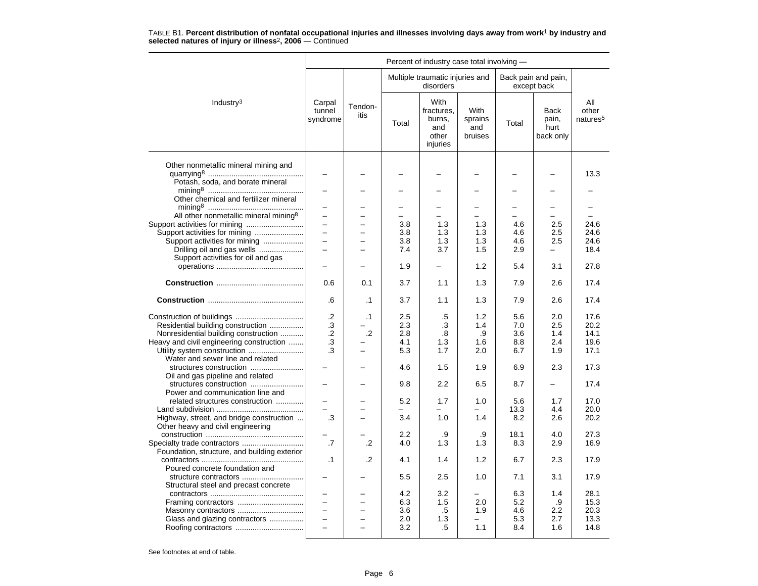TABLE B1. **Percent distribution of nonfatal occupational injuries and illnesses involving days away from work**[1] **by industry and selected natures of injury or illness**[2]**, 2006** — Continued

| Industry[3] | Percent of industry case total involving — | | | | | | | |
|---|---|---|---|---|---|---|---|---|
| | Carpal tunnel syndrome | Tendon-itis | Multiple traumatic injuries and disorders | | | Back pain and pain, except back | | All other natures[5] |
| | | | Total | With fractures, burns, and other injuries | With sprains and bruises | Total | Back pain, hurt back only | |
| Other nonmetallic mineral mining and quarrying[8] | – | – | – | – | – | – | – | 13.3 |
| Potash, soda, and borate mineral mining[8] | – | – | – | – | – | – | – | – |
| Other chemical and fertilizer mineral mining[8] | – | – | – | – | – | – | – | – |
| All other nonmetallic mineral mining[8] | – | – | – | – | – | – | – | – |
| Support activities for mining | – | – | 3.8 | 1.3 | 1.3 | 4.6 | 2.5 | 24.6 |
| Support activities for mining | – | – | 3.8 | 1.3 | 1.3 | 4.6 | 2.5 | 24.6 |
| Support activities for mining | – | – | 3.8 | 1.3 | 1.3 | 4.6 | 2.5 | 24.6 |
| Drilling oil and gas wells | – | – | 7.4 | 3.7 | 1.5 | 2.9 | – | 18.4 |
| Support activities for oil and gas operations | – | – | 1.9 | – | 1.2 | 5.4 | 3.1 | 27.8 |
| **Construction** | 0.6 | 0.1 | 3.7 | 1.1 | 1.3 | 7.9 | 2.6 | 17.4 |
| **Construction** | .6 | .1 | 3.7 | 1.1 | 1.3 | 7.9 | 2.6 | 17.4 |
| Construction of buildings | .2 | .1 | 2.5 | .5 | 1.2 | 5.6 | 2.0 | 17.6 |
| Residential building construction | .3 | – | 2.3 | .3 | 1.4 | 7.0 | 2.5 | 20.2 |
| Nonresidential building construction | .2 | .2 | 2.8 | .8 | .9 | 3.6 | 1.4 | 14.1 |
| Heavy and civil engineering construction | .3 | – | 4.1 | 1.3 | 1.6 | 8.8 | 2.4 | 19.6 |
| Utility system construction | .3 | – | 5.3 | 1.7 | 2.0 | 6.7 | 1.9 | 17.1 |
| Water and sewer line and related structures construction | – | – | 4.6 | 1.5 | 1.9 | 6.9 | 2.3 | 17.3 |
| Oil and gas pipeline and related structures construction | – | – | 9.8 | 2.2 | 6.5 | 8.7 | – | 17.4 |
| Power and communication line and related structures construction | – | – | 5.2 | 1.7 | 1.0 | 5.6 | 1.7 | 17.0 |
| Land subdivision | – | – | – | – | – | 13.3 | 4.4 | 20.0 |
| Highway, street, and bridge construction | .3 | – | 3.4 | 1.0 | 1.4 | 8.2 | 2.6 | 20.2 |
| Other heavy and civil engineering construction | – | – | 2.2 | .9 | .9 | 18.1 | 4.0 | 27.3 |
| Specialty trade contractors | .7 | .2 | 4.0 | 1.3 | 1.3 | 8.3 | 2.9 | 16.9 |
| Foundation, structure, and building exterior contractors | .1 | .2 | 4.1 | 1.4 | 1.2 | 6.7 | 2.3 | 17.9 |
| Poured concrete foundation and structure contractors | – | – | 5.5 | 2.5 | 1.0 | 7.1 | 3.1 | 17.9 |
| Structural steel and precast concrete contractors | – | – | 4.2 | 3.2 | – | 6.3 | 1.4 | 28.1 |
| Framing contractors | – | – | 6.3 | 1.5 | 2.0 | 5.2 | .9 | 15.3 |
| Masonry contractors | – | – | 3.6 | .5 | 1.9 | 4.6 | 2.2 | 20.3 |
| Glass and glazing contractors | – | – | 2.0 | 1.3 | – | 5.3 | 2.7 | 13.3 |
| Roofing contractors | – | – | 3.2 | .5 | 1.1 | 8.4 | 1.6 | 14.8 |

See footnotes at end of table.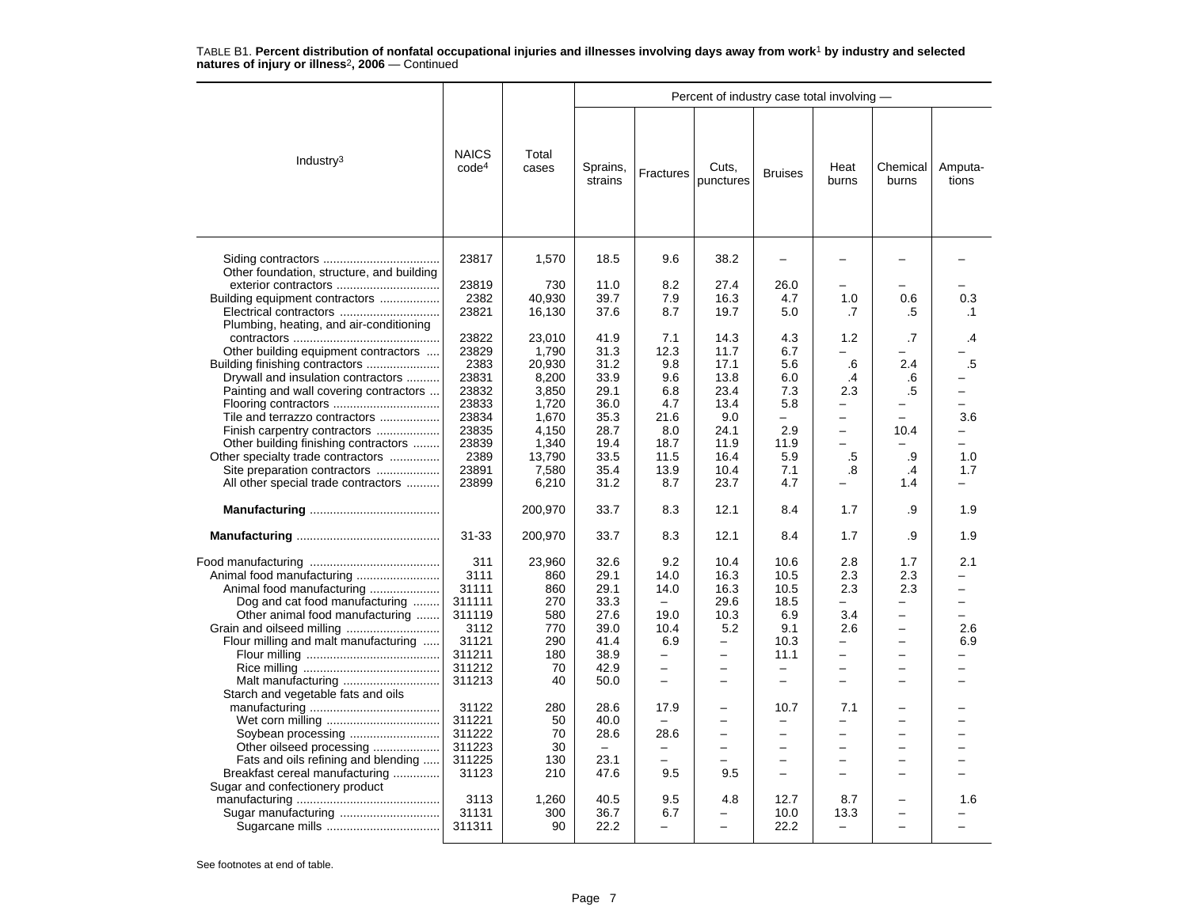TABLE B1. **Percent distribution of nonfatal occupational injuries and illnesses involving days away from work**[1] **by industry and selected natures of injury or illness**[2]**, 2006** — Continued

| Industry[3] | NAICS code[4] | Total cases | Percent of industry case total involving — | | | | | | |
|---|---|---|---|---|---|---|---|---|---|
| | | | Sprains, strains | Fractures | Cuts, punctures | Bruises | Heat burns | Chemical burns | Amputa-tions |
| Siding contractors | 23817 | 1,570 | 18.5 | 9.6 | 38.2 | – | – | – | – |
| Other foundation, structure, and building exterior contractors | 23819 | 730 | 11.0 | 8.2 | 27.4 | 26.0 | – | – | – |
| Building equipment contractors | 2382 | 40,930 | 39.7 | 7.9 | 16.3 | 4.7 | 1.0 | 0.6 | 0.3 |
| Electrical contractors | 23821 | 16,130 | 37.6 | 8.7 | 19.7 | 5.0 | .7 | .5 | .1 |
| Plumbing, heating, and air-conditioning contractors | 23822 | 23,010 | 41.9 | 7.1 | 14.3 | 4.3 | 1.2 | .7 | .4 |
| Other building equipment contractors | 23829 | 1,790 | 31.3 | 12.3 | 11.7 | 6.7 | – | – | – |
| Building finishing contractors | 2383 | 20,930 | 31.2 | 9.8 | 17.1 | 5.6 | .6 | 2.4 | .5 |
| Drywall and insulation contractors | 23831 | 8,200 | 33.9 | 9.6 | 13.8 | 6.0 | .4 | .6 | – |
| Painting and wall covering contractors | 23832 | 3,850 | 29.1 | 6.8 | 23.4 | 7.3 | 2.3 | .5 | – |
| Flooring contractors | 23833 | 1,720 | 36.0 | 4.7 | 13.4 | 5.8 | – | – | – |
| Tile and terrazzo contractors | 23834 | 1,670 | 35.3 | 21.6 | 9.0 | – | – | – | 3.6 |
| Finish carpentry contractors | 23835 | 4,150 | 28.7 | 8.0 | 24.1 | 2.9 | – | 10.4 | – |
| Other building finishing contractors | 23839 | 1,340 | 19.4 | 18.7 | 11.9 | 11.9 | – | – | – |
| Other specialty trade contractors | 2389 | 13,790 | 33.5 | 11.5 | 16.4 | 5.9 | .5 | .9 | 1.0 |
| Site preparation contractors | 23891 | 7,580 | 35.4 | 13.9 | 10.4 | 7.1 | .8 | .4 | 1.7 |
| All other special trade contractors | 23899 | 6,210 | 31.2 | 8.7 | 23.7 | 4.7 | – | 1.4 | – |
| **Manufacturing** | | 200,970 | 33.7 | 8.3 | 12.1 | 8.4 | 1.7 | .9 | 1.9 |
| **Manufacturing** | 31-33 | 200,970 | 33.7 | 8.3 | 12.1 | 8.4 | 1.7 | .9 | 1.9 |
| Food manufacturing | 311 | 23,960 | 32.6 | 9.2 | 10.4 | 10.6 | 2.8 | 1.7 | 2.1 |
| Animal food manufacturing | 3111 | 860 | 29.1 | 14.0 | 16.3 | 10.5 | 2.3 | 2.3 | – |
| Animal food manufacturing | 31111 | 860 | 29.1 | 14.0 | 16.3 | 10.5 | 2.3 | 2.3 | – |
| Dog and cat food manufacturing | 311111 | 270 | 33.3 | – | 29.6 | 18.5 | – | – | – |
| Other animal food manufacturing | 311119 | 580 | 27.6 | 19.0 | 10.3 | 6.9 | 3.4 | – | – |
| Grain and oilseed milling | 3112 | 770 | 39.0 | 10.4 | 5.2 | 9.1 | 2.6 | – | 2.6 |
| Flour milling and malt manufacturing | 31121 | 290 | 41.4 | 6.9 | – | 10.3 | – | – | 6.9 |
| Flour milling | 311211 | 180 | 38.9 | – | – | 11.1 | – | – | – |
| Rice milling | 311212 | 70 | 42.9 | – | – | – | – | – | – |
| Malt manufacturing | 311213 | 40 | 50.0 | – | – | – | – | – | – |
| Starch and vegetable fats and oils manufacturing | 31122 | 280 | 28.6 | 17.9 | – | 10.7 | 7.1 | – | – |
| Wet corn milling | 311221 | 50 | 40.0 | – | – | – | – | – | – |
| Soybean processing | 311222 | 70 | 28.6 | 28.6 | – | – | – | – | – |
| Other oilseed processing | 311223 | 30 | – | – | – | – | – | – | – |
| Fats and oils refining and blending | 311225 | 130 | 23.1 | – | – | – | – | – | – |
| Breakfast cereal manufacturing | 31123 | 210 | 47.6 | 9.5 | 9.5 | – | – | – | – |
| Sugar and confectionery product manufacturing | 3113 | 1,260 | 40.5 | 9.5 | 4.8 | 12.7 | 8.7 | – | 1.6 |
| Sugar manufacturing | 31131 | 300 | 36.7 | 6.7 | – | 10.0 | 13.3 | – | – |
| Sugarcane mills | 311311 | 90 | 22.2 | – | – | 22.2 | – | – | – |

See footnotes at end of table.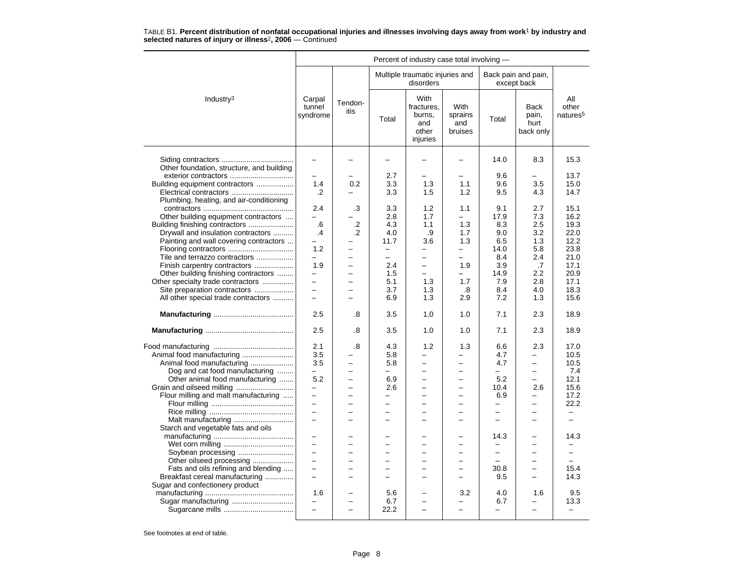TABLE B1. **Percent distribution of nonfatal occupational injuries and illnesses involving days away from work**[1] **by industry and selected natures of injury or illness**[2]**, 2006** — Continued

| Industry[3] | Percent of industry case total involving — | | | | | | | |
|---|---|---|---|---|---|---|---|---|
| | Carpal tunnel syndrome | Tendon-itis | Multiple traumatic injuries and disorders | | | Back pain and pain, except back | | All other natures[5] |
| | | | Total | With fractures, burns, and other injuries | With sprains and bruises | Total | Back pain, hurt back only | |
| Siding contractors | – | – | – | – | – | 14.0 | 8.3 | 15.3 |
| Other foundation, structure, and building exterior contractors | – | – | 2.7 | – | – | 9.6 | – | 13.7 |
| Building equipment contractors | 1.4 | 0.2 | 3.3 | 1.3 | 1.1 | 9.6 | 3.5 | 15.0 |
| Electrical contractors | .2 | – | 3.3 | 1.5 | 1.2 | 9.5 | 4.3 | 14.7 |
| Plumbing, heating, and air-conditioning contractors | 2.4 | .3 | 3.3 | 1.2 | 1.1 | 9.1 | 2.7 | 15.1 |
| Other building equipment contractors | – | – | 2.8 | 1.7 | – | 17.9 | 7.3 | 16.2 |
| Building finishing contractors | .6 | .2 | 4.3 | 1.1 | 1.3 | 8.3 | 2.5 | 19.3 |
| Drywall and insulation contractors | .4 | .2 | 4.0 | .9 | 1.7 | 9.0 | 3.2 | 22.0 |
| Painting and wall covering contractors | – | – | 11.7 | 3.6 | 1.3 | 6.5 | 1.3 | 12.2 |
| Flooring contractors | 1.2 | – | – | – | – | 14.0 | 5.8 | 23.8 |
| Tile and terrazzo contractors | – | – | – | – | – | 8.4 | 2.4 | 21.0 |
| Finish carpentry contractors | 1.9 | – | 2.4 | – | 1.9 | 3.9 | .7 | 17.1 |
| Other building finishing contractors | – | – | 1.5 | – | – | 14.9 | 2.2 | 20.9 |
| Other specialty trade contractors | – | – | 5.1 | 1.3 | 1.7 | 7.9 | 2.8 | 17.1 |
| Site preparation contractors | – | – | 3.7 | 1.3 | .8 | 8.4 | 4.0 | 18.3 |
| All other special trade contractors | – | – | 6.9 | 1.3 | 2.9 | 7.2 | 1.3 | 15.6 |
| **Manufacturing** | 2.5 | .8 | 3.5 | 1.0 | 1.0 | 7.1 | 2.3 | 18.9 |
| **Manufacturing** | 2.5 | .8 | 3.5 | 1.0 | 1.0 | 7.1 | 2.3 | 18.9 |
| Food manufacturing | 2.1 | .8 | 4.3 | 1.2 | 1.3 | 6.6 | 2.3 | 17.0 |
| Animal food manufacturing | 3.5 | – | 5.8 | – | – | 4.7 | – | 10.5 |
| Animal food manufacturing | 3.5 | – | 5.8 | – | – | 4.7 | – | 10.5 |
| Dog and cat food manufacturing | – | – | – | – | – | – | – | 7.4 |
| Other animal food manufacturing | 5.2 | – | 6.9 | – | – | 5.2 | – | 12.1 |
| Grain and oilseed milling | – | – | 2.6 | – | – | 10.4 | 2.6 | 15.6 |
| Flour milling and malt manufacturing | – | – | – | – | – | 6.9 | – | 17.2 |
| Flour milling | – | – | – | – | – | – | – | 22.2 |
| Rice milling | – | – | – | – | – | – | – | – |
| Malt manufacturing | – | – | – | – | – | – | – | – |
| Starch and vegetable fats and oils manufacturing | – | – | – | – | – | 14.3 | – | 14.3 |
| Wet corn milling | – | – | – | – | – | – | – | – |
| Soybean processing | – | – | – | – | – | – | – | – |
| Other oilseed processing | – | – | – | – | – | – | – | – |
| Fats and oils refining and blending | – | – | – | – | – | 30.8 | – | 15.4 |
| Breakfast cereal manufacturing | – | – | – | – | – | 9.5 | – | 14.3 |
| Sugar and confectionery product manufacturing | 1.6 | – | 5.6 | – | 3.2 | 4.0 | 1.6 | 9.5 |
| Sugar manufacturing | – | – | 6.7 | – | – | 6.7 | – | 13.3 |
| Sugarcane mills | – | – | 22.2 | – | – | – | – | – |

See footnotes at end of table.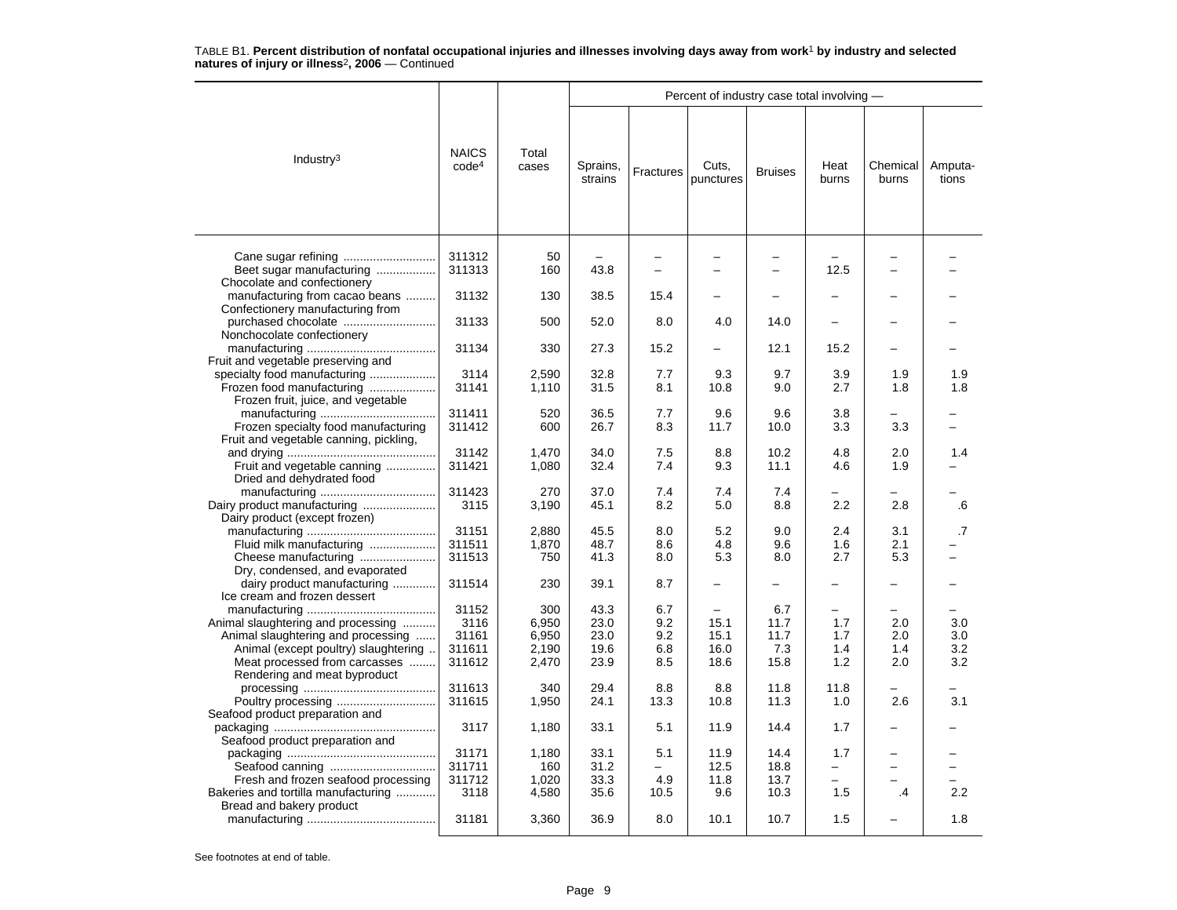TABLE B1. **Percent distribution of nonfatal occupational injuries and illnesses involving days away from work[1] by industry and selected natures of injury or illness[2], 2006** — Continued

| Industry[3] | NAICS code[4] | Total cases | Percent of industry case total involving — Sprains, strains | Fractures | Cuts, punctures | Bruises | Heat burns | Chemical burns | Amputa-tions |
|---|---|---|---|---|---|---|---|---|---|
| Cane sugar refining | 311312 | 50 | – | – | – | – | – | – | – |
| Beet sugar manufacturing | 311313 | 160 | 43.8 | – | – | – | 12.5 | – | – |
| Chocolate and confectionery manufacturing from cacao beans | 31132 | 130 | 38.5 | 15.4 | – | – | – | – | – |
| Confectionery manufacturing from purchased chocolate | 31133 | 500 | 52.0 | 8.0 | 4.0 | 14.0 | – | – | – |
| Nonchocolate confectionery manufacturing | 31134 | 330 | 27.3 | 15.2 | – | 12.1 | 15.2 | – | – |
| Fruit and vegetable preserving and specialty food manufacturing | 3114 | 2,590 | 32.8 | 7.7 | 9.3 | 9.7 | 3.9 | 1.9 | 1.9 |
| Frozen food manufacturing | 31141 | 1,110 | 31.5 | 8.1 | 10.8 | 9.0 | 2.7 | 1.8 | 1.8 |
| Frozen fruit, juice, and vegetable manufacturing | 311411 | 520 | 36.5 | 7.7 | 9.6 | 9.6 | 3.8 | – | – |
| Frozen specialty food manufacturing | 311412 | 600 | 26.7 | 8.3 | 11.7 | 10.0 | 3.3 | 3.3 | – |
| Fruit and vegetable canning, pickling, and drying | 31142 | 1,470 | 34.0 | 7.5 | 8.8 | 10.2 | 4.8 | 2.0 | 1.4 |
| Fruit and vegetable canning | 311421 | 1,080 | 32.4 | 7.4 | 9.3 | 11.1 | 4.6 | 1.9 | – |
| Dried and dehydrated food manufacturing | 311423 | 270 | 37.0 | 7.4 | 7.4 | 7.4 | – | – | – |
| Dairy product manufacturing | 3115 | 3,190 | 45.1 | 8.2 | 5.0 | 8.8 | 2.2 | 2.8 | .6 |
| Dairy product (except frozen) manufacturing | 31151 | 2,880 | 45.5 | 8.0 | 5.2 | 9.0 | 2.4 | 3.1 | .7 |
| Fluid milk manufacturing | 311511 | 1,870 | 48.7 | 8.6 | 4.8 | 9.6 | 1.6 | 2.1 | – |
| Cheese manufacturing | 311513 | 750 | 41.3 | 8.0 | 5.3 | 8.0 | 2.7 | 5.3 | – |
| Dry, condensed, and evaporated dairy product manufacturing | 311514 | 230 | 39.1 | 8.7 | – | – | – | – | – |
| Ice cream and frozen dessert manufacturing | 31152 | 300 | 43.3 | 6.7 | – | 6.7 | – | – | – |
| Animal slaughtering and processing | 3116 | 6,950 | 23.0 | 9.2 | 15.1 | 11.7 | 1.7 | 2.0 | 3.0 |
| Animal slaughtering and processing | 31161 | 6,950 | 23.0 | 9.2 | 15.1 | 11.7 | 1.7 | 2.0 | 3.0 |
| Animal (except poultry) slaughtering | 311611 | 2,190 | 19.6 | 6.8 | 16.0 | 7.3 | 1.4 | 1.4 | 3.2 |
| Meat processed from carcasses | 311612 | 2,470 | 23.9 | 8.5 | 18.6 | 15.8 | 1.2 | 2.0 | 3.2 |
| Rendering and meat byproduct processing | 311613 | 340 | 29.4 | 8.8 | 8.8 | 11.8 | 11.8 | – | – |
| Poultry processing | 311615 | 1,950 | 24.1 | 13.3 | 10.8 | 11.3 | 1.0 | 2.6 | 3.1 |
| Seafood product preparation and packaging | 3117 | 1,180 | 33.1 | 5.1 | 11.9 | 14.4 | 1.7 | – | – |
| Seafood product preparation and packaging | 31171 | 1,180 | 33.1 | 5.1 | 11.9 | 14.4 | 1.7 | – | – |
| Seafood canning | 311711 | 160 | 31.2 | – | 12.5 | 18.8 | – | – | – |
| Fresh and frozen seafood processing | 311712 | 1,020 | 33.3 | 4.9 | 11.8 | 13.7 | – | – | – |
| Bakeries and tortilla manufacturing | 3118 | 4,580 | 35.6 | 10.5 | 9.6 | 10.3 | 1.5 | .4 | 2.2 |
| Bread and bakery product manufacturing | 31181 | 3,360 | 36.9 | 8.0 | 10.1 | 10.7 | 1.5 | – | 1.8 |

See footnotes at end of table.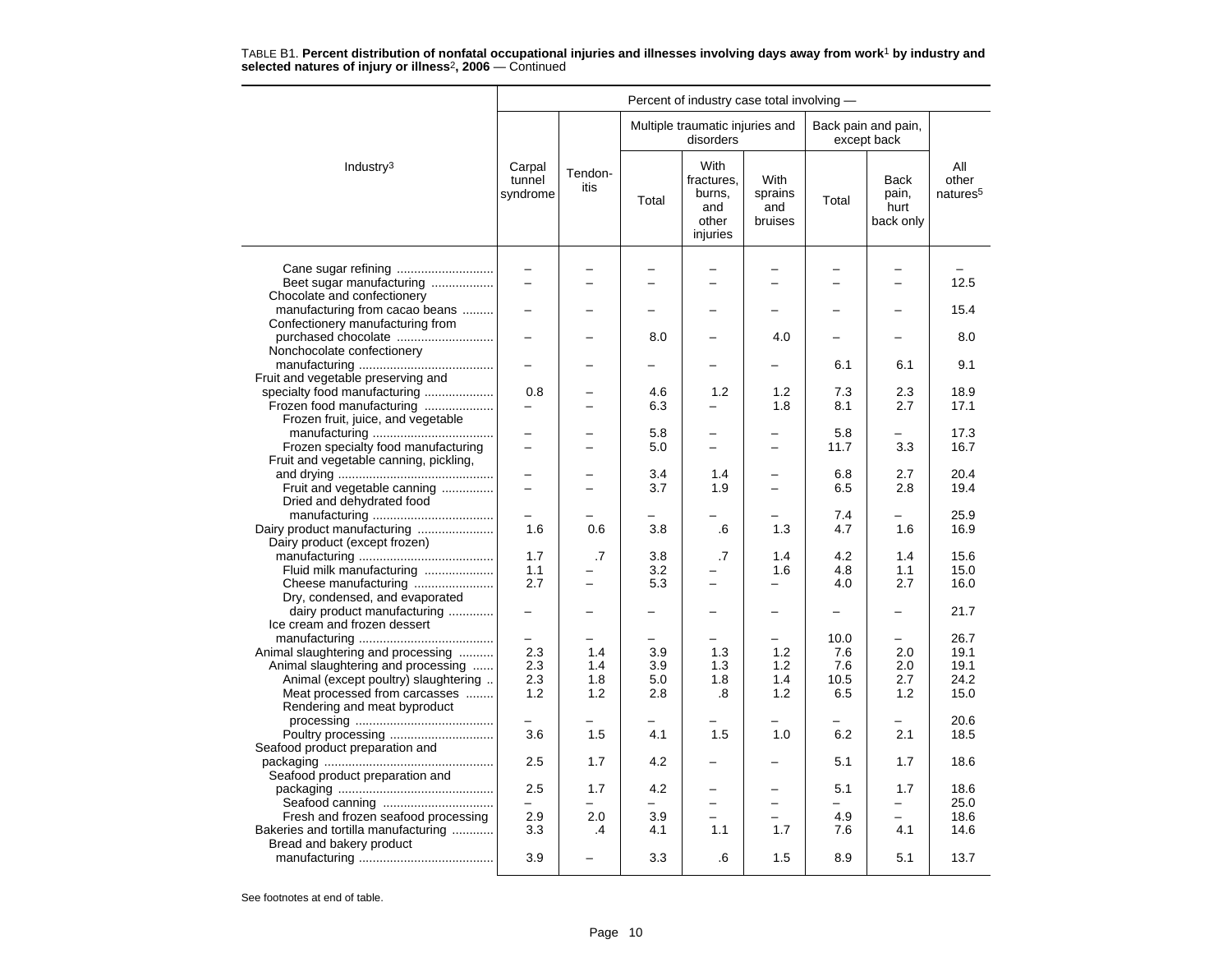TABLE B1. **Percent distribution of nonfatal occupational injuries and illnesses involving days away from work[1] by industry and selected natures of injury or illness[2], 2006** — Continued

| Industry[3] | Percent of industry case total involving — | | | | | | | |
|---|---|---|---|---|---|---|---|---|
| | Carpal tunnel syndrome | Tendon-itis | Multiple traumatic injuries and disorders | | | Back pain and pain, except back | | All other natures[5] |
| | | | Total | With fractures, burns, and other injuries | With sprains and bruises | Total | Back pain, hurt back only | |
| Cane sugar refining | – | – | – | – | – | – | – | – |
| Beet sugar manufacturing | – | – | – | – | – | – | – | 12.5 |
| Chocolate and confectionery manufacturing from cacao beans | – | – | – | – | – | – | – | 15.4 |
| Confectionery manufacturing from purchased chocolate | – | – | 8.0 | – | 4.0 | – | – | 8.0 |
| Nonchocolate confectionery manufacturing | – | – | – | – | – | 6.1 | 6.1 | 9.1 |
| Fruit and vegetable preserving and specialty food manufacturing | 0.8 | – | 4.6 | 1.2 | 1.2 | 7.3 | 2.3 | 18.9 |
| Frozen food manufacturing | – | – | 6.3 | – | 1.8 | 8.1 | 2.7 | 17.1 |
| Frozen fruit, juice, and vegetable manufacturing | – | – | 5.8 | – | – | 5.8 | – | 17.3 |
| Frozen specialty food manufacturing | – | – | 5.0 | – | – | 11.7 | 3.3 | 16.7 |
| Fruit and vegetable canning, pickling, and drying | – | – | 3.4 | 1.4 | – | 6.8 | 2.7 | 20.4 |
| Fruit and vegetable canning | – | – | 3.7 | 1.9 | – | 6.5 | 2.8 | 19.4 |
| Dried and dehydrated food manufacturing | – | – | – | – | – | 7.4 | – | 25.9 |
| Dairy product manufacturing | 1.6 | 0.6 | 3.8 | .6 | 1.3 | 4.7 | 1.6 | 16.9 |
| Dairy product (except frozen) manufacturing | 1.7 | .7 | 3.8 | .7 | 1.4 | 4.2 | 1.4 | 15.6 |
| Fluid milk manufacturing | 1.1 | – | 3.2 | – | 1.6 | 4.8 | 1.1 | 15.0 |
| Cheese manufacturing | 2.7 | – | 5.3 | – | – | 4.0 | 2.7 | 16.0 |
| Dry, condensed, and evaporated dairy product manufacturing | – | – | – | – | – | – | – | 21.7 |
| Ice cream and frozen dessert manufacturing | – | – | – | – | – | 10.0 | – | 26.7 |
| Animal slaughtering and processing | 2.3 | 1.4 | 3.9 | 1.3 | 1.2 | 7.6 | 2.0 | 19.1 |
| Animal slaughtering and processing | 2.3 | 1.4 | 3.9 | 1.3 | 1.2 | 7.6 | 2.0 | 19.1 |
| Animal (except poultry) slaughtering | 2.3 | 1.8 | 5.0 | 1.8 | 1.4 | 10.5 | 2.7 | 24.2 |
| Meat processed from carcasses | 1.2 | 1.2 | 2.8 | .8 | 1.2 | 6.5 | 1.2 | 15.0 |
| Rendering and meat byproduct processing | – | – | – | – | – | – | – | 20.6 |
| Poultry processing | 3.6 | 1.5 | 4.1 | 1.5 | 1.0 | 6.2 | 2.1 | 18.5 |
| Seafood product preparation and packaging | 2.5 | 1.7 | 4.2 | – | – | 5.1 | 1.7 | 18.6 |
| Seafood product preparation and packaging | 2.5 | 1.7 | 4.2 | – | – | 5.1 | 1.7 | 18.6 |
| Seafood canning | – | – | – | – | – | – | – | 25.0 |
| Fresh and frozen seafood processing | 2.9 | 2.0 | 3.9 | – | – | 4.9 | – | 18.6 |
| Bakeries and tortilla manufacturing | 3.3 | .4 | 4.1 | 1.1 | 1.7 | 7.6 | 4.1 | 14.6 |
| Bread and bakery product manufacturing | 3.9 | – | 3.3 | .6 | 1.5 | 8.9 | 5.1 | 13.7 |

See footnotes at end of table.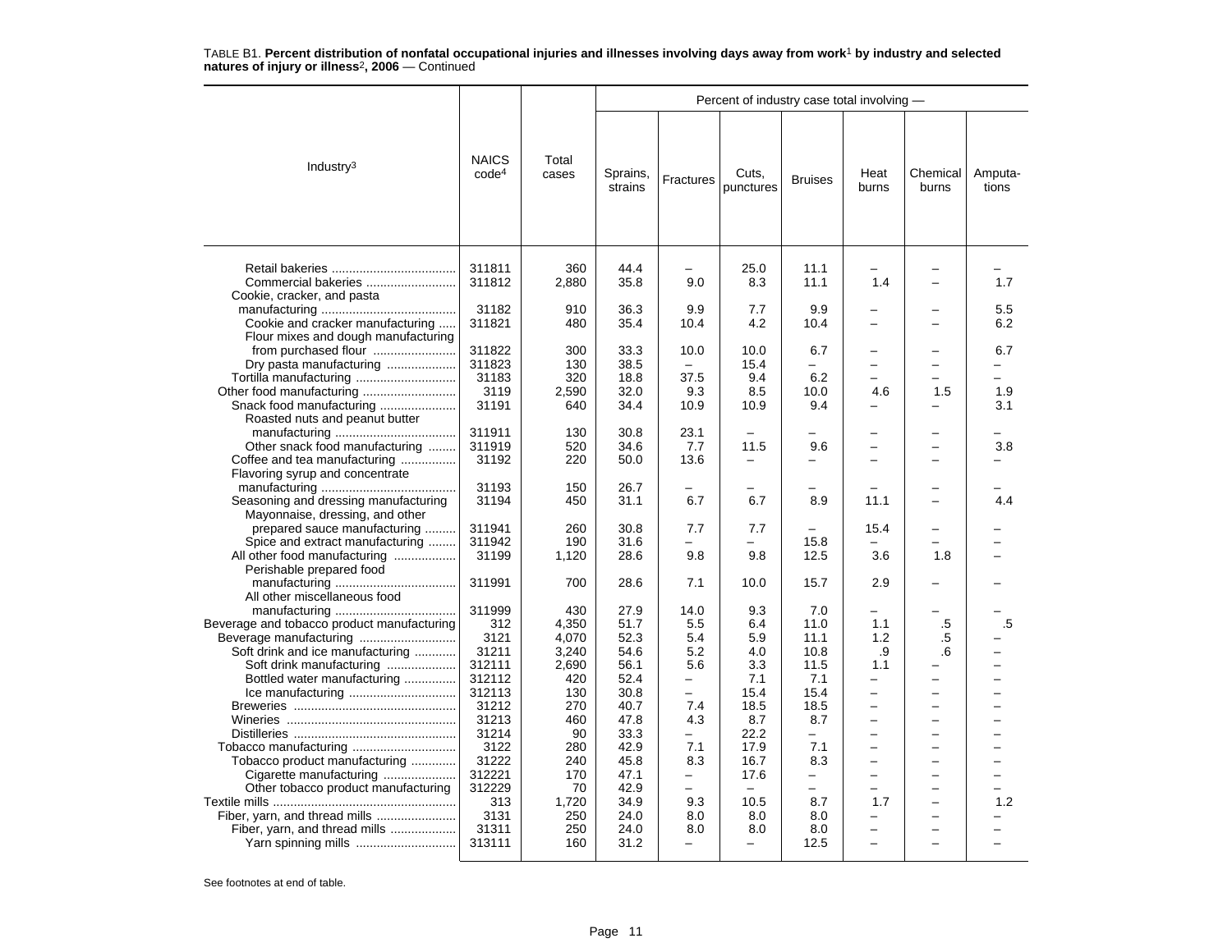TABLE B1. **Percent distribution of nonfatal occupational injuries and illnesses involving days away from work[1] by industry and selected natures of injury or illness[2], 2006** — Continued

| Industry[3] | NAICS code[4] | Total cases | Sprains, strains | Fractures | Cuts, punctures | Bruises | Heat burns | Chemical burns | Amputa-tions |
|---|---|---|---|---|---|---|---|---|---|
| | | | Percent of industry case total involving — | | | | | | |
| Retail bakeries | 311811 | 360 | 44.4 | – | 25.0 | 11.1 | – | – | – |
| Commercial bakeries | 311812 | 2,880 | 35.8 | 9.0 | 8.3 | 11.1 | 1.4 | – | 1.7 |
| Cookie, cracker, and pasta manufacturing | 31182 | 910 | 36.3 | 9.9 | 7.7 | 9.9 | – | – | 5.5 |
| Cookie and cracker manufacturing | 311821 | 480 | 35.4 | 10.4 | 4.2 | 10.4 | – | – | 6.2 |
| Flour mixes and dough manufacturing from purchased flour | 311822 | 300 | 33.3 | 10.0 | 10.0 | 6.7 | – | – | 6.7 |
| Dry pasta manufacturing | 311823 | 130 | 38.5 | – | 15.4 | – | – | – | – |
| Tortilla manufacturing | 31183 | 320 | 18.8 | 37.5 | 9.4 | 6.2 | – | – | – |
| Other food manufacturing | 3119 | 2,590 | 32.0 | 9.3 | 8.5 | 10.0 | 4.6 | 1.5 | 1.9 |
| Snack food manufacturing | 31191 | 640 | 34.4 | 10.9 | 10.9 | 9.4 | – | – | 3.1 |
| Roasted nuts and peanut butter manufacturing | 311911 | 130 | 30.8 | 23.1 | – | – | – | – | – |
| Other snack food manufacturing | 311919 | 520 | 34.6 | 7.7 | 11.5 | 9.6 | – | – | 3.8 |
| Coffee and tea manufacturing | 31192 | 220 | 50.0 | 13.6 | – | – | – | – | – |
| Flavoring syrup and concentrate manufacturing | 31193 | 150 | 26.7 | – | – | – | – | – | – |
| Seasoning and dressing manufacturing | 31194 | 450 | 31.1 | 6.7 | 6.7 | 8.9 | 11.1 | – | 4.4 |
| Mayonnaise, dressing, and other prepared sauce manufacturing | 311941 | 260 | 30.8 | 7.7 | 7.7 | – | 15.4 | – | – |
| Spice and extract manufacturing | 311942 | 190 | 31.6 | – | – | 15.8 | – | – | – |
| All other food manufacturing | 31199 | 1,120 | 28.6 | 9.8 | 9.8 | 12.5 | 3.6 | 1.8 | – |
| Perishable prepared food manufacturing | 311991 | 700 | 28.6 | 7.1 | 10.0 | 15.7 | 2.9 | – | – |
| All other miscellaneous food manufacturing | 311999 | 430 | 27.9 | 14.0 | 9.3 | 7.0 | – | – | – |
| Beverage and tobacco product manufacturing | 312 | 4,350 | 51.7 | 5.5 | 6.4 | 11.0 | 1.1 | .5 | .5 |
| Beverage manufacturing | 3121 | 4,070 | 52.3 | 5.4 | 5.9 | 11.1 | 1.2 | .5 | – |
| Soft drink and ice manufacturing | 31211 | 3,240 | 54.6 | 5.2 | 4.0 | 10.8 | .9 | .6 | – |
| Soft drink manufacturing | 312111 | 2,690 | 56.1 | 5.6 | 3.3 | 11.5 | 1.1 | – | – |
| Bottled water manufacturing | 312112 | 420 | 52.4 | – | 7.1 | 7.1 | – | – | – |
| Ice manufacturing | 312113 | 130 | 30.8 | – | 15.4 | 15.4 | – | – | – |
| Breweries | 31212 | 270 | 40.7 | 7.4 | 18.5 | 18.5 | – | – | – |
| Wineries | 31213 | 460 | 47.8 | 4.3 | 8.7 | 8.7 | – | – | – |
| Distilleries | 31214 | 90 | 33.3 | – | 22.2 | – | – | – | – |
| Tobacco manufacturing | 3122 | 280 | 42.9 | 7.1 | 17.9 | 7.1 | – | – | – |
| Tobacco product manufacturing | 31222 | 240 | 45.8 | 8.3 | 16.7 | 8.3 | – | – | – |
| Cigarette manufacturing | 312221 | 170 | 47.1 | – | 17.6 | – | – | – | – |
| Other tobacco product manufacturing | 312229 | 70 | 42.9 | – | – | – | – | – | – |
| Textile mills | 313 | 1,720 | 34.9 | 9.3 | 10.5 | 8.7 | 1.7 | – | 1.2 |
| Fiber, yarn, and thread mills | 3131 | 250 | 24.0 | 8.0 | 8.0 | 8.0 | – | – | – |
| Fiber, yarn, and thread mills | 31311 | 250 | 24.0 | 8.0 | 8.0 | 8.0 | – | – | – |
| Yarn spinning mills | 313111 | 160 | 31.2 | – | – | 12.5 | – | – | – |

See footnotes at end of table.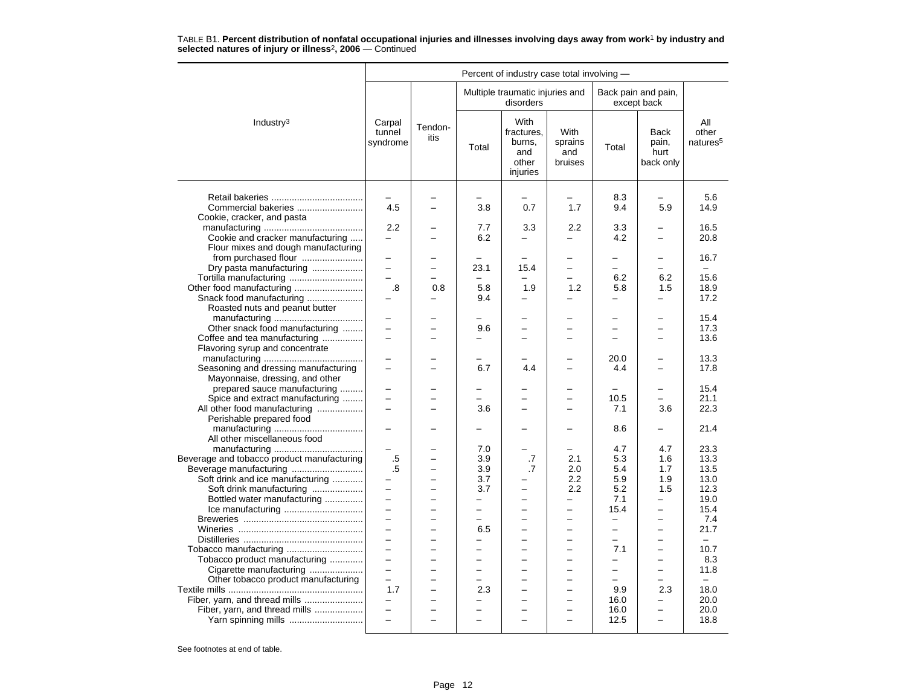TABLE B1. **Percent distribution of nonfatal occupational injuries and illnesses involving days away from work**[1] **by industry and selected natures of injury or illness**[2]**, 2006** — Continued

| Industry[3] | Percent of industry case total involving — | | | | | | | |
|---|---|---|---|---|---|---|---|---|
| | Carpal tunnel syndrome | Tendon-itis | Multiple traumatic injuries and disorders | | | Back pain and pain, except back | | All other natures[5] |
| | | | Total | With fractures, burns, and other injuries | With sprains and bruises | Total | Back pain, hurt back only | |
| Retail bakeries | – | – | – | – | – | 8.3 | – | 5.6 |
| Commercial bakeries | 4.5 | – | 3.8 | 0.7 | 1.7 | 9.4 | 5.9 | 14.9 |
| Cookie, cracker, and pasta manufacturing | 2.2 | – | 7.7 | 3.3 | 2.2 | 3.3 | – | 16.5 |
| Cookie and cracker manufacturing | – | – | 6.2 | – | – | 4.2 | – | 20.8 |
| Flour mixes and dough manufacturing from purchased flour | – | – | – | – | – | – | – | 16.7 |
| Dry pasta manufacturing | – | – | 23.1 | 15.4 | – | – | – | – |
| Tortilla manufacturing | – | – | – | – | – | 6.2 | 6.2 | 15.6 |
| Other food manufacturing | .8 | 0.8 | 5.8 | 1.9 | 1.2 | 5.8 | 1.5 | 18.9 |
| Snack food manufacturing | – | – | 9.4 | – | – | – | – | 17.2 |
| Roasted nuts and peanut butter manufacturing | – | – | – | – | – | – | – | 15.4 |
| Other snack food manufacturing | – | – | 9.6 | – | – | – | – | 17.3 |
| Coffee and tea manufacturing | – | – | – | – | – | – | – | 13.6 |
| Flavoring syrup and concentrate manufacturing | – | – | – | – | – | 20.0 | – | 13.3 |
| Seasoning and dressing manufacturing | – | – | 6.7 | 4.4 | – | 4.4 | – | 17.8 |
| Mayonnaise, dressing, and other prepared sauce manufacturing | – | – | – | – | – | – | – | 15.4 |
| Spice and extract manufacturing | – | – | – | – | – | 10.5 | – | 21.1 |
| All other food manufacturing | – | – | 3.6 | – | – | 7.1 | 3.6 | 22.3 |
| Perishable prepared food manufacturing | – | – | – | – | – | 8.6 | – | 21.4 |
| All other miscellaneous food manufacturing | – | – | 7.0 | – | – | 4.7 | 4.7 | 23.3 |
| Beverage and tobacco product manufacturing | .5 | – | 3.9 | .7 | 2.1 | 5.3 | 1.6 | 13.3 |
| Beverage manufacturing | .5 | – | 3.9 | .7 | 2.0 | 5.4 | 1.7 | 13.5 |
| Soft drink and ice manufacturing | – | – | 3.7 | – | 2.2 | 5.9 | 1.9 | 13.0 |
| Soft drink manufacturing | – | – | 3.7 | – | 2.2 | 5.2 | 1.5 | 12.3 |
| Bottled water manufacturing | – | – | – | – | – | 7.1 | – | 19.0 |
| Ice manufacturing | – | – | – | – | – | 15.4 | – | 15.4 |
| Breweries | – | – | – | – | – | – | – | 7.4 |
| Wineries | – | – | 6.5 | – | – | – | – | 21.7 |
| Distilleries | – | – | – | – | – | – | – | – |
| Tobacco manufacturing | – | – | – | – | – | 7.1 | – | 10.7 |
| Tobacco product manufacturing | – | – | – | – | – | – | – | 8.3 |
| Cigarette manufacturing | – | – | – | – | – | – | – | 11.8 |
| Other tobacco product manufacturing | – | – | – | – | – | – | – | – |
| Textile mills | 1.7 | – | 2.3 | – | – | 9.9 | 2.3 | 18.0 |
| Fiber, yarn, and thread mills | – | – | – | – | – | 16.0 | – | 20.0 |
| Fiber, yarn, and thread mills | – | – | – | – | – | 16.0 | – | 20.0 |
| Yarn spinning mills | – | – | – | – | – | 12.5 | – | 18.8 |

See footnotes at end of table.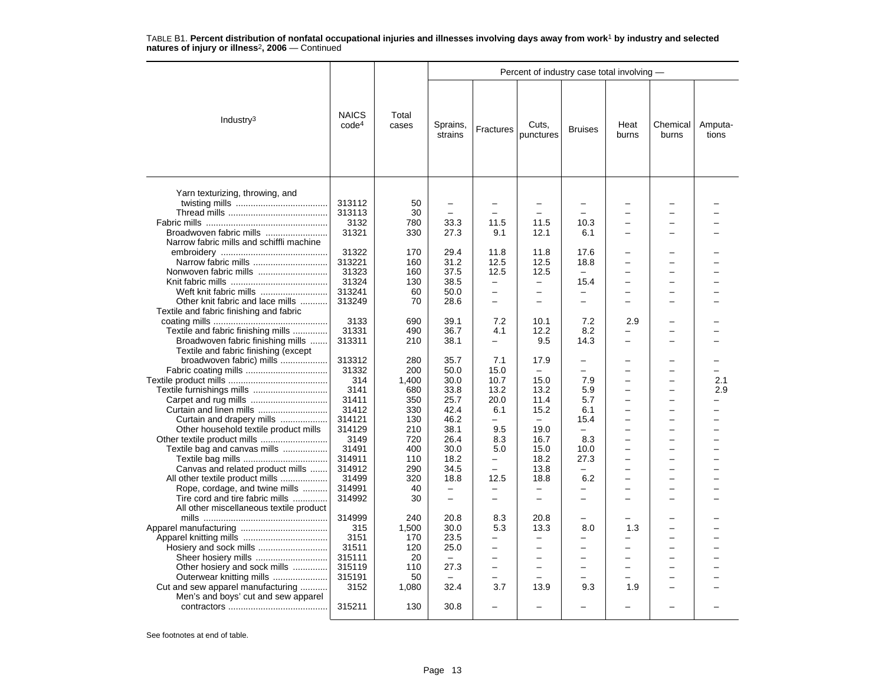TABLE B1. **Percent distribution of nonfatal occupational injuries and illnesses involving days away from work[1] by industry and selected natures of injury or illness[2], 2006** — Continued

| Industry[3] | NAICS code[4] | Total cases | Sprains, strains | Fractures | Cuts, punctures | Bruises | Heat burns | Chemical burns | Amputa-tions |
|---|---|---|---|---|---|---|---|---|---|
| | | | Percent of industry case total involving — | | | | | | |
| Yarn texturizing, throwing, and twisting mills | 313112 | 50 | – | – | – | – | – | – | – |
| Thread mills | 313113 | 30 | – | – | – | – | – | – | – |
| Fabric mills | 3132 | 780 | 33.3 | 11.5 | 11.5 | 10.3 | – | – | – |
| Broadwoven fabric mills | 31321 | 330 | 27.3 | 9.1 | 12.1 | 6.1 | – | – | – |
| Narrow fabric mills and schiffli machine embroidery | 31322 | 170 | 29.4 | 11.8 | 11.8 | 17.6 | – | – | – |
| Narrow fabric mills | 313221 | 160 | 31.2 | 12.5 | 12.5 | 18.8 | – | – | – |
| Nonwoven fabric mills | 31323 | 160 | 37.5 | 12.5 | 12.5 | – | – | – | – |
| Knit fabric mills | 31324 | 130 | 38.5 | – | – | 15.4 | – | – | – |
| Weft knit fabric mills | 313241 | 60 | 50.0 | – | – | – | – | – | – |
| Other knit fabric and lace mills | 313249 | 70 | 28.6 | – | – | – | – | – | – |
| Textile and fabric finishing and fabric coating mills | 3133 | 690 | 39.1 | 7.2 | 10.1 | 7.2 | 2.9 | – | – |
| Textile and fabric finishing mills | 31331 | 490 | 36.7 | 4.1 | 12.2 | 8.2 | – | – | – |
| Broadwoven fabric finishing mills | 313311 | 210 | 38.1 | – | 9.5 | 14.3 | – | – | – |
| Textile and fabric finishing (except broadwoven fabric) mills | 313312 | 280 | 35.7 | 7.1 | 17.9 | – | – | – | – |
| Fabric coating mills | 31332 | 200 | 50.0 | 15.0 | – | – | – | – | – |
| Textile product mills | 314 | 1,400 | 30.0 | 10.7 | 15.0 | 7.9 | – | – | 2.1 |
| Textile furnishings mills | 3141 | 680 | 33.8 | 13.2 | 13.2 | 5.9 | – | – | 2.9 |
| Carpet and rug mills | 31411 | 350 | 25.7 | 20.0 | 11.4 | 5.7 | – | – | – |
| Curtain and linen mills | 31412 | 330 | 42.4 | 6.1 | 15.2 | 6.1 | – | – | – |
| Curtain and drapery mills | 314121 | 130 | 46.2 | – | – | 15.4 | – | – | – |
| Other household textile product mills | 314129 | 210 | 38.1 | 9.5 | 19.0 | – | – | – | – |
| Other textile product mills | 3149 | 720 | 26.4 | 8.3 | 16.7 | 8.3 | – | – | – |
| Textile bag and canvas mills | 31491 | 400 | 30.0 | 5.0 | 15.0 | 10.0 | – | – | – |
| Textile bag mills | 314911 | 110 | 18.2 | – | 18.2 | 27.3 | – | – | – |
| Canvas and related product mills | 314912 | 290 | 34.5 | – | 13.8 | – | – | – | – |
| All other textile product mills | 31499 | 320 | 18.8 | 12.5 | 18.8 | 6.2 | – | – | – |
| Rope, cordage, and twine mills | 314991 | 40 | – | – | – | – | – | – | – |
| Tire cord and tire fabric mills | 314992 | 30 | – | – | – | – | – | – | – |
| All other miscellaneous textile product mills | 314999 | 240 | 20.8 | 8.3 | 20.8 | – | – | – | – |
| Apparel manufacturing | 315 | 1,500 | 30.0 | 5.3 | 13.3 | 8.0 | 1.3 | – | – |
| Apparel knitting mills | 3151 | 170 | 23.5 | – | – | – | – | – | – |
| Hosiery and sock mills | 31511 | 120 | 25.0 | – | – | – | – | – | – |
| Sheer hosiery mills | 315111 | 20 | – | – | – | – | – | – | – |
| Other hosiery and sock mills | 315119 | 110 | 27.3 | – | – | – | – | – | – |
| Outerwear knitting mills | 315191 | 50 | – | – | – | – | – | – | – |
| Cut and sew apparel manufacturing | 3152 | 1,080 | 32.4 | 3.7 | 13.9 | 9.3 | 1.9 | – | – |
| Men's and boys' cut and sew apparel contractors | 315211 | 130 | 30.8 | – | – | – | – | – | – |

See footnotes at end of table.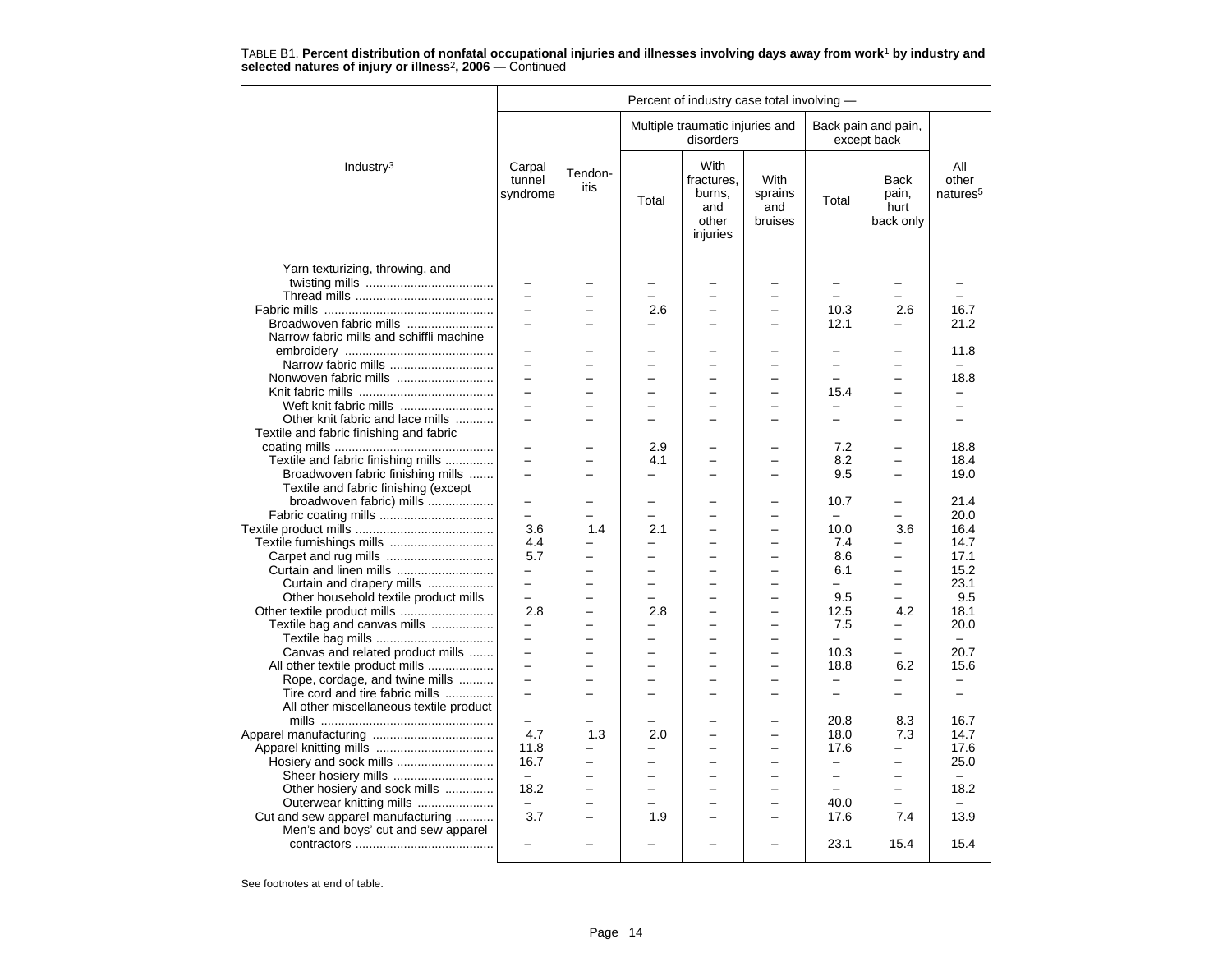TABLE B1. **Percent distribution of nonfatal occupational injuries and illnesses involving days away from work**[1] **by industry and selected natures of injury or illness**[2]**, 2006** — Continued

| Industry[3] | Carpal tunnel syndrome | Tendon-itis | Multiple traumatic injuries and disorders: Total | Multiple traumatic injuries and disorders: With fractures, burns, and other injuries | Multiple traumatic injuries and disorders: With sprains and bruises | Back pain and pain, except back: Total | Back pain and pain, except back: Back pain, hurt back only | All other natures[5] |
|---|---|---|---|---|---|---|---|---|
| Yarn texturizing, throwing, and twisting mills | – | – | – | – | – | – | – | – |
| Thread mills | – | – | – | – | – | – | – | – |
| Fabric mills | – | – | 2.6 | – | – | 10.3 | 2.6 | 16.7 |
| Broadwoven fabric mills | – | – | – | – | – | 12.1 | – | 21.2 |
| Narrow fabric mills and schiffli machine embroidery | – | – | – | – | – | – | – | 11.8 |
| Narrow fabric mills | – | – | – | – | – | – | – | – |
| Nonwoven fabric mills | – | – | – | – | – | – | – | 18.8 |
| Knit fabric mills | – | – | – | – | – | 15.4 | – | – |
| Weft knit fabric mills | – | – | – | – | – | – | – | – |
| Other knit fabric and lace mills | – | – | – | – | – | – | – | – |
| Textile and fabric finishing and fabric coating mills | – | – | 2.9 | – | – | 7.2 | – | 18.8 |
| Textile and fabric finishing mills | – | – | 4.1 | – | – | 8.2 | – | 18.4 |
| Broadwoven fabric finishing mills | – | – | – | – | – | 9.5 | – | 19.0 |
| Textile and fabric finishing (except broadwoven fabric) mills | – | – | – | – | – | 10.7 | – | 21.4 |
| Fabric coating mills | – | – | – | – | – | – | – | 20.0 |
| Textile product mills | 3.6 | 1.4 | 2.1 | – | – | 10.0 | 3.6 | 16.4 |
| Textile furnishings mills | 4.4 | – | – | – | – | 7.4 | – | 14.7 |
| Carpet and rug mills | 5.7 | – | – | – | – | 8.6 | – | 17.1 |
| Curtain and linen mills | – | – | – | – | – | 6.1 | – | 15.2 |
| Curtain and drapery mills | – | – | – | – | – | – | – | 23.1 |
| Other household textile product mills | – | – | – | – | – | 9.5 | – | 9.5 |
| Other textile product mills | 2.8 | – | 2.8 | – | – | 12.5 | 4.2 | 18.1 |
| Textile bag and canvas mills | – | – | – | – | – | 7.5 | – | 20.0 |
| Textile bag mills | – | – | – | – | – | – | – | – |
| Canvas and related product mills | – | – | – | – | – | 10.3 | – | 20.7 |
| All other textile product mills | – | – | – | – | – | 18.8 | 6.2 | 15.6 |
| Rope, cordage, and twine mills | – | – | – | – | – | – | – | – |
| Tire cord and tire fabric mills | – | – | – | – | – | – | – | – |
| All other miscellaneous textile product mills | – | – | – | – | – | 20.8 | 8.3 | 16.7 |
| Apparel manufacturing | 4.7 | 1.3 | 2.0 | – | – | 18.0 | 7.3 | 14.7 |
| Apparel knitting mills | 11.8 | – | – | – | – | 17.6 | – | 17.6 |
| Hosiery and sock mills | 16.7 | – | – | – | – | – | – | 25.0 |
| Sheer hosiery mills | – | – | – | – | – | – | – | – |
| Other hosiery and sock mills | 18.2 | – | – | – | – | – | – | 18.2 |
| Outerwear knitting mills | – | – | – | – | – | 40.0 | – | – |
| Cut and sew apparel manufacturing | 3.7 | – | 1.9 | – | – | 17.6 | 7.4 | 13.9 |
| Men's and boys' cut and sew apparel contractors | – | – | – | – | – | 23.1 | 15.4 | 15.4 |

See footnotes at end of table.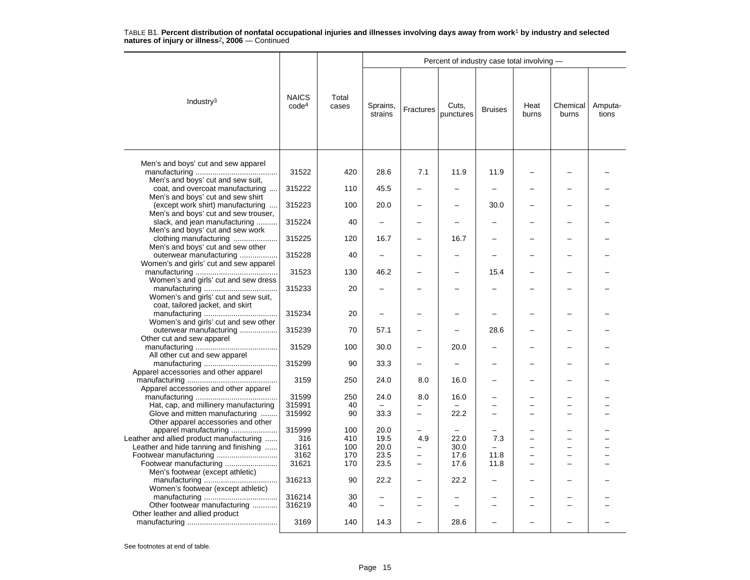TABLE B1. **Percent distribution of nonfatal occupational injuries and illnesses involving days away from work[1] by industry and selected natures of injury or illness[2], 2006** — Continued

| Industry[3] | NAICS code[4] | Total cases | Percent of industry case total involving — Sprains, strains | Fractures | Cuts, punctures | Bruises | Heat burns | Chemical burns | Amputa-tions |
|---|---|---|---|---|---|---|---|---|---|
| Men's and boys' cut and sew apparel manufacturing | 31522 | 420 | 28.6 | 7.1 | 11.9 | 11.9 | – | – | – |
| Men's and boys' cut and sew suit, coat, and overcoat manufacturing | 315222 | 110 | 45.5 | – | – | – | – | – | – |
| Men's and boys' cut and sew shirt (except work shirt) manufacturing | 315223 | 100 | 20.0 | – | – | 30.0 | – | – | – |
| Men's and boys' cut and sew trouser, slack, and jean manufacturing | 315224 | 40 | – | – | – | – | – | – | – |
| Men's and boys' cut and sew work clothing manufacturing | 315225 | 120 | 16.7 | – | 16.7 | – | – | – | – |
| Men's and boys' cut and sew other outerwear manufacturing | 315228 | 40 | – | – | – | – | – | – | – |
| Women's and girls' cut and sew apparel manufacturing | 31523 | 130 | 46.2 | – | – | 15.4 | – | – | – |
| Women's and girls' cut and sew dress manufacturing | 315233 | 20 | – | – | – | – | – | – | – |
| Women's and girls' cut and sew suit, coat, tailored jacket, and skirt manufacturing | 315234 | 20 | – | – | – | – | – | – | – |
| Women's and girls' cut and sew other outerwear manufacturing | 315239 | 70 | 57.1 | – | – | 28.6 | – | – | – |
| Other cut and sew apparel manufacturing | 31529 | 100 | 30.0 | – | 20.0 | – | – | – | – |
| All other cut and sew apparel manufacturing | 315299 | 90 | 33.3 | – | – | – | – | – | – |
| Apparel accessories and other apparel manufacturing | 3159 | 250 | 24.0 | 8.0 | 16.0 | – | – | – | – |
| Apparel accessories and other apparel manufacturing | 31599 | 250 | 24.0 | 8.0 | 16.0 | – | – | – | – |
| Hat, cap, and millinery manufacturing | 315991 | 40 | – | – | – | – | – | – | – |
| Glove and mitten manufacturing | 315992 | 90 | 33.3 | – | 22.2 | – | – | – | – |
| Other apparel accessories and other apparel manufacturing | 315999 | 100 | 20.0 | – | – | – | – | – | – |
| Leather and allied product manufacturing | 316 | 410 | 19.5 | 4.9 | 22.0 | 7.3 | – | – | – |
| Leather and hide tanning and finishing | 3161 | 100 | 20.0 | – | 30.0 | – | – | – | – |
| Footwear manufacturing | 3162 | 170 | 23.5 | – | 17.6 | 11.8 | – | – | – |
| Footwear manufacturing | 31621 | 170 | 23.5 | – | 17.6 | 11.8 | – | – | – |
| Men's footwear (except athletic) manufacturing | 316213 | 90 | 22.2 | – | 22.2 | – | – | – | – |
| Women's footwear (except athletic) manufacturing | 316214 | 30 | – | – | – | – | – | – | – |
| Other footwear manufacturing | 316219 | 40 | – | – | – | – | – | – | – |
| Other leather and allied product manufacturing | 3169 | 140 | 14.3 | – | 28.6 | – | – | – | – |

See footnotes at end of table.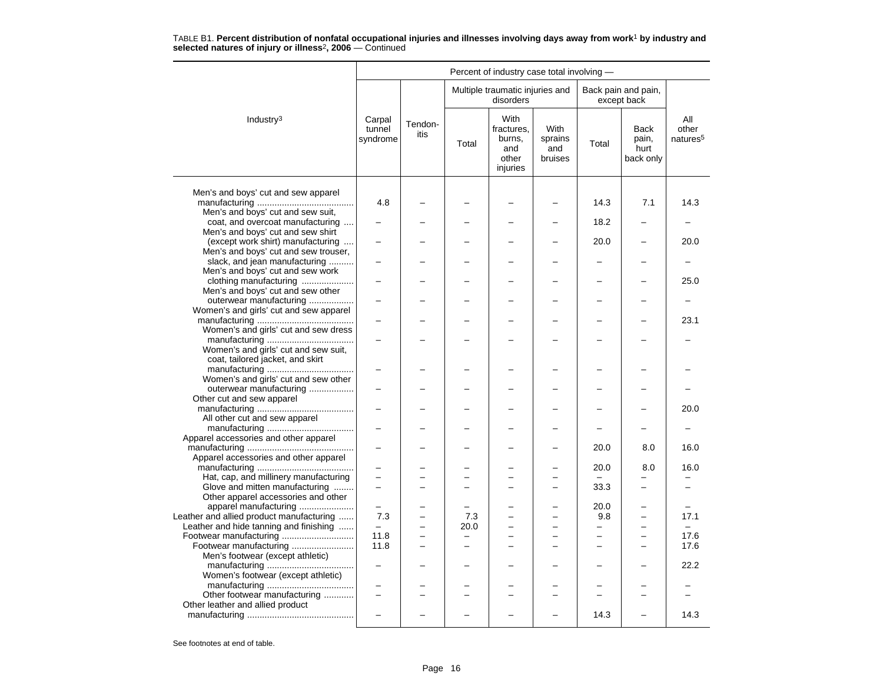TABLE B1. **Percent distribution of nonfatal occupational injuries and illnesses involving days away from work**[1] **by industry and selected natures of injury or illness**[2]**, 2006** — Continued

| Industry[3] | Carpal tunnel syndrome | Tendon-itis | Multiple traumatic injuries and disorders: Total | Multiple traumatic injuries and disorders: With fractures, burns, and other injuries | Multiple traumatic injuries and disorders: With sprains and bruises | Back pain and pain, except back: Total | Back pain and pain, except back: Back pain, hurt back only | All other natures[5] |
|---|---|---|---|---|---|---|---|---|
| Men's and boys' cut and sew apparel manufacturing | 4.8 | – | – | – | – | 14.3 | 7.1 | 14.3 |
| Men's and boys' cut and sew suit, coat, and overcoat manufacturing | – | – | – | – | – | 18.2 | – | – |
| Men's and boys' cut and sew shirt (except work shirt) manufacturing | – | – | – | – | – | 20.0 | – | 20.0 |
| Men's and boys' cut and sew trouser, slack, and jean manufacturing | – | – | – | – | – | – | – | – |
| Men's and boys' cut and sew work clothing manufacturing | – | – | – | – | – | – | – | 25.0 |
| Men's and boys' cut and sew other outerwear manufacturing | – | – | – | – | – | – | – | – |
| Women's and girls' cut and sew apparel manufacturing | – | – | – | – | – | – | – | 23.1 |
| Women's and girls' cut and sew dress manufacturing | – | – | – | – | – | – | – | – |
| Women's and girls' cut and sew suit, coat, tailored jacket, and skirt manufacturing | – | – | – | – | – | – | – | – |
| Women's and girls' cut and sew other outerwear manufacturing | – | – | – | – | – | – | – | – |
| Other cut and sew apparel manufacturing | – | – | – | – | – | – | – | 20.0 |
| All other cut and sew apparel manufacturing | – | – | – | – | – | – | – | – |
| Apparel accessories and other apparel manufacturing | – | – | – | – | – | 20.0 | 8.0 | 16.0 |
| Apparel accessories and other apparel manufacturing | – | – | – | – | – | 20.0 | 8.0 | 16.0 |
| Hat, cap, and millinery manufacturing | – | – | – | – | – | – | – | – |
| Glove and mitten manufacturing | – | – | – | – | – | 33.3 | – | – |
| Other apparel accessories and other apparel manufacturing | – | – | – | – | – | 20.0 | – | – |
| Leather and allied product manufacturing | 7.3 | – | 7.3 | – | – | 9.8 | – | 17.1 |
| Leather and hide tanning and finishing | – | – | 20.0 | – | – | – | – | – |
| Footwear manufacturing | 11.8 | – | – | – | – | – | – | 17.6 |
| Footwear manufacturing | 11.8 | – | – | – | – | – | – | 17.6 |
| Men's footwear (except athletic) manufacturing | – | – | – | – | – | – | – | 22.2 |
| Women's footwear (except athletic) manufacturing | – | – | – | – | – | – | – | – |
| Other footwear manufacturing | – | – | – | – | – | – | – | – |
| Other leather and allied product manufacturing | – | – | – | – | – | 14.3 | – | 14.3 |

See footnotes at end of table.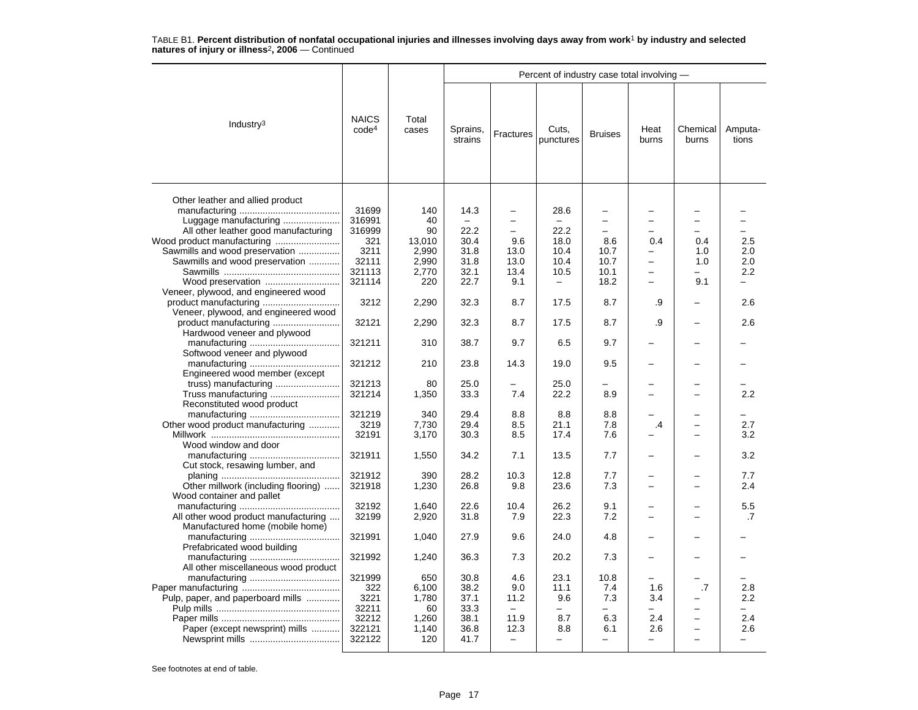TABLE B1. **Percent distribution of nonfatal occupational injuries and illnesses involving days away from work[1] by industry and selected natures of injury or illness[2], 2006** — Continued

| Industry[3] | NAICS code[4] | Total cases | Percent of industry case total involving — Sprains, strains | Fractures | Cuts, punctures | Bruises | Heat burns | Chemical burns | Amputa-tions |
|---|---|---|---|---|---|---|---|---|---|
| Other leather and allied product manufacturing | 31699 | 140 | 14.3 | – | 28.6 | – | – | – | – |
| Luggage manufacturing | 316991 | 40 | – | – | – | – | – | – | – |
| All other leather good manufacturing | 316999 | 90 | 22.2 | – | 22.2 | – | – | – | – |
| Wood product manufacturing | 321 | 13,010 | 30.4 | 9.6 | 18.0 | 8.6 | 0.4 | 0.4 | 2.5 |
| Sawmills and wood preservation | 3211 | 2,990 | 31.8 | 13.0 | 10.4 | 10.7 | – | 1.0 | 2.0 |
| Sawmills and wood preservation | 32111 | 2,990 | 31.8 | 13.0 | 10.4 | 10.7 | – | 1.0 | 2.0 |
| Sawmills | 321113 | 2,770 | 32.1 | 13.4 | 10.5 | 10.1 | – | – | 2.2 |
| Wood preservation | 321114 | 220 | 22.7 | 9.1 | – | 18.2 | – | 9.1 | – |
| Veneer, plywood, and engineered wood product manufacturing | 3212 | 2,290 | 32.3 | 8.7 | 17.5 | 8.7 | .9 | – | 2.6 |
| Veneer, plywood, and engineered wood product manufacturing | 32121 | 2,290 | 32.3 | 8.7 | 17.5 | 8.7 | .9 | – | 2.6 |
| Hardwood veneer and plywood manufacturing | 321211 | 310 | 38.7 | 9.7 | 6.5 | 9.7 | – | – | – |
| Softwood veneer and plywood manufacturing | 321212 | 210 | 23.8 | 14.3 | 19.0 | 9.5 | – | – | – |
| Engineered wood member (except truss) manufacturing | 321213 | 80 | 25.0 | – | 25.0 | – | – | – | – |
| Truss manufacturing | 321214 | 1,350 | 33.3 | 7.4 | 22.2 | 8.9 | – | – | 2.2 |
| Reconstituted wood product manufacturing | 321219 | 340 | 29.4 | 8.8 | 8.8 | 8.8 | – | – | – |
| Other wood product manufacturing | 3219 | 7,730 | 29.4 | 8.5 | 21.1 | 7.8 | .4 | – | 2.7 |
| Millwork | 32191 | 3,170 | 30.3 | 8.5 | 17.4 | 7.6 | – | – | 3.2 |
| Wood window and door manufacturing | 321911 | 1,550 | 34.2 | 7.1 | 13.5 | 7.7 | – | – | 3.2 |
| Cut stock, resawing lumber, and planing | 321912 | 390 | 28.2 | 10.3 | 12.8 | 7.7 | – | – | 7.7 |
| Other millwork (including flooring) | 321918 | 1,230 | 26.8 | 9.8 | 23.6 | 7.3 | – | – | 2.4 |
| Wood container and pallet manufacturing | 32192 | 1,640 | 22.6 | 10.4 | 26.2 | 9.1 | – | – | 5.5 |
| All other wood product manufacturing | 32199 | 2,920 | 31.8 | 7.9 | 22.3 | 7.2 | – | – | .7 |
| Manufactured home (mobile home) manufacturing | 321991 | 1,040 | 27.9 | 9.6 | 24.0 | 4.8 | – | – | – |
| Prefabricated wood building manufacturing | 321992 | 1,240 | 36.3 | 7.3 | 20.2 | 7.3 | – | – | – |
| All other miscellaneous wood product manufacturing | 321999 | 650 | 30.8 | 4.6 | 23.1 | 10.8 | – | – | – |
| Paper manufacturing | 322 | 6,100 | 38.2 | 9.0 | 11.1 | 7.4 | 1.6 | .7 | 2.8 |
| Pulp, paper, and paperboard mills | 3221 | 1,780 | 37.1 | 11.2 | 9.6 | 7.3 | 3.4 | – | 2.2 |
| Pulp mills | 32211 | 60 | 33.3 | – | – | – | – | – | – |
| Paper mills | 32212 | 1,260 | 38.1 | 11.9 | 8.7 | 6.3 | 2.4 | – | 2.4 |
| Paper (except newsprint) mills | 322121 | 1,140 | 36.8 | 12.3 | 8.8 | 6.1 | 2.6 | – | 2.6 |
| Newsprint mills | 322122 | 120 | 41.7 | – | – | – | – | – | – |

See footnotes at end of table.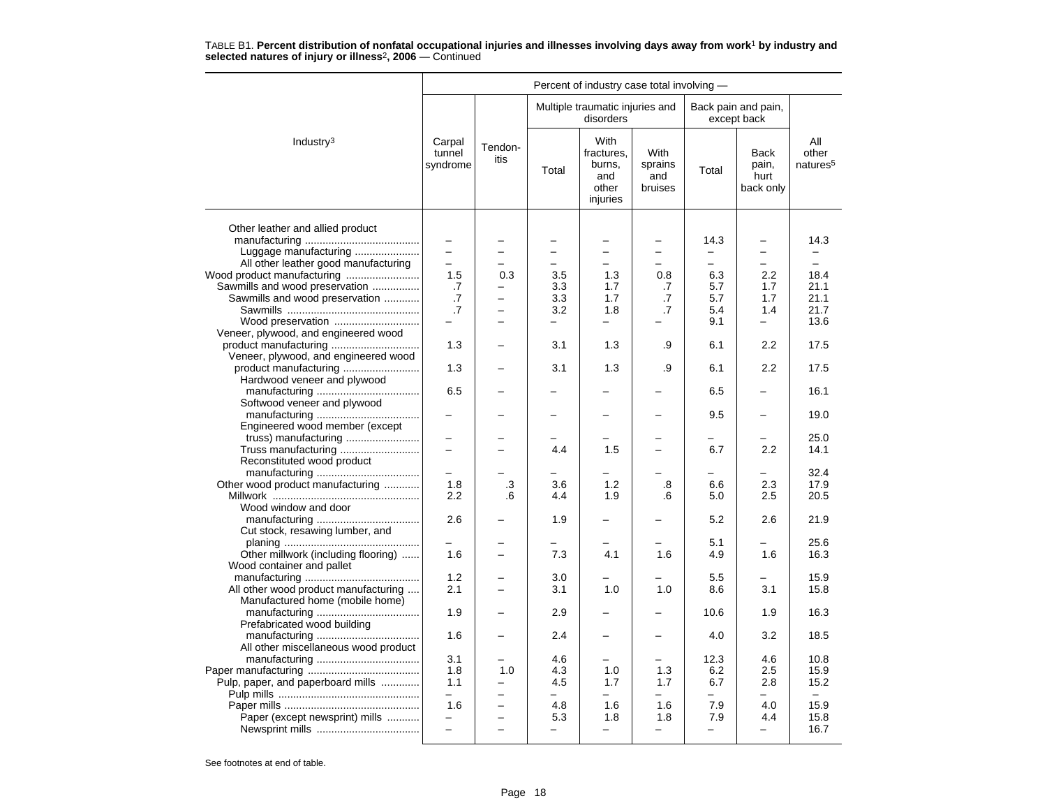TABLE B1. **Percent distribution of nonfatal occupational injuries and illnesses involving days away from work**[1] **by industry and selected natures of injury or illness**[2]**, 2006** — Continued

| Industry[3] | Carpal tunnel syndrome | Tendon-itis | Multiple traumatic injuries and disorders: Total | Multiple traumatic injuries and disorders: With fractures, burns, and other injuries | Multiple traumatic injuries and disorders: With sprains and bruises | Back pain and pain, except back: Total | Back pain and pain, except back: Back pain, hurt back only | All other natures[5] |
|---|---|---|---|---|---|---|---|---|
| Other leather and allied product manufacturing | – | – | – | – | – | 14.3 | – | 14.3 |
| Luggage manufacturing | – | – | – | – | – | – | – | – |
| All other leather good manufacturing | – | – | – | – | – | – | – | – |
| Wood product manufacturing | 1.5 | 0.3 | 3.5 | 1.3 | 0.8 | 6.3 | 2.2 | 18.4 |
| Sawmills and wood preservation | .7 | – | 3.3 | 1.7 | .7 | 5.7 | 1.7 | 21.1 |
| Sawmills and wood preservation | .7 | – | 3.3 | 1.7 | .7 | 5.7 | 1.7 | 21.1 |
| Sawmills | .7 | – | 3.2 | 1.8 | .7 | 5.4 | 1.4 | 21.7 |
| Wood preservation | – | – | – | – | – | 9.1 | – | 13.6 |
| Veneer, plywood, and engineered wood product manufacturing | 1.3 | – | 3.1 | 1.3 | .9 | 6.1 | 2.2 | 17.5 |
| Veneer, plywood, and engineered wood product manufacturing | 1.3 | – | 3.1 | 1.3 | .9 | 6.1 | 2.2 | 17.5 |
| Hardwood veneer and plywood manufacturing | 6.5 | – | – | – | – | 6.5 | – | 16.1 |
| Softwood veneer and plywood manufacturing | – | – | – | – | – | 9.5 | – | 19.0 |
| Engineered wood member (except truss) manufacturing | – | – | – | – | – | – | – | 25.0 |
| Truss manufacturing | – | – | 4.4 | 1.5 | – | 6.7 | 2.2 | 14.1 |
| Reconstituted wood product manufacturing | – | – | – | – | – | – | – | 32.4 |
| Other wood product manufacturing | 1.8 | .3 | 3.6 | 1.2 | .8 | 6.6 | 2.3 | 17.9 |
| Millwork | 2.2 | .6 | 4.4 | 1.9 | .6 | 5.0 | 2.5 | 20.5 |
| Wood window and door manufacturing | 2.6 | – | 1.9 | – | – | 5.2 | 2.6 | 21.9 |
| Cut stock, resawing lumber, and planing | – | – | – | – | – | 5.1 | – | 25.6 |
| Other millwork (including flooring) | 1.6 | – | 7.3 | 4.1 | 1.6 | 4.9 | 1.6 | 16.3 |
| Wood container and pallet manufacturing | 1.2 | – | 3.0 | – | – | 5.5 | – | 15.9 |
| All other wood product manufacturing | 2.1 | – | 3.1 | 1.0 | 1.0 | 8.6 | 3.1 | 15.8 |
| Manufactured home (mobile home) manufacturing | 1.9 | – | 2.9 | – | – | 10.6 | 1.9 | 16.3 |
| Prefabricated wood building manufacturing | 1.6 | – | 2.4 | – | – | 4.0 | 3.2 | 18.5 |
| All other miscellaneous wood product manufacturing | 3.1 | – | 4.6 | – | – | 12.3 | 4.6 | 10.8 |
| Paper manufacturing | 1.8 | 1.0 | 4.3 | 1.0 | 1.3 | 6.2 | 2.5 | 15.9 |
| Pulp, paper, and paperboard mills | 1.1 | – | 4.5 | 1.7 | 1.7 | 6.7 | 2.8 | 15.2 |
| Pulp mills | – | – | – | – | – | – | – | – |
| Paper mills | 1.6 | – | 4.8 | 1.6 | 1.6 | 7.9 | 4.0 | 15.9 |
| Paper (except newsprint) mills | – | – | 5.3 | 1.8 | 1.8 | 7.9 | 4.4 | 15.8 |
| Newsprint mills | – | – | – | – | – | – | – | 16.7 |

See footnotes at end of table.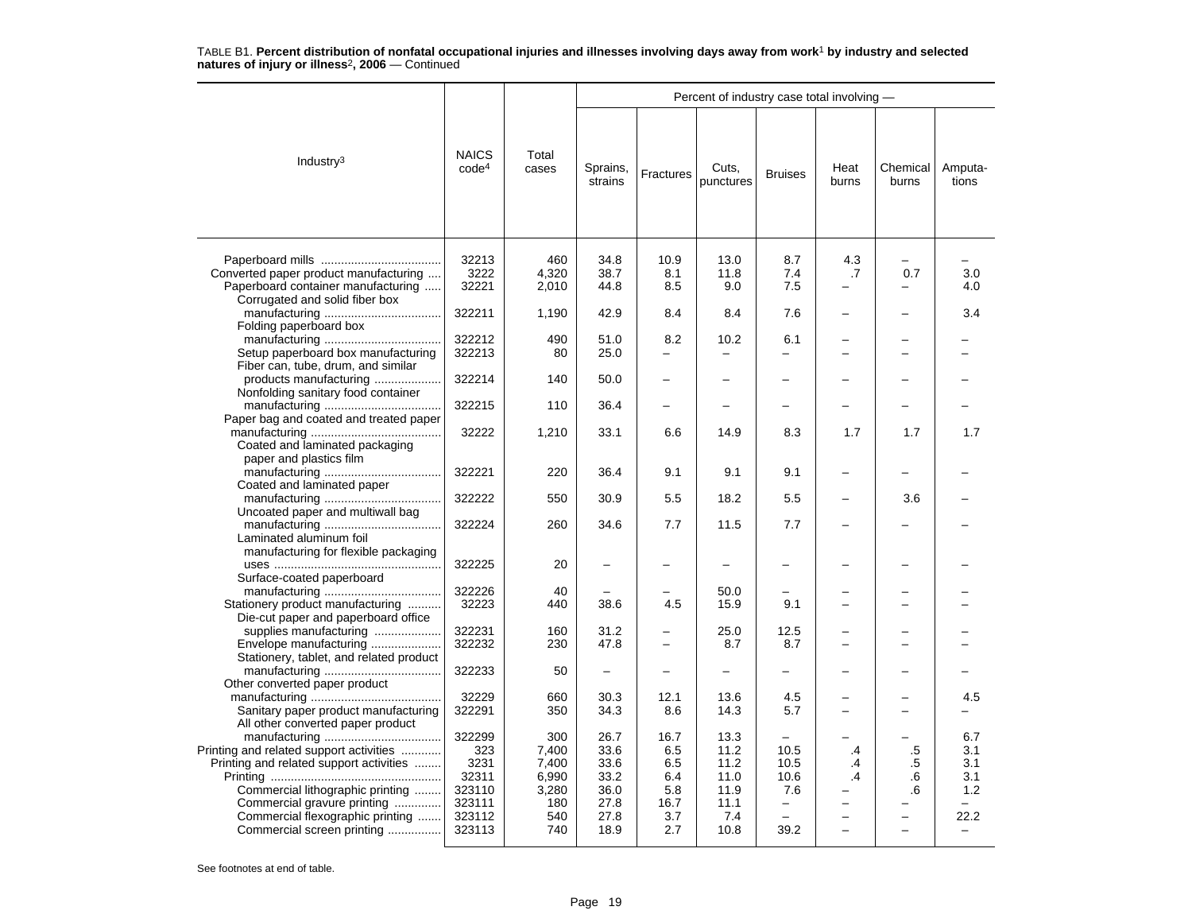TABLE B1. **Percent distribution of nonfatal occupational injuries and illnesses involving days away from work[1] by industry and selected natures of injury or illness[2], 2006** — Continued

| Industry[3] | NAICS code[4] | Total cases | Percent of industry case total involving — | | | | | | |
|---|---|---|---|---|---|---|---|---|---|
| | | | Sprains, strains | Fractures | Cuts, punctures | Bruises | Heat burns | Chemical burns | Amputa-tions |
| Paperboard mills | 32213 | 460 | 34.8 | 10.9 | 13.0 | 8.7 | 4.3 | – | – |
| Converted paper product manufacturing | 3222 | 4,320 | 38.7 | 8.1 | 11.8 | 7.4 | .7 | 0.7 | 3.0 |
| Paperboard container manufacturing | 32221 | 2,010 | 44.8 | 8.5 | 9.0 | 7.5 | – | – | 4.0 |
| Corrugated and solid fiber box manufacturing | 322211 | 1,190 | 42.9 | 8.4 | 8.4 | 7.6 | – | – | 3.4 |
| Folding paperboard box manufacturing | 322212 | 490 | 51.0 | 8.2 | 10.2 | 6.1 | – | – | – |
| Setup paperboard box manufacturing | 322213 | 80 | 25.0 | – | – | – | – | – | – |
| Fiber can, tube, drum, and similar products manufacturing | 322214 | 140 | 50.0 | – | – | – | – | – | – |
| Nonfolding sanitary food container manufacturing | 322215 | 110 | 36.4 | – | – | – | – | – | – |
| Paper bag and coated and treated paper manufacturing | 32222 | 1,210 | 33.1 | 6.6 | 14.9 | 8.3 | 1.7 | 1.7 | 1.7 |
| Coated and laminated packaging paper and plastics film manufacturing | 322221 | 220 | 36.4 | 9.1 | 9.1 | 9.1 | – | – | – |
| Coated and laminated paper manufacturing | 322222 | 550 | 30.9 | 5.5 | 18.2 | 5.5 | – | 3.6 | – |
| Uncoated paper and multiwall bag manufacturing | 322224 | 260 | 34.6 | 7.7 | 11.5 | 7.7 | – | – | – |
| Laminated aluminum foil manufacturing for flexible packaging uses | 322225 | 20 | – | – | – | – | – | – | – |
| Surface-coated paperboard manufacturing | 322226 | 40 | – | – | 50.0 | – | – | – | – |
| Stationery product manufacturing | 32223 | 440 | 38.6 | 4.5 | 15.9 | 9.1 | – | – | – |
| Die-cut paper and paperboard office supplies manufacturing | 322231 | 160 | 31.2 | – | 25.0 | 12.5 | – | – | – |
| Envelope manufacturing | 322232 | 230 | 47.8 | – | 8.7 | 8.7 | – | – | – |
| Stationery, tablet, and related product manufacturing | 322233 | 50 | – | – | – | – | – | – | – |
| Other converted paper product manufacturing | 32229 | 660 | 30.3 | 12.1 | 13.6 | 4.5 | – | – | 4.5 |
| Sanitary paper product manufacturing | 322291 | 350 | 34.3 | 8.6 | 14.3 | 5.7 | – | – | – |
| All other converted paper product manufacturing | 322299 | 300 | 26.7 | 16.7 | 13.3 | – | – | – | 6.7 |
| Printing and related support activities | 323 | 7,400 | 33.6 | 6.5 | 11.2 | 10.5 | .4 | .5 | 3.1 |
| Printing and related support activities | 3231 | 7,400 | 33.6 | 6.5 | 11.2 | 10.5 | .4 | .5 | 3.1 |
| Printing | 32311 | 6,990 | 33.2 | 6.4 | 11.0 | 10.6 | .4 | .6 | 3.1 |
| Commercial lithographic printing | 323110 | 3,280 | 36.0 | 5.8 | 11.9 | 7.6 | – | .6 | 1.2 |
| Commercial gravure printing | 323111 | 180 | 27.8 | 16.7 | 11.1 | – | – | – | – |
| Commercial flexographic printing | 323112 | 540 | 27.8 | 3.7 | 7.4 | – | – | – | 22.2 |
| Commercial screen printing | 323113 | 740 | 18.9 | 2.7 | 10.8 | 39.2 | – | – | – |

See footnotes at end of table.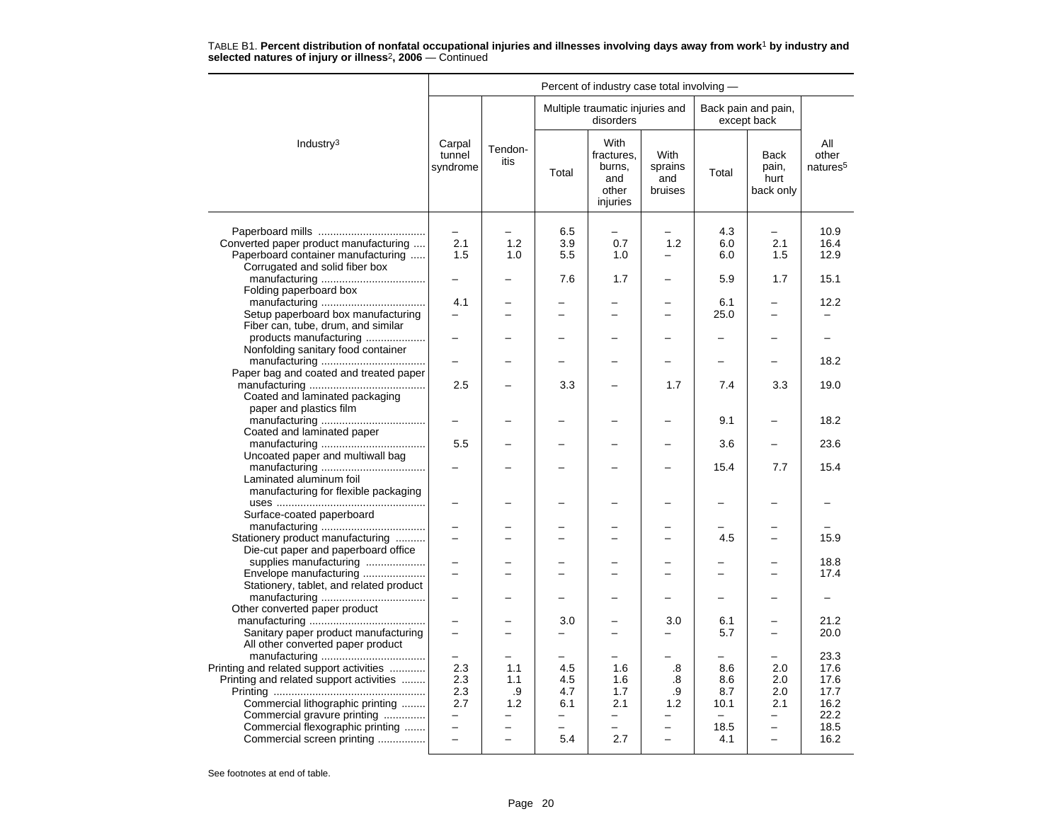TABLE B1. **Percent distribution of nonfatal occupational injuries and illnesses involving days away from work**[1] **by industry and selected natures of injury or illness**[2]**, 2006** — Continued

| Industry[3] | Percent of industry case total involving — | | | | | | | |
|---|---|---|---|---|---|---|---|---|
| | Carpal tunnel syndrome | Tendonitis | Multiple traumatic injuries and disorders | | | Back pain and pain, except back | | All other natures[5] |
| | | | Total | With fractures, burns, and other injuries | With sprains and bruises | Total | Back pain, hurt back only | |
| Paperboard mills | – | – | 6.5 | – | – | 4.3 | – | 10.9 |
| Converted paper product manufacturing | 2.1 | 1.2 | 3.9 | 0.7 | 1.2 | 6.0 | 2.1 | 16.4 |
| Paperboard container manufacturing | 1.5 | 1.0 | 5.5 | 1.0 | – | 6.0 | 1.5 | 12.9 |
| Corrugated and solid fiber box manufacturing | – | – | 7.6 | 1.7 | – | 5.9 | 1.7 | 15.1 |
| Folding paperboard box manufacturing | 4.1 | – | – | – | – | 6.1 | – | 12.2 |
| Setup paperboard box manufacturing | – | – | – | – | – | 25.0 | – | – |
| Fiber can, tube, drum, and similar products manufacturing | – | – | – | – | – | – | – | – |
| Nonfolding sanitary food container manufacturing | – | – | – | – | – | – | – | 18.2 |
| Paper bag and coated and treated paper manufacturing | 2.5 | – | 3.3 | – | 1.7 | 7.4 | 3.3 | 19.0 |
| Coated and laminated packaging paper and plastics film manufacturing | – | – | – | – | – | 9.1 | – | 18.2 |
| Coated and laminated paper manufacturing | 5.5 | – | – | – | – | 3.6 | – | 23.6 |
| Uncoated paper and multiwall bag manufacturing | – | – | – | – | – | 15.4 | 7.7 | 15.4 |
| Laminated aluminum foil manufacturing for flexible packaging uses | – | – | – | – | – | – | – | – |
| Surface-coated paperboard manufacturing | – | – | – | – | – | – | – | – |
| Stationery product manufacturing | – | – | – | – | – | 4.5 | – | 15.9 |
| Die-cut paper and paperboard office supplies manufacturing | – | – | – | – | – | – | – | 18.8 |
| Envelope manufacturing | – | – | – | – | – | – | – | 17.4 |
| Stationery, tablet, and related product manufacturing | – | – | – | – | – | – | – | – |
| Other converted paper product manufacturing | – | – | 3.0 | – | 3.0 | 6.1 | – | 21.2 |
| Sanitary paper product manufacturing | – | – | – | – | – | 5.7 | – | 20.0 |
| All other converted paper product manufacturing | – | – | – | – | – | – | – | 23.3 |
| Printing and related support activities | 2.3 | 1.1 | 4.5 | 1.6 | .8 | 8.6 | 2.0 | 17.6 |
| Printing and related support activities | 2.3 | 1.1 | 4.5 | 1.6 | .8 | 8.6 | 2.0 | 17.6 |
| Printing | 2.3 | .9 | 4.7 | 1.7 | .9 | 8.7 | 2.0 | 17.7 |
| Commercial lithographic printing | 2.7 | 1.2 | 6.1 | 2.1 | 1.2 | 10.1 | 2.1 | 16.2 |
| Commercial gravure printing | – | – | – | – | – | – | – | 22.2 |
| Commercial flexographic printing | – | – | – | – | – | 18.5 | – | 18.5 |
| Commercial screen printing | – | – | 5.4 | 2.7 | – | 4.1 | – | 16.2 |

See footnotes at end of table.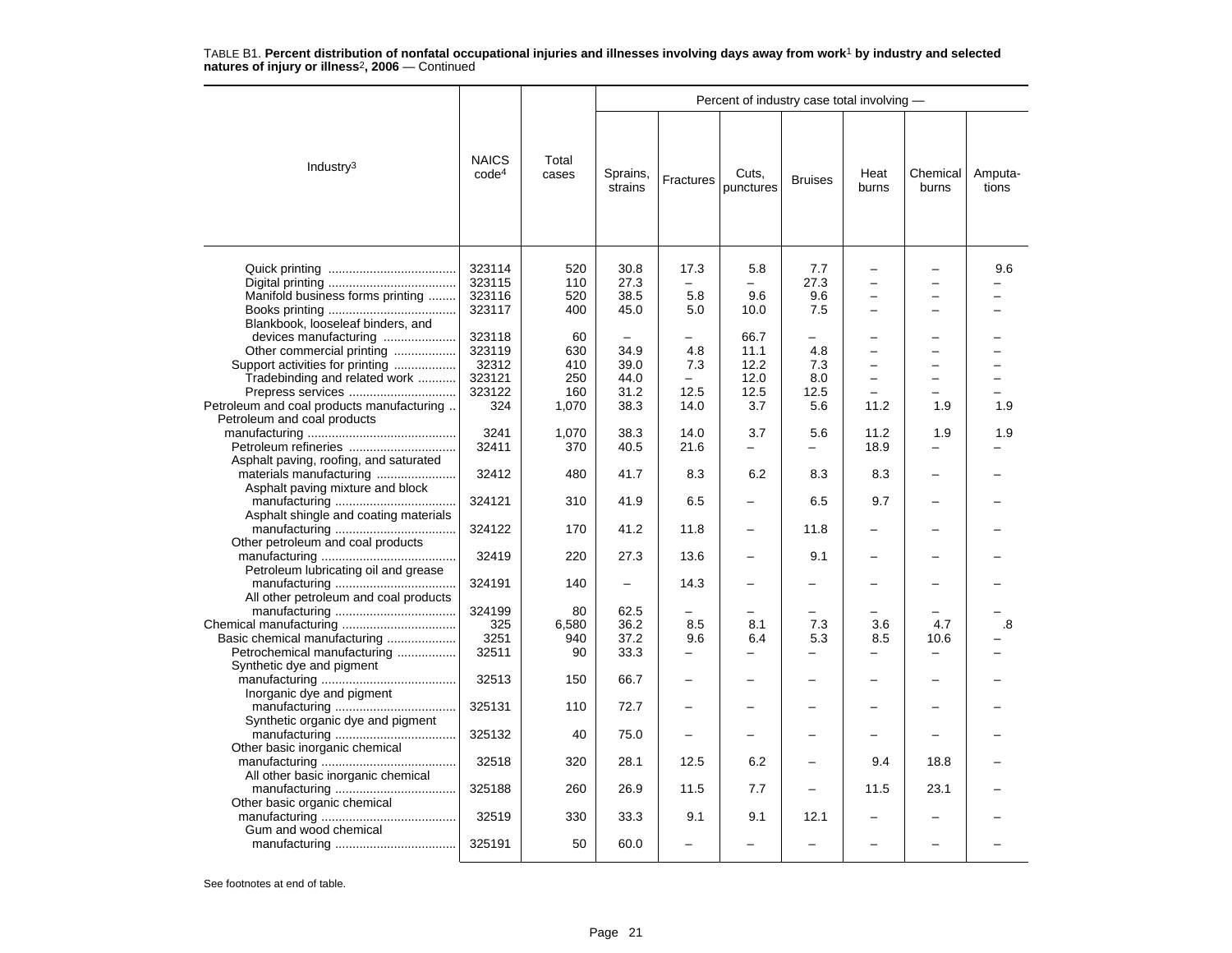TABLE B1. **Percent distribution of nonfatal occupational injuries and illnesses involving days away from work[1] by industry and selected natures of injury or illness[2], 2006** — Continued

| Industry[3] | NAICS code[4] | Total cases | Percent of industry case total involving — Sprains, strains | Fractures | Cuts, punctures | Bruises | Heat burns | Chemical burns | Amputa-tions |
|---|---|---|---|---|---|---|---|---|---|
| Quick printing | 323114 | 520 | 30.8 | 17.3 | 5.8 | 7.7 | – | – | 9.6 |
| Digital printing | 323115 | 110 | 27.3 | – | – | 27.3 | – | – | – |
| Manifold business forms printing | 323116 | 520 | 38.5 | 5.8 | 9.6 | 9.6 | – | – | – |
| Books printing | 323117 | 400 | 45.0 | 5.0 | 10.0 | 7.5 | – | – | – |
| Blankbook, looseleaf binders, and devices manufacturing | 323118 | 60 | – | – | 66.7 | – | – | – | – |
| Other commercial printing | 323119 | 630 | 34.9 | 4.8 | 11.1 | 4.8 | – | – | – |
| Support activities for printing | 32312 | 410 | 39.0 | 7.3 | 12.2 | 7.3 | – | – | – |
| Tradebinding and related work | 323121 | 250 | 44.0 | – | 12.0 | 8.0 | – | – | – |
| Prepress services | 323122 | 160 | 31.2 | 12.5 | 12.5 | 12.5 | – | – | – |
| Petroleum and coal products manufacturing | 324 | 1,070 | 38.3 | 14.0 | 3.7 | 5.6 | 11.2 | 1.9 | 1.9 |
| Petroleum and coal products manufacturing | 3241 | 1,070 | 38.3 | 14.0 | 3.7 | 5.6 | 11.2 | 1.9 | 1.9 |
| Petroleum refineries | 32411 | 370 | 40.5 | 21.6 | – | – | 18.9 | – | – |
| Asphalt paving, roofing, and saturated materials manufacturing | 32412 | 480 | 41.7 | 8.3 | 6.2 | 8.3 | 8.3 | – | – |
| Asphalt paving mixture and block manufacturing | 324121 | 310 | 41.9 | 6.5 | – | 6.5 | 9.7 | – | – |
| Asphalt shingle and coating materials manufacturing | 324122 | 170 | 41.2 | 11.8 | – | 11.8 | – | – | – |
| Other petroleum and coal products manufacturing | 32419 | 220 | 27.3 | 13.6 | – | 9.1 | – | – | – |
| Petroleum lubricating oil and grease manufacturing | 324191 | 140 | – | 14.3 | – | – | – | – | – |
| All other petroleum and coal products manufacturing | 324199 | 80 | 62.5 | – | – | – | – | – | – |
| Chemical manufacturing | 325 | 6,580 | 36.2 | 8.5 | 8.1 | 7.3 | 3.6 | 4.7 | .8 |
| Basic chemical manufacturing | 3251 | 940 | 37.2 | 9.6 | 6.4 | 5.3 | 8.5 | 10.6 | – |
| Petrochemical manufacturing | 32511 | 90 | 33.3 | – | – | – | – | – | – |
| Synthetic dye and pigment manufacturing | 32513 | 150 | 66.7 | – | – | – | – | – | – |
| Inorganic dye and pigment manufacturing | 325131 | 110 | 72.7 | – | – | – | – | – | – |
| Synthetic organic dye and pigment manufacturing | 325132 | 40 | 75.0 | – | – | – | – | – | – |
| Other basic inorganic chemical manufacturing | 32518 | 320 | 28.1 | 12.5 | 6.2 | – | 9.4 | 18.8 | – |
| All other basic inorganic chemical manufacturing | 325188 | 260 | 26.9 | 11.5 | 7.7 | – | 11.5 | 23.1 | – |
| Other basic organic chemical manufacturing | 32519 | 330 | 33.3 | 9.1 | 9.1 | 12.1 | – | – | – |
| Gum and wood chemical manufacturing | 325191 | 50 | 60.0 | – | – | – | – | – | – |

See footnotes at end of table.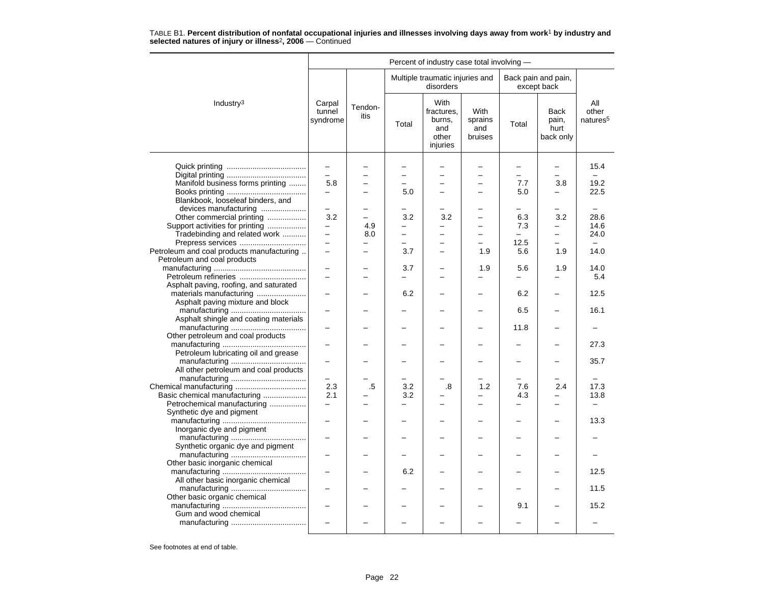TABLE B1. **Percent distribution of nonfatal occupational injuries and illnesses involving days away from work**[1] **by industry and selected natures of injury or illness**[2]**, 2006** — Continued

| Industry[3] | Percent of industry case total involving — | | | | | | | |
|---|---|---|---|---|---|---|---|---|
| | Carpal tunnel syndrome | Tendon-itis | Multiple traumatic injuries and disorders | | | Back pain and pain, except back | | All other natures[5] |
| | | | Total | With fractures, burns, and other injuries | With sprains and bruises | Total | Back pain, hurt back only | |
| Quick printing | – | – | – | – | – | – | – | 15.4 |
| Digital printing | – | – | – | – | – | – | – | – |
| Manifold business forms printing | 5.8 | – | – | – | – | 7.7 | 3.8 | 19.2 |
| Books printing | – | – | 5.0 | – | – | 5.0 | – | 22.5 |
| Blankbook, looseleaf binders, and devices manufacturing | – | – | – | – | – | – | – | – |
| Other commercial printing | 3.2 | – | 3.2 | 3.2 | – | 6.3 | 3.2 | 28.6 |
| Support activities for printing | – | 4.9 | – | – | – | 7.3 | – | 14.6 |
| Tradebinding and related work | – | 8.0 | – | – | – | – | – | 24.0 |
| Prepress services | – | – | – | – | – | 12.5 | – | – |
| Petroleum and coal products manufacturing | – | – | 3.7 | – | 1.9 | 5.6 | 1.9 | 14.0 |
| Petroleum and coal products manufacturing | – | – | 3.7 | – | 1.9 | 5.6 | 1.9 | 14.0 |
| Petroleum refineries | – | – | – | – | – | – | – | 5.4 |
| Asphalt paving, roofing, and saturated materials manufacturing | – | – | 6.2 | – | – | 6.2 | – | 12.5 |
| Asphalt paving mixture and block manufacturing | – | – | – | – | – | 6.5 | – | 16.1 |
| Asphalt shingle and coating materials manufacturing | – | – | – | – | – | 11.8 | – | – |
| Other petroleum and coal products manufacturing | – | – | – | – | – | – | – | 27.3 |
| Petroleum lubricating oil and grease manufacturing | – | – | – | – | – | – | – | 35.7 |
| All other petroleum and coal products manufacturing | – | – | – | – | – | – | – | – |
| Chemical manufacturing | 2.3 | .5 | 3.2 | .8 | 1.2 | 7.6 | 2.4 | 17.3 |
| Basic chemical manufacturing | 2.1 | – | 3.2 | – | – | 4.3 | – | 13.8 |
| Petrochemical manufacturing | – | – | – | – | – | – | – | – |
| Synthetic dye and pigment manufacturing | – | – | – | – | – | – | – | 13.3 |
| Inorganic dye and pigment manufacturing | – | – | – | – | – | – | – | – |
| Synthetic organic dye and pigment manufacturing | – | – | – | – | – | – | – | – |
| Other basic inorganic chemical manufacturing | – | – | 6.2 | – | – | – | – | 12.5 |
| All other basic inorganic chemical manufacturing | – | – | – | – | – | – | – | 11.5 |
| Other basic organic chemical manufacturing | – | – | – | – | – | 9.1 | – | 15.2 |
| Gum and wood chemical manufacturing | – | – | – | – | – | – | – | – |

See footnotes at end of table.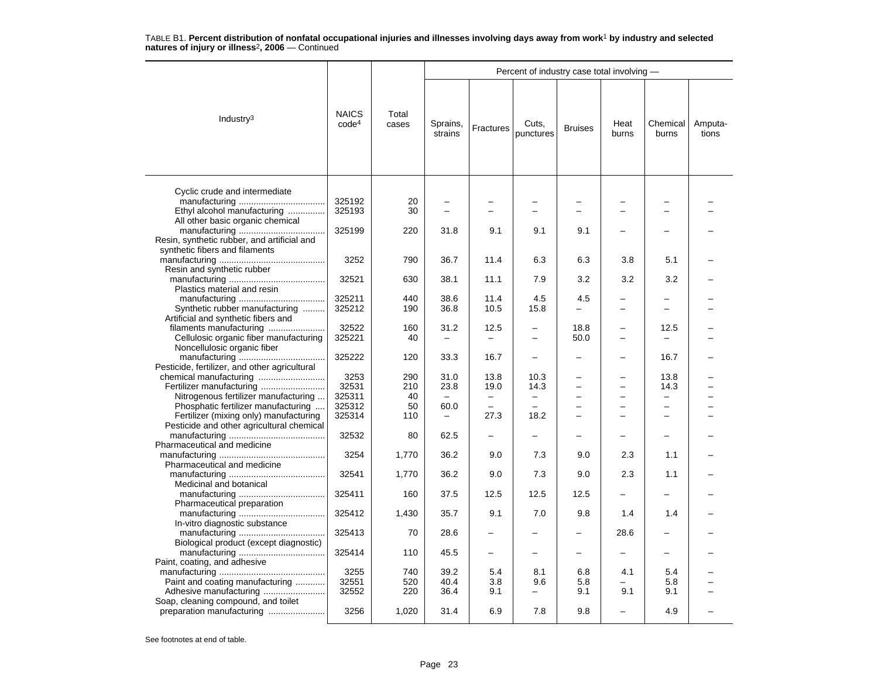TABLE B1. **Percent distribution of nonfatal occupational injuries and illnesses involving days away from work[1] by industry and selected natures of injury or illness[2], 2006** — Continued

| Industry[3] | NAICS code[4] | Total cases | Percent of industry case total involving — Sprains, strains | Fractures | Cuts, punctures | Bruises | Heat burns | Chemical burns | Amputa-tions |
|---|---|---|---|---|---|---|---|---|---|
| Cyclic crude and intermediate manufacturing | 325192 | 20 | – | – | – | – | – | – | – |
| Ethyl alcohol manufacturing | 325193 | 30 | – | – | – | – | – | – | – |
| All other basic organic chemical manufacturing | 325199 | 220 | 31.8 | 9.1 | 9.1 | 9.1 | – | – | – |
| Resin, synthetic rubber, and artificial and synthetic fibers and filaments manufacturing | 3252 | 790 | 36.7 | 11.4 | 6.3 | 6.3 | 3.8 | 5.1 | – |
| Resin and synthetic rubber manufacturing | 32521 | 630 | 38.1 | 11.1 | 7.9 | 3.2 | 3.2 | 3.2 | – |
| Plastics material and resin manufacturing | 325211 | 440 | 38.6 | 11.4 | 4.5 | 4.5 | – | – | – |
| Synthetic rubber manufacturing | 325212 | 190 | 36.8 | 10.5 | 15.8 | – | – | – | – |
| Artificial and synthetic fibers and filaments manufacturing | 32522 | 160 | 31.2 | 12.5 | – | 18.8 | – | 12.5 | – |
| Cellulosic organic fiber manufacturing | 325221 | 40 | – | – | – | 50.0 | – | – | – |
| Noncellulosic organic fiber manufacturing | 325222 | 120 | 33.3 | 16.7 | – | – | – | 16.7 | – |
| Pesticide, fertilizer, and other agricultural chemical manufacturing | 3253 | 290 | 31.0 | 13.8 | 10.3 | – | – | 13.8 | – |
| Fertilizer manufacturing | 32531 | 210 | 23.8 | 19.0 | 14.3 | – | – | 14.3 | – |
| Nitrogenous fertilizer manufacturing | 325311 | 40 | – | – | – | – | – | – | – |
| Phosphatic fertilizer manufacturing | 325312 | 50 | 60.0 | – | – | – | – | – | – |
| Fertilizer (mixing only) manufacturing | 325314 | 110 | – | 27.3 | 18.2 | – | – | – | – |
| Pesticide and other agricultural chemical manufacturing | 32532 | 80 | 62.5 | – | – | – | – | – | – |
| Pharmaceutical and medicine manufacturing | 3254 | 1,770 | 36.2 | 9.0 | 7.3 | 9.0 | 2.3 | 1.1 | – |
| Pharmaceutical and medicine manufacturing | 32541 | 1,770 | 36.2 | 9.0 | 7.3 | 9.0 | 2.3 | 1.1 | – |
| Medicinal and botanical manufacturing | 325411 | 160 | 37.5 | 12.5 | 12.5 | 12.5 | – | – | – |
| Pharmaceutical preparation manufacturing | 325412 | 1,430 | 35.7 | 9.1 | 7.0 | 9.8 | 1.4 | 1.4 | – |
| In-vitro diagnostic substance manufacturing | 325413 | 70 | 28.6 | – | – | – | 28.6 | – | – |
| Biological product (except diagnostic) manufacturing | 325414 | 110 | 45.5 | – | – | – | – | – | – |
| Paint, coating, and adhesive manufacturing | 3255 | 740 | 39.2 | 5.4 | 8.1 | 6.8 | 4.1 | 5.4 | – |
| Paint and coating manufacturing | 32551 | 520 | 40.4 | 3.8 | 9.6 | 5.8 | – | 5.8 | – |
| Adhesive manufacturing | 32552 | 220 | 36.4 | 9.1 | – | 9.1 | 9.1 | 9.1 | – |
| Soap, cleaning compound, and toilet preparation manufacturing | 3256 | 1,020 | 31.4 | 6.9 | 7.8 | 9.8 | – | 4.9 | – |

See footnotes at end of table.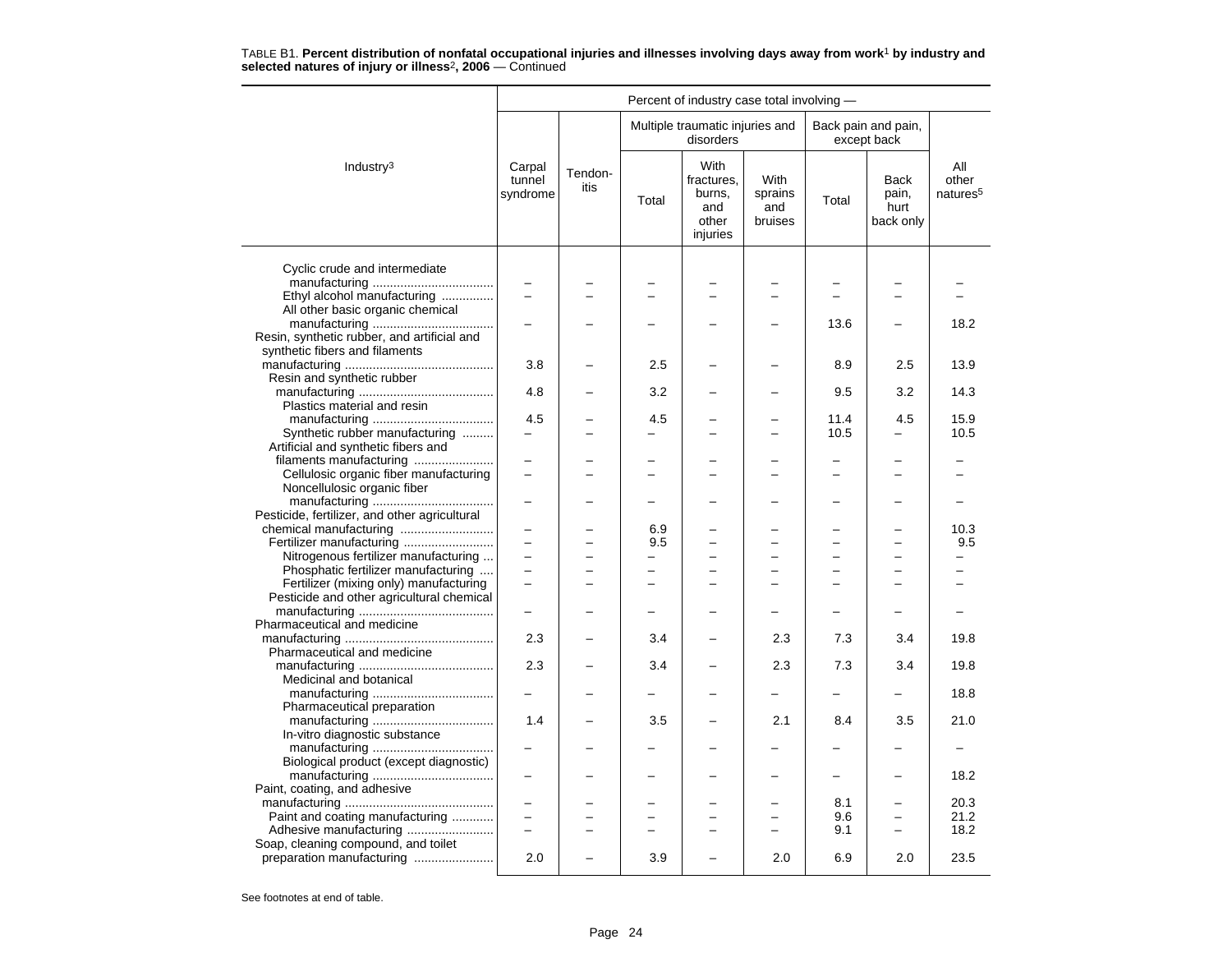TABLE B1. **Percent distribution of nonfatal occupational injuries and illnesses involving days away from work**[1] **by industry and selected natures of injury or illness**[2]**, 2006** — Continued

| Industry[3] | Percent of industry case total involving — | | | | | | | |
|---|---|---|---|---|---|---|---|---|
| | Carpal tunnel syndrome | Tendon-itis | Multiple traumatic injuries and disorders | | | Back pain and pain, except back | | All other natures[5] |
| | | | Total | With fractures, burns, and other injuries | With sprains and bruises | Total | Back pain, hurt back only | |
| Cyclic crude and intermediate manufacturing | – | – | – | – | – | – | – | – |
| Ethyl alcohol manufacturing | – | – | – | – | – | – | – | – |
| All other basic organic chemical manufacturing | – | – | – | – | – | 13.6 | – | 18.2 |
| Resin, synthetic rubber, and artificial and synthetic fibers and filaments manufacturing | 3.8 | – | 2.5 | – | – | 8.9 | 2.5 | 13.9 |
| Resin and synthetic rubber manufacturing | 4.8 | – | 3.2 | – | – | 9.5 | 3.2 | 14.3 |
| Plastics material and resin manufacturing | 4.5 | – | 4.5 | – | – | 11.4 | 4.5 | 15.9 |
| Synthetic rubber manufacturing | – | – | – | – | – | 10.5 | – | 10.5 |
| Artificial and synthetic fibers and filaments manufacturing | – | – | – | – | – | – | – | – |
| Cellulosic organic fiber manufacturing | – | – | – | – | – | – | – | – |
| Noncellulosic organic fiber manufacturing | – | – | – | – | – | – | – | – |
| Pesticide, fertilizer, and other agricultural chemical manufacturing | – | – | 6.9 | – | – | – | – | 10.3 |
| Fertilizer manufacturing | – | – | 9.5 | – | – | – | – | 9.5 |
| Nitrogenous fertilizer manufacturing | – | – | – | – | – | – | – | – |
| Phosphatic fertilizer manufacturing | – | – | – | – | – | – | – | – |
| Fertilizer (mixing only) manufacturing | – | – | – | – | – | – | – | – |
| Pesticide and other agricultural chemical manufacturing | – | – | – | – | – | – | – | – |
| Pharmaceutical and medicine manufacturing | 2.3 | – | 3.4 | – | 2.3 | 7.3 | 3.4 | 19.8 |
| Pharmaceutical and medicine manufacturing | 2.3 | – | 3.4 | – | 2.3 | 7.3 | 3.4 | 19.8 |
| Medicinal and botanical manufacturing | – | – | – | – | – | – | – | 18.8 |
| Pharmaceutical preparation manufacturing | 1.4 | – | 3.5 | – | 2.1 | 8.4 | 3.5 | 21.0 |
| In-vitro diagnostic substance manufacturing | – | – | – | – | – | – | – | – |
| Biological product (except diagnostic) manufacturing | – | – | – | – | – | – | – | 18.2 |
| Paint, coating, and adhesive manufacturing | – | – | – | – | – | 8.1 | – | 20.3 |
| Paint and coating manufacturing | – | – | – | – | – | 9.6 | – | 21.2 |
| Adhesive manufacturing | – | – | – | – | – | 9.1 | – | 18.2 |
| Soap, cleaning compound, and toilet preparation manufacturing | 2.0 | – | 3.9 | – | 2.0 | 6.9 | 2.0 | 23.5 |

See footnotes at end of table.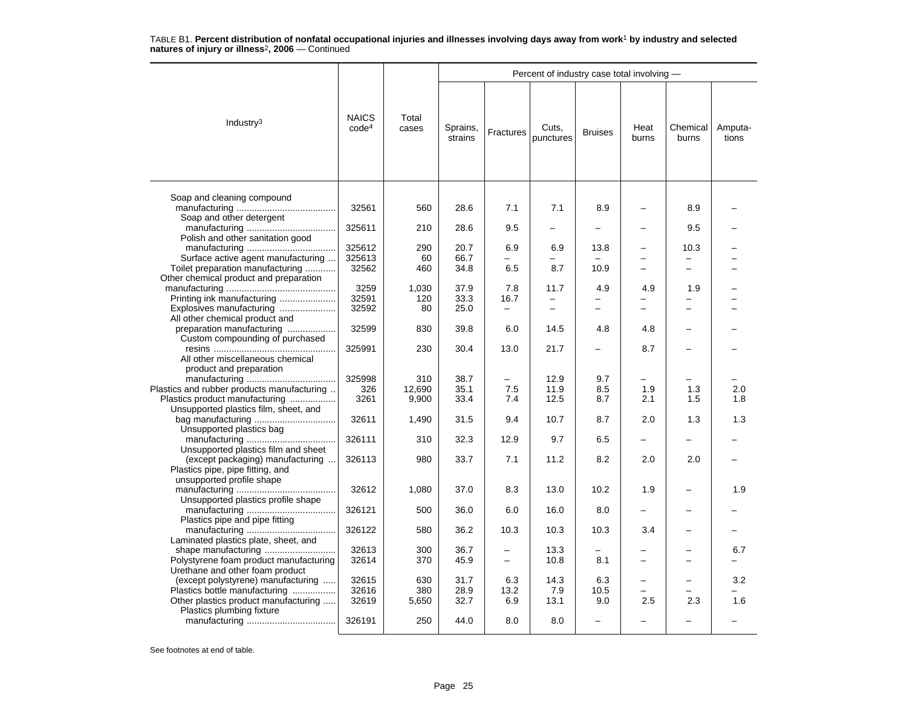TABLE B1. **Percent distribution of nonfatal occupational injuries and illnesses involving days away from work[1] by industry and selected natures of injury or illness[2], 2006** — Continued

| Industry[3] | NAICS code[4] | Total cases | Percent of industry case total involving — | | | | | | |
|---|---|---|---|---|---|---|---|---|---|
| | | | Sprains, strains | Fractures | Cuts, punctures | Bruises | Heat burns | Chemical burns | Amputa-tions |
| Soap and cleaning compound manufacturing | 32561 | 560 | 28.6 | 7.1 | 7.1 | 8.9 | – | 8.9 | – |
| Soap and other detergent manufacturing | 325611 | 210 | 28.6 | 9.5 | – | – | – | 9.5 | – |
| Polish and other sanitation good manufacturing | 325612 | 290 | 20.7 | 6.9 | 6.9 | 13.8 | – | 10.3 | – |
| Surface active agent manufacturing | 325613 | 60 | 66.7 | – | – | – | – | – | – |
| Toilet preparation manufacturing | 32562 | 460 | 34.8 | 6.5 | 8.7 | 10.9 | – | – | – |
| Other chemical product and preparation manufacturing | 3259 | 1,030 | 37.9 | 7.8 | 11.7 | 4.9 | 4.9 | 1.9 | – |
| Printing ink manufacturing | 32591 | 120 | 33.3 | 16.7 | – | – | – | – | – |
| Explosives manufacturing | 32592 | 80 | 25.0 | – | – | – | – | – | – |
| All other chemical product and preparation manufacturing | 32599 | 830 | 39.8 | 6.0 | 14.5 | 4.8 | 4.8 | – | – |
| Custom compounding of purchased resins | 325991 | 230 | 30.4 | 13.0 | 21.7 | – | 8.7 | – | – |
| All other miscellaneous chemical product and preparation manufacturing | 325998 | 310 | 38.7 | – | 12.9 | 9.7 | – | – | – |
| Plastics and rubber products manufacturing | 326 | 12,690 | 35.1 | 7.5 | 11.9 | 8.5 | 1.9 | 1.3 | 2.0 |
| Plastics product manufacturing | 3261 | 9,900 | 33.4 | 7.4 | 12.5 | 8.7 | 2.1 | 1.5 | 1.8 |
| Unsupported plastics film, sheet, and bag manufacturing | 32611 | 1,490 | 31.5 | 9.4 | 10.7 | 8.7 | 2.0 | 1.3 | 1.3 |
| Unsupported plastics bag manufacturing | 326111 | 310 | 32.3 | 12.9 | 9.7 | 6.5 | – | – | – |
| Unsupported plastics film and sheet (except packaging) manufacturing | 326113 | 980 | 33.7 | 7.1 | 11.2 | 8.2 | 2.0 | 2.0 | – |
| Plastics pipe, pipe fitting, and unsupported profile shape manufacturing | 32612 | 1,080 | 37.0 | 8.3 | 13.0 | 10.2 | 1.9 | – | 1.9 |
| Unsupported plastics profile shape manufacturing | 326121 | 500 | 36.0 | 6.0 | 16.0 | 8.0 | – | – | – |
| Plastics pipe and pipe fitting manufacturing | 326122 | 580 | 36.2 | 10.3 | 10.3 | 10.3 | 3.4 | – | – |
| Laminated plastics plate, sheet, and shape manufacturing | 32613 | 300 | 36.7 | – | 13.3 | – | – | – | 6.7 |
| Polystyrene foam product manufacturing | 32614 | 370 | 45.9 | – | 10.8 | 8.1 | – | – | – |
| Urethane and other foam product (except polystyrene) manufacturing | 32615 | 630 | 31.7 | 6.3 | 14.3 | 6.3 | – | – | 3.2 |
| Plastics bottle manufacturing | 32616 | 380 | 28.9 | 13.2 | 7.9 | 10.5 | – | – | – |
| Other plastics product manufacturing | 32619 | 5,650 | 32.7 | 6.9 | 13.1 | 9.0 | 2.5 | 2.3 | 1.6 |
| Plastics plumbing fixture manufacturing | 326191 | 250 | 44.0 | 8.0 | 8.0 | – | – | – | – |

See footnotes at end of table.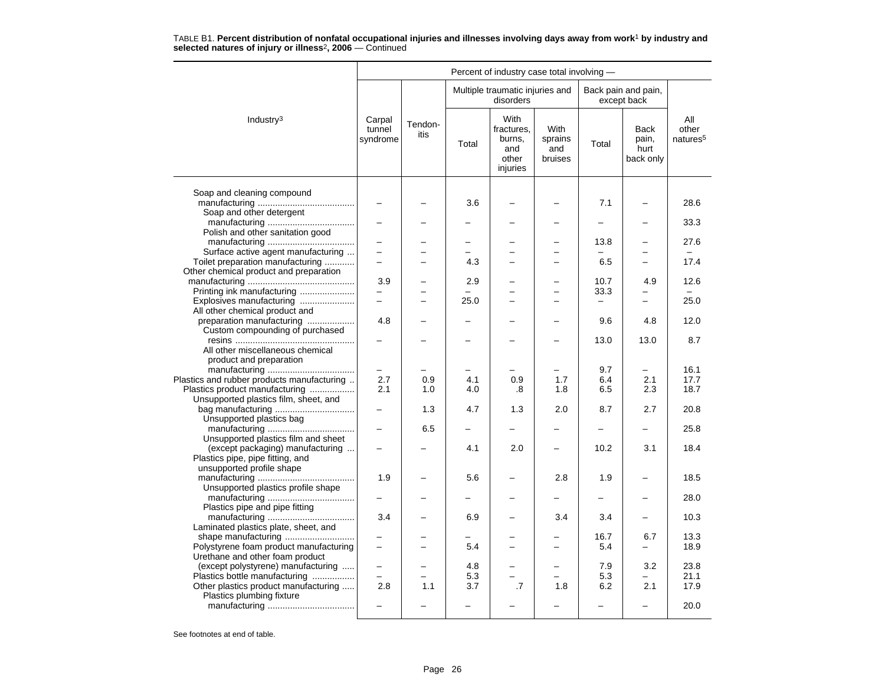TABLE B1. **Percent distribution of nonfatal occupational injuries and illnesses involving days away from work[1] by industry and selected natures of injury or illness[2], 2006** — Continued

| Industry[3] | Percent of industry case total involving — | | | | | | | |
|---|---|---|---|---|---|---|---|---|
| | Carpal tunnel syndrome | Tendon-itis | Multiple traumatic injuries and disorders | | | Back pain and pain, except back | | All other natures[5] |
| | | | Total | With fractures, burns, and other injuries | With sprains and bruises | Total | Back pain, hurt back only | |
| Soap and cleaning compound manufacturing | – | – | 3.6 | – | – | 7.1 | – | 28.6 |
| Soap and other detergent manufacturing | – | – | – | – | – | – | – | 33.3 |
| Polish and other sanitation good manufacturing | – | – | – | – | – | 13.8 | – | 27.6 |
| Surface active agent manufacturing | – | – | – | – | – | – | – | – |
| Toilet preparation manufacturing | – | – | 4.3 | – | – | 6.5 | – | 17.4 |
| Other chemical product and preparation manufacturing | 3.9 | – | 2.9 | – | – | 10.7 | 4.9 | 12.6 |
| Printing ink manufacturing | – | – | – | – | – | 33.3 | – | – |
| Explosives manufacturing | – | – | 25.0 | – | – | – | – | 25.0 |
| All other chemical product and preparation manufacturing | 4.8 | – | – | – | – | 9.6 | 4.8 | 12.0 |
| Custom compounding of purchased resins | – | – | – | – | – | 13.0 | 13.0 | 8.7 |
| All other miscellaneous chemical product and preparation manufacturing | – | – | – | – | – | 9.7 | – | 16.1 |
| Plastics and rubber products manufacturing | 2.7 | 0.9 | 4.1 | 0.9 | 1.7 | 6.4 | 2.1 | 17.7 |
| Plastics product manufacturing | 2.1 | 1.0 | 4.0 | .8 | 1.8 | 6.5 | 2.3 | 18.7 |
| Unsupported plastics film, sheet, and bag manufacturing | – | 1.3 | 4.7 | 1.3 | 2.0 | 8.7 | 2.7 | 20.8 |
| Unsupported plastics bag manufacturing | – | 6.5 | – | – | – | – | – | 25.8 |
| Unsupported plastics film and sheet (except packaging) manufacturing | – | – | 4.1 | 2.0 | – | 10.2 | 3.1 | 18.4 |
| Plastics pipe, pipe fitting, and unsupported profile shape manufacturing | 1.9 | – | 5.6 | – | 2.8 | 1.9 | – | 18.5 |
| Unsupported plastics profile shape manufacturing | – | – | – | – | – | – | – | 28.0 |
| Plastics pipe and pipe fitting manufacturing | 3.4 | – | 6.9 | – | 3.4 | 3.4 | – | 10.3 |
| Laminated plastics plate, sheet, and shape manufacturing | – | – | – | – | – | 16.7 | 6.7 | 13.3 |
| Polystyrene foam product manufacturing | – | – | 5.4 | – | – | 5.4 | – | 18.9 |
| Urethane and other foam product (except polystyrene) manufacturing | – | – | 4.8 | – | – | 7.9 | 3.2 | 23.8 |
| Plastics bottle manufacturing | – | – | 5.3 | – | – | 5.3 | – | 21.1 |
| Other plastics product manufacturing | 2.8 | 1.1 | 3.7 | .7 | 1.8 | 6.2 | 2.1 | 17.9 |
| Plastics plumbing fixture manufacturing | – | – | – | – | – | – | – | 20.0 |

See footnotes at end of table.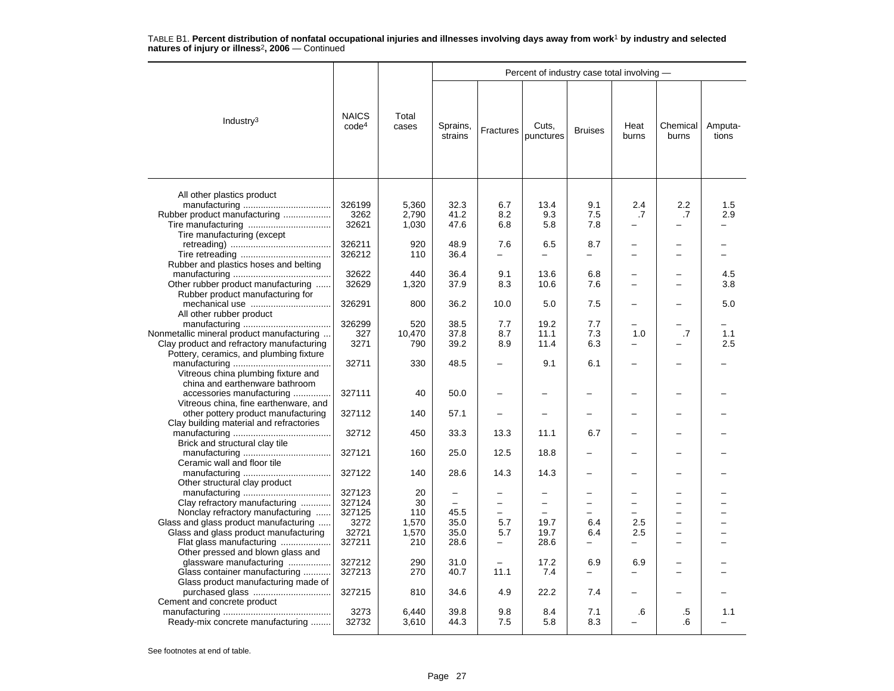TABLE B1. **Percent distribution of nonfatal occupational injuries and illnesses involving days away from work[1] by industry and selected natures of injury or illness[2], 2006** — Continued

| Industry[3] | NAICS code[4] | Total cases | Percent of industry case total involving — | | | | | | |
|---|---|---|---|---|---|---|---|---|---|
| | | | Sprains, strains | Fractures | Cuts, punctures | Bruises | Heat burns | Chemical burns | Amputa-tions |
| All other plastics product manufacturing | 326199 | 5,360 | 32.3 | 6.7 | 13.4 | 9.1 | 2.4 | 2.2 | 1.5 |
| Rubber product manufacturing | 3262 | 2,790 | 41.2 | 8.2 | 9.3 | 7.5 | .7 | .7 | 2.9 |
| Tire manufacturing | 32621 | 1,030 | 47.6 | 6.8 | 5.8 | 7.8 | – | – | – |
| Tire manufacturing (except retreading) | 326211 | 920 | 48.9 | 7.6 | 6.5 | 8.7 | – | – | – |
| Tire retreading | 326212 | 110 | 36.4 | – | – | – | – | – | – |
| Rubber and plastics hoses and belting manufacturing | 32622 | 440 | 36.4 | 9.1 | 13.6 | 6.8 | – | – | 4.5 |
| Other rubber product manufacturing | 32629 | 1,320 | 37.9 | 8.3 | 10.6 | 7.6 | – | – | 3.8 |
| Rubber product manufacturing for mechanical use | 326291 | 800 | 36.2 | 10.0 | 5.0 | 7.5 | – | – | 5.0 |
| All other rubber product manufacturing | 326299 | 520 | 38.5 | 7.7 | 19.2 | 7.7 | – | – | – |
| Nonmetallic mineral product manufacturing | 327 | 10,470 | 37.8 | 8.7 | 11.1 | 7.3 | 1.0 | .7 | 1.1 |
| Clay product and refractory manufacturing | 3271 | 790 | 39.2 | 8.9 | 11.4 | 6.3 | – | – | 2.5 |
| Pottery, ceramics, and plumbing fixture manufacturing | 32711 | 330 | 48.5 | – | 9.1 | 6.1 | – | – | – |
| Vitreous china plumbing fixture and china and earthenware bathroom accessories manufacturing | 327111 | 40 | 50.0 | – | – | – | – | – | – |
| Vitreous china, fine earthenware, and other pottery product manufacturing | 327112 | 140 | 57.1 | – | – | – | – | – | – |
| Clay building material and refractories manufacturing | 32712 | 450 | 33.3 | 13.3 | 11.1 | 6.7 | – | – | – |
| Brick and structural clay tile manufacturing | 327121 | 160 | 25.0 | 12.5 | 18.8 | – | – | – | – |
| Ceramic wall and floor tile manufacturing | 327122 | 140 | 28.6 | 14.3 | 14.3 | – | – | – | – |
| Other structural clay product manufacturing | 327123 | 20 | – | – | – | – | – | – | – |
| Clay refractory manufacturing | 327124 | 30 | – | – | – | – | – | – | – |
| Nonclay refractory manufacturing | 327125 | 110 | 45.5 | – | – | – | – | – | – |
| Glass and glass product manufacturing | 3272 | 1,570 | 35.0 | 5.7 | 19.7 | 6.4 | 2.5 | – | – |
| Glass and glass product manufacturing | 32721 | 1,570 | 35.0 | 5.7 | 19.7 | 6.4 | 2.5 | – | – |
| Flat glass manufacturing | 327211 | 210 | 28.6 | – | 28.6 | – | – | – | – |
| Other pressed and blown glass and glassware manufacturing | 327212 | 290 | 31.0 | – | 17.2 | 6.9 | 6.9 | – | – |
| Glass container manufacturing | 327213 | 270 | 40.7 | 11.1 | 7.4 | – | – | – | – |
| Glass product manufacturing made of purchased glass | 327215 | 810 | 34.6 | 4.9 | 22.2 | 7.4 | – | – | – |
| Cement and concrete product manufacturing | 3273 | 6,440 | 39.8 | 9.8 | 8.4 | 7.1 | .6 | .5 | 1.1 |
| Ready-mix concrete manufacturing | 32732 | 3,610 | 44.3 | 7.5 | 5.8 | 8.3 | – | .6 | – |

See footnotes at end of table.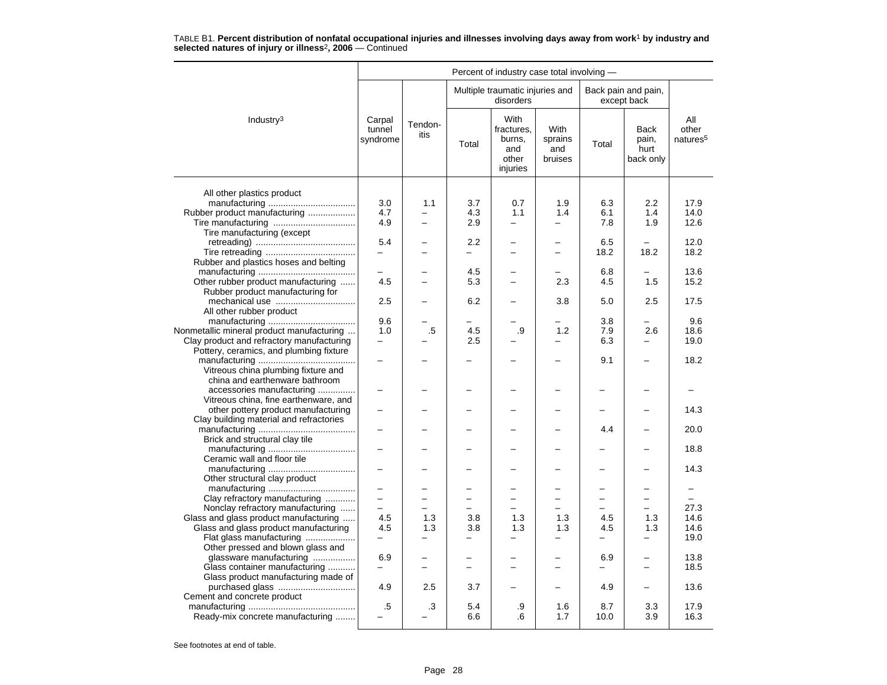TABLE B1. **Percent distribution of nonfatal occupational injuries and illnesses involving days away from work**[1] **by industry and selected natures of injury or illness**[2]**, 2006** — Continued

| Industry[3] | Percent of industry case total involving — | | | | | | | |
|---|---|---|---|---|---|---|---|---|
| | Carpal tunnel syndrome | Tendon-itis | Multiple traumatic injuries and disorders | | | Back pain and pain, except back | | All other natures[5] |
| | | | Total | With fractures, burns, and other injuries | With sprains and bruises | Total | Back pain, hurt back only | |
| All other plastics product manufacturing | 3.0 | 1.1 | 3.7 | 0.7 | 1.9 | 6.3 | 2.2 | 17.9 |
| Rubber product manufacturing | 4.7 | – | 4.3 | 1.1 | 1.4 | 6.1 | 1.4 | 14.0 |
| Tire manufacturing | 4.9 | – | 2.9 | – | – | 7.8 | 1.9 | 12.6 |
| Tire manufacturing (except retreading) | 5.4 | – | 2.2 | – | – | 6.5 | – | 12.0 |
| Tire retreading | – | – | – | – | – | 18.2 | 18.2 | 18.2 |
| Rubber and plastics hoses and belting manufacturing | – | – | 4.5 | – | – | 6.8 | – | 13.6 |
| Other rubber product manufacturing | 4.5 | – | 5.3 | – | 2.3 | 4.5 | 1.5 | 15.2 |
| Rubber product manufacturing for mechanical use | 2.5 | – | 6.2 | – | 3.8 | 5.0 | 2.5 | 17.5 |
| All other rubber product manufacturing | 9.6 | – | – | – | – | 3.8 | – | 9.6 |
| Nonmetallic mineral product manufacturing | 1.0 | .5 | 4.5 | .9 | 1.2 | 7.9 | 2.6 | 18.6 |
| Clay product and refractory manufacturing | – | – | 2.5 | – | – | 6.3 | – | 19.0 |
| Pottery, ceramics, and plumbing fixture manufacturing | – | – | – | – | – | 9.1 | – | 18.2 |
| Vitreous china plumbing fixture and china and earthenware bathroom accessories manufacturing | – | – | – | – | – | – | – | – |
| Vitreous china, fine earthenware, and other pottery product manufacturing | – | – | – | – | – | – | – | 14.3 |
| Clay building material and refractories manufacturing | – | – | – | – | – | 4.4 | – | 20.0 |
| Brick and structural clay tile manufacturing | – | – | – | – | – | – | – | 18.8 |
| Ceramic wall and floor tile manufacturing | – | – | – | – | – | – | – | 14.3 |
| Other structural clay product manufacturing | – | – | – | – | – | – | – | – |
| Clay refractory manufacturing | – | – | – | – | – | – | – | – |
| Nonclay refractory manufacturing | – | – | – | – | – | – | – | 27.3 |
| Glass and glass product manufacturing | 4.5 | 1.3 | 3.8 | 1.3 | 1.3 | 4.5 | 1.3 | 14.6 |
| Glass and glass product manufacturing | 4.5 | 1.3 | 3.8 | 1.3 | 1.3 | 4.5 | 1.3 | 14.6 |
| Flat glass manufacturing | – | – | – | – | – | – | – | 19.0 |
| Other pressed and blown glass and glassware manufacturing | 6.9 | – | – | – | – | 6.9 | – | 13.8 |
| Glass container manufacturing | – | – | – | – | – | – | – | 18.5 |
| Glass product manufacturing made of purchased glass | 4.9 | 2.5 | 3.7 | – | – | 4.9 | – | 13.6 |
| Cement and concrete product manufacturing | .5 | .3 | 5.4 | .9 | 1.6 | 8.7 | 3.3 | 17.9 |
| Ready-mix concrete manufacturing | – | – | 6.6 | .6 | 1.7 | 10.0 | 3.9 | 16.3 |

See footnotes at end of table.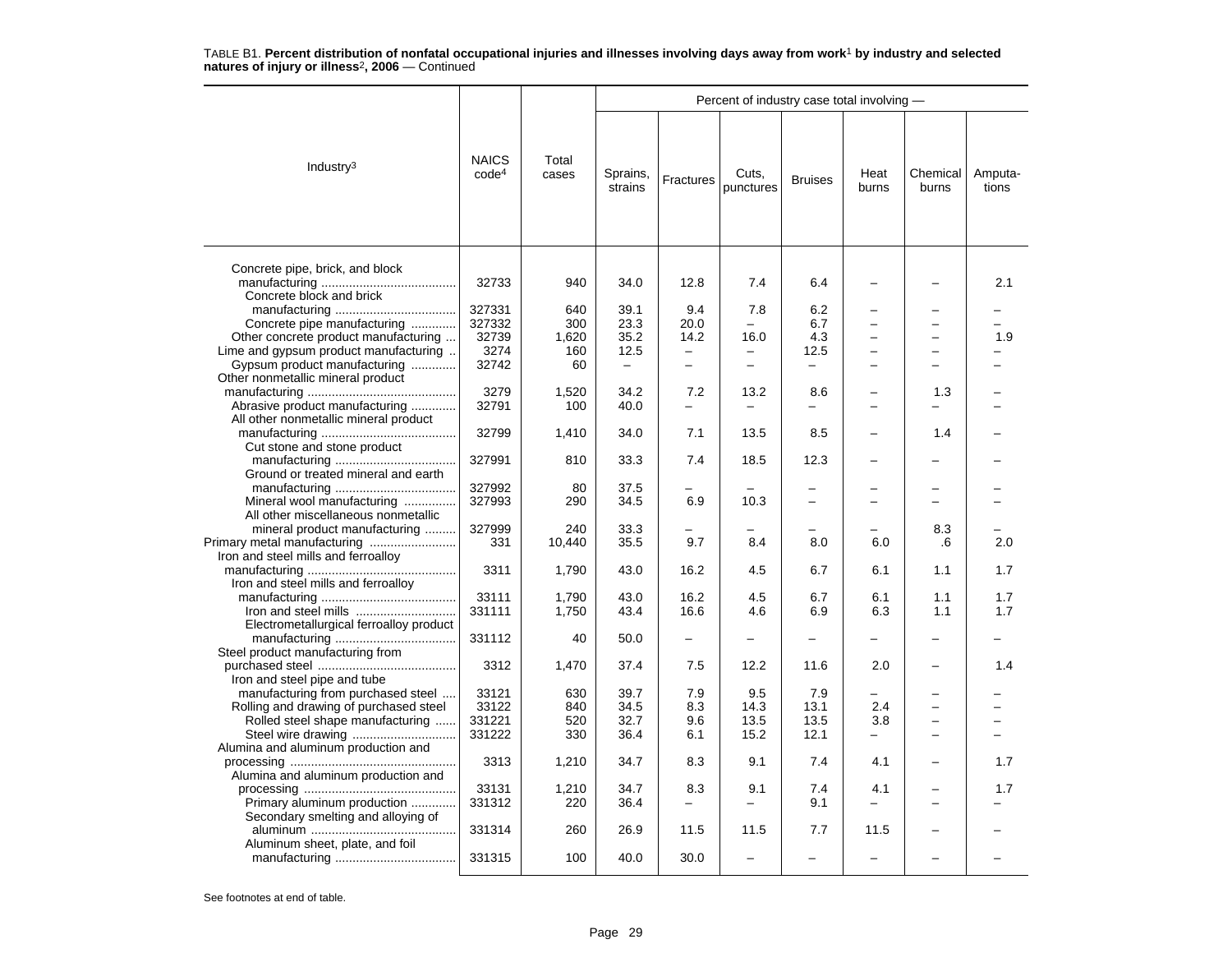TABLE B1. **Percent distribution of nonfatal occupational injuries and illnesses involving days away from work[1] by industry and selected natures of injury or illness[2], 2006** — Continued

| Industry[3] | NAICS code[4] | Total cases | Percent of industry case total involving — Sprains, strains | Fractures | Cuts, punctures | Bruises | Heat burns | Chemical burns | Amputa-tions |
|---|---|---|---|---|---|---|---|---|---|
| Concrete pipe, brick, and block manufacturing | 32733 | 940 | 34.0 | 12.8 | 7.4 | 6.4 | – | – | 2.1 |
| Concrete block and brick manufacturing | 327331 | 640 | 39.1 | 9.4 | 7.8 | 6.2 | – | – | – |
| Concrete pipe manufacturing | 327332 | 300 | 23.3 | 20.0 | – | 6.7 | – | – | – |
| Other concrete product manufacturing | 32739 | 1,620 | 35.2 | 14.2 | 16.0 | 4.3 | – | – | 1.9 |
| Lime and gypsum product manufacturing | 3274 | 160 | 12.5 | – | – | 12.5 | – | – | – |
| Gypsum product manufacturing | 32742 | 60 | – | – | – | – | – | – | – |
| Other nonmetallic mineral product manufacturing | 3279 | 1,520 | 34.2 | 7.2 | 13.2 | 8.6 | – | 1.3 | – |
| Abrasive product manufacturing | 32791 | 100 | 40.0 | – | – | – | – | – | – |
| All other nonmetallic mineral product manufacturing | 32799 | 1,410 | 34.0 | 7.1 | 13.5 | 8.5 | – | 1.4 | – |
| Cut stone and stone product manufacturing | 327991 | 810 | 33.3 | 7.4 | 18.5 | 12.3 | – | – | – |
| Ground or treated mineral and earth manufacturing | 327992 | 80 | 37.5 | – | – | – | – | – | – |
| Mineral wool manufacturing | 327993 | 290 | 34.5 | 6.9 | 10.3 | – | – | – | – |
| All other miscellaneous nonmetallic mineral product manufacturing | 327999 | 240 | 33.3 | – | – | – | – | 8.3 | – |
| Primary metal manufacturing | 331 | 10,440 | 35.5 | 9.7 | 8.4 | 8.0 | 6.0 | .6 | 2.0 |
| Iron and steel mills and ferroalloy manufacturing | 3311 | 1,790 | 43.0 | 16.2 | 4.5 | 6.7 | 6.1 | 1.1 | 1.7 |
| Iron and steel mills and ferroalloy manufacturing | 33111 | 1,790 | 43.0 | 16.2 | 4.5 | 6.7 | 6.1 | 1.1 | 1.7 |
| Iron and steel mills | 331111 | 1,750 | 43.4 | 16.6 | 4.6 | 6.9 | 6.3 | 1.1 | 1.7 |
| Electrometallurgical ferroalloy product manufacturing | 331112 | 40 | 50.0 | – | – | – | – | – | – |
| Steel product manufacturing from purchased steel | 3312 | 1,470 | 37.4 | 7.5 | 12.2 | 11.6 | 2.0 | – | 1.4 |
| Iron and steel pipe and tube manufacturing from purchased steel | 33121 | 630 | 39.7 | 7.9 | 9.5 | 7.9 | – | – | – |
| Rolling and drawing of purchased steel | 33122 | 840 | 34.5 | 8.3 | 14.3 | 13.1 | 2.4 | – | – |
| Rolled steel shape manufacturing | 331221 | 520 | 32.7 | 9.6 | 13.5 | 13.5 | 3.8 | – | – |
| Steel wire drawing | 331222 | 330 | 36.4 | 6.1 | 15.2 | 12.1 | – | – | – |
| Alumina and aluminum production and processing | 3313 | 1,210 | 34.7 | 8.3 | 9.1 | 7.4 | 4.1 | – | 1.7 |
| Alumina and aluminum production and processing | 33131 | 1,210 | 34.7 | 8.3 | 9.1 | 7.4 | 4.1 | – | 1.7 |
| Primary aluminum production | 331312 | 220 | 36.4 | – | – | 9.1 | – | – | – |
| Secondary smelting and alloying of aluminum | 331314 | 260 | 26.9 | 11.5 | 11.5 | 7.7 | 11.5 | – | – |
| Aluminum sheet, plate, and foil manufacturing | 331315 | 100 | 40.0 | 30.0 | – | – | – | – | – |

See footnotes at end of table.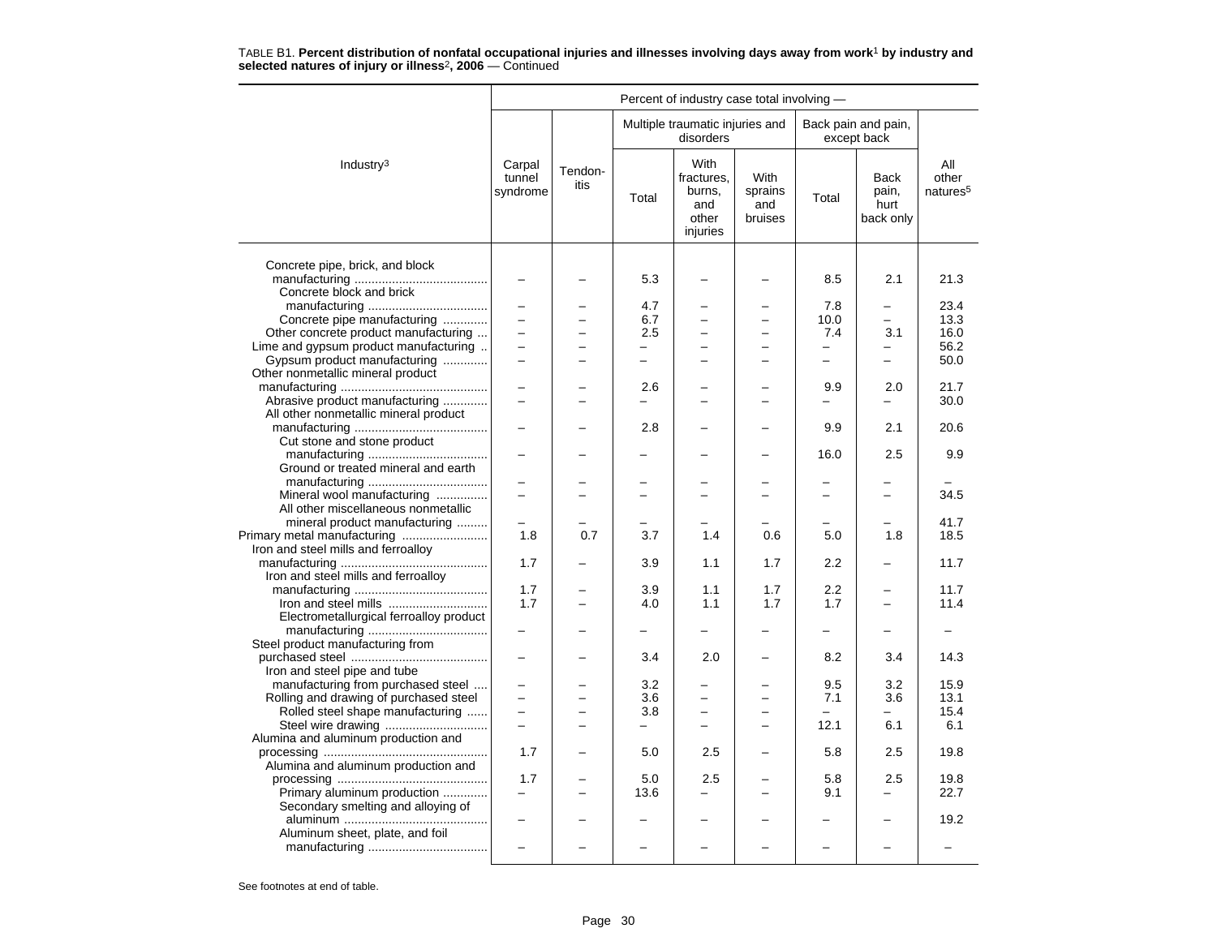TABLE B1. **Percent distribution of nonfatal occupational injuries and illnesses involving days away from work[1] by industry and selected natures of injury or illness[2], 2006** — Continued

| Industry[3] | Percent of industry case total involving — | | | | | | | |
|---|---|---|---|---|---|---|---|---|
| | Carpal tunnel syndrome | Tendon-itis | Multiple traumatic injuries and disorders | | | Back pain and pain, except back | | All other natures[5] |
| | | | Total | With fractures, burns, and other injuries | With sprains and bruises | Total | Back pain, hurt back only | |
| Concrete pipe, brick, and block manufacturing | – | – | 5.3 | – | – | 8.5 | 2.1 | 21.3 |
| Concrete block and brick manufacturing | – | – | 4.7 | – | – | 7.8 | – | 23.4 |
| Concrete pipe manufacturing | – | – | 6.7 | – | – | 10.0 | – | 13.3 |
| Other concrete product manufacturing | – | – | 2.5 | – | – | 7.4 | 3.1 | 16.0 |
| Lime and gypsum product manufacturing | – | – | – | – | – | – | – | 56.2 |
| Gypsum product manufacturing | – | – | – | – | – | – | – | 50.0 |
| Other nonmetallic mineral product manufacturing | – | – | 2.6 | – | – | 9.9 | 2.0 | 21.7 |
| Abrasive product manufacturing | – | – | – | – | – | – | – | 30.0 |
| All other nonmetallic mineral product manufacturing | – | – | 2.8 | – | – | 9.9 | 2.1 | 20.6 |
| Cut stone and stone product manufacturing | – | – | – | – | – | 16.0 | 2.5 | 9.9 |
| Ground or treated mineral and earth manufacturing | – | – | – | – | – | – | – | – |
| Mineral wool manufacturing | – | – | – | – | – | – | – | 34.5 |
| All other miscellaneous nonmetallic mineral product manufacturing | – | – | – | – | – | – | – | 41.7 |
| Primary metal manufacturing | 1.8 | 0.7 | 3.7 | 1.4 | 0.6 | 5.0 | 1.8 | 18.5 |
| Iron and steel mills and ferroalloy manufacturing | 1.7 | – | 3.9 | 1.1 | 1.7 | 2.2 | – | 11.7 |
| Iron and steel mills and ferroalloy manufacturing | 1.7 | – | 3.9 | 1.1 | 1.7 | 2.2 | – | 11.7 |
| Iron and steel mills | 1.7 | – | 4.0 | 1.1 | 1.7 | 1.7 | – | 11.4 |
| Electrometallurgical ferroalloy product manufacturing | – | – | – | – | – | – | – | – |
| Steel product manufacturing from purchased steel | – | – | 3.4 | 2.0 | – | 8.2 | 3.4 | 14.3 |
| Iron and steel pipe and tube manufacturing from purchased steel | – | – | 3.2 | – | – | 9.5 | 3.2 | 15.9 |
| Rolling and drawing of purchased steel | – | – | 3.6 | – | – | 7.1 | 3.6 | 13.1 |
| Rolled steel shape manufacturing | – | – | 3.8 | – | – | – | – | 15.4 |
| Steel wire drawing | – | – | – | – | – | 12.1 | 6.1 | 6.1 |
| Alumina and aluminum production and processing | 1.7 | – | 5.0 | 2.5 | – | 5.8 | 2.5 | 19.8 |
| Alumina and aluminum production and processing | 1.7 | – | 5.0 | 2.5 | – | 5.8 | 2.5 | 19.8 |
| Primary aluminum production | – | – | 13.6 | – | – | 9.1 | – | 22.7 |
| Secondary smelting and alloying of aluminum | – | – | – | – | – | – | – | 19.2 |
| Aluminum sheet, plate, and foil manufacturing | – | – | – | – | – | – | – | – |

See footnotes at end of table.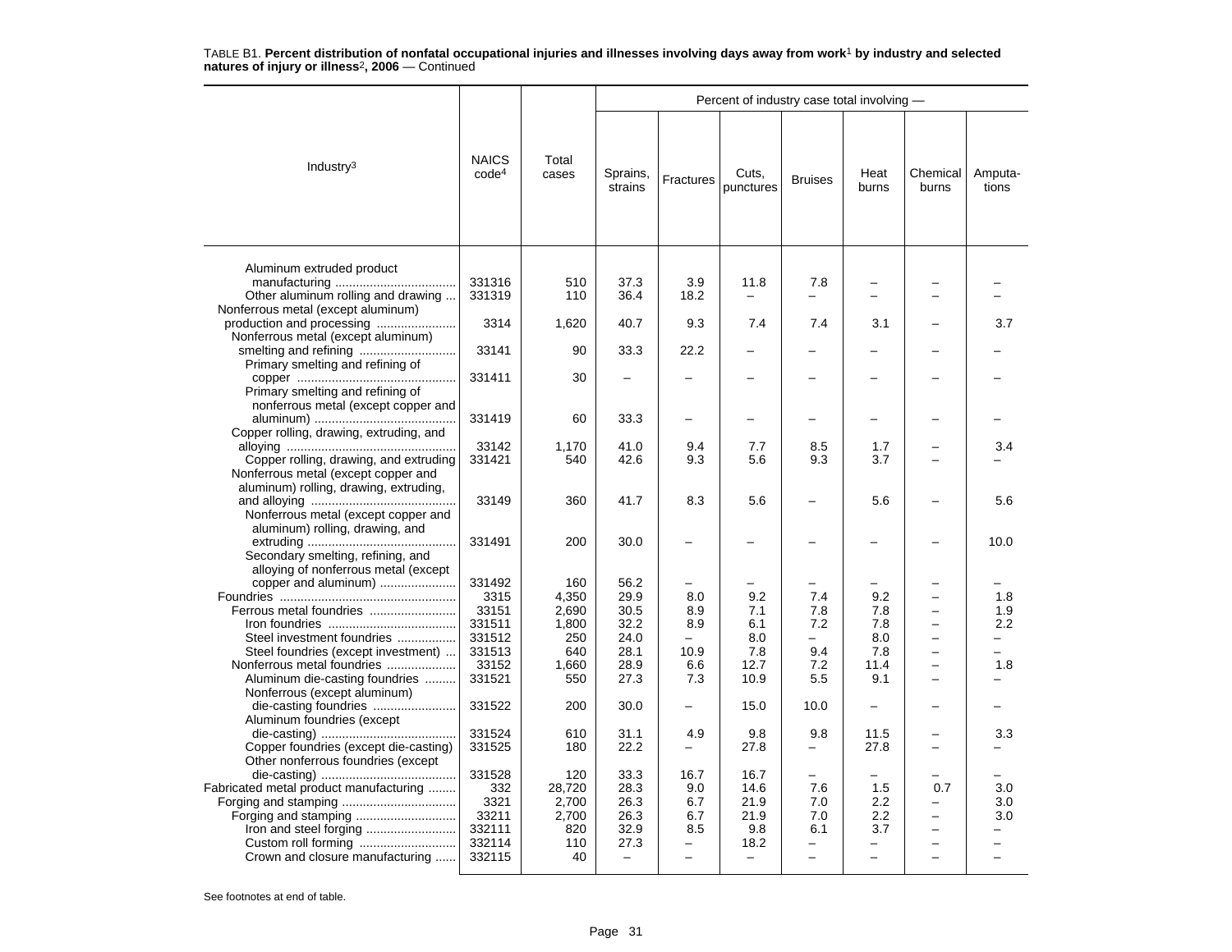TABLE B1. **Percent distribution of nonfatal occupational injuries and illnesses involving days away from work**[1] **by industry and selected natures of injury or illness**[2]**, 2006** — Continued

| Industry[3] | NAICS code[4] | Total cases | Percent of industry case total involving — | | | | | | |
|---|---|---|---|---|---|---|---|---|---|
| | | | Sprains, strains | Fractures | Cuts, punctures | Bruises | Heat burns | Chemical burns | Amputa-tions |
| Aluminum extruded product manufacturing | 331316 | 510 | 37.3 | 3.9 | 11.8 | 7.8 | – | – | – |
| Other aluminum rolling and drawing | 331319 | 110 | 36.4 | 18.2 | – | – | – | – | – |
| Nonferrous metal (except aluminum) production and processing | 3314 | 1,620 | 40.7 | 9.3 | 7.4 | 7.4 | 3.1 | – | 3.7 |
| Nonferrous metal (except aluminum) smelting and refining | 33141 | 90 | 33.3 | 22.2 | – | – | – | – | – |
| Primary smelting and refining of copper | 331411 | 30 | – | – | – | – | – | – | – |
| Primary smelting and refining of nonferrous metal (except copper and aluminum) | 331419 | 60 | 33.3 | – | – | – | – | – | – |
| Copper rolling, drawing, extruding, and alloying | 33142 | 1,170 | 41.0 | 9.4 | 7.7 | 8.5 | 1.7 | – | 3.4 |
| Copper rolling, drawing, and extruding | 331421 | 540 | 42.6 | 9.3 | 5.6 | 9.3 | 3.7 | – | – |
| Nonferrous metal (except copper and aluminum) rolling, drawing, extruding, and alloying | 33149 | 360 | 41.7 | 8.3 | 5.6 | – | 5.6 | – | 5.6 |
| Nonferrous metal (except copper and aluminum) rolling, drawing, and extruding | 331491 | 200 | 30.0 | – | – | – | – | – | 10.0 |
| Secondary smelting, refining, and alloying of nonferrous metal (except copper and aluminum) | 331492 | 160 | 56.2 | – | – | – | – | – | – |
| Foundries | 3315 | 4,350 | 29.9 | 8.0 | 9.2 | 7.4 | 9.2 | – | 1.8 |
| Ferrous metal foundries | 33151 | 2,690 | 30.5 | 8.9 | 7.1 | 7.8 | 7.8 | – | 1.9 |
| Iron foundries | 331511 | 1,800 | 32.2 | 8.9 | 6.1 | 7.2 | 7.8 | – | 2.2 |
| Steel investment foundries | 331512 | 250 | 24.0 | – | 8.0 | – | 8.0 | – | – |
| Steel foundries (except investment) | 331513 | 640 | 28.1 | 10.9 | 7.8 | 9.4 | 7.8 | – | – |
| Nonferrous metal foundries | 33152 | 1,660 | 28.9 | 6.6 | 12.7 | 7.2 | 11.4 | – | 1.8 |
| Aluminum die-casting foundries | 331521 | 550 | 27.3 | 7.3 | 10.9 | 5.5 | 9.1 | – | – |
| Nonferrous (except aluminum) die-casting foundries | 331522 | 200 | 30.0 | – | 15.0 | 10.0 | – | – | – |
| Aluminum foundries (except die-casting) | 331524 | 610 | 31.1 | 4.9 | 9.8 | 9.8 | 11.5 | – | 3.3 |
| Copper foundries (except die-casting) | 331525 | 180 | 22.2 | – | 27.8 | – | 27.8 | – | – |
| Other nonferrous foundries (except die-casting) | 331528 | 120 | 33.3 | 16.7 | 16.7 | – | – | – | – |
| Fabricated metal product manufacturing | 332 | 28,720 | 28.3 | 9.0 | 14.6 | 7.6 | 1.5 | 0.7 | 3.0 |
| Forging and stamping | 3321 | 2,700 | 26.3 | 6.7 | 21.9 | 7.0 | 2.2 | – | 3.0 |
| Forging and stamping | 33211 | 2,700 | 26.3 | 6.7 | 21.9 | 7.0 | 2.2 | – | 3.0 |
| Iron and steel forging | 332111 | 820 | 32.9 | 8.5 | 9.8 | 6.1 | 3.7 | – | – |
| Custom roll forming | 332114 | 110 | 27.3 | – | 18.2 | – | – | – | – |
| Crown and closure manufacturing | 332115 | 40 | – | – | – | – | – | – | – |

See footnotes at end of table.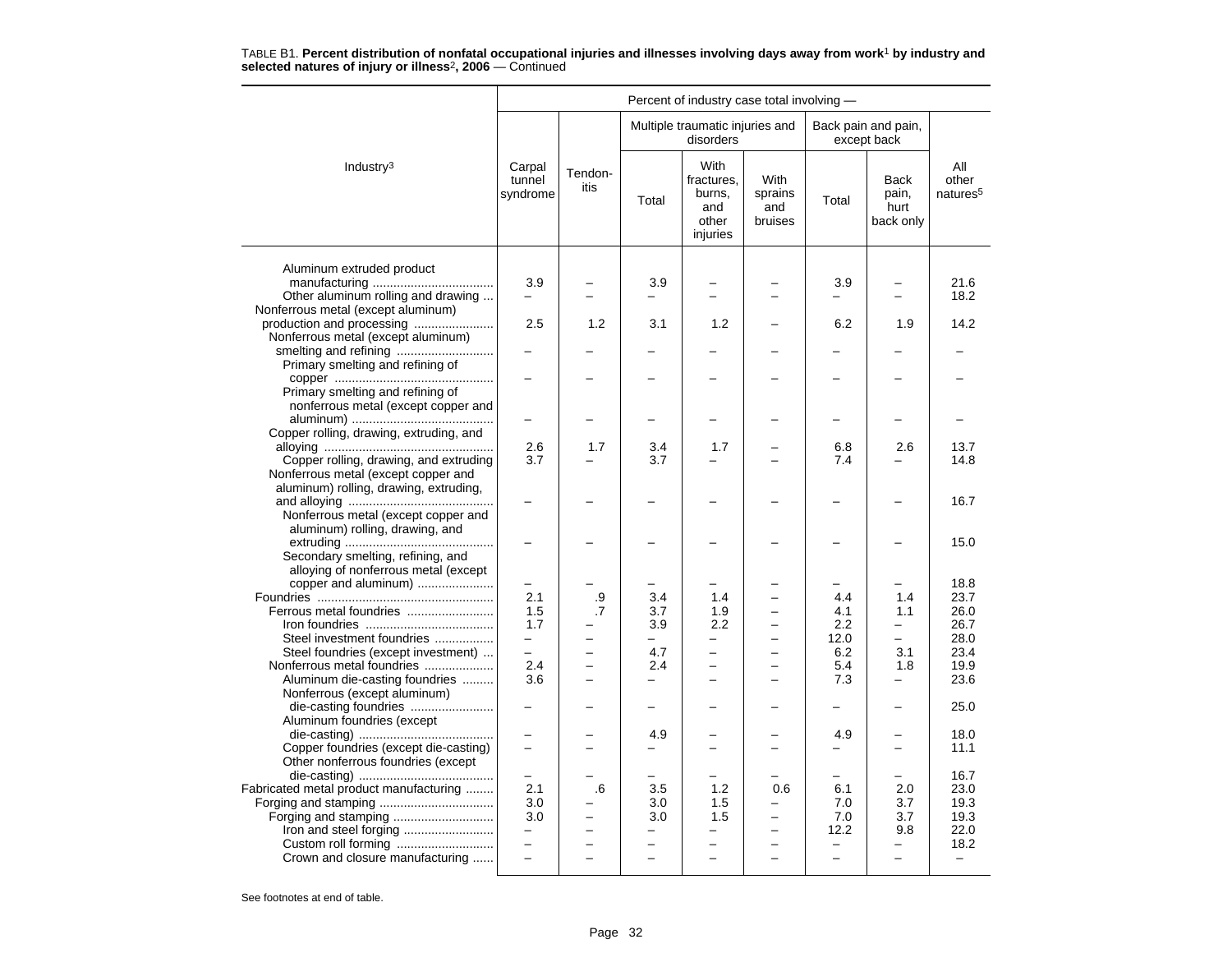TABLE B1. **Percent distribution of nonfatal occupational injuries and illnesses involving days away from work**[1] **by industry and selected natures of injury or illness**[2]**, 2006** — Continued

| Industry[3] | Carpal tunnel syndrome | Tendon-itis | Multiple traumatic injuries and disorders: Total | Multiple traumatic injuries and disorders: With fractures, burns, and other injuries | Multiple traumatic injuries and disorders: With sprains and bruises | Back pain and pain, except back: Total | Back pain and pain, except back: Back pain, hurt back only | All other natures[5] |
|---|---|---|---|---|---|---|---|---|
| Aluminum extruded product manufacturing | 3.9 | – | 3.9 | – | – | 3.9 | – | 21.6 |
| Other aluminum rolling and drawing | – | – | – | – | – | – | – | 18.2 |
| Nonferrous metal (except aluminum) production and processing | 2.5 | 1.2 | 3.1 | 1.2 | – | 6.2 | 1.9 | 14.2 |
| Nonferrous metal (except aluminum) smelting and refining | – | – | – | – | – | – | – | – |
| Primary smelting and refining of copper | – | – | – | – | – | – | – | – |
| Primary smelting and refining of nonferrous metal (except copper and aluminum) | – | – | – | – | – | – | – | – |
| Copper rolling, drawing, extruding, and alloying | 2.6 | 1.7 | 3.4 | 1.7 | – | 6.8 | 2.6 | 13.7 |
| Copper rolling, drawing, and extruding | 3.7 | – | 3.7 | – | – | 7.4 | – | 14.8 |
| Nonferrous metal (except copper and aluminum) rolling, drawing, extruding, and alloying | – | – | – | – | – | – | – | 16.7 |
| Nonferrous metal (except copper and aluminum) rolling, drawing, and extruding | – | – | – | – | – | – | – | 15.0 |
| Secondary smelting, refining, and alloying of nonferrous metal (except copper and aluminum) | – | – | – | – | – | – | – | 18.8 |
| Foundries | 2.1 | .9 | 3.4 | 1.4 | – | 4.4 | 1.4 | 23.7 |
| Ferrous metal foundries | 1.5 | .7 | 3.7 | 1.9 | – | 4.1 | 1.1 | 26.0 |
| Iron foundries | 1.7 | – | 3.9 | 2.2 | – | 2.2 | – | 26.7 |
| Steel investment foundries | – | – | – | – | – | 12.0 | – | 28.0 |
| Steel foundries (except investment) | – | – | 4.7 | – | – | 6.2 | 3.1 | 23.4 |
| Nonferrous metal foundries | 2.4 | – | 2.4 | – | – | 5.4 | 1.8 | 19.9 |
| Aluminum die-casting foundries | 3.6 | – | – | – | – | 7.3 | – | 23.6 |
| Nonferrous (except aluminum) die-casting foundries | – | – | – | – | – | – | – | 25.0 |
| Aluminum foundries (except die-casting) | – | – | 4.9 | – | – | 4.9 | – | 18.0 |
| Copper foundries (except die-casting) | – | – | – | – | – | – | – | 11.1 |
| Other nonferrous foundries (except die-casting) | – | – | – | – | – | – | – | 16.7 |
| Fabricated metal product manufacturing | 2.1 | .6 | 3.5 | 1.2 | 0.6 | 6.1 | 2.0 | 23.0 |
| Forging and stamping | 3.0 | – | 3.0 | 1.5 | – | 7.0 | 3.7 | 19.3 |
| Forging and stamping | 3.0 | – | 3.0 | 1.5 | – | 7.0 | 3.7 | 19.3 |
| Iron and steel forging | – | – | – | – | – | 12.2 | 9.8 | 22.0 |
| Custom roll forming | – | – | – | – | – | – | – | 18.2 |
| Crown and closure manufacturing | – | – | – | – | – | – | – | – |

See footnotes at end of table.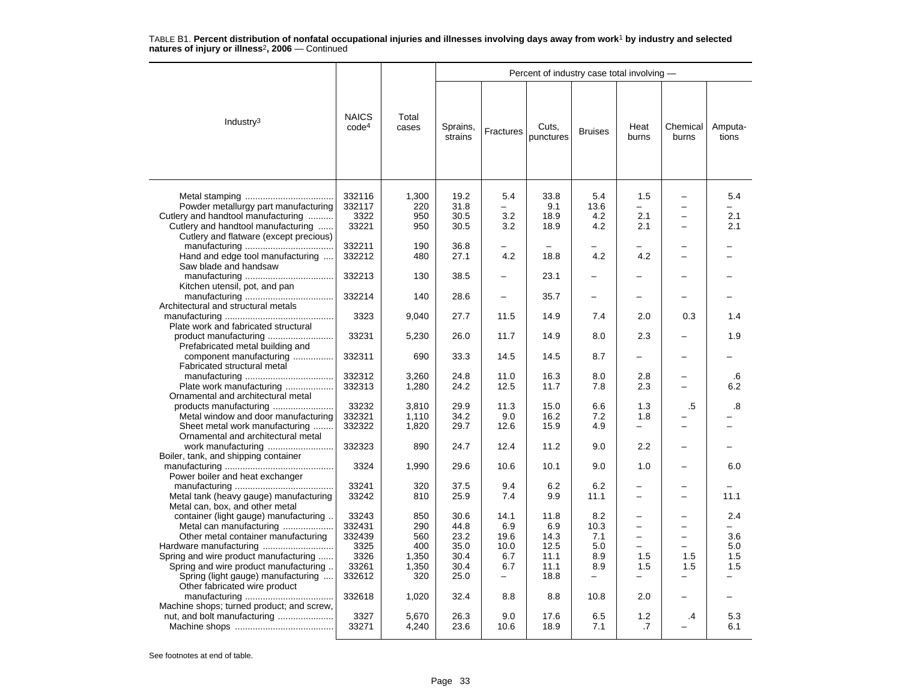TABLE B1. **Percent distribution of nonfatal occupational injuries and illnesses involving days away from work[1] by industry and selected natures of injury or illness[2], 2006** — Continued

| Industry[3] | NAICS code[4] | Total cases | Percent of industry case total involving — | | | | | | |
|---|---|---|---|---|---|---|---|---|---|
| | | | Sprains, strains | Fractures | Cuts, punctures | Bruises | Heat burns | Chemical burns | Amputa-tions |
| Metal stamping | 332116 | 1,300 | 19.2 | 5.4 | 33.8 | 5.4 | 1.5 | – | 5.4 |
| Powder metallurgy part manufacturing | 332117 | 220 | 31.8 | – | 9.1 | 13.6 | – | – | – |
| Cutlery and handtool manufacturing | 3322 | 950 | 30.5 | 3.2 | 18.9 | 4.2 | 2.1 | – | 2.1 |
| Cutlery and handtool manufacturing | 33221 | 950 | 30.5 | 3.2 | 18.9 | 4.2 | 2.1 | – | 2.1 |
| Cutlery and flatware (except precious) manufacturing | 332211 | 190 | 36.8 | – | – | – | – | – | – |
| Hand and edge tool manufacturing | 332212 | 480 | 27.1 | 4.2 | 18.8 | 4.2 | 4.2 | – | – |
| Saw blade and handsaw manufacturing | 332213 | 130 | 38.5 | – | 23.1 | – | – | – | – |
| Kitchen utensil, pot, and pan manufacturing | 332214 | 140 | 28.6 | – | 35.7 | – | – | – | – |
| Architectural and structural metals manufacturing | 3323 | 9,040 | 27.7 | 11.5 | 14.9 | 7.4 | 2.0 | 0.3 | 1.4 |
| Plate work and fabricated structural product manufacturing | 33231 | 5,230 | 26.0 | 11.7 | 14.9 | 8.0 | 2.3 | – | 1.9 |
| Prefabricated metal building and component manufacturing | 332311 | 690 | 33.3 | 14.5 | 14.5 | 8.7 | – | – | – |
| Fabricated structural metal manufacturing | 332312 | 3,260 | 24.8 | 11.0 | 16.3 | 8.0 | 2.8 | – | .6 |
| Plate work manufacturing | 332313 | 1,280 | 24.2 | 12.5 | 11.7 | 7.8 | 2.3 | – | 6.2 |
| Ornamental and architectural metal products manufacturing | 33232 | 3,810 | 29.9 | 11.3 | 15.0 | 6.6 | 1.3 | .5 | .8 |
| Metal window and door manufacturing | 332321 | 1,110 | 34.2 | 9.0 | 16.2 | 7.2 | 1.8 | – | – |
| Sheet metal work manufacturing | 332322 | 1,820 | 29.7 | 12.6 | 15.9 | 4.9 | – | – | – |
| Ornamental and architectural metal work manufacturing | 332323 | 890 | 24.7 | 12.4 | 11.2 | 9.0 | 2.2 | – | – |
| Boiler, tank, and shipping container manufacturing | 3324 | 1,990 | 29.6 | 10.6 | 10.1 | 9.0 | 1.0 | – | 6.0 |
| Power boiler and heat exchanger manufacturing | 33241 | 320 | 37.5 | 9.4 | 6.2 | 6.2 | – | – | – |
| Metal tank (heavy gauge) manufacturing | 33242 | 810 | 25.9 | 7.4 | 9.9 | 11.1 | – | – | 11.1 |
| Metal can, box, and other metal container (light gauge) manufacturing | 33243 | 850 | 30.6 | 14.1 | 11.8 | 8.2 | – | – | 2.4 |
| Metal can manufacturing | 332431 | 290 | 44.8 | 6.9 | 6.9 | 10.3 | – | – | – |
| Other metal container manufacturing | 332439 | 560 | 23.2 | 19.6 | 14.3 | 7.1 | – | – | 3.6 |
| Hardware manufacturing | 3325 | 400 | 35.0 | 10.0 | 12.5 | 5.0 | – | – | 5.0 |
| Spring and wire product manufacturing | 3326 | 1,350 | 30.4 | 6.7 | 11.1 | 8.9 | 1.5 | 1.5 | 1.5 |
| Spring and wire product manufacturing | 33261 | 1,350 | 30.4 | 6.7 | 11.1 | 8.9 | 1.5 | 1.5 | 1.5 |
| Spring (light gauge) manufacturing | 332612 | 320 | 25.0 | – | 18.8 | – | – | – | – |
| Other fabricated wire product manufacturing | 332618 | 1,020 | 32.4 | 8.8 | 8.8 | 10.8 | 2.0 | – | – |
| Machine shops; turned product; and screw, nut, and bolt manufacturing | 3327 | 5,670 | 26.3 | 9.0 | 17.6 | 6.5 | 1.2 | .4 | 5.3 |
| Machine shops | 33271 | 4,240 | 23.6 | 10.6 | 18.9 | 7.1 | .7 | – | 6.1 |

See footnotes at end of table.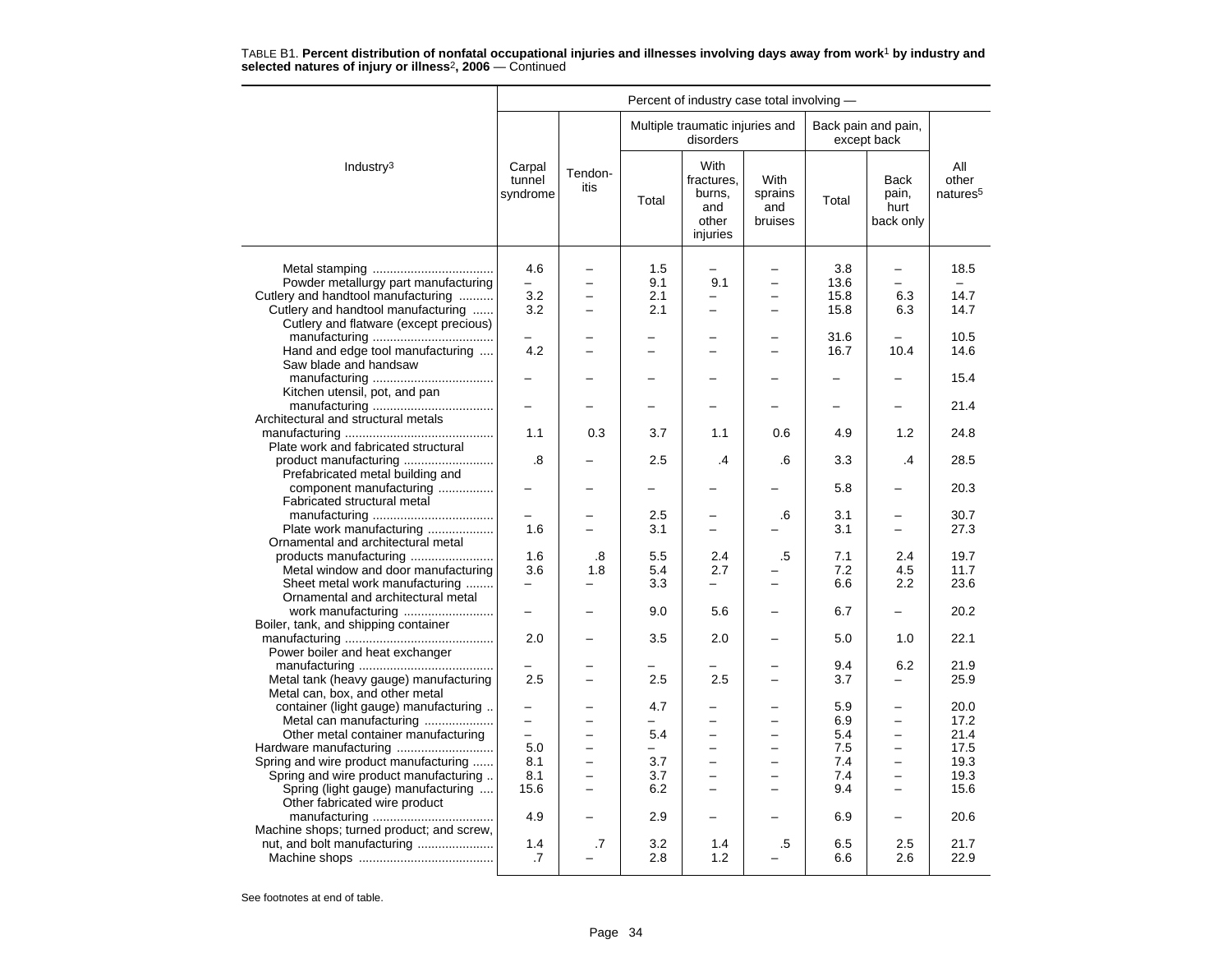TABLE B1. **Percent distribution of nonfatal occupational injuries and illnesses involving days away from work**[1] **by industry and selected natures of injury or illness**[2]**, 2006** — Continued

| Industry[3] | Percent of industry case total involving — | | | | | | | |
|---|---|---|---|---|---|---|---|---|
| | Carpal tunnel syndrome | Tendon-itis | Multiple traumatic injuries and disorders | | | Back pain and pain, except back | | All other natures[5] |
| | | | Total | With fractures, burns, and other injuries | With sprains and bruises | Total | Back pain, hurt back only | |
| Metal stamping | 4.6 | – | 1.5 | – | – | 3.8 | – | 18.5 |
| Powder metallurgy part manufacturing | – | – | 9.1 | 9.1 | – | 13.6 | – | – |
| Cutlery and handtool manufacturing | 3.2 | – | 2.1 | – | – | 15.8 | 6.3 | 14.7 |
| Cutlery and handtool manufacturing | 3.2 | – | 2.1 | – | – | 15.8 | 6.3 | 14.7 |
| Cutlery and flatware (except precious) manufacturing | – | – | – | – | – | 31.6 | – | 10.5 |
| Hand and edge tool manufacturing | 4.2 | – | – | – | – | 16.7 | 10.4 | 14.6 |
| Saw blade and handsaw manufacturing | – | – | – | – | – | – | – | 15.4 |
| Kitchen utensil, pot, and pan manufacturing | – | – | – | – | – | – | – | 21.4 |
| Architectural and structural metals manufacturing | 1.1 | 0.3 | 3.7 | 1.1 | 0.6 | 4.9 | 1.2 | 24.8 |
| Plate work and fabricated structural product manufacturing | .8 | – | 2.5 | .4 | .6 | 3.3 | .4 | 28.5 |
| Prefabricated metal building and component manufacturing | – | – | – | – | – | 5.8 | – | 20.3 |
| Fabricated structural metal manufacturing | – | – | 2.5 | – | .6 | 3.1 | – | 30.7 |
| Plate work manufacturing | 1.6 | – | 3.1 | – | – | 3.1 | – | 27.3 |
| Ornamental and architectural metal products manufacturing | 1.6 | .8 | 5.5 | 2.4 | .5 | 7.1 | 2.4 | 19.7 |
| Metal window and door manufacturing | 3.6 | 1.8 | 5.4 | 2.7 | – | 7.2 | 4.5 | 11.7 |
| Sheet metal work manufacturing | – | – | 3.3 | – | – | 6.6 | 2.2 | 23.6 |
| Ornamental and architectural metal work manufacturing | – | – | 9.0 | 5.6 | – | 6.7 | – | 20.2 |
| Boiler, tank, and shipping container manufacturing | 2.0 | – | 3.5 | 2.0 | – | 5.0 | 1.0 | 22.1 |
| Power boiler and heat exchanger manufacturing | – | – | – | – | – | 9.4 | 6.2 | 21.9 |
| Metal tank (heavy gauge) manufacturing | 2.5 | – | 2.5 | 2.5 | – | 3.7 | – | 25.9 |
| Metal can, box, and other metal container (light gauge) manufacturing | – | – | 4.7 | – | – | 5.9 | – | 20.0 |
| Metal can manufacturing | – | – | – | – | – | 6.9 | – | 17.2 |
| Other metal container manufacturing | – | – | 5.4 | – | – | 5.4 | – | 21.4 |
| Hardware manufacturing | 5.0 | – | – | – | – | 7.5 | – | 17.5 |
| Spring and wire product manufacturing | 8.1 | – | 3.7 | – | – | 7.4 | – | 19.3 |
| Spring and wire product manufacturing | 8.1 | – | 3.7 | – | – | 7.4 | – | 19.3 |
| Spring (light gauge) manufacturing | 15.6 | – | 6.2 | – | – | 9.4 | – | 15.6 |
| Other fabricated wire product manufacturing | 4.9 | – | 2.9 | – | – | 6.9 | – | 20.6 |
| Machine shops; turned product; and screw, nut, and bolt manufacturing | 1.4 | .7 | 3.2 | 1.4 | .5 | 6.5 | 2.5 | 21.7 |
| Machine shops | .7 | – | 2.8 | 1.2 | – | 6.6 | 2.6 | 22.9 |

See footnotes at end of table.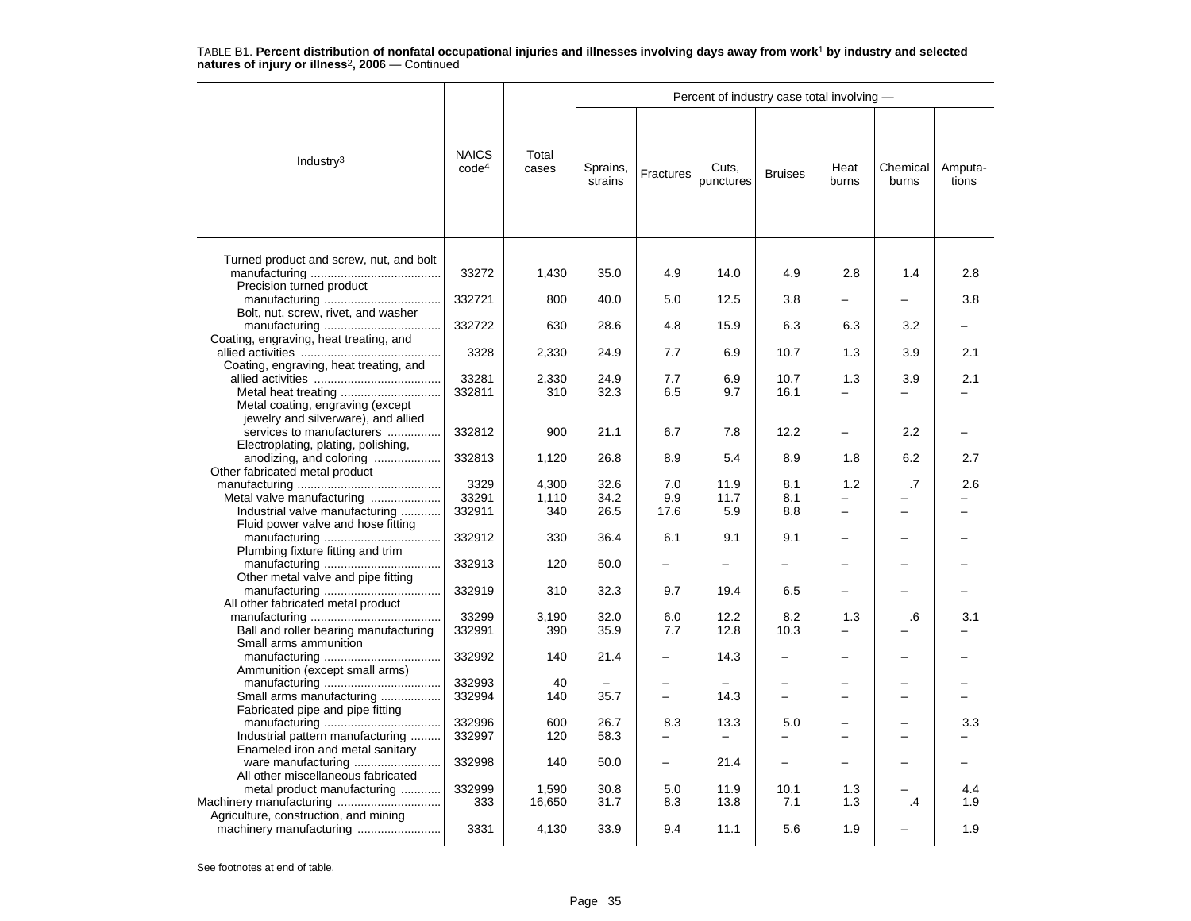TABLE B1. **Percent distribution of nonfatal occupational injuries and illnesses involving days away from work[1] by industry and selected natures of injury or illness[2], 2006** — Continued

| Industry[3] | NAICS code[4] | Total cases | Percent of industry case total involving — Sprains, strains | Fractures | Cuts, punctures | Bruises | Heat burns | Chemical burns | Amputa-tions |
|---|---|---|---|---|---|---|---|---|---|
| Turned product and screw, nut, and bolt manufacturing | 33272 | 1,430 | 35.0 | 4.9 | 14.0 | 4.9 | 2.8 | 1.4 | 2.8 |
| Precision turned product manufacturing | 332721 | 800 | 40.0 | 5.0 | 12.5 | 3.8 | – | – | 3.8 |
| Bolt, nut, screw, rivet, and washer manufacturing | 332722 | 630 | 28.6 | 4.8 | 15.9 | 6.3 | 6.3 | 3.2 | – |
| Coating, engraving, heat treating, and allied activities | 3328 | 2,330 | 24.9 | 7.7 | 6.9 | 10.7 | 1.3 | 3.9 | 2.1 |
| Coating, engraving, heat treating, and allied activities | 33281 | 2,330 | 24.9 | 7.7 | 6.9 | 10.7 | 1.3 | 3.9 | 2.1 |
| Metal heat treating | 332811 | 310 | 32.3 | 6.5 | 9.7 | 16.1 | – | – | – |
| Metal coating, engraving (except jewelry and silverware), and allied services to manufacturers | 332812 | 900 | 21.1 | 6.7 | 7.8 | 12.2 | – | 2.2 | – |
| Electroplating, plating, polishing, anodizing, and coloring | 332813 | 1,120 | 26.8 | 8.9 | 5.4 | 8.9 | 1.8 | 6.2 | 2.7 |
| Other fabricated metal product manufacturing | 3329 | 4,300 | 32.6 | 7.0 | 11.9 | 8.1 | 1.2 | .7 | 2.6 |
| Metal valve manufacturing | 33291 | 1,110 | 34.2 | 9.9 | 11.7 | 8.1 | – | – | – |
| Industrial valve manufacturing | 332911 | 340 | 26.5 | 17.6 | 5.9 | 8.8 | – | – | – |
| Fluid power valve and hose fitting manufacturing | 332912 | 330 | 36.4 | 6.1 | 9.1 | 9.1 | – | – | – |
| Plumbing fixture fitting and trim manufacturing | 332913 | 120 | 50.0 | – | – | – | – | – | – |
| Other metal valve and pipe fitting manufacturing | 332919 | 310 | 32.3 | 9.7 | 19.4 | 6.5 | – | – | – |
| All other fabricated metal product manufacturing | 33299 | 3,190 | 32.0 | 6.0 | 12.2 | 8.2 | 1.3 | .6 | 3.1 |
| Ball and roller bearing manufacturing | 332991 | 390 | 35.9 | 7.7 | 12.8 | 10.3 | – | – | – |
| Small arms ammunition manufacturing | 332992 | 140 | 21.4 | – | 14.3 | – | – | – | – |
| Ammunition (except small arms) manufacturing | 332993 | 40 | – | – | – | – | – | – | – |
| Small arms manufacturing | 332994 | 140 | 35.7 | – | 14.3 | – | – | – | – |
| Fabricated pipe and pipe fitting manufacturing | 332996 | 600 | 26.7 | 8.3 | 13.3 | 5.0 | – | – | 3.3 |
| Industrial pattern manufacturing | 332997 | 120 | 58.3 | – | – | – | – | – | – |
| Enameled iron and metal sanitary ware manufacturing | 332998 | 140 | 50.0 | – | 21.4 | – | – | – | – |
| All other miscellaneous fabricated metal product manufacturing | 332999 | 1,590 | 30.8 | 5.0 | 11.9 | 10.1 | 1.3 | – | 4.4 |
| Machinery manufacturing | 333 | 16,650 | 31.7 | 8.3 | 13.8 | 7.1 | 1.3 | .4 | 1.9 |
| Agriculture, construction, and mining machinery manufacturing | 3331 | 4,130 | 33.9 | 9.4 | 11.1 | 5.6 | 1.9 | – | 1.9 |

See footnotes at end of table.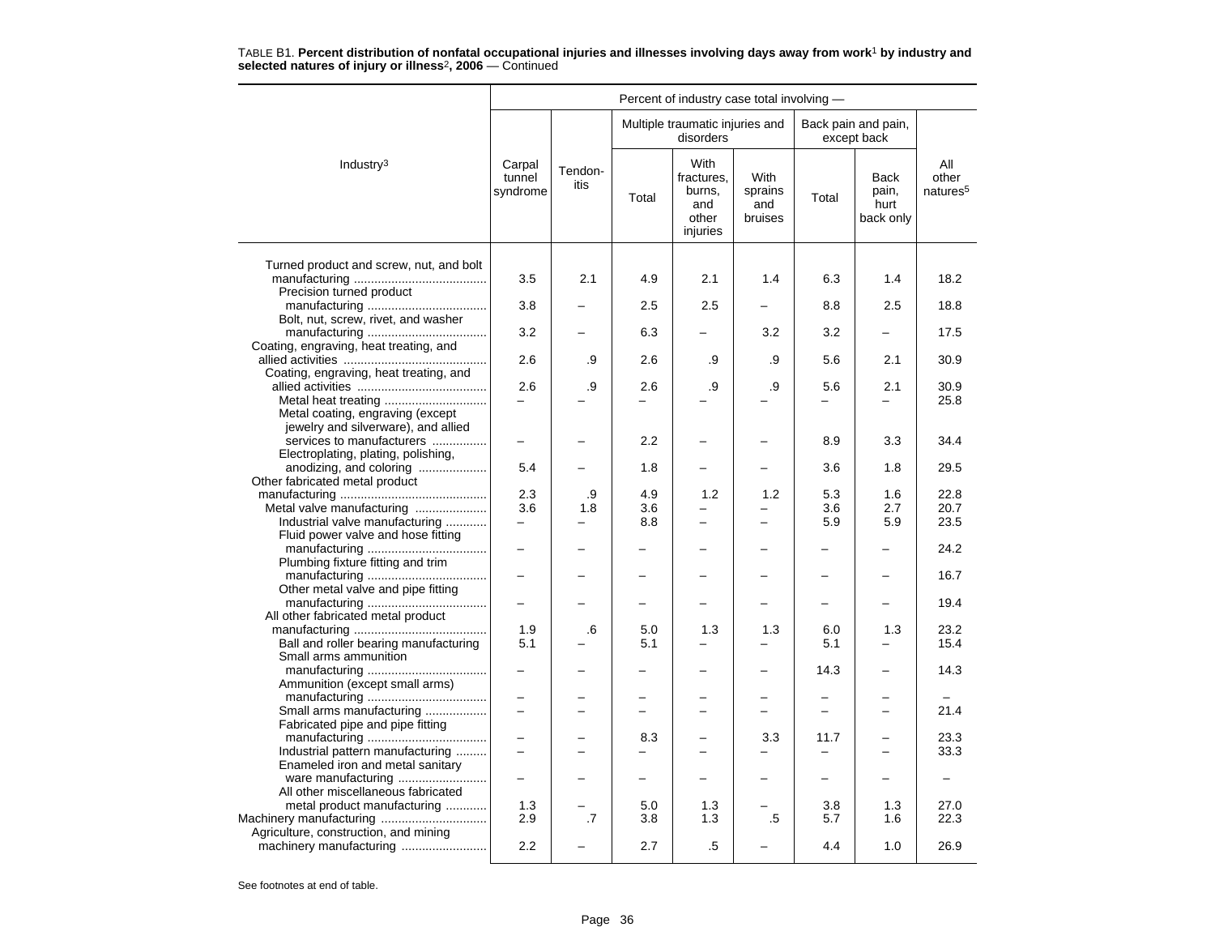TABLE B1. **Percent distribution of nonfatal occupational injuries and illnesses involving days away from work**[1] **by industry and selected natures of injury or illness**[2], **2006** — Continued

| Industry[3] | Percent of industry case total involving — | | | | | | | |
|---|---|---|---|---|---|---|---|---|
| | Carpal tunnel syndrome | Tendon-itis | Multiple traumatic injuries and disorders | | | Back pain and pain, except back | | All other natures[5] |
| | | | Total | With fractures, burns, and other injuries | With sprains and bruises | Total | Back pain, hurt back only | |
| Turned product and screw, nut, and bolt manufacturing | 3.5 | 2.1 | 4.9 | 2.1 | 1.4 | 6.3 | 1.4 | 18.2 |
| Precision turned product manufacturing | 3.8 | – | 2.5 | 2.5 | – | 8.8 | 2.5 | 18.8 |
| Bolt, nut, screw, rivet, and washer manufacturing | 3.2 | – | 6.3 | – | 3.2 | 3.2 | – | 17.5 |
| Coating, engraving, heat treating, and allied activities | 2.6 | .9 | 2.6 | .9 | .9 | 5.6 | 2.1 | 30.9 |
| Coating, engraving, heat treating, and allied activities | 2.6 | .9 | 2.6 | .9 | .9 | 5.6 | 2.1 | 30.9 |
| Metal heat treating | – | – | – | – | – | – | – | 25.8 |
| Metal coating, engraving (except jewelry and silverware), and allied services to manufacturers | – | – | 2.2 | – | – | 8.9 | 3.3 | 34.4 |
| Electroplating, plating, polishing, anodizing, and coloring | 5.4 | – | 1.8 | – | – | 3.6 | 1.8 | 29.5 |
| Other fabricated metal product manufacturing | 2.3 | .9 | 4.9 | 1.2 | 1.2 | 5.3 | 1.6 | 22.8 |
| Metal valve manufacturing | 3.6 | 1.8 | 3.6 | – | – | 3.6 | 2.7 | 20.7 |
| Industrial valve manufacturing | – | – | 8.8 | – | – | 5.9 | 5.9 | 23.5 |
| Fluid power valve and hose fitting manufacturing | – | – | – | – | – | – | – | 24.2 |
| Plumbing fixture fitting and trim manufacturing | – | – | – | – | – | – | – | 16.7 |
| Other metal valve and pipe fitting manufacturing | – | – | – | – | – | – | – | 19.4 |
| All other fabricated metal product manufacturing | 1.9 | .6 | 5.0 | 1.3 | 1.3 | 6.0 | 1.3 | 23.2 |
| Ball and roller bearing manufacturing | 5.1 | – | 5.1 | – | – | 5.1 | – | 15.4 |
| Small arms ammunition manufacturing | – | – | – | – | – | 14.3 | – | 14.3 |
| Ammunition (except small arms) manufacturing | – | – | – | – | – | – | – | – |
| Small arms manufacturing | – | – | – | – | – | – | – | 21.4 |
| Fabricated pipe and pipe fitting manufacturing | – | – | 8.3 | – | 3.3 | 11.7 | – | 23.3 |
| Industrial pattern manufacturing | – | – | – | – | – | – | – | 33.3 |
| Enameled iron and metal sanitary ware manufacturing | – | – | – | – | – | – | – | – |
| All other miscellaneous fabricated metal product manufacturing | 1.3 | – | 5.0 | 1.3 | – | 3.8 | 1.3 | 27.0 |
| Machinery manufacturing | 2.9 | .7 | 3.8 | 1.3 | .5 | 5.7 | 1.6 | 22.3 |
| Agriculture, construction, and mining machinery manufacturing | 2.2 | – | 2.7 | .5 | – | 4.4 | 1.0 | 26.9 |

See footnotes at end of table.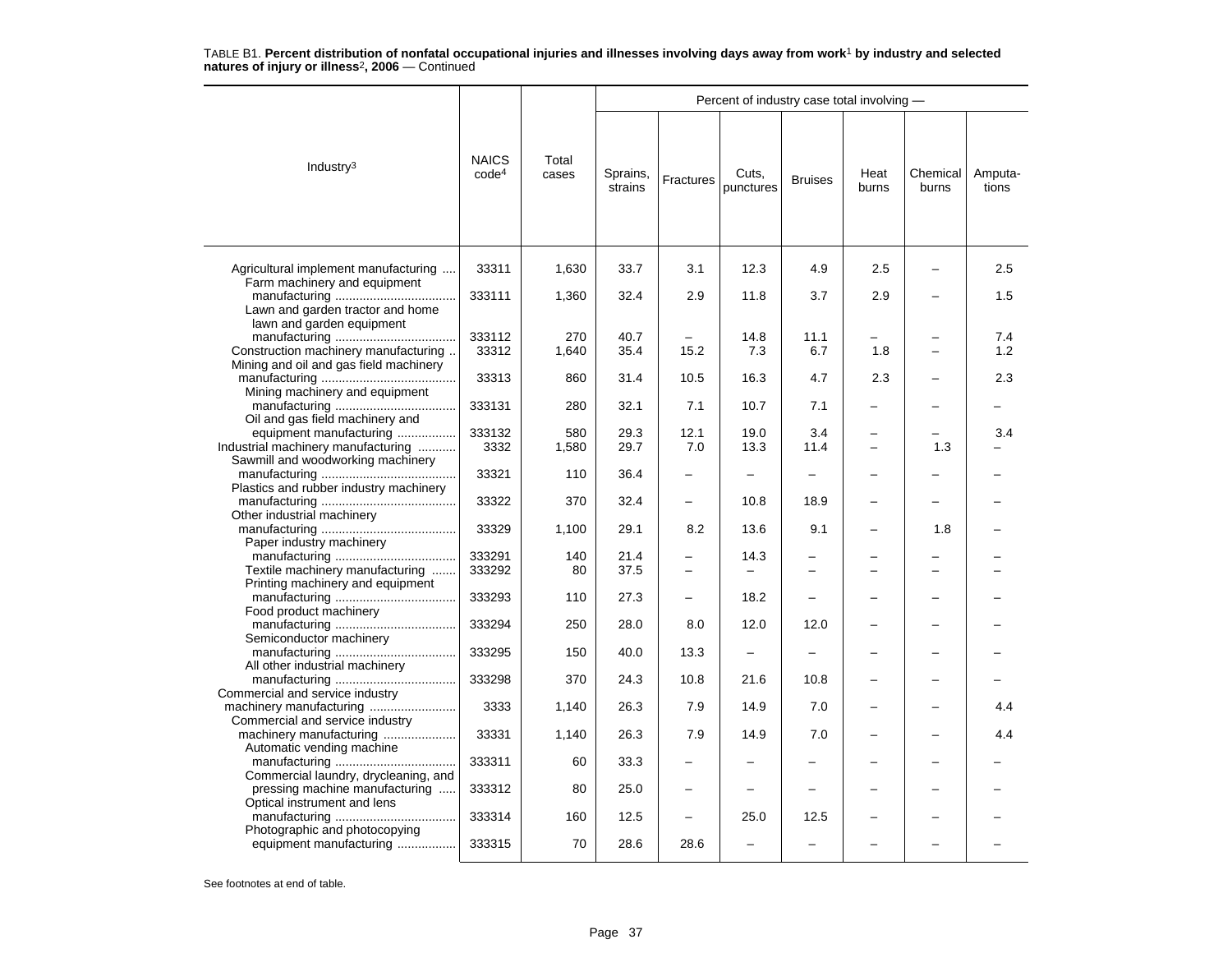TABLE B1. **Percent distribution of nonfatal occupational injuries and illnesses involving days away from work[1] by industry and selected natures of injury or illness[2], 2006** — Continued

| Industry[3] | NAICS code[4] | Total cases | Percent of industry case total involving — | | | | | | |
|---|---|---|---|---|---|---|---|---|---|
| | | | Sprains, strains | Fractures | Cuts, punctures | Bruises | Heat burns | Chemical burns | Amputa-tions |
| Agricultural implement manufacturing | 33311 | 1,630 | 33.7 | 3.1 | 12.3 | 4.9 | 2.5 | – | 2.5 |
| Farm machinery and equipment manufacturing | 333111 | 1,360 | 32.4 | 2.9 | 11.8 | 3.7 | 2.9 | – | 1.5 |
| Lawn and garden tractor and home lawn and garden equipment manufacturing | 333112 | 270 | 40.7 | – | 14.8 | 11.1 | – | – | 7.4 |
| Construction machinery manufacturing | 33312 | 1,640 | 35.4 | 15.2 | 7.3 | 6.7 | 1.8 | – | 1.2 |
| Mining and oil and gas field machinery manufacturing | 33313 | 860 | 31.4 | 10.5 | 16.3 | 4.7 | 2.3 | – | 2.3 |
| Mining machinery and equipment manufacturing | 333131 | 280 | 32.1 | 7.1 | 10.7 | 7.1 | – | – | – |
| Oil and gas field machinery and equipment manufacturing | 333132 | 580 | 29.3 | 12.1 | 19.0 | 3.4 | – | – | 3.4 |
| Industrial machinery manufacturing | 3332 | 1,580 | 29.7 | 7.0 | 13.3 | 11.4 | – | 1.3 | – |
| Sawmill and woodworking machinery manufacturing | 33321 | 110 | 36.4 | – | – | – | – | – | – |
| Plastics and rubber industry machinery manufacturing | 33322 | 370 | 32.4 | – | 10.8 | 18.9 | – | – | – |
| Other industrial machinery manufacturing | 33329 | 1,100 | 29.1 | 8.2 | 13.6 | 9.1 | – | 1.8 | – |
| Paper industry machinery manufacturing | 333291 | 140 | 21.4 | – | 14.3 | – | – | – | – |
| Textile machinery manufacturing | 333292 | 80 | 37.5 | – | – | – | – | – | – |
| Printing machinery and equipment manufacturing | 333293 | 110 | 27.3 | – | 18.2 | – | – | – | – |
| Food product machinery manufacturing | 333294 | 250 | 28.0 | 8.0 | 12.0 | 12.0 | – | – | – |
| Semiconductor machinery manufacturing | 333295 | 150 | 40.0 | 13.3 | – | – | – | – | – |
| All other industrial machinery manufacturing | 333298 | 370 | 24.3 | 10.8 | 21.6 | 10.8 | – | – | – |
| Commercial and service industry machinery manufacturing | 3333 | 1,140 | 26.3 | 7.9 | 14.9 | 7.0 | – | – | 4.4 |
| Commercial and service industry machinery manufacturing | 33331 | 1,140 | 26.3 | 7.9 | 14.9 | 7.0 | – | – | 4.4 |
| Automatic vending machine manufacturing | 333311 | 60 | 33.3 | – | – | – | – | – | – |
| Commercial laundry, drycleaning, and pressing machine manufacturing | 333312 | 80 | 25.0 | – | – | – | – | – | – |
| Optical instrument and lens manufacturing | 333314 | 160 | 12.5 | – | 25.0 | 12.5 | – | – | – |
| Photographic and photocopying equipment manufacturing | 333315 | 70 | 28.6 | 28.6 | – | – | – | – | – |

See footnotes at end of table.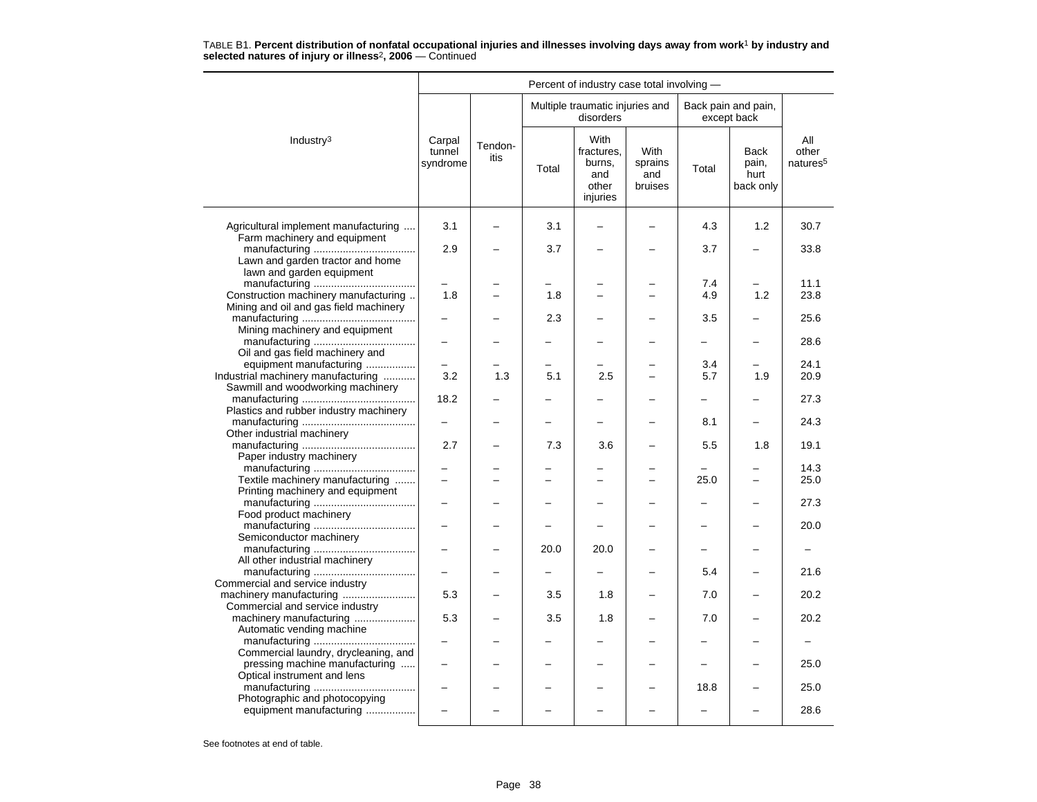TABLE B1. **Percent distribution of nonfatal occupational injuries and illnesses involving days away from work**[1] **by industry and selected natures of injury or illness**[2]**, 2006** — Continued

| Industry[3] | Percent of industry case total involving — | | | | | | | |
|---|---|---|---|---|---|---|---|---|
| | Carpal tunnel syndrome | Tendon-itis | Multiple traumatic injuries and disorders | | | Back pain and pain, except back | | All other natures[5] |
| | | | Total | With fractures, burns, and other injuries | With sprains and bruises | Total | Back pain, hurt back only | |
| Agricultural implement manufacturing | 3.1 | – | 3.1 | – | – | 4.3 | 1.2 | 30.7 |
| Farm machinery and equipment manufacturing | 2.9 | – | 3.7 | – | – | 3.7 | – | 33.8 |
| Lawn and garden tractor and home lawn and garden equipment manufacturing | – | – | – | – | – | 7.4 | – | 11.1 |
| Construction machinery manufacturing | 1.8 | – | 1.8 | – | – | 4.9 | 1.2 | 23.8 |
| Mining and oil and gas field machinery manufacturing | – | – | 2.3 | – | – | 3.5 | – | 25.6 |
| Mining machinery and equipment manufacturing | – | – | – | – | – | – | – | 28.6 |
| Oil and gas field machinery and equipment manufacturing | – | – | – | – | – | 3.4 | – | 24.1 |
| Industrial machinery manufacturing | 3.2 | 1.3 | 5.1 | 2.5 | – | 5.7 | 1.9 | 20.9 |
| Sawmill and woodworking machinery manufacturing | 18.2 | – | – | – | – | – | – | 27.3 |
| Plastics and rubber industry machinery manufacturing | – | – | – | – | – | 8.1 | – | 24.3 |
| Other industrial machinery manufacturing | 2.7 | – | 7.3 | 3.6 | – | 5.5 | 1.8 | 19.1 |
| Paper industry machinery manufacturing | – | – | – | – | – | – | – | 14.3 |
| Textile machinery manufacturing | – | – | – | – | – | 25.0 | – | 25.0 |
| Printing machinery and equipment manufacturing | – | – | – | – | – | – | – | 27.3 |
| Food product machinery manufacturing | – | – | – | – | – | – | – | 20.0 |
| Semiconductor machinery manufacturing | – | – | 20.0 | 20.0 | – | – | – | – |
| All other industrial machinery manufacturing | – | – | – | – | – | 5.4 | – | 21.6 |
| Commercial and service industry machinery manufacturing | 5.3 | – | 3.5 | 1.8 | – | 7.0 | – | 20.2 |
| Commercial and service industry machinery manufacturing | 5.3 | – | 3.5 | 1.8 | – | 7.0 | – | 20.2 |
| Automatic vending machine manufacturing | – | – | – | – | – | – | – | – |
| Commercial laundry, drycleaning, and pressing machine manufacturing | – | – | – | – | – | – | – | 25.0 |
| Optical instrument and lens manufacturing | – | – | – | – | – | 18.8 | – | 25.0 |
| Photographic and photocopying equipment manufacturing | – | – | – | – | – | – | – | 28.6 |

See footnotes at end of table.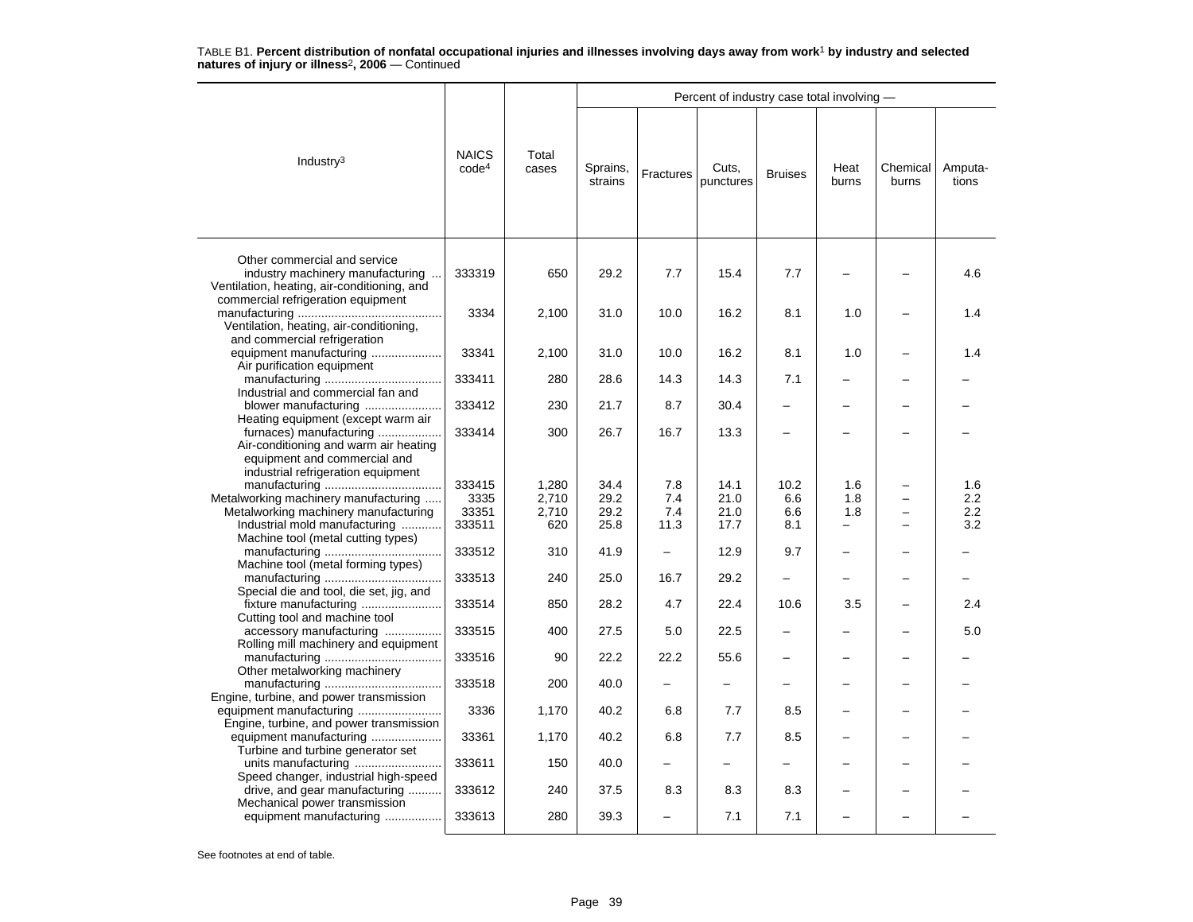TABLE B1. **Percent distribution of nonfatal occupational injuries and illnesses involving days away from work[1] by industry and selected natures of injury or illness[2], 2006** — Continued

| Industry[3] | NAICS code[4] | Total cases | Sprains, strains | Fractures | Cuts, punctures | Bruises | Heat burns | Chemical burns | Amputa-tions |
|---|---|---|---|---|---|---|---|---|---|
| | | | Percent of industry case total involving — | | | | | | |
| Other commercial and service industry machinery manufacturing | 333319 | 650 | 29.2 | 7.7 | 15.4 | 7.7 | – | – | 4.6 |
| Ventilation, heating, air-conditioning, and commercial refrigeration equipment manufacturing | 3334 | 2,100 | 31.0 | 10.0 | 16.2 | 8.1 | 1.0 | – | 1.4 |
| Ventilation, heating, air-conditioning, and commercial refrigeration equipment manufacturing | 33341 | 2,100 | 31.0 | 10.0 | 16.2 | 8.1 | 1.0 | – | 1.4 |
| Air purification equipment manufacturing | 333411 | 280 | 28.6 | 14.3 | 14.3 | 7.1 | – | – | – |
| Industrial and commercial fan and blower manufacturing | 333412 | 230 | 21.7 | 8.7 | 30.4 | – | – | – | – |
| Heating equipment (except warm air furnaces) manufacturing | 333414 | 300 | 26.7 | 16.7 | 13.3 | – | – | – | – |
| Air-conditioning and warm air heating equipment and commercial and industrial refrigeration equipment manufacturing | 333415 | 1,280 | 34.4 | 7.8 | 14.1 | 10.2 | 1.6 | – | 1.6 |
| Metalworking machinery manufacturing | 3335 | 2,710 | 29.2 | 7.4 | 21.0 | 6.6 | 1.8 | – | 2.2 |
| Metalworking machinery manufacturing | 33351 | 2,710 | 29.2 | 7.4 | 21.0 | 6.6 | 1.8 | – | 2.2 |
| Industrial mold manufacturing | 333511 | 620 | 25.8 | 11.3 | 17.7 | 8.1 | – | – | 3.2 |
| Machine tool (metal cutting types) manufacturing | 333512 | 310 | 41.9 | – | 12.9 | 9.7 | – | – | – |
| Machine tool (metal forming types) manufacturing | 333513 | 240 | 25.0 | 16.7 | 29.2 | – | – | – | – |
| Special die and tool, die set, jig, and fixture manufacturing | 333514 | 850 | 28.2 | 4.7 | 22.4 | 10.6 | 3.5 | – | 2.4 |
| Cutting tool and machine tool accessory manufacturing | 333515 | 400 | 27.5 | 5.0 | 22.5 | – | – | – | 5.0 |
| Rolling mill machinery and equipment manufacturing | 333516 | 90 | 22.2 | 22.2 | 55.6 | – | – | – | – |
| Other metalworking machinery manufacturing | 333518 | 200 | 40.0 | – | – | – | – | – | – |
| Engine, turbine, and power transmission equipment manufacturing | 3336 | 1,170 | 40.2 | 6.8 | 7.7 | 8.5 | – | – | – |
| Engine, turbine, and power transmission equipment manufacturing | 33361 | 1,170 | 40.2 | 6.8 | 7.7 | 8.5 | – | – | – |
| Turbine and turbine generator set units manufacturing | 333611 | 150 | 40.0 | – | – | – | – | – | – |
| Speed changer, industrial high-speed drive, and gear manufacturing | 333612 | 240 | 37.5 | 8.3 | 8.3 | 8.3 | – | – | – |
| Mechanical power transmission equipment manufacturing | 333613 | 280 | 39.3 | – | 7.1 | 7.1 | – | – | – |

See footnotes at end of table.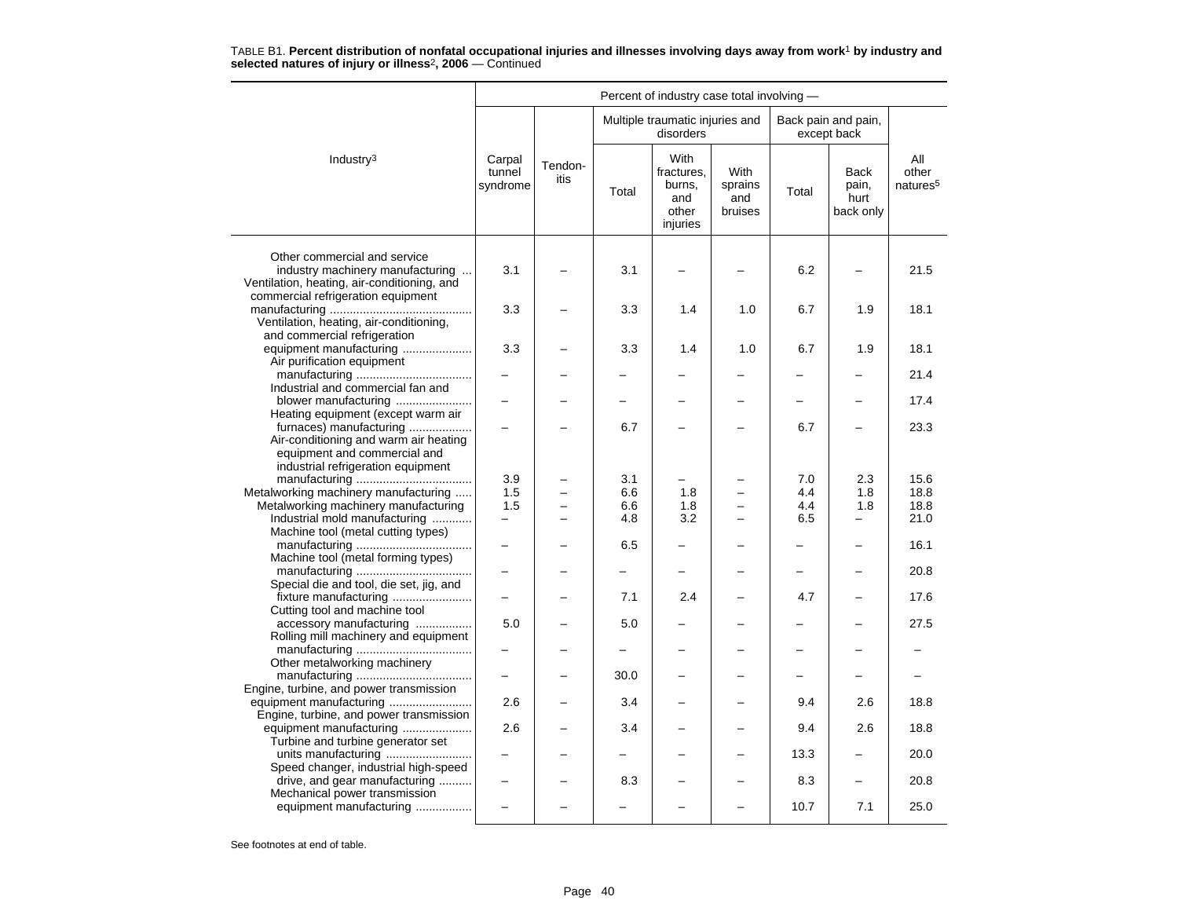TABLE B1. **Percent distribution of nonfatal occupational injuries and illnesses involving days away from work**[1] **by industry and selected natures of injury or illness**[2]**, 2006** — Continued

| Industry[3] | Percent of industry case total involving — | | | | | | | |
|---|---|---|---|---|---|---|---|---|
| | Carpal tunnel syndrome | Tendon-itis | Multiple traumatic injuries and disorders | | | Back pain and pain, except back | | All other natures[5] |
| | | | Total | With fractures, burns, and other injuries | With sprains and bruises | Total | Back pain, hurt back only | |
| Other commercial and service industry machinery manufacturing | 3.1 | – | 3.1 | – | – | 6.2 | – | 21.5 |
| Ventilation, heating, air-conditioning, and commercial refrigeration equipment manufacturing | 3.3 | – | 3.3 | 1.4 | 1.0 | 6.7 | 1.9 | 18.1 |
| Ventilation, heating, air-conditioning, and commercial refrigeration equipment manufacturing | 3.3 | – | 3.3 | 1.4 | 1.0 | 6.7 | 1.9 | 18.1 |
| Air purification equipment manufacturing | – | – | – | – | – | – | – | 21.4 |
| Industrial and commercial fan and blower manufacturing | – | – | – | – | – | – | – | 17.4 |
| Heating equipment (except warm air furnaces) manufacturing | – | – | 6.7 | – | – | 6.7 | – | 23.3 |
| Air-conditioning and warm air heating equipment and commercial and industrial refrigeration equipment manufacturing | 3.9 | – | 3.1 | – | – | 7.0 | 2.3 | 15.6 |
| Metalworking machinery manufacturing | 1.5 | – | 6.6 | 1.8 | – | 4.4 | 1.8 | 18.8 |
| Metalworking machinery manufacturing | 1.5 | – | 6.6 | 1.8 | – | 4.4 | 1.8 | 18.8 |
| Industrial mold manufacturing | – | – | 4.8 | 3.2 | – | 6.5 | – | 21.0 |
| Machine tool (metal cutting types) manufacturing | – | – | 6.5 | – | – | – | – | 16.1 |
| Machine tool (metal forming types) manufacturing | – | – | – | – | – | – | – | 20.8 |
| Special die and tool, die set, jig, and fixture manufacturing | – | – | 7.1 | 2.4 | – | 4.7 | – | 17.6 |
| Cutting tool and machine tool accessory manufacturing | 5.0 | – | 5.0 | – | – | – | – | 27.5 |
| Rolling mill machinery and equipment manufacturing | – | – | – | – | – | – | – | – |
| Other metalworking machinery manufacturing | – | – | 30.0 | – | – | – | – | – |
| Engine, turbine, and power transmission equipment manufacturing | 2.6 | – | 3.4 | – | – | 9.4 | 2.6 | 18.8 |
| Engine, turbine, and power transmission equipment manufacturing | 2.6 | – | 3.4 | – | – | 9.4 | 2.6 | 18.8 |
| Turbine and turbine generator set units manufacturing | – | – | – | – | – | 13.3 | – | 20.0 |
| Speed changer, industrial high-speed drive, and gear manufacturing | – | – | 8.3 | – | – | 8.3 | – | 20.8 |
| Mechanical power transmission equipment manufacturing | – | – | – | – | – | 10.7 | 7.1 | 25.0 |

See footnotes at end of table.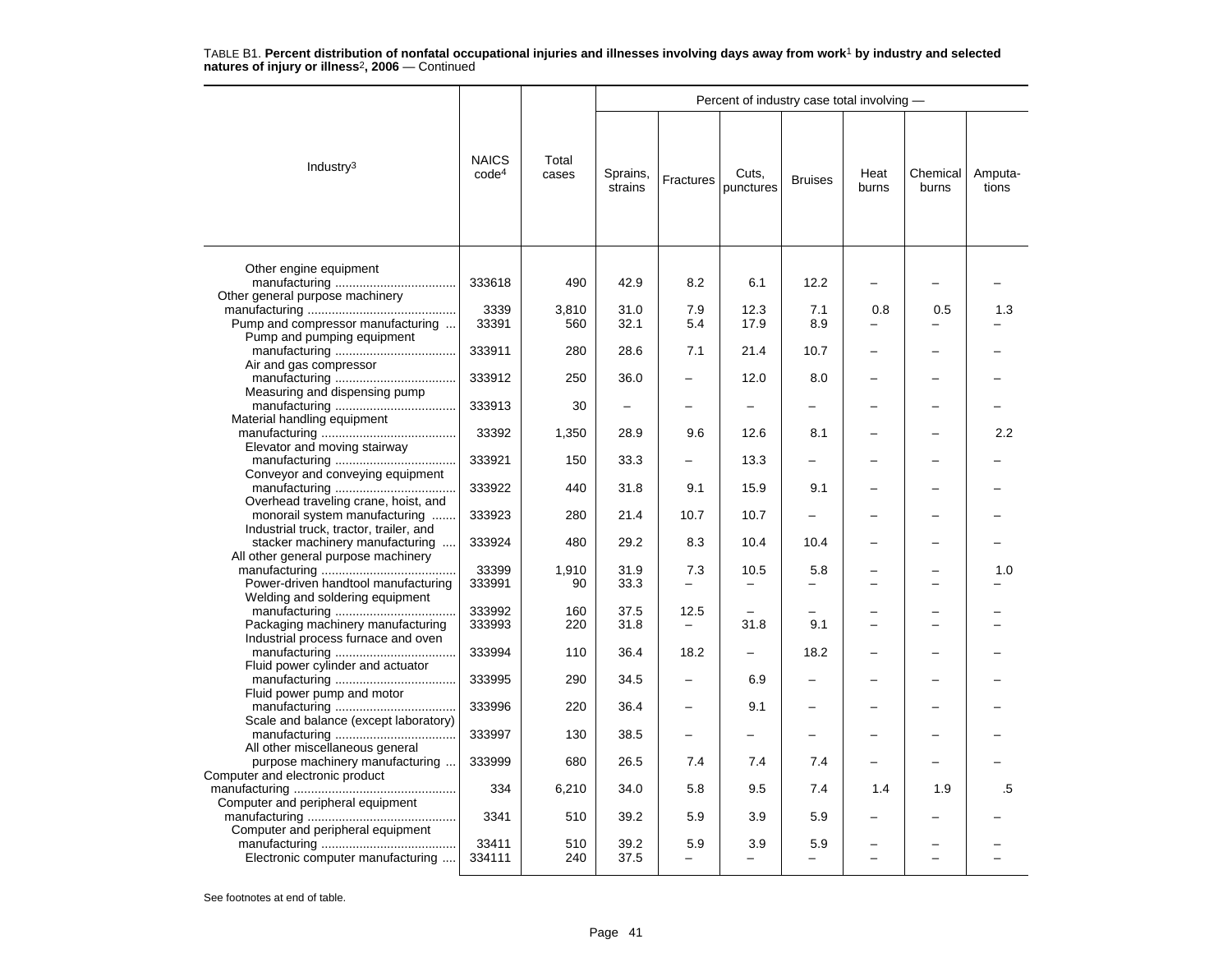TABLE B1. **Percent distribution of nonfatal occupational injuries and illnesses involving days away from work[1] by industry and selected natures of injury or illness[2], 2006** — Continued

| Industry[3] | NAICS code[4] | Total cases | Percent of industry case total involving — | | | | | | |
|---|---|---|---|---|---|---|---|---|---|
| | | | Sprains, strains | Fractures | Cuts, punctures | Bruises | Heat burns | Chemical burns | Amputa-tions |
| Other engine equipment manufacturing | 333618 | 490 | 42.9 | 8.2 | 6.1 | 12.2 | – | – | – |
| Other general purpose machinery manufacturing | 3339 | 3,810 | 31.0 | 7.9 | 12.3 | 7.1 | 0.8 | 0.5 | 1.3 |
| Pump and compressor manufacturing | 33391 | 560 | 32.1 | 5.4 | 17.9 | 8.9 | – | – | – |
| Pump and pumping equipment manufacturing | 333911 | 280 | 28.6 | 7.1 | 21.4 | 10.7 | – | – | – |
| Air and gas compressor manufacturing | 333912 | 250 | 36.0 | – | 12.0 | 8.0 | – | – | – |
| Measuring and dispensing pump manufacturing | 333913 | 30 | – | – | – | – | – | – | – |
| Material handling equipment manufacturing | 33392 | 1,350 | 28.9 | 9.6 | 12.6 | 8.1 | – | – | 2.2 |
| Elevator and moving stairway manufacturing | 333921 | 150 | 33.3 | – | 13.3 | – | – | – | – |
| Conveyor and conveying equipment manufacturing | 333922 | 440 | 31.8 | 9.1 | 15.9 | 9.1 | – | – | – |
| Overhead traveling crane, hoist, and monorail system manufacturing | 333923 | 280 | 21.4 | 10.7 | 10.7 | – | – | – | – |
| Industrial truck, tractor, trailer, and stacker machinery manufacturing | 333924 | 480 | 29.2 | 8.3 | 10.4 | 10.4 | – | – | – |
| All other general purpose machinery manufacturing | 33399 | 1,910 | 31.9 | 7.3 | 10.5 | 5.8 | – | – | 1.0 |
| Power-driven handtool manufacturing | 333991 | 90 | 33.3 | – | – | – | – | – | – |
| Welding and soldering equipment manufacturing | 333992 | 160 | 37.5 | 12.5 | – | – | – | – | – |
| Packaging machinery manufacturing | 333993 | 220 | 31.8 | – | 31.8 | 9.1 | – | – | – |
| Industrial process furnace and oven manufacturing | 333994 | 110 | 36.4 | 18.2 | – | 18.2 | – | – | – |
| Fluid power cylinder and actuator manufacturing | 333995 | 290 | 34.5 | – | 6.9 | – | – | – | – |
| Fluid power pump and motor manufacturing | 333996 | 220 | 36.4 | – | 9.1 | – | – | – | – |
| Scale and balance (except laboratory) manufacturing | 333997 | 130 | 38.5 | – | – | – | – | – | – |
| All other miscellaneous general purpose machinery manufacturing | 333999 | 680 | 26.5 | 7.4 | 7.4 | 7.4 | – | – | – |
| Computer and electronic product manufacturing | 334 | 6,210 | 34.0 | 5.8 | 9.5 | 7.4 | 1.4 | 1.9 | .5 |
| Computer and peripheral equipment manufacturing | 3341 | 510 | 39.2 | 5.9 | 3.9 | 5.9 | – | – | – |
| Computer and peripheral equipment manufacturing | 33411 | 510 | 39.2 | 5.9 | 3.9 | 5.9 | – | – | – |
| Electronic computer manufacturing | 334111 | 240 | 37.5 | – | – | – | – | – | – |

See footnotes at end of table.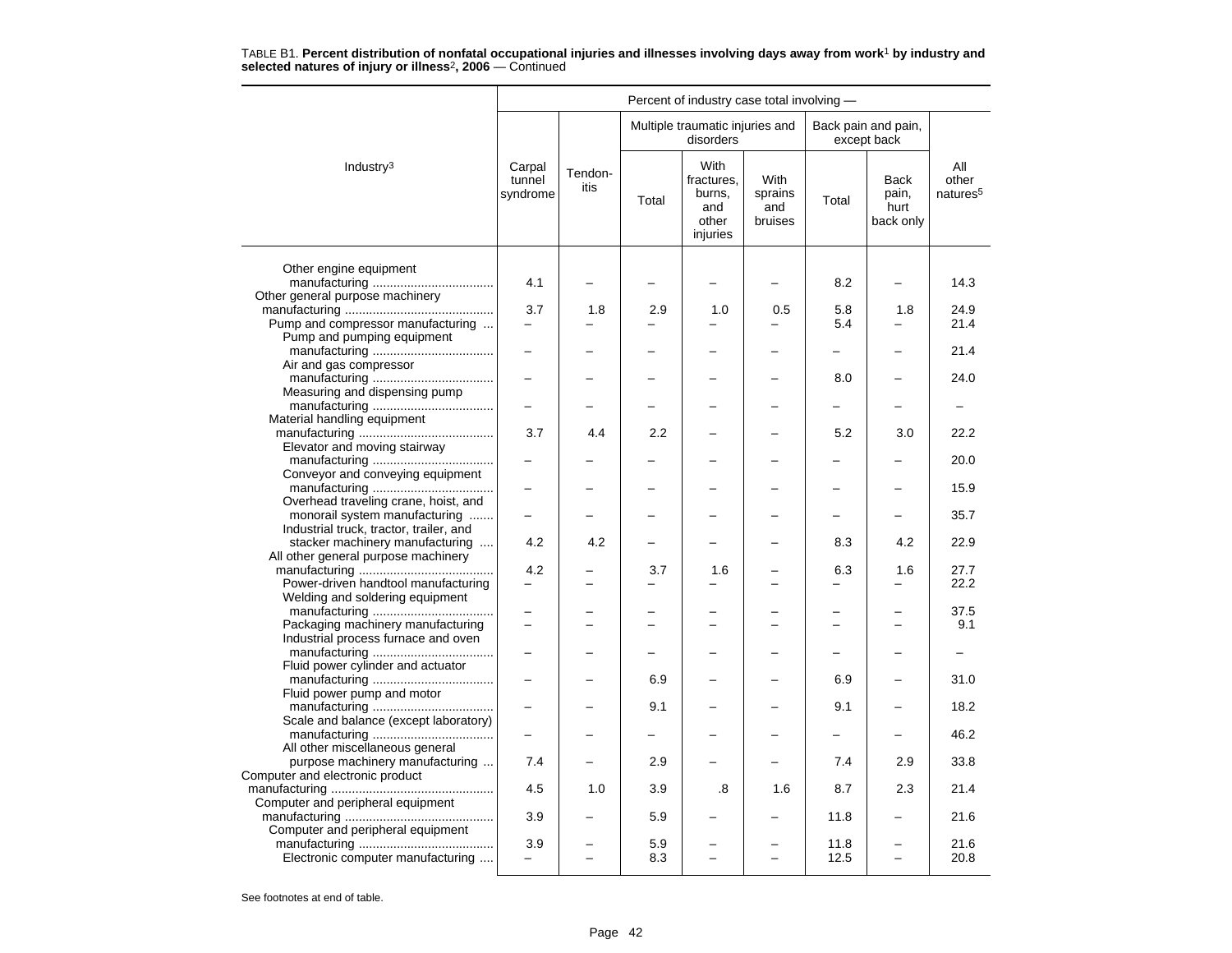TABLE B1. **Percent distribution of nonfatal occupational injuries and illnesses involving days away from work**[1] **by industry and selected natures of injury or illness**[2]**, 2006** — Continued

| Industry[3] | Percent of industry case total involving — | | | | | | | |
|---|---|---|---|---|---|---|---|---|
| | Carpal tunnel syndrome | Tendon-itis | Multiple traumatic injuries and disorders | | | Back pain and pain, except back | | All other natures[5] |
| | | | Total | With fractures, burns, and other injuries | With sprains and bruises | Total | Back pain, hurt back only | |
| Other engine equipment manufacturing | 4.1 | – | – | – | – | 8.2 | – | 14.3 |
| Other general purpose machinery manufacturing | 3.7 | 1.8 | 2.9 | 1.0 | 0.5 | 5.8 | 1.8 | 24.9 |
| Pump and compressor manufacturing | – | – | – | – | – | 5.4 | – | 21.4 |
| Pump and pumping equipment manufacturing | – | – | – | – | – | – | – | 21.4 |
| Air and gas compressor manufacturing | – | – | – | – | – | 8.0 | – | 24.0 |
| Measuring and dispensing pump manufacturing | – | – | – | – | – | – | – | – |
| Material handling equipment manufacturing | 3.7 | 4.4 | 2.2 | – | – | 5.2 | 3.0 | 22.2 |
| Elevator and moving stairway manufacturing | – | – | – | – | – | – | – | 20.0 |
| Conveyor and conveying equipment manufacturing | – | – | – | – | – | – | – | 15.9 |
| Overhead traveling crane, hoist, and monorail system manufacturing | – | – | – | – | – | – | – | 35.7 |
| Industrial truck, tractor, trailer, and stacker machinery manufacturing | 4.2 | 4.2 | – | – | – | 8.3 | 4.2 | 22.9 |
| All other general purpose machinery manufacturing | 4.2 | – | 3.7 | 1.6 | – | 6.3 | 1.6 | 27.7 |
| Power-driven handtool manufacturing | – | – | – | – | – | – | – | 22.2 |
| Welding and soldering equipment manufacturing | – | – | – | – | – | – | – | 37.5 |
| Packaging machinery manufacturing | – | – | – | – | – | – | – | 9.1 |
| Industrial process furnace and oven manufacturing | – | – | – | – | – | – | – | – |
| Fluid power cylinder and actuator manufacturing | – | – | 6.9 | – | – | 6.9 | – | 31.0 |
| Fluid power pump and motor manufacturing | – | – | 9.1 | – | – | 9.1 | – | 18.2 |
| Scale and balance (except laboratory) manufacturing | – | – | – | – | – | – | – | 46.2 |
| All other miscellaneous general purpose machinery manufacturing | 7.4 | – | 2.9 | – | – | 7.4 | 2.9 | 33.8 |
| Computer and electronic product manufacturing | 4.5 | 1.0 | 3.9 | .8 | 1.6 | 8.7 | 2.3 | 21.4 |
| Computer and peripheral equipment manufacturing | 3.9 | – | 5.9 | – | – | 11.8 | – | 21.6 |
| Computer and peripheral equipment manufacturing | 3.9 | – | 5.9 | – | – | 11.8 | – | 21.6 |
| Electronic computer manufacturing | – | – | 8.3 | – | – | 12.5 | – | 20.8 |

See footnotes at end of table.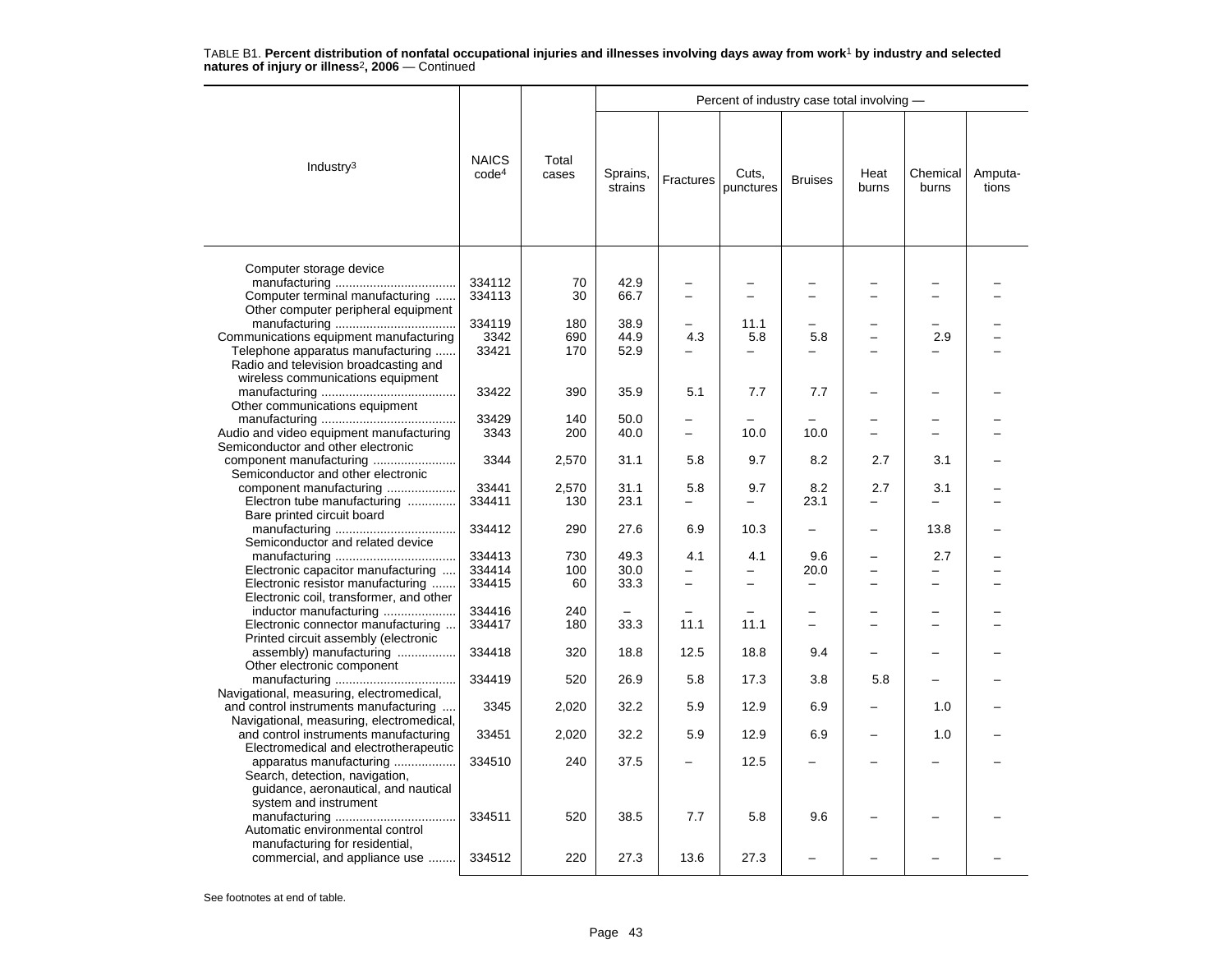TABLE B1. **Percent distribution of nonfatal occupational injuries and illnesses involving days away from work[1] by industry and selected natures of injury or illness[2], 2006** — Continued

| Industry[3] | NAICS code[4] | Total cases | Percent of industry case total involving — Sprains, strains | Fractures | Cuts, punctures | Bruises | Heat burns | Chemical burns | Amputations |
|---|---|---|---|---|---|---|---|---|---|
| Computer storage device manufacturing | 334112 | 70 | 42.9 | – | – | – | – | – | – |
| Computer terminal manufacturing | 334113 | 30 | 66.7 | – | – | – | – | – | – |
| Other computer peripheral equipment manufacturing | 334119 | 180 | 38.9 | – | 11.1 | – | – | – | – |
| Communications equipment manufacturing | 3342 | 690 | 44.9 | 4.3 | 5.8 | 5.8 | – | 2.9 | – |
| Telephone apparatus manufacturing | 33421 | 170 | 52.9 | – | – | – | – | – | – |
| Radio and television broadcasting and wireless communications equipment manufacturing | 33422 | 390 | 35.9 | 5.1 | 7.7 | 7.7 | – | – | – |
| Other communications equipment manufacturing | 33429 | 140 | 50.0 | – | – | – | – | – | – |
| Audio and video equipment manufacturing | 3343 | 200 | 40.0 | – | 10.0 | 10.0 | – | – | – |
| Semiconductor and other electronic component manufacturing | 3344 | 2,570 | 31.1 | 5.8 | 9.7 | 8.2 | 2.7 | 3.1 | – |
| Semiconductor and other electronic component manufacturing | 33441 | 2,570 | 31.1 | 5.8 | 9.7 | 8.2 | 2.7 | 3.1 | – |
| Electron tube manufacturing | 334411 | 130 | 23.1 | – | – | 23.1 | – | – | – |
| Bare printed circuit board manufacturing | 334412 | 290 | 27.6 | 6.9 | 10.3 | – | – | 13.8 | – |
| Semiconductor and related device manufacturing | 334413 | 730 | 49.3 | 4.1 | 4.1 | 9.6 | – | 2.7 | – |
| Electronic capacitor manufacturing | 334414 | 100 | 30.0 | – | – | 20.0 | – | – | – |
| Electronic resistor manufacturing | 334415 | 60 | 33.3 | – | – | – | – | – | – |
| Electronic coil, transformer, and other inductor manufacturing | 334416 | 240 | – | – | – | – | – | – | – |
| Electronic connector manufacturing | 334417 | 180 | 33.3 | 11.1 | 11.1 | – | – | – | – |
| Printed circuit assembly (electronic assembly) manufacturing | 334418 | 320 | 18.8 | 12.5 | 18.8 | 9.4 | – | – | – |
| Other electronic component manufacturing | 334419 | 520 | 26.9 | 5.8 | 17.3 | 3.8 | 5.8 | – | – |
| Navigational, measuring, electromedical, and control instruments manufacturing | 3345 | 2,020 | 32.2 | 5.9 | 12.9 | 6.9 | – | 1.0 | – |
| Navigational, measuring, electromedical, and control instruments manufacturing | 33451 | 2,020 | 32.2 | 5.9 | 12.9 | 6.9 | – | 1.0 | – |
| Electromedical and electrotherapeutic apparatus manufacturing | 334510 | 240 | 37.5 | – | 12.5 | – | – | – | – |
| Search, detection, navigation, guidance, aeronautical, and nautical system and instrument manufacturing | 334511 | 520 | 38.5 | 7.7 | 5.8 | 9.6 | – | – | – |
| Automatic environmental control manufacturing for residential, commercial, and appliance use | 334512 | 220 | 27.3 | 13.6 | 27.3 | – | – | – | – |

See footnotes at end of table.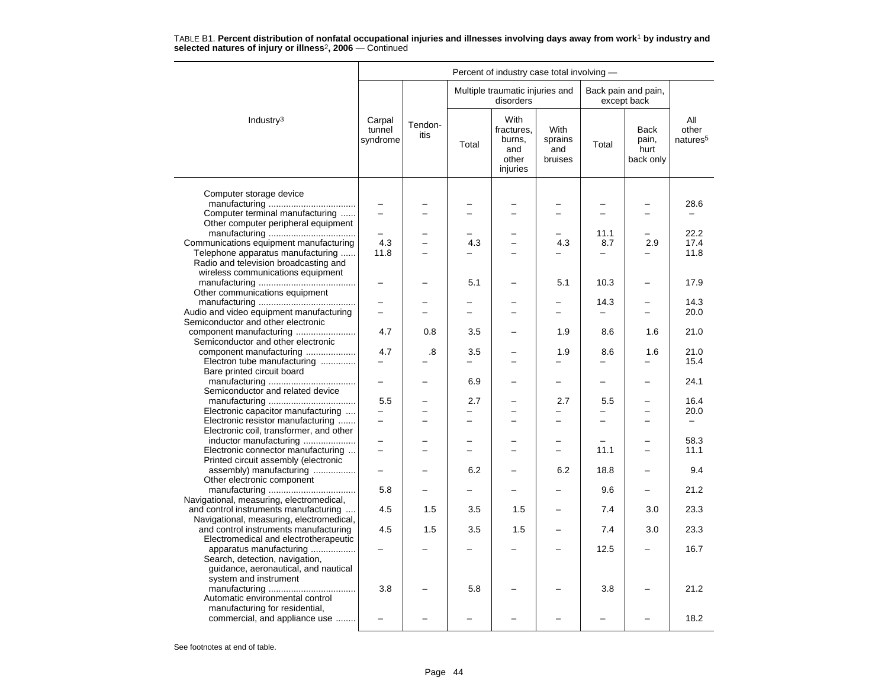TABLE B1. **Percent distribution of nonfatal occupational injuries and illnesses involving days away from work[1] by industry and selected natures of injury or illness[2], 2006** — Continued

| Industry[3] | Percent of industry case total involving — | | | | | | | |
|---|---|---|---|---|---|---|---|---|
| | Carpal tunnel syndrome | Tendon-itis | Multiple traumatic injuries and disorders | | | Back pain and pain, except back | | All other natures[5] |
| | | | Total | With fractures, burns, and other injuries | With sprains and bruises | Total | Back pain, hurt back only | |
| Computer storage device manufacturing | – | – | – | – | – | – | – | 28.6 |
| Computer terminal manufacturing | – | – | – | – | – | – | – | – |
| Other computer peripheral equipment manufacturing | – | – | – | – | – | 11.1 | – | 22.2 |
| Communications equipment manufacturing | 4.3 | – | 4.3 | – | 4.3 | 8.7 | 2.9 | 17.4 |
| Telephone apparatus manufacturing | 11.8 | – | – | – | – | – | – | 11.8 |
| Radio and television broadcasting and wireless communications equipment manufacturing | – | – | 5.1 | – | 5.1 | 10.3 | – | 17.9 |
| Other communications equipment manufacturing | – | – | – | – | – | 14.3 | – | 14.3 |
| Audio and video equipment manufacturing | – | – | – | – | – | – | – | 20.0 |
| Semiconductor and other electronic component manufacturing | 4.7 | 0.8 | 3.5 | – | 1.9 | 8.6 | 1.6 | 21.0 |
| Semiconductor and other electronic component manufacturing | 4.7 | .8 | 3.5 | – | 1.9 | 8.6 | 1.6 | 21.0 |
| Electron tube manufacturing | – | – | – | – | – | – | – | 15.4 |
| Bare printed circuit board manufacturing | – | – | 6.9 | – | – | – | – | 24.1 |
| Semiconductor and related device manufacturing | 5.5 | – | 2.7 | – | 2.7 | 5.5 | – | 16.4 |
| Electronic capacitor manufacturing | – | – | – | – | – | – | – | 20.0 |
| Electronic resistor manufacturing | – | – | – | – | – | – | – | – |
| Electronic coil, transformer, and other inductor manufacturing | – | – | – | – | – | – | – | 58.3 |
| Electronic connector manufacturing | – | – | – | – | – | 11.1 | – | 11.1 |
| Printed circuit assembly (electronic assembly) manufacturing | – | – | 6.2 | – | 6.2 | 18.8 | – | 9.4 |
| Other electronic component manufacturing | 5.8 | – | – | – | – | 9.6 | – | 21.2 |
| Navigational, measuring, electromedical, and control instruments manufacturing | 4.5 | 1.5 | 3.5 | 1.5 | – | 7.4 | 3.0 | 23.3 |
| Navigational, measuring, electromedical, and control instruments manufacturing | 4.5 | 1.5 | 3.5 | 1.5 | – | 7.4 | 3.0 | 23.3 |
| Electromedical and electrotherapeutic apparatus manufacturing | – | – | – | – | – | 12.5 | – | 16.7 |
| Search, detection, navigation, guidance, aeronautical, and nautical system and instrument manufacturing | 3.8 | – | 5.8 | – | – | 3.8 | – | 21.2 |
| Automatic environmental control manufacturing for residential, commercial, and appliance use | – | – | – | – | – | – | – | 18.2 |

See footnotes at end of table.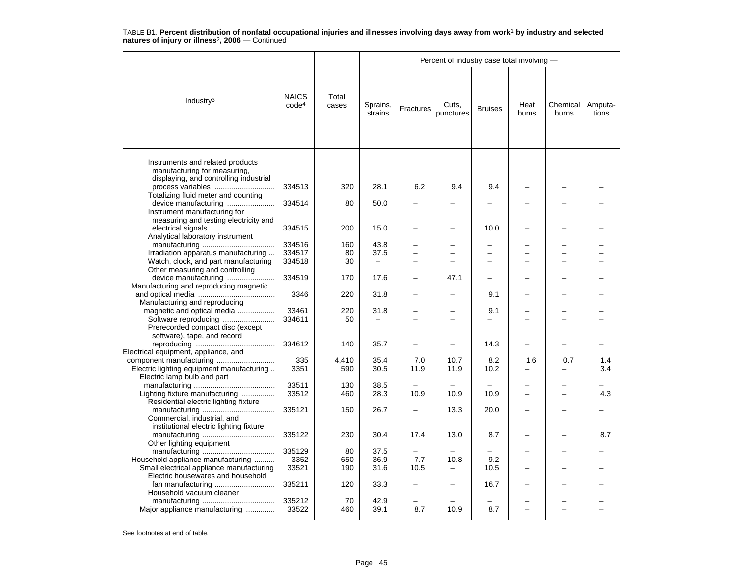TABLE B1. **Percent distribution of nonfatal occupational injuries and illnesses involving days away from work[1] by industry and selected natures of injury or illness[2], 2006** — Continued

| Industry[3] | NAICS code[4] | Total cases | Percent of industry case total involving — Sprains, strains | Fractures | Cuts, punctures | Bruises | Heat burns | Chemical burns | Amputa-tions |
|---|---|---|---|---|---|---|---|---|---|
| Instruments and related products manufacturing for measuring, displaying, and controlling industrial process variables | 334513 | 320 | 28.1 | 6.2 | 9.4 | 9.4 | – | – | – |
| Totalizing fluid meter and counting device manufacturing | 334514 | 80 | 50.0 | – | – | – | – | – | – |
| Instrument manufacturing for measuring and testing electricity and electrical signals | 334515 | 200 | 15.0 | – | – | 10.0 | – | – | – |
| Analytical laboratory instrument manufacturing | 334516 | 160 | 43.8 | – | – | – | – | – | – |
| Irradiation apparatus manufacturing | 334517 | 80 | 37.5 | – | – | – | – | – | – |
| Watch, clock, and part manufacturing | 334518 | 30 | – | – | – | – | – | – | – |
| Other measuring and controlling device manufacturing | 334519 | 170 | 17.6 | – | 47.1 | – | – | – | – |
| Manufacturing and reproducing magnetic and optical media | 3346 | 220 | 31.8 | – | – | 9.1 | – | – | – |
| Manufacturing and reproducing magnetic and optical media | 33461 | 220 | 31.8 | – | – | 9.1 | – | – | – |
| Software reproducing | 334611 | 50 | – | – | – | – | – | – | – |
| Prerecorded compact disc (except software), tape, and record reproducing | 334612 | 140 | 35.7 | – | – | 14.3 | – | – | – |
| Electrical equipment, appliance, and component manufacturing | 335 | 4,410 | 35.4 | 7.0 | 10.7 | 8.2 | 1.6 | 0.7 | 1.4 |
| Electric lighting equipment manufacturing | 3351 | 590 | 30.5 | 11.9 | 11.9 | 10.2 | – | – | 3.4 |
| Electric lamp bulb and part manufacturing | 33511 | 130 | 38.5 | – | – | – | – | – | – |
| Lighting fixture manufacturing | 33512 | 460 | 28.3 | 10.9 | 10.9 | 10.9 | – | – | 4.3 |
| Residential electric lighting fixture manufacturing | 335121 | 150 | 26.7 | – | 13.3 | 20.0 | – | – | – |
| Commercial, industrial, and institutional electric lighting fixture manufacturing | 335122 | 230 | 30.4 | 17.4 | 13.0 | 8.7 | – | – | 8.7 |
| Other lighting equipment manufacturing | 335129 | 80 | 37.5 | – | – | – | – | – | – |
| Household appliance manufacturing | 3352 | 650 | 36.9 | 7.7 | 10.8 | 9.2 | – | – | – |
| Small electrical appliance manufacturing | 33521 | 190 | 31.6 | 10.5 | – | 10.5 | – | – | – |
| Electric housewares and household fan manufacturing | 335211 | 120 | 33.3 | – | – | 16.7 | – | – | – |
| Household vacuum cleaner manufacturing | 335212 | 70 | 42.9 | – | – | – | – | – | – |
| Major appliance manufacturing | 33522 | 460 | 39.1 | 8.7 | 10.9 | 8.7 | – | – | – |

See footnotes at end of table.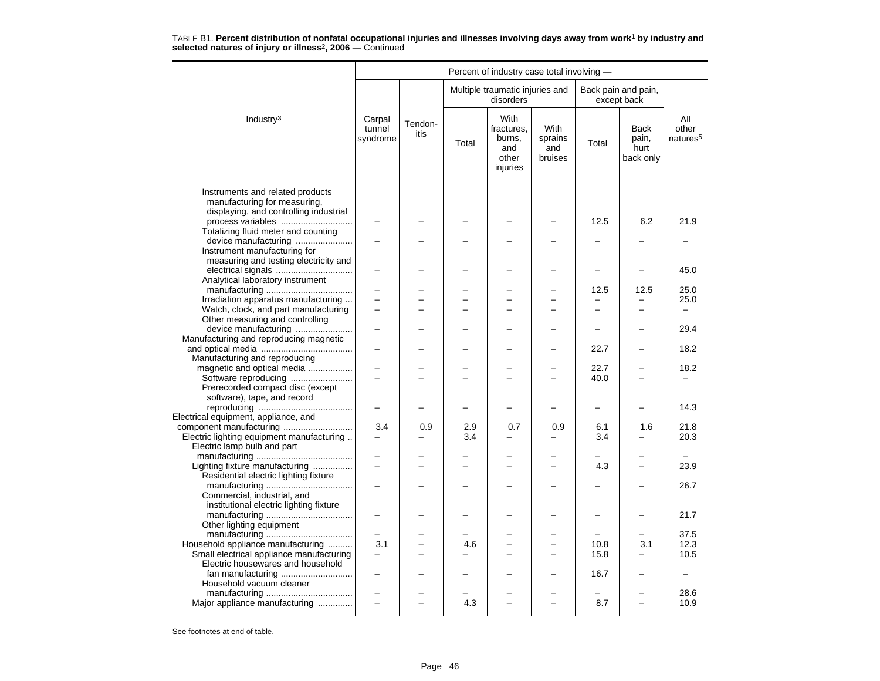TABLE B1. **Percent distribution of nonfatal occupational injuries and illnesses involving days away from work**[1] **by industry and selected natures of injury or illness**[2]**, 2006** — Continued

| Industry[3] | Carpal tunnel syndrome | Tendon-itis | Multiple traumatic injuries and disorders: Total | Multiple traumatic injuries and disorders: With fractures, burns, and other injuries | Multiple traumatic injuries and disorders: With sprains and bruises | Back pain and pain, except back: Total | Back pain and pain, except back: Back pain, hurt back only | All other natures[5] |
|---|---|---|---|---|---|---|---|---|
| Instruments and related products manufacturing for measuring, displaying, and controlling industrial process variables | – | – | – | – | – | 12.5 | 6.2 | 21.9 |
| Totalizing fluid meter and counting device manufacturing | – | – | – | – | – | – | – | – |
| Instrument manufacturing for measuring and testing electricity and electrical signals | – | – | – | – | – | – | – | 45.0 |
| Analytical laboratory instrument manufacturing | – | – | – | – | – | 12.5 | 12.5 | 25.0 |
| Irradiation apparatus manufacturing | – | – | – | – | – | – | – | 25.0 |
| Watch, clock, and part manufacturing | – | – | – | – | – | – | – | – |
| Other measuring and controlling device manufacturing | – | – | – | – | – | – | – | 29.4 |
| Manufacturing and reproducing magnetic and optical media | – | – | – | – | – | 22.7 | – | 18.2 |
| Manufacturing and reproducing magnetic and optical media | – | – | – | – | – | 22.7 | – | 18.2 |
| Software reproducing | – | – | – | – | – | 40.0 | – | – |
| Prerecorded compact disc (except software), tape, and record reproducing | – | – | – | – | – | – | – | 14.3 |
| Electrical equipment, appliance, and component manufacturing | 3.4 | 0.9 | 2.9 | 0.7 | 0.9 | 6.1 | 1.6 | 21.8 |
| Electric lighting equipment manufacturing | – | – | 3.4 | – | – | 3.4 | – | 20.3 |
| Electric lamp bulb and part manufacturing | – | – | – | – | – | – | – | – |
| Lighting fixture manufacturing | – | – | – | – | – | 4.3 | – | 23.9 |
| Residential electric lighting fixture manufacturing | – | – | – | – | – | – | – | 26.7 |
| Commercial, industrial, and institutional electric lighting fixture manufacturing | – | – | – | – | – | – | – | 21.7 |
| Other lighting equipment manufacturing | – | – | – | – | – | – | – | 37.5 |
| Household appliance manufacturing | 3.1 | – | 4.6 | – | – | 10.8 | 3.1 | 12.3 |
| Small electrical appliance manufacturing | – | – | – | – | – | 15.8 | – | 10.5 |
| Electric housewares and household fan manufacturing | – | – | – | – | – | 16.7 | – | – |
| Household vacuum cleaner manufacturing | – | – | – | – | – | – | – | 28.6 |
| Major appliance manufacturing | – | – | 4.3 | – | – | 8.7 | – | 10.9 |

See footnotes at end of table.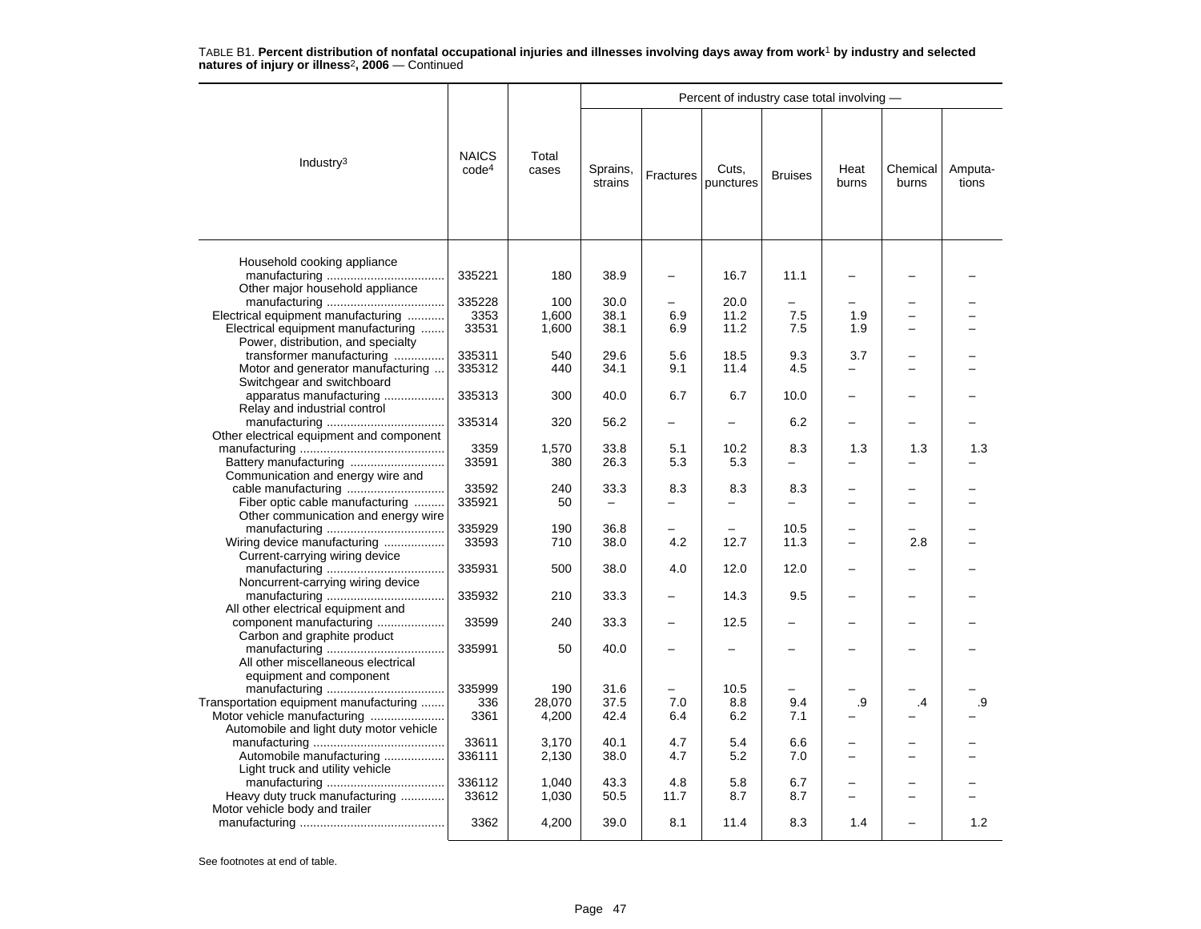TABLE B1. **Percent distribution of nonfatal occupational injuries and illnesses involving days away from work[1] by industry and selected natures of injury or illness[2], 2006** — Continued

| Industry[3] | NAICS code[4] | Total cases | Percent of industry case total involving — Sprains, strains | Fractures | Cuts, punctures | Bruises | Heat burns | Chemical burns | Amputations |
|---|---|---|---|---|---|---|---|---|---|
| Household cooking appliance manufacturing | 335221 | 180 | 38.9 | – | 16.7 | 11.1 | – | – | – |
| Other major household appliance manufacturing | 335228 | 100 | 30.0 | – | 20.0 | – | – | – | – |
| Electrical equipment manufacturing | 3353 | 1,600 | 38.1 | 6.9 | 11.2 | 7.5 | 1.9 | – | – |
| Electrical equipment manufacturing | 33531 | 1,600 | 38.1 | 6.9 | 11.2 | 7.5 | 1.9 | – | – |
| Power, distribution, and specialty transformer manufacturing | 335311 | 540 | 29.6 | 5.6 | 18.5 | 9.3 | 3.7 | – | – |
| Motor and generator manufacturing | 335312 | 440 | 34.1 | 9.1 | 11.4 | 4.5 | – | – | – |
| Switchgear and switchboard apparatus manufacturing | 335313 | 300 | 40.0 | 6.7 | 6.7 | 10.0 | – | – | – |
| Relay and industrial control manufacturing | 335314 | 320 | 56.2 | – | – | 6.2 | – | – | – |
| Other electrical equipment and component manufacturing | 3359 | 1,570 | 33.8 | 5.1 | 10.2 | 8.3 | 1.3 | 1.3 | 1.3 |
| Battery manufacturing | 33591 | 380 | 26.3 | 5.3 | 5.3 | – | – | – | – |
| Communication and energy wire and cable manufacturing | 33592 | 240 | 33.3 | 8.3 | 8.3 | 8.3 | – | – | – |
| Fiber optic cable manufacturing | 335921 | 50 | – | – | – | – | – | – | – |
| Other communication and energy wire manufacturing | 335929 | 190 | 36.8 | – | – | 10.5 | – | – | – |
| Wiring device manufacturing | 33593 | 710 | 38.0 | 4.2 | 12.7 | 11.3 | – | 2.8 | – |
| Current-carrying wiring device manufacturing | 335931 | 500 | 38.0 | 4.0 | 12.0 | 12.0 | – | – | – |
| Noncurrent-carrying wiring device manufacturing | 335932 | 210 | 33.3 | – | 14.3 | 9.5 | – | – | – |
| All other electrical equipment and component manufacturing | 33599 | 240 | 33.3 | – | 12.5 | – | – | – | – |
| Carbon and graphite product manufacturing | 335991 | 50 | 40.0 | – | – | – | – | – | – |
| All other miscellaneous electrical equipment and component manufacturing | 335999 | 190 | 31.6 | – | 10.5 | – | – | – | – |
| Transportation equipment manufacturing | 336 | 28,070 | 37.5 | 7.0 | 8.8 | 9.4 | .9 | .4 | .9 |
| Motor vehicle manufacturing | 3361 | 4,200 | 42.4 | 6.4 | 6.2 | 7.1 | – | – | – |
| Automobile and light duty motor vehicle manufacturing | 33611 | 3,170 | 40.1 | 4.7 | 5.4 | 6.6 | – | – | – |
| Automobile manufacturing | 336111 | 2,130 | 38.0 | 4.7 | 5.2 | 7.0 | – | – | – |
| Light truck and utility vehicle manufacturing | 336112 | 1,040 | 43.3 | 4.8 | 5.8 | 6.7 | – | – | – |
| Heavy duty truck manufacturing | 33612 | 1,030 | 50.5 | 11.7 | 8.7 | 8.7 | – | – | – |
| Motor vehicle body and trailer manufacturing | 3362 | 4,200 | 39.0 | 8.1 | 11.4 | 8.3 | 1.4 | – | 1.2 |

See footnotes at end of table.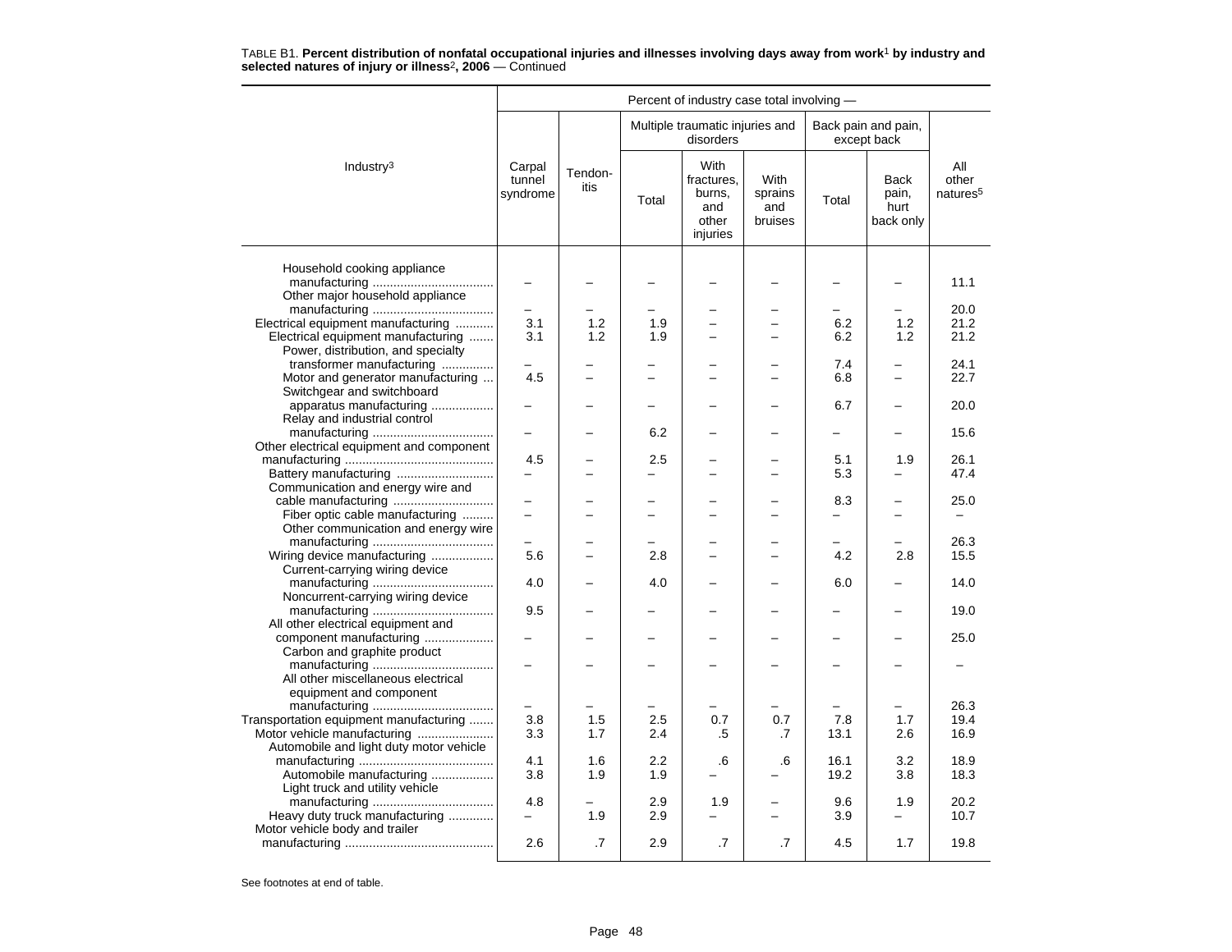TABLE B1. **Percent distribution of nonfatal occupational injuries and illnesses involving days away from work**[1] **by industry and selected natures of injury or illness**[2]**, 2006** — Continued

| Industry[3] | Percent of industry case total involving — | | | | | | | |
|---|---|---|---|---|---|---|---|---|
| | Carpal tunnel syndrome | Tendon-itis | Multiple traumatic injuries and disorders | | | Back pain and pain, except back | | All other natures[5] |
| | | | Total | With fractures, burns, and other injuries | With sprains and bruises | Total | Back pain, hurt back only | |
| Household cooking appliance manufacturing | – | – | – | – | – | – | – | 11.1 |
| Other major household appliance manufacturing | – | – | – | – | – | – | – | 20.0 |
| Electrical equipment manufacturing | 3.1 | 1.2 | 1.9 | – | – | 6.2 | 1.2 | 21.2 |
| Electrical equipment manufacturing | 3.1 | 1.2 | 1.9 | – | – | 6.2 | 1.2 | 21.2 |
| Power, distribution, and specialty transformer manufacturing | – | – | – | – | – | 7.4 | – | 24.1 |
| Motor and generator manufacturing | 4.5 | – | – | – | – | 6.8 | – | 22.7 |
| Switchgear and switchboard apparatus manufacturing | – | – | – | – | – | 6.7 | – | 20.0 |
| Relay and industrial control manufacturing | – | – | 6.2 | – | – | – | – | 15.6 |
| Other electrical equipment and component manufacturing | 4.5 | – | 2.5 | – | – | 5.1 | 1.9 | 26.1 |
| Battery manufacturing | – | – | – | – | – | 5.3 | – | 47.4 |
| Communication and energy wire and cable manufacturing | – | – | – | – | – | 8.3 | – | 25.0 |
| Fiber optic cable manufacturing | – | – | – | – | – | – | – | – |
| Other communication and energy wire manufacturing | – | – | – | – | – | – | – | 26.3 |
| Wiring device manufacturing | 5.6 | – | 2.8 | – | – | 4.2 | 2.8 | 15.5 |
| Current-carrying wiring device manufacturing | 4.0 | – | 4.0 | – | – | 6.0 | – | 14.0 |
| Noncurrent-carrying wiring device manufacturing | 9.5 | – | – | – | – | – | – | 19.0 |
| All other electrical equipment and component manufacturing | – | – | – | – | – | – | – | 25.0 |
| Carbon and graphite product manufacturing | – | – | – | – | – | – | – | – |
| All other miscellaneous electrical equipment and component manufacturing | – | – | – | – | – | – | – | 26.3 |
| Transportation equipment manufacturing | 3.8 | 1.5 | 2.5 | 0.7 | 0.7 | 7.8 | 1.7 | 19.4 |
| Motor vehicle manufacturing | 3.3 | 1.7 | 2.4 | .5 | .7 | 13.1 | 2.6 | 16.9 |
| Automobile and light duty motor vehicle manufacturing | 4.1 | 1.6 | 2.2 | .6 | .6 | 16.1 | 3.2 | 18.9 |
| Automobile manufacturing | 3.8 | 1.9 | 1.9 | – | – | 19.2 | 3.8 | 18.3 |
| Light truck and utility vehicle manufacturing | 4.8 | – | 2.9 | 1.9 | – | 9.6 | 1.9 | 20.2 |
| Heavy duty truck manufacturing | – | 1.9 | 2.9 | – | – | 3.9 | – | 10.7 |
| Motor vehicle body and trailer manufacturing | 2.6 | .7 | 2.9 | .7 | .7 | 4.5 | 1.7 | 19.8 |

See footnotes at end of table.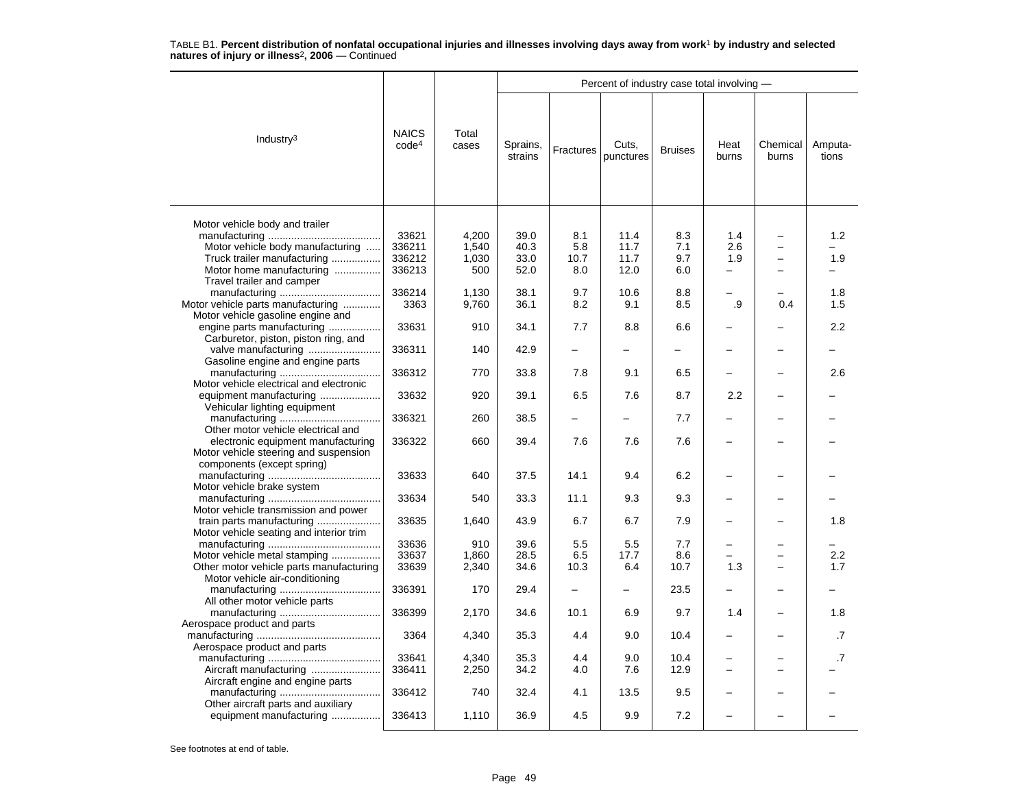TABLE B1. **Percent distribution of nonfatal occupational injuries and illnesses involving days away from work[1] by industry and selected natures of injury or illness[2], 2006** — Continued

| Industry[3] | NAICS code[4] | Total cases | Sprains, strains | Fractures | Cuts, punctures | Bruises | Heat burns | Chemical burns | Amputa-tions |
|---|---|---|---|---|---|---|---|---|---|
| | | | Percent of industry case total involving — | | | | | | |
| Motor vehicle body and trailer manufacturing | 33621 | 4,200 | 39.0 | 8.1 | 11.4 | 8.3 | 1.4 | – | 1.2 |
| Motor vehicle body manufacturing | 336211 | 1,540 | 40.3 | 5.8 | 11.7 | 7.1 | 2.6 | – | – |
| Truck trailer manufacturing | 336212 | 1,030 | 33.0 | 10.7 | 11.7 | 9.7 | 1.9 | – | 1.9 |
| Motor home manufacturing | 336213 | 500 | 52.0 | 8.0 | 12.0 | 6.0 | – | – | – |
| Travel trailer and camper manufacturing | 336214 | 1,130 | 38.1 | 9.7 | 10.6 | 8.8 | – | – | 1.8 |
| Motor vehicle parts manufacturing | 3363 | 9,760 | 36.1 | 8.2 | 9.1 | 8.5 | .9 | 0.4 | 1.5 |
| Motor vehicle gasoline engine and engine parts manufacturing | 33631 | 910 | 34.1 | 7.7 | 8.8 | 6.6 | – | – | 2.2 |
| Carburetor, piston, piston ring, and valve manufacturing | 336311 | 140 | 42.9 | – | – | – | – | – | – |
| Gasoline engine and engine parts manufacturing | 336312 | 770 | 33.8 | 7.8 | 9.1 | 6.5 | – | – | 2.6 |
| Motor vehicle electrical and electronic equipment manufacturing | 33632 | 920 | 39.1 | 6.5 | 7.6 | 8.7 | 2.2 | – | – |
| Vehicular lighting equipment manufacturing | 336321 | 260 | 38.5 | – | – | 7.7 | – | – | – |
| Other motor vehicle electrical and electronic equipment manufacturing | 336322 | 660 | 39.4 | 7.6 | 7.6 | 7.6 | – | – | – |
| Motor vehicle steering and suspension components (except spring) manufacturing | 33633 | 640 | 37.5 | 14.1 | 9.4 | 6.2 | – | – | – |
| Motor vehicle brake system manufacturing | 33634 | 540 | 33.3 | 11.1 | 9.3 | 9.3 | – | – | – |
| Motor vehicle transmission and power train parts manufacturing | 33635 | 1,640 | 43.9 | 6.7 | 6.7 | 7.9 | – | – | 1.8 |
| Motor vehicle seating and interior trim manufacturing | 33636 | 910 | 39.6 | 5.5 | 5.5 | 7.7 | – | – | – |
| Motor vehicle metal stamping | 33637 | 1,860 | 28.5 | 6.5 | 17.7 | 8.6 | – | – | 2.2 |
| Other motor vehicle parts manufacturing | 33639 | 2,340 | 34.6 | 10.3 | 6.4 | 10.7 | 1.3 | – | 1.7 |
| Motor vehicle air-conditioning manufacturing | 336391 | 170 | 29.4 | – | – | 23.5 | – | – | – |
| All other motor vehicle parts manufacturing | 336399 | 2,170 | 34.6 | 10.1 | 6.9 | 9.7 | 1.4 | – | 1.8 |
| Aerospace product and parts manufacturing | 3364 | 4,340 | 35.3 | 4.4 | 9.0 | 10.4 | – | – | .7 |
| Aerospace product and parts manufacturing | 33641 | 4,340 | 35.3 | 4.4 | 9.0 | 10.4 | – | – | .7 |
| Aircraft manufacturing | 336411 | 2,250 | 34.2 | 4.0 | 7.6 | 12.9 | – | – | – |
| Aircraft engine and engine parts manufacturing | 336412 | 740 | 32.4 | 4.1 | 13.5 | 9.5 | – | – | – |
| Other aircraft parts and auxiliary equipment manufacturing | 336413 | 1,110 | 36.9 | 4.5 | 9.9 | 7.2 | – | – | – |

See footnotes at end of table.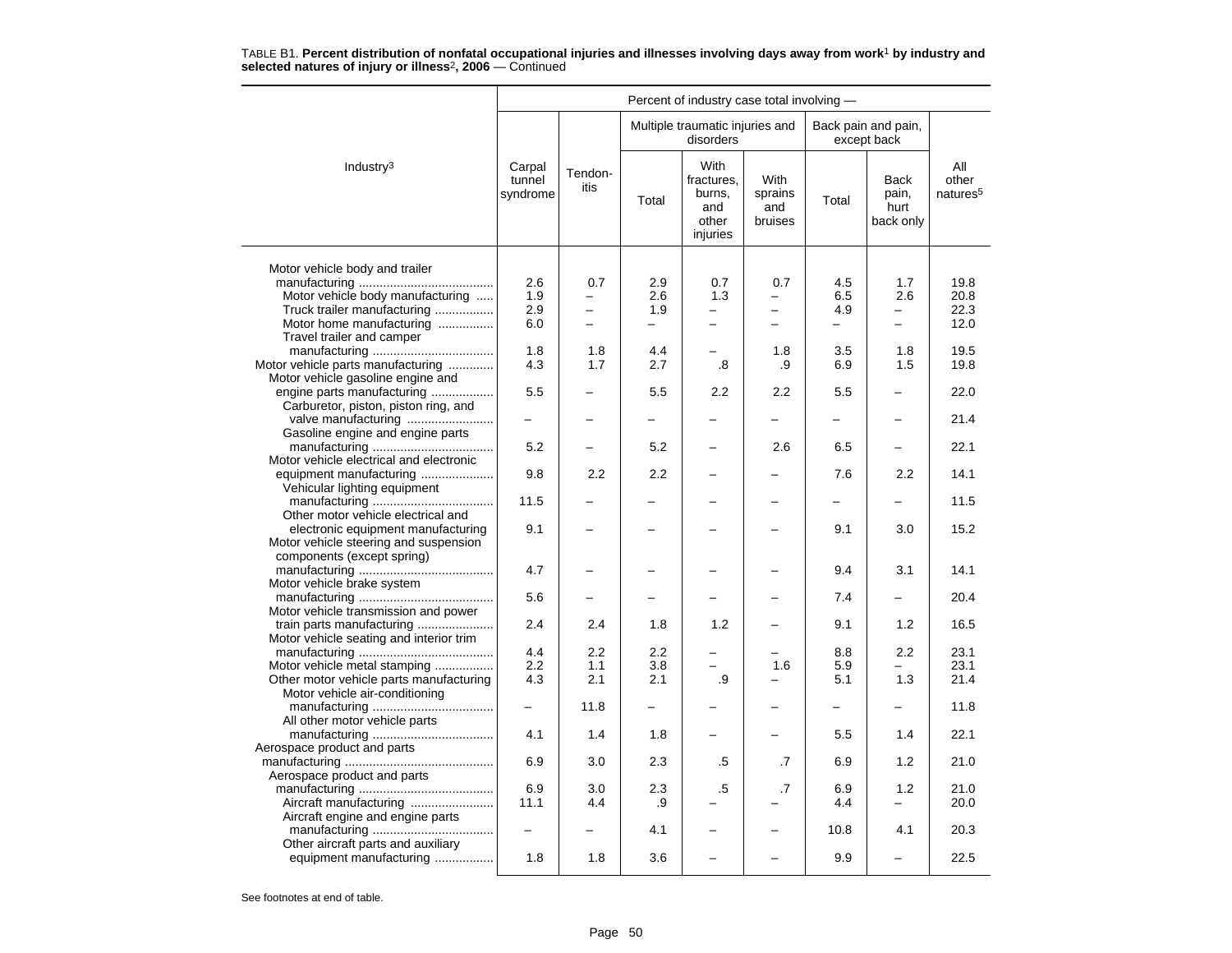TABLE B1. **Percent distribution of nonfatal occupational injuries and illnesses involving days away from work**[1] **by industry and selected natures of injury or illness**[2]**, 2006** — Continued

| Industry[3] | Percent of industry case total involving — | | | | | | | |
|---|---|---|---|---|---|---|---|---|
| | Carpal tunnel syndrome | Tendon-itis | Multiple traumatic injuries and disorders | | | Back pain and pain, except back | | All other natures[5] |
| | | | Total | With fractures, burns, and other injuries | With sprains and bruises | Total | Back pain, hurt back only | |
| Motor vehicle body and trailer manufacturing | 2.6 | 0.7 | 2.9 | 0.7 | 0.7 | 4.5 | 1.7 | 19.8 |
| Motor vehicle body manufacturing | 1.9 | – | 2.6 | 1.3 | – | 6.5 | 2.6 | 20.8 |
| Truck trailer manufacturing | 2.9 | – | 1.9 | – | – | 4.9 | – | 22.3 |
| Motor home manufacturing | 6.0 | – | – | – | – | – | – | 12.0 |
| Travel trailer and camper manufacturing | 1.8 | 1.8 | 4.4 | – | 1.8 | 3.5 | 1.8 | 19.5 |
| Motor vehicle parts manufacturing | 4.3 | 1.7 | 2.7 | .8 | .9 | 6.9 | 1.5 | 19.8 |
| Motor vehicle gasoline engine and engine parts manufacturing | 5.5 | – | 5.5 | 2.2 | 2.2 | 5.5 | – | 22.0 |
| Carburetor, piston, piston ring, and valve manufacturing | – | – | – | – | – | – | – | 21.4 |
| Gasoline engine and engine parts manufacturing | 5.2 | – | 5.2 | – | 2.6 | 6.5 | – | 22.1 |
| Motor vehicle electrical and electronic equipment manufacturing | 9.8 | 2.2 | 2.2 | – | – | 7.6 | 2.2 | 14.1 |
| Vehicular lighting equipment manufacturing | 11.5 | – | – | – | – | – | – | 11.5 |
| Other motor vehicle electrical and electronic equipment manufacturing | 9.1 | – | – | – | – | 9.1 | 3.0 | 15.2 |
| Motor vehicle steering and suspension components (except spring) manufacturing | 4.7 | – | – | – | – | 9.4 | 3.1 | 14.1 |
| Motor vehicle brake system manufacturing | 5.6 | – | – | – | – | 7.4 | – | 20.4 |
| Motor vehicle transmission and power train parts manufacturing | 2.4 | 2.4 | 1.8 | 1.2 | – | 9.1 | 1.2 | 16.5 |
| Motor vehicle seating and interior trim manufacturing | 4.4 | 2.2 | 2.2 | – | – | 8.8 | 2.2 | 23.1 |
| Motor vehicle metal stamping | 2.2 | 1.1 | 3.8 | – | 1.6 | 5.9 | – | 23.1 |
| Other motor vehicle parts manufacturing | 4.3 | 2.1 | 2.1 | .9 | – | 5.1 | 1.3 | 21.4 |
| Motor vehicle air-conditioning manufacturing | – | 11.8 | – | – | – | – | – | 11.8 |
| All other motor vehicle parts manufacturing | 4.1 | 1.4 | 1.8 | – | – | 5.5 | 1.4 | 22.1 |
| Aerospace product and parts manufacturing | 6.9 | 3.0 | 2.3 | .5 | .7 | 6.9 | 1.2 | 21.0 |
| Aerospace product and parts manufacturing | 6.9 | 3.0 | 2.3 | .5 | .7 | 6.9 | 1.2 | 21.0 |
| Aircraft manufacturing | 11.1 | 4.4 | .9 | – | – | 4.4 | – | 20.0 |
| Aircraft engine and engine parts manufacturing | – | – | 4.1 | – | – | 10.8 | 4.1 | 20.3 |
| Other aircraft parts and auxiliary equipment manufacturing | 1.8 | 1.8 | 3.6 | – | – | 9.9 | – | 22.5 |

See footnotes at end of table.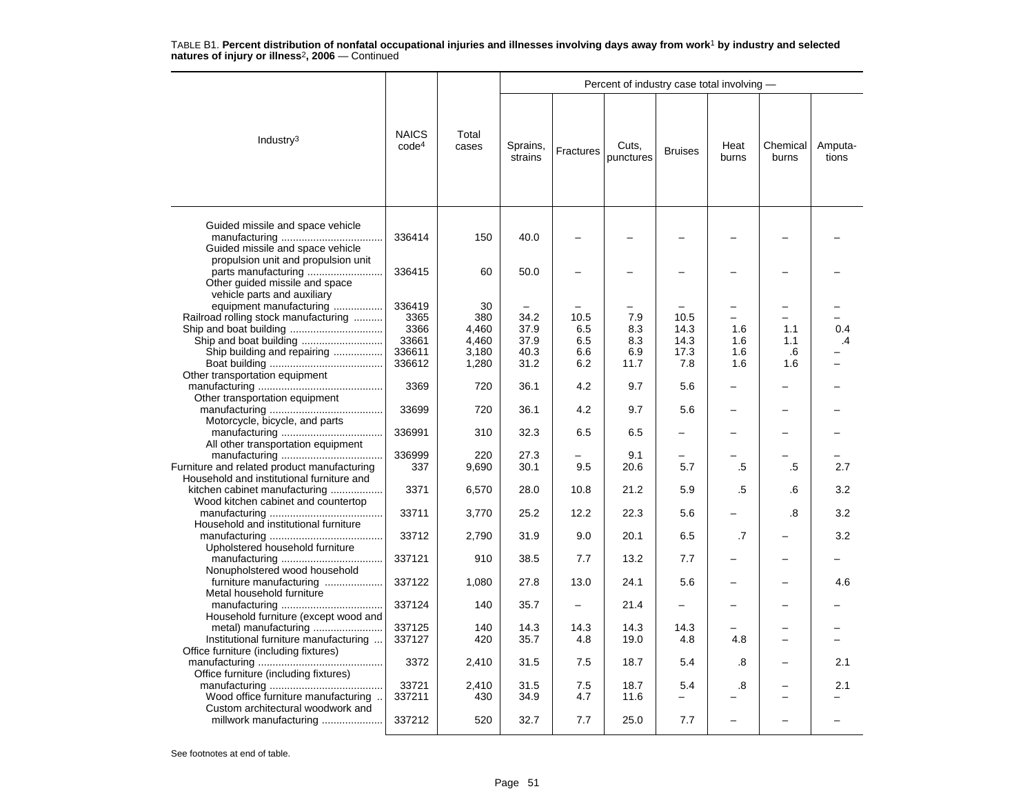TABLE B1. **Percent distribution of nonfatal occupational injuries and illnesses involving days away from work[1] by industry and selected natures of injury or illness[2], 2006** — Continued

| Industry[3] | NAICS code[4] | Total cases | Percent of industry case total involving — Sprains, strains | Fractures | Cuts, punctures | Bruises | Heat burns | Chemical burns | Amputations |
|---|---|---|---|---|---|---|---|---|---|
| Guided missile and space vehicle manufacturing | 336414 | 150 | 40.0 | – | – | – | – | – | – |
| Guided missile and space vehicle propulsion unit and propulsion unit parts manufacturing | 336415 | 60 | 50.0 | – | – | – | – | – | – |
| Other guided missile and space vehicle parts and auxiliary equipment manufacturing | 336419 | 30 | – | – | – | – | – | – | – |
| Railroad rolling stock manufacturing | 3365 | 380 | 34.2 | 10.5 | 7.9 | 10.5 | – | – | – |
| Ship and boat building | 3366 | 4,460 | 37.9 | 6.5 | 8.3 | 14.3 | 1.6 | 1.1 | 0.4 |
| Ship and boat building | 33661 | 4,460 | 37.9 | 6.5 | 8.3 | 14.3 | 1.6 | 1.1 | .4 |
| Ship building and repairing | 336611 | 3,180 | 40.3 | 6.6 | 6.9 | 17.3 | 1.6 | .6 | – |
| Boat building | 336612 | 1,280 | 31.2 | 6.2 | 11.7 | 7.8 | 1.6 | 1.6 | – |
| Other transportation equipment manufacturing | 3369 | 720 | 36.1 | 4.2 | 9.7 | 5.6 | – | – | – |
| Other transportation equipment manufacturing | 33699 | 720 | 36.1 | 4.2 | 9.7 | 5.6 | – | – | – |
| Motorcycle, bicycle, and parts manufacturing | 336991 | 310 | 32.3 | 6.5 | 6.5 | – | – | – | – |
| All other transportation equipment manufacturing | 336999 | 220 | 27.3 | – | 9.1 | – | – | – | – |
| Furniture and related product manufacturing | 337 | 9,690 | 30.1 | 9.5 | 20.6 | 5.7 | .5 | .5 | 2.7 |
| Household and institutional furniture and kitchen cabinet manufacturing | 3371 | 6,570 | 28.0 | 10.8 | 21.2 | 5.9 | .5 | .6 | 3.2 |
| Wood kitchen cabinet and countertop manufacturing | 33711 | 3,770 | 25.2 | 12.2 | 22.3 | 5.6 | – | .8 | 3.2 |
| Household and institutional furniture manufacturing | 33712 | 2,790 | 31.9 | 9.0 | 20.1 | 6.5 | .7 | – | 3.2 |
| Upholstered household furniture manufacturing | 337121 | 910 | 38.5 | 7.7 | 13.2 | 7.7 | – | – | – |
| Nonupholstered wood household furniture manufacturing | 337122 | 1,080 | 27.8 | 13.0 | 24.1 | 5.6 | – | – | 4.6 |
| Metal household furniture manufacturing | 337124 | 140 | 35.7 | – | 21.4 | – | – | – | – |
| Household furniture (except wood and metal) manufacturing | 337125 | 140 | 14.3 | 14.3 | 14.3 | 14.3 | – | – | – |
| Institutional furniture manufacturing | 337127 | 420 | 35.7 | 4.8 | 19.0 | 4.8 | 4.8 | – | – |
| Office furniture (including fixtures) manufacturing | 3372 | 2,410 | 31.5 | 7.5 | 18.7 | 5.4 | .8 | – | 2.1 |
| Office furniture (including fixtures) manufacturing | 33721 | 2,410 | 31.5 | 7.5 | 18.7 | 5.4 | .8 | – | 2.1 |
| Wood office furniture manufacturing | 337211 | 430 | 34.9 | 4.7 | 11.6 | – | – | – | – |
| Custom architectural woodwork and millwork manufacturing | 337212 | 520 | 32.7 | 7.7 | 25.0 | 7.7 | – | – | – |

See footnotes at end of table.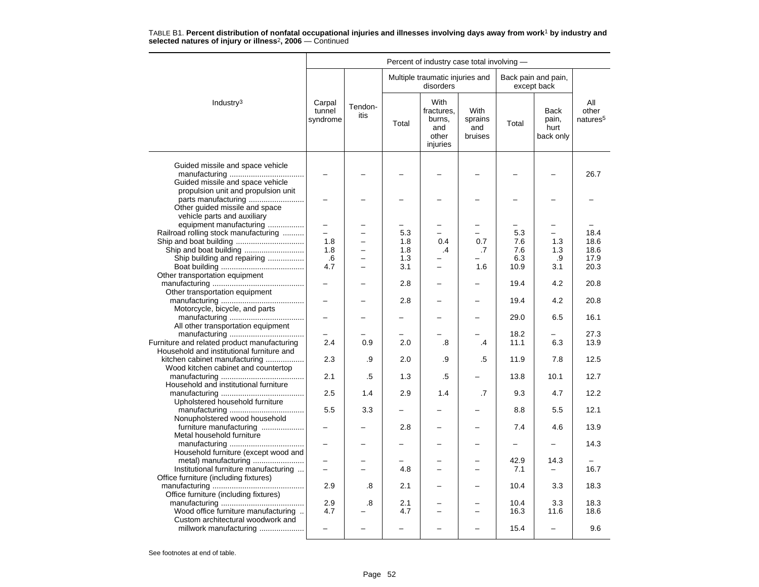TABLE B1. **Percent distribution of nonfatal occupational injuries and illnesses involving days away from work**[1] **by industry and selected natures of injury or illness**[2]**, 2006** — Continued

| Industry[3] | Percent of industry case total involving — | | | | | | | |
|---|---|---|---|---|---|---|---|---|
| | Carpal tunnel syndrome | Tendon-itis | Multiple traumatic injuries and disorders | | | Back pain and pain, except back | | All other natures[5] |
| | | | Total | With fractures, burns, and other injuries | With sprains and bruises | Total | Back pain, hurt back only | |
| Guided missile and space vehicle manufacturing | – | – | – | – | – | – | – | 26.7 |
| Guided missile and space vehicle propulsion unit and propulsion unit parts manufacturing | – | – | – | – | – | – | – | – |
| Other guided missile and space vehicle parts and auxiliary equipment manufacturing | – | – | – | – | – | – | – | – |
| Railroad rolling stock manufacturing | – | – | 5.3 | – | – | 5.3 | – | 18.4 |
| Ship and boat building | 1.8 | – | 1.8 | 0.4 | 0.7 | 7.6 | 1.3 | 18.6 |
| Ship and boat building | 1.8 | – | 1.8 | .4 | .7 | 7.6 | 1.3 | 18.6 |
| Ship building and repairing | .6 | – | 1.3 | – | – | 6.3 | .9 | 17.9 |
| Boat building | 4.7 | – | 3.1 | – | 1.6 | 10.9 | 3.1 | 20.3 |
| Other transportation equipment manufacturing | – | – | 2.8 | – | – | 19.4 | 4.2 | 20.8 |
| Other transportation equipment manufacturing | – | – | 2.8 | – | – | 19.4 | 4.2 | 20.8 |
| Motorcycle, bicycle, and parts manufacturing | – | – | – | – | – | 29.0 | 6.5 | 16.1 |
| All other transportation equipment manufacturing | – | – | – | – | – | 18.2 | – | 27.3 |
| Furniture and related product manufacturing | 2.4 | 0.9 | 2.0 | .8 | .4 | 11.1 | 6.3 | 13.9 |
| Household and institutional furniture and kitchen cabinet manufacturing | 2.3 | .9 | 2.0 | .9 | .5 | 11.9 | 7.8 | 12.5 |
| Wood kitchen cabinet and countertop manufacturing | 2.1 | .5 | 1.3 | .5 | – | 13.8 | 10.1 | 12.7 |
| Household and institutional furniture manufacturing | 2.5 | 1.4 | 2.9 | 1.4 | .7 | 9.3 | 4.7 | 12.2 |
| Upholstered household furniture manufacturing | 5.5 | 3.3 | – | – | – | 8.8 | 5.5 | 12.1 |
| Nonupholstered wood household furniture manufacturing | – | – | 2.8 | – | – | 7.4 | 4.6 | 13.9 |
| Metal household furniture manufacturing | – | – | – | – | – | – | – | 14.3 |
| Household furniture (except wood and metal) manufacturing | – | – | – | – | – | 42.9 | 14.3 | – |
| Institutional furniture manufacturing | – | – | 4.8 | – | – | 7.1 | – | 16.7 |
| Office furniture (including fixtures) manufacturing | 2.9 | .8 | 2.1 | – | – | 10.4 | 3.3 | 18.3 |
| Office furniture (including fixtures) manufacturing | 2.9 | .8 | 2.1 | – | – | 10.4 | 3.3 | 18.3 |
| Wood office furniture manufacturing | 4.7 | – | 4.7 | – | – | 16.3 | 11.6 | 18.6 |
| Custom architectural woodwork and millwork manufacturing | – | – | – | – | – | 15.4 | – | 9.6 |

See footnotes at end of table.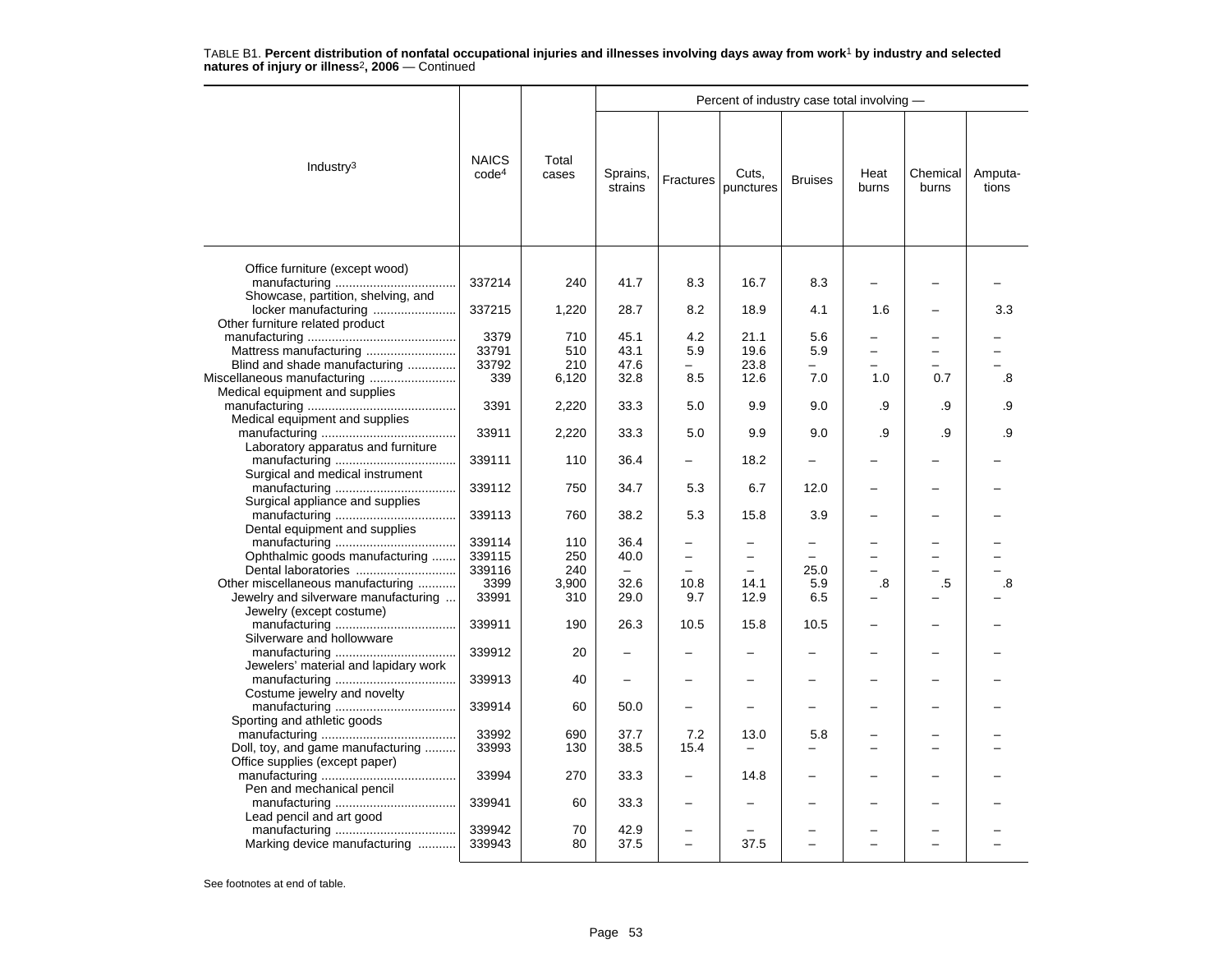TABLE B1. **Percent distribution of nonfatal occupational injuries and illnesses involving days away from work[1] by industry and selected natures of injury or illness[2], 2006** — Continued

| Industry[3] | NAICS code[4] | Total cases | Percent of industry case total involving — Sprains, strains | Fractures | Cuts, punctures | Bruises | Heat burns | Chemical burns | Amputa-tions |
|---|---|---|---|---|---|---|---|---|---|
| Office furniture (except wood) manufacturing | 337214 | 240 | 41.7 | 8.3 | 16.7 | 8.3 | – | – | – |
| Showcase, partition, shelving, and locker manufacturing | 337215 | 1,220 | 28.7 | 8.2 | 18.9 | 4.1 | 1.6 | – | 3.3 |
| Other furniture related product manufacturing | 3379 | 710 | 45.1 | 4.2 | 21.1 | 5.6 | – | – | – |
| Mattress manufacturing | 33791 | 510 | 43.1 | 5.9 | 19.6 | 5.9 | – | – | – |
| Blind and shade manufacturing | 33792 | 210 | 47.6 | – | 23.8 | – | – | – | – |
| Miscellaneous manufacturing | 339 | 6,120 | 32.8 | 8.5 | 12.6 | 7.0 | 1.0 | 0.7 | .8 |
| Medical equipment and supplies manufacturing | 3391 | 2,220 | 33.3 | 5.0 | 9.9 | 9.0 | .9 | .9 | .9 |
| Medical equipment and supplies manufacturing | 33911 | 2,220 | 33.3 | 5.0 | 9.9 | 9.0 | .9 | .9 | .9 |
| Laboratory apparatus and furniture manufacturing | 339111 | 110 | 36.4 | – | 18.2 | – | – | – | – |
| Surgical and medical instrument manufacturing | 339112 | 750 | 34.7 | 5.3 | 6.7 | 12.0 | – | – | – |
| Surgical appliance and supplies manufacturing | 339113 | 760 | 38.2 | 5.3 | 15.8 | 3.9 | – | – | – |
| Dental equipment and supplies manufacturing | 339114 | 110 | 36.4 | – | – | – | – | – | – |
| Ophthalmic goods manufacturing | 339115 | 250 | 40.0 | – | – | – | – | – | – |
| Dental laboratories | 339116 | 240 | – | – | – | 25.0 | – | – | – |
| Other miscellaneous manufacturing | 3399 | 3,900 | 32.6 | 10.8 | 14.1 | 5.9 | .8 | .5 | .8 |
| Jewelry and silverware manufacturing | 33991 | 310 | 29.0 | 9.7 | 12.9 | 6.5 | – | – | – |
| Jewelry (except costume) manufacturing | 339911 | 190 | 26.3 | 10.5 | 15.8 | 10.5 | – | – | – |
| Silverware and hollowware manufacturing | 339912 | 20 | – | – | – | – | – | – | – |
| Jewelers' material and lapidary work manufacturing | 339913 | 40 | – | – | – | – | – | – | – |
| Costume jewelry and novelty manufacturing | 339914 | 60 | 50.0 | – | – | – | – | – | – |
| Sporting and athletic goods manufacturing | 33992 | 690 | 37.7 | 7.2 | 13.0 | 5.8 | – | – | – |
| Doll, toy, and game manufacturing | 33993 | 130 | 38.5 | 15.4 | – | – | – | – | – |
| Office supplies (except paper) manufacturing | 33994 | 270 | 33.3 | – | 14.8 | – | – | – | – |
| Pen and mechanical pencil manufacturing | 339941 | 60 | 33.3 | – | – | – | – | – | – |
| Lead pencil and art good manufacturing | 339942 | 70 | 42.9 | – | – | – | – | – | – |
| Marking device manufacturing | 339943 | 80 | 37.5 | – | 37.5 | – | – | – | – |

See footnotes at end of table.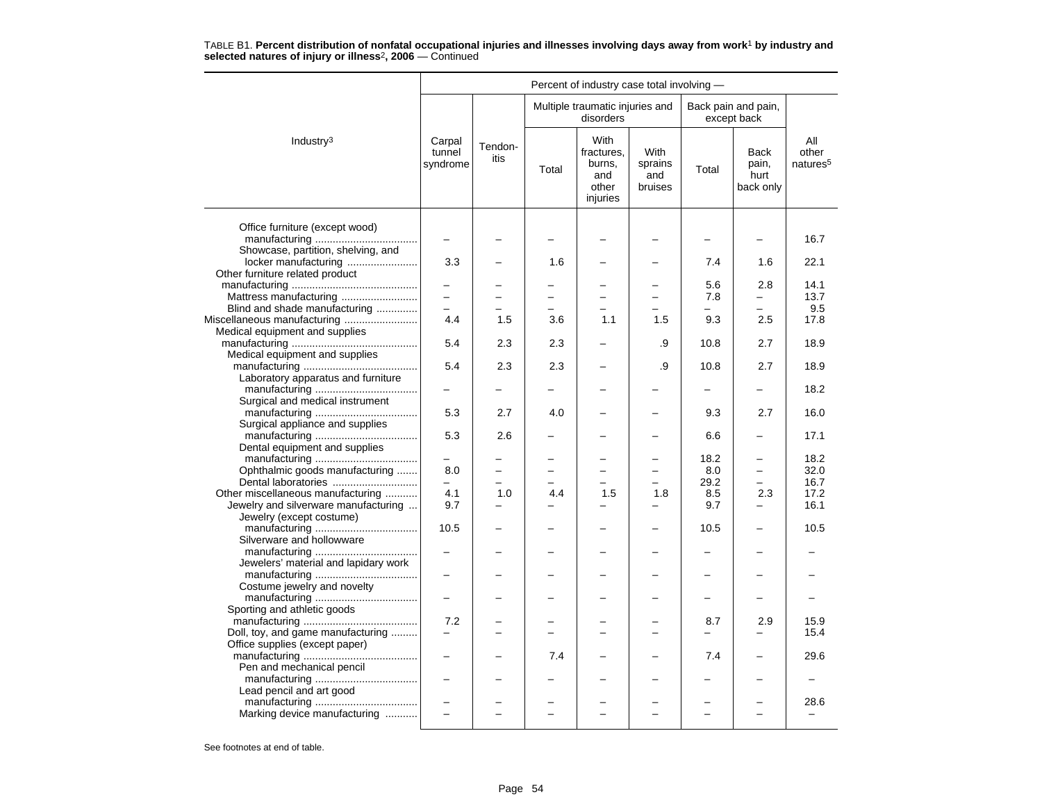TABLE B1. **Percent distribution of nonfatal occupational injuries and illnesses involving days away from work**[1] **by industry and selected natures of injury or illness**[2]**, 2006** — Continued

| Industry[3] | Carpal tunnel syndrome | Tendon-itis | Multiple traumatic injuries and disorders: Total | Multiple traumatic injuries and disorders: With fractures, burns, and other injuries | Multiple traumatic injuries and disorders: With sprains and bruises | Back pain and pain, except back: Total | Back pain and pain, except back: Back pain, hurt back only | All other natures[5] |
|---|---|---|---|---|---|---|---|---|
| Office furniture (except wood) manufacturing | – | – | – | – | – | – | – | 16.7 |
| Showcase, partition, shelving, and locker manufacturing | 3.3 | – | 1.6 | – | – | 7.4 | 1.6 | 22.1 |
| Other furniture related product manufacturing | – | – | – | – | – | 5.6 | 2.8 | 14.1 |
| Mattress manufacturing | – | – | – | – | – | 7.8 | – | 13.7 |
| Blind and shade manufacturing | – | – | – | – | – | – | – | 9.5 |
| Miscellaneous manufacturing | 4.4 | 1.5 | 3.6 | 1.1 | 1.5 | 9.3 | 2.5 | 17.8 |
| Medical equipment and supplies manufacturing | 5.4 | 2.3 | 2.3 | – | .9 | 10.8 | 2.7 | 18.9 |
| Medical equipment and supplies manufacturing | 5.4 | 2.3 | 2.3 | – | .9 | 10.8 | 2.7 | 18.9 |
| Laboratory apparatus and furniture manufacturing | – | – | – | – | – | – | – | 18.2 |
| Surgical and medical instrument manufacturing | 5.3 | 2.7 | 4.0 | – | – | 9.3 | 2.7 | 16.0 |
| Surgical appliance and supplies manufacturing | 5.3 | 2.6 | – | – | – | 6.6 | – | 17.1 |
| Dental equipment and supplies manufacturing | – | – | – | – | – | 18.2 | – | 18.2 |
| Ophthalmic goods manufacturing | 8.0 | – | – | – | – | 8.0 | – | 32.0 |
| Dental laboratories | – | – | – | – | – | 29.2 | – | 16.7 |
| Other miscellaneous manufacturing | 4.1 | 1.0 | 4.4 | 1.5 | 1.8 | 8.5 | 2.3 | 17.2 |
| Jewelry and silverware manufacturing | 9.7 | – | – | – | – | 9.7 | – | 16.1 |
| Jewelry (except costume) manufacturing | 10.5 | – | – | – | – | 10.5 | – | 10.5 |
| Silverware and hollowware manufacturing | – | – | – | – | – | – | – | – |
| Jewelers' material and lapidary work manufacturing | – | – | – | – | – | – | – | – |
| Costume jewelry and novelty manufacturing | – | – | – | – | – | – | – | – |
| Sporting and athletic goods manufacturing | 7.2 | – | – | – | – | 8.7 | 2.9 | 15.9 |
| Doll, toy, and game manufacturing | – | – | – | – | – | – | – | 15.4 |
| Office supplies (except paper) manufacturing | – | – | 7.4 | – | – | 7.4 | – | 29.6 |
| Pen and mechanical pencil manufacturing | – | – | – | – | – | – | – | – |
| Lead pencil and art good manufacturing | – | – | – | – | – | – | – | 28.6 |
| Marking device manufacturing | – | – | – | – | – | – | – | – |

See footnotes at end of table.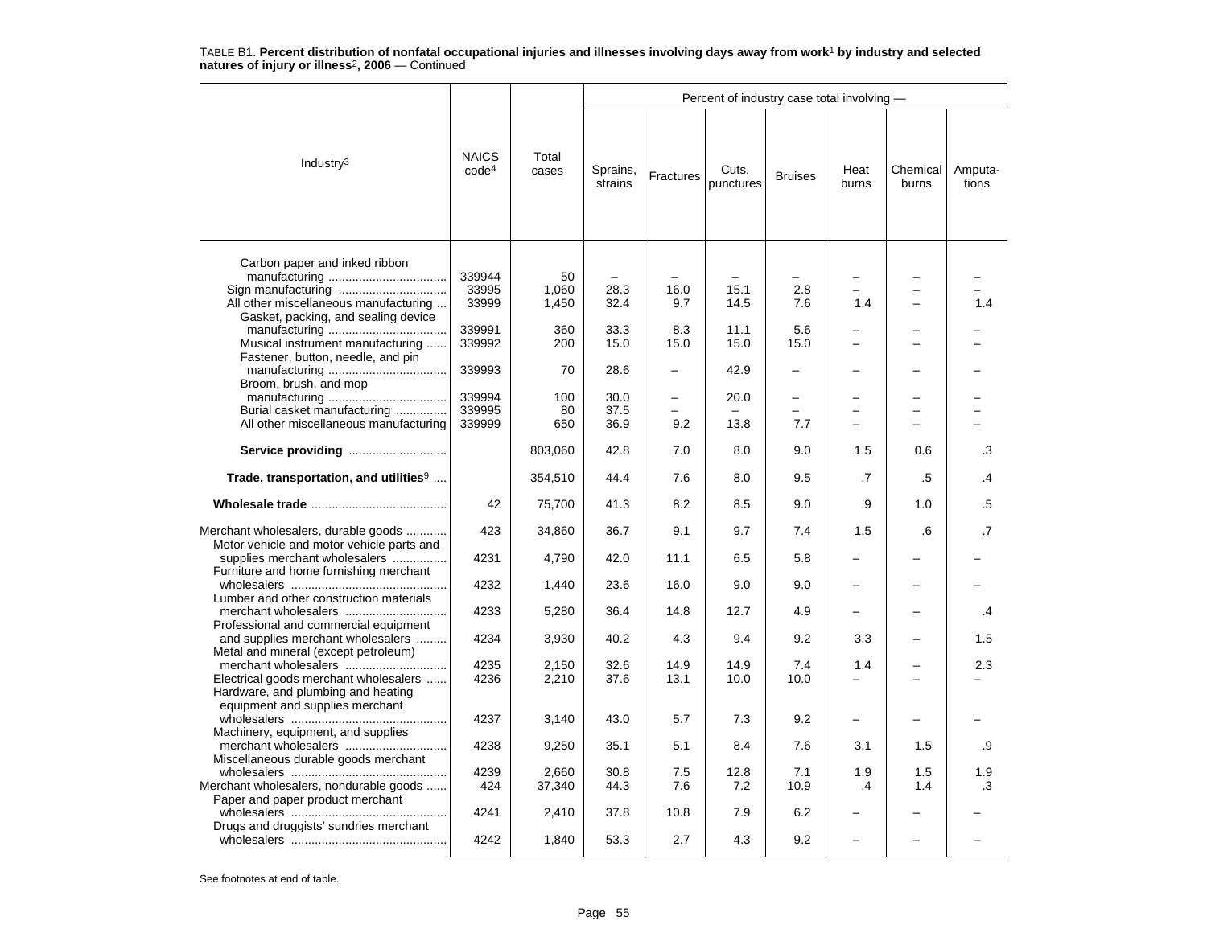TABLE B1. **Percent distribution of nonfatal occupational injuries and illnesses involving days away from work[1] by industry and selected natures of injury or illness[2], 2006** — Continued

| Industry[3] | NAICS code[4] | Total cases | Percent of industry case total involving — Sprains, strains | Fractures | Cuts, punctures | Bruises | Heat burns | Chemical burns | Amputations |
|---|---|---|---|---|---|---|---|---|---|
| Carbon paper and inked ribbon manufacturing | 339944 | 50 | – | – | – | – | – | – | – |
| Sign manufacturing | 33995 | 1,060 | 28.3 | 16.0 | 15.1 | 2.8 | – | – | – |
| All other miscellaneous manufacturing | 33999 | 1,450 | 32.4 | 9.7 | 14.5 | 7.6 | 1.4 | – | 1.4 |
| Gasket, packing, and sealing device manufacturing | 339991 | 360 | 33.3 | 8.3 | 11.1 | 5.6 | – | – | – |
| Musical instrument manufacturing | 339992 | 200 | 15.0 | 15.0 | 15.0 | 15.0 | – | – | – |
| Fastener, button, needle, and pin manufacturing | 339993 | 70 | 28.6 | – | 42.9 | – | – | – | – |
| Broom, brush, and mop manufacturing | 339994 | 100 | 30.0 | – | 20.0 | – | – | – | – |
| Burial casket manufacturing | 339995 | 80 | 37.5 | – | – | – | – | – | – |
| All other miscellaneous manufacturing | 339999 | 650 | 36.9 | 9.2 | 13.8 | 7.7 | – | – | – |
| **Service providing** | | 803,060 | 42.8 | 7.0 | 8.0 | 9.0 | 1.5 | 0.6 | .3 |
| **Trade, transportation, and utilities[9]** | | 354,510 | 44.4 | 7.6 | 8.0 | 9.5 | .7 | .5 | .4 |
| **Wholesale trade** | 42 | 75,700 | 41.3 | 8.2 | 8.5 | 9.0 | .9 | 1.0 | .5 |
| Merchant wholesalers, durable goods | 423 | 34,860 | 36.7 | 9.1 | 9.7 | 7.4 | 1.5 | .6 | .7 |
| Motor vehicle and motor vehicle parts and supplies merchant wholesalers | 4231 | 4,790 | 42.0 | 11.1 | 6.5 | 5.8 | – | – | – |
| Furniture and home furnishing merchant wholesalers | 4232 | 1,440 | 23.6 | 16.0 | 9.0 | 9.0 | – | – | – |
| Lumber and other construction materials merchant wholesalers | 4233 | 5,280 | 36.4 | 14.8 | 12.7 | 4.9 | – | – | .4 |
| Professional and commercial equipment and supplies merchant wholesalers | 4234 | 3,930 | 40.2 | 4.3 | 9.4 | 9.2 | 3.3 | – | 1.5 |
| Metal and mineral (except petroleum) merchant wholesalers | 4235 | 2,150 | 32.6 | 14.9 | 14.9 | 7.4 | 1.4 | – | 2.3 |
| Electrical goods merchant wholesalers | 4236 | 2,210 | 37.6 | 13.1 | 10.0 | 10.0 | – | – | – |
| Hardware, and plumbing and heating equipment and supplies merchant wholesalers | 4237 | 3,140 | 43.0 | 5.7 | 7.3 | 9.2 | – | – | – |
| Machinery, equipment, and supplies merchant wholesalers | 4238 | 9,250 | 35.1 | 5.1 | 8.4 | 7.6 | 3.1 | 1.5 | .9 |
| Miscellaneous durable goods merchant wholesalers | 4239 | 2,660 | 30.8 | 7.5 | 12.8 | 7.1 | 1.9 | 1.5 | 1.9 |
| Merchant wholesalers, nondurable goods | 424 | 37,340 | 44.3 | 7.6 | 7.2 | 10.9 | .4 | 1.4 | .3 |
| Paper and paper product merchant wholesalers | 4241 | 2,410 | 37.8 | 10.8 | 7.9 | 6.2 | – | – | – |
| Drugs and druggists' sundries merchant wholesalers | 4242 | 1,840 | 53.3 | 2.7 | 4.3 | 9.2 | – | – | – |

See footnotes at end of table.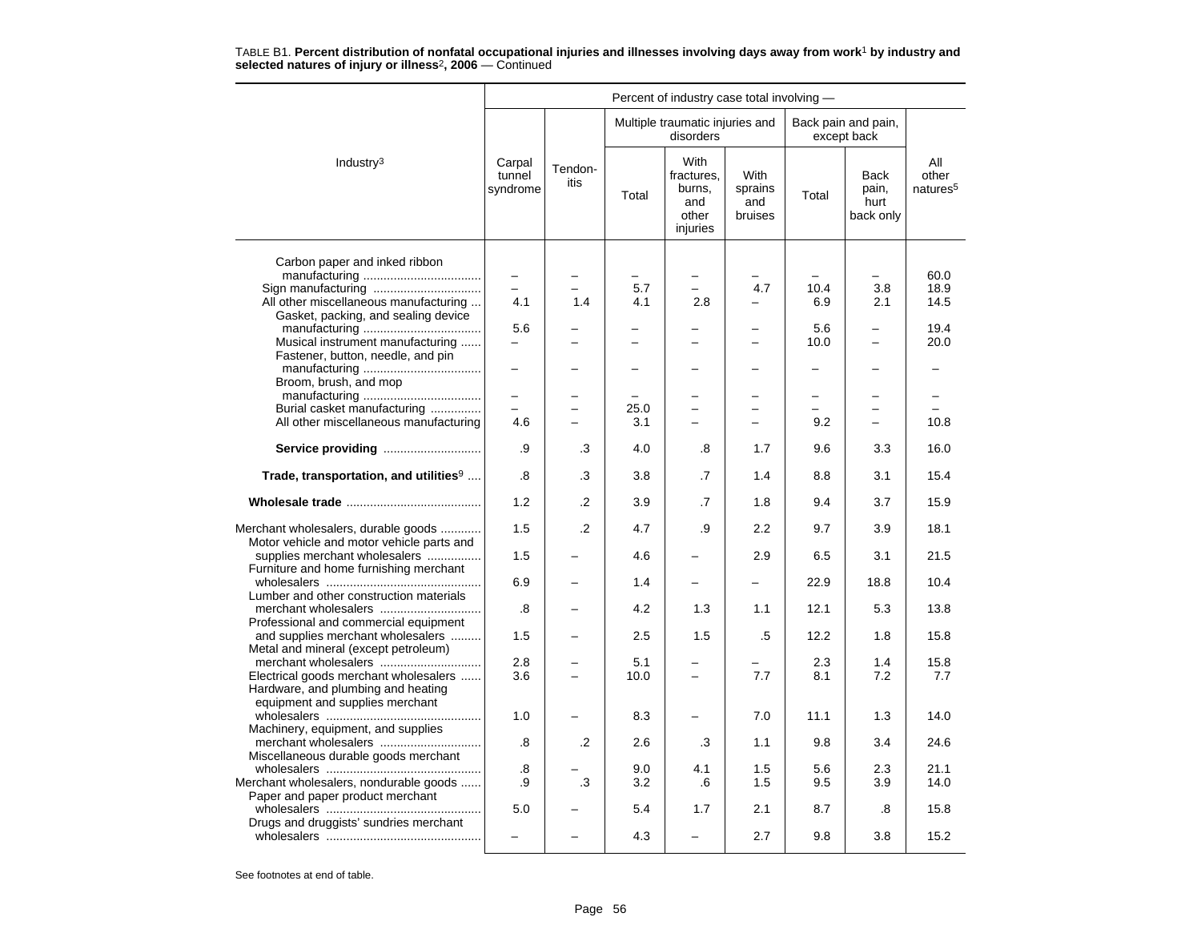TABLE B1. **Percent distribution of nonfatal occupational injuries and illnesses involving days away from work**[1] **by industry and selected natures of injury or illness**[2]**, 2006** — Continued

| Industry[3] | Carpal tunnel syndrome | Tendon-itis | Multiple traumatic injuries and disorders: Total | Multiple traumatic injuries and disorders: With fractures, burns, and other injuries | Multiple traumatic injuries and disorders: With sprains and bruises | Back pain and pain, except back: Total | Back pain and pain, except back: Back pain, hurt back only | All other natures[5] |
|---|---|---|---|---|---|---|---|---|
| Carbon paper and inked ribbon manufacturing | – | – | – | – | – | – | – | 60.0 |
| Sign manufacturing | – | – | 5.7 | – | 4.7 | 10.4 | 3.8 | 18.9 |
| All other miscellaneous manufacturing | 4.1 | 1.4 | 4.1 | 2.8 | – | 6.9 | 2.1 | 14.5 |
| Gasket, packing, and sealing device manufacturing | 5.6 | – | – | – | – | 5.6 | – | 19.4 |
| Musical instrument manufacturing | – | – | – | – | – | 10.0 | – | 20.0 |
| Fastener, button, needle, and pin manufacturing | – | – | – | – | – | – | – | – |
| Broom, brush, and mop manufacturing | – | – | – | – | – | – | – | – |
| Burial casket manufacturing | – | – | 25.0 | – | – | – | – | – |
| All other miscellaneous manufacturing | 4.6 | – | 3.1 | – | – | 9.2 | – | 10.8 |
| **Service providing** | .9 | .3 | 4.0 | .8 | 1.7 | 9.6 | 3.3 | 16.0 |
| **Trade, transportation, and utilities**[9] | .8 | .3 | 3.8 | .7 | 1.4 | 8.8 | 3.1 | 15.4 |
| **Wholesale trade** | 1.2 | .2 | 3.9 | .7 | 1.8 | 9.4 | 3.7 | 15.9 |
| Merchant wholesalers, durable goods | 1.5 | .2 | 4.7 | .9 | 2.2 | 9.7 | 3.9 | 18.1 |
| Motor vehicle and motor vehicle parts and supplies merchant wholesalers | 1.5 | – | 4.6 | – | 2.9 | 6.5 | 3.1 | 21.5 |
| Furniture and home furnishing merchant wholesalers | 6.9 | – | 1.4 | – | – | 22.9 | 18.8 | 10.4 |
| Lumber and other construction materials merchant wholesalers | .8 | – | 4.2 | 1.3 | 1.1 | 12.1 | 5.3 | 13.8 |
| Professional and commercial equipment and supplies merchant wholesalers | 1.5 | – | 2.5 | 1.5 | .5 | 12.2 | 1.8 | 15.8 |
| Metal and mineral (except petroleum) merchant wholesalers | 2.8 | – | 5.1 | – | – | 2.3 | 1.4 | 15.8 |
| Electrical goods merchant wholesalers | 3.6 | – | 10.0 | – | 7.7 | 8.1 | 7.2 | 7.7 |
| Hardware, and plumbing and heating equipment and supplies merchant wholesalers | 1.0 | – | 8.3 | – | 7.0 | 11.1 | 1.3 | 14.0 |
| Machinery, equipment, and supplies merchant wholesalers | .8 | .2 | 2.6 | .3 | 1.1 | 9.8 | 3.4 | 24.6 |
| Miscellaneous durable goods merchant wholesalers | .8 | – | 9.0 | 4.1 | 1.5 | 5.6 | 2.3 | 21.1 |
| Merchant wholesalers, nondurable goods | .9 | .3 | 3.2 | .6 | 1.5 | 9.5 | 3.9 | 14.0 |
| Paper and paper product merchant wholesalers | 5.0 | – | 5.4 | 1.7 | 2.1 | 8.7 | .8 | 15.8 |
| Drugs and druggists' sundries merchant wholesalers | – | – | 4.3 | – | 2.7 | 9.8 | 3.8 | 15.2 |

See footnotes at end of table.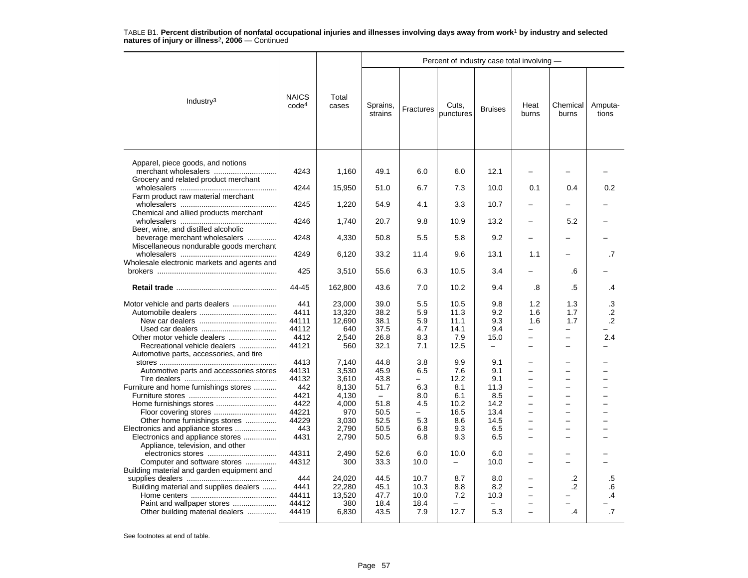TABLE B1. **Percent distribution of nonfatal occupational injuries and illnesses involving days away from work[1] by industry and selected natures of injury or illness[2], 2006** — Continued

| Industry[3] | NAICS code[4] | Total cases | Percent of industry case total involving — | | | | | | |
|---|---|---|---|---|---|---|---|---|---|
| | | | Sprains, strains | Fractures | Cuts, punctures | Bruises | Heat burns | Chemical burns | Amputa-tions |
| Apparel, piece goods, and notions merchant wholesalers | 4243 | 1,160 | 49.1 | 6.0 | 6.0 | 12.1 | – | – | – |
| Grocery and related product merchant wholesalers | 4244 | 15,950 | 51.0 | 6.7 | 7.3 | 10.0 | 0.1 | 0.4 | 0.2 |
| Farm product raw material merchant wholesalers | 4245 | 1,220 | 54.9 | 4.1 | 3.3 | 10.7 | – | – | – |
| Chemical and allied products merchant wholesalers | 4246 | 1,740 | 20.7 | 9.8 | 10.9 | 13.2 | – | 5.2 | – |
| Beer, wine, and distilled alcoholic beverage merchant wholesalers | 4248 | 4,330 | 50.8 | 5.5 | 5.8 | 9.2 | – | – | – |
| Miscellaneous nondurable goods merchant wholesalers | 4249 | 6,120 | 33.2 | 11.4 | 9.6 | 13.1 | 1.1 | – | .7 |
| Wholesale electronic markets and agents and brokers | 425 | 3,510 | 55.6 | 6.3 | 10.5 | 3.4 | – | .6 | – |
| **Retail trade** | 44-45 | 162,800 | 43.6 | 7.0 | 10.2 | 9.4 | .8 | .5 | .4 |
| Motor vehicle and parts dealers | 441 | 23,000 | 39.0 | 5.5 | 10.5 | 9.8 | 1.2 | 1.3 | .3 |
| Automobile dealers | 4411 | 13,320 | 38.2 | 5.9 | 11.3 | 9.2 | 1.6 | 1.7 | .2 |
| New car dealers | 44111 | 12,690 | 38.1 | 5.9 | 11.1 | 9.3 | 1.6 | 1.7 | .2 |
| Used car dealers | 44112 | 640 | 37.5 | 4.7 | 14.1 | 9.4 | – | – | – |
| Other motor vehicle dealers | 4412 | 2,540 | 26.8 | 8.3 | 7.9 | 15.0 | – | – | 2.4 |
| Recreational vehicle dealers | 44121 | 560 | 32.1 | 7.1 | 12.5 | – | – | – | – |
| Automotive parts, accessories, and tire stores | 4413 | 7,140 | 44.8 | 3.8 | 9.9 | 9.1 | – | – | – |
| Automotive parts and accessories stores | 44131 | 3,530 | 45.9 | 6.5 | 7.6 | 9.1 | – | – | – |
| Tire dealers | 44132 | 3,610 | 43.8 | – | 12.2 | 9.1 | – | – | – |
| Furniture and home furnishings stores | 442 | 8,130 | 51.7 | 6.3 | 8.1 | 11.3 | – | – | – |
| Furniture stores | 4421 | 4,130 | – | 8.0 | 6.1 | 8.5 | – | – | – |
| Home furnishings stores | 4422 | 4,000 | 51.8 | 4.5 | 10.2 | 14.2 | – | – | – |
| Floor covering stores | 44221 | 970 | 50.5 | – | 16.5 | 13.4 | – | – | – |
| Other home furnishings stores | 44229 | 3,030 | 52.5 | 5.3 | 8.6 | 14.5 | – | – | – |
| Electronics and appliance stores | 443 | 2,790 | 50.5 | 6.8 | 9.3 | 6.5 | – | – | – |
| Electronics and appliance stores | 4431 | 2,790 | 50.5 | 6.8 | 9.3 | 6.5 | – | – | – |
| Appliance, television, and other electronics stores | 44311 | 2,490 | 52.6 | 6.0 | 10.0 | 6.0 | – | – | – |
| Computer and software stores | 44312 | 300 | 33.3 | 10.0 | – | 10.0 | – | – | – |
| Building material and garden equipment and supplies dealers | 444 | 24,020 | 44.5 | 10.7 | 8.7 | 8.0 | – | .2 | .5 |
| Building material and supplies dealers | 4441 | 22,280 | 45.1 | 10.3 | 8.8 | 8.2 | – | .2 | .6 |
| Home centers | 44411 | 13,520 | 47.7 | 10.0 | 7.2 | 10.3 | – | – | .4 |
| Paint and wallpaper stores | 44412 | 380 | 18.4 | 18.4 | – | – | – | – | – |
| Other building material dealers | 44419 | 6,830 | 43.5 | 7.9 | 12.7 | 5.3 | – | .4 | .7 |

See footnotes at end of table.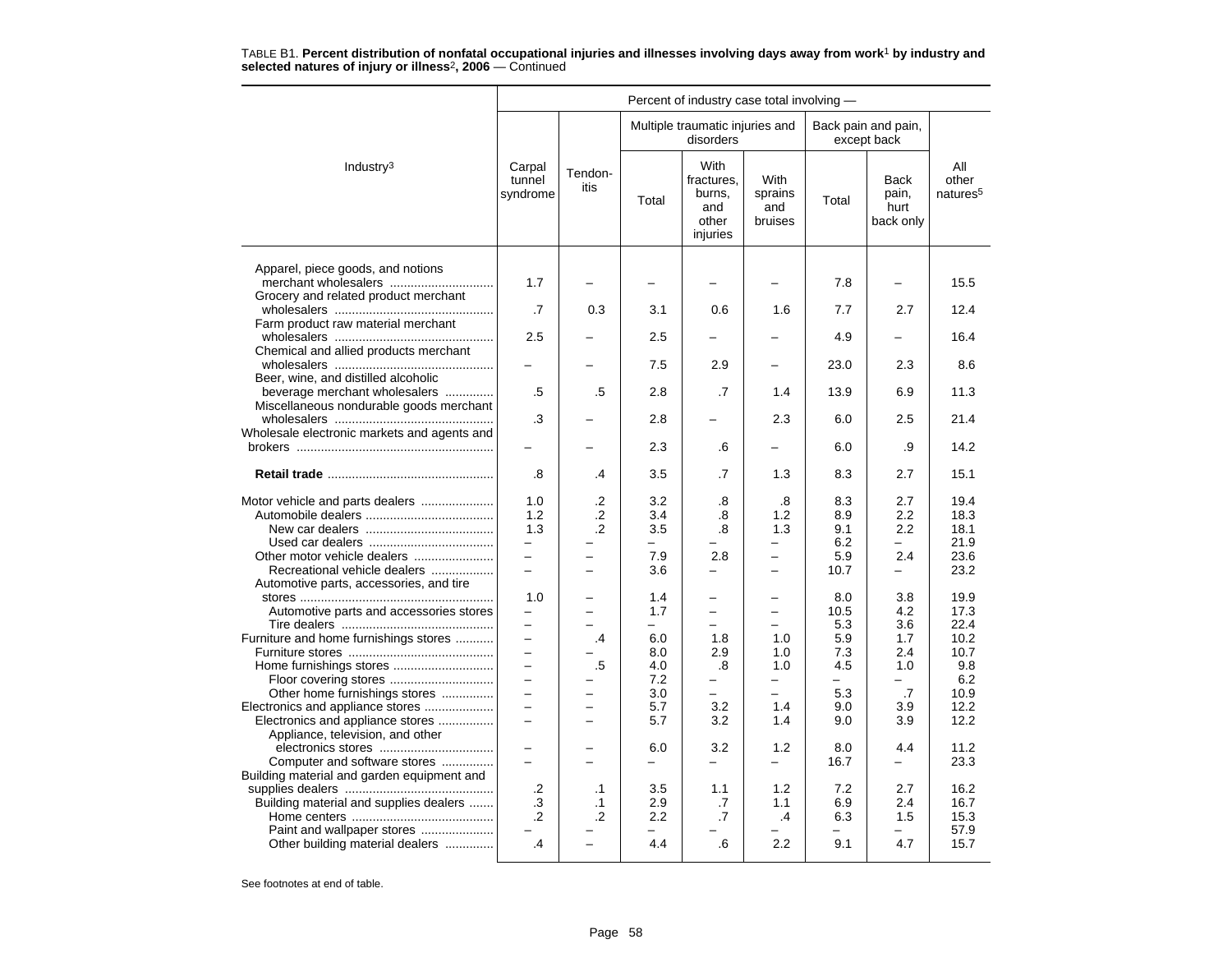TABLE B1. **Percent distribution of nonfatal occupational injuries and illnesses involving days away from work**[1] **by industry and selected natures of injury or illness**[2]**, 2006** — Continued

| Industry[3] | Carpal tunnel syndrome | Tendon-itis | Multiple traumatic injuries and disorders: Total | Multiple traumatic injuries and disorders: With fractures, burns, and other injuries | Multiple traumatic injuries and disorders: With sprains and bruises | Back pain and pain, except back: Total | Back pain and pain, except back: Back pain, hurt back only | All other natures[5] |
|---|---|---|---|---|---|---|---|---|
| Apparel, piece goods, and notions merchant wholesalers | 1.7 | – | – | – | – | 7.8 | – | 15.5 |
| Grocery and related product merchant wholesalers | .7 | 0.3 | 3.1 | 0.6 | 1.6 | 7.7 | 2.7 | 12.4 |
| Farm product raw material merchant wholesalers | 2.5 | – | 2.5 | – | – | 4.9 | – | 16.4 |
| Chemical and allied products merchant wholesalers | – | – | 7.5 | 2.9 | – | 23.0 | 2.3 | 8.6 |
| Beer, wine, and distilled alcoholic beverage merchant wholesalers | .5 | .5 | 2.8 | .7 | 1.4 | 13.9 | 6.9 | 11.3 |
| Miscellaneous nondurable goods merchant wholesalers | .3 | – | 2.8 | – | 2.3 | 6.0 | 2.5 | 21.4 |
| Wholesale electronic markets and agents and brokers | – | – | 2.3 | .6 | – | 6.0 | .9 | 14.2 |
| **Retail trade** | .8 | .4 | 3.5 | .7 | 1.3 | 8.3 | 2.7 | 15.1 |
| Motor vehicle and parts dealers | 1.0 | .2 | 3.2 | .8 | .8 | 8.3 | 2.7 | 19.4 |
| Automobile dealers | 1.2 | .2 | 3.4 | .8 | 1.2 | 8.9 | 2.2 | 18.3 |
| New car dealers | 1.3 | .2 | 3.5 | .8 | 1.3 | 9.1 | 2.2 | 18.1 |
| Used car dealers | – | – | – | – | – | 6.2 | – | 21.9 |
| Other motor vehicle dealers | – | – | 7.9 | 2.8 | – | 5.9 | 2.4 | 23.6 |
| Recreational vehicle dealers | – | – | 3.6 | – | – | 10.7 | – | 23.2 |
| Automotive parts, accessories, and tire stores | 1.0 | – | 1.4 | – | – | 8.0 | 3.8 | 19.9 |
| Automotive parts and accessories stores | – | – | 1.7 | – | – | 10.5 | 4.2 | 17.3 |
| Tire dealers | – | – | – | – | – | 5.3 | 3.6 | 22.4 |
| Furniture and home furnishings stores | – | .4 | 6.0 | 1.8 | 1.0 | 5.9 | 1.7 | 10.2 |
| Furniture stores | – | – | 8.0 | 2.9 | 1.0 | 7.3 | 2.4 | 10.7 |
| Home furnishings stores | – | .5 | 4.0 | .8 | 1.0 | 4.5 | 1.0 | 9.8 |
| Floor covering stores | – | – | 7.2 | – | – | – | – | 6.2 |
| Other home furnishings stores | – | – | 3.0 | – | – | 5.3 | .7 | 10.9 |
| Electronics and appliance stores | – | – | 5.7 | 3.2 | 1.4 | 9.0 | 3.9 | 12.2 |
| Electronics and appliance stores | – | – | 5.7 | 3.2 | 1.4 | 9.0 | 3.9 | 12.2 |
| Appliance, television, and other electronics stores | – | – | 6.0 | 3.2 | 1.2 | 8.0 | 4.4 | 11.2 |
| Computer and software stores | – | – | – | – | – | 16.7 | – | 23.3 |
| Building material and garden equipment and supplies dealers | .2 | .1 | 3.5 | 1.1 | 1.2 | 7.2 | 2.7 | 16.2 |
| Building material and supplies dealers | .3 | .1 | 2.9 | .7 | 1.1 | 6.9 | 2.4 | 16.7 |
| Home centers | .2 | .2 | 2.2 | .7 | .4 | 6.3 | 1.5 | 15.3 |
| Paint and wallpaper stores | – | – | – | – | – | – | – | 57.9 |
| Other building material dealers | .4 | – | 4.4 | .6 | 2.2 | 9.1 | 4.7 | 15.7 |

See footnotes at end of table.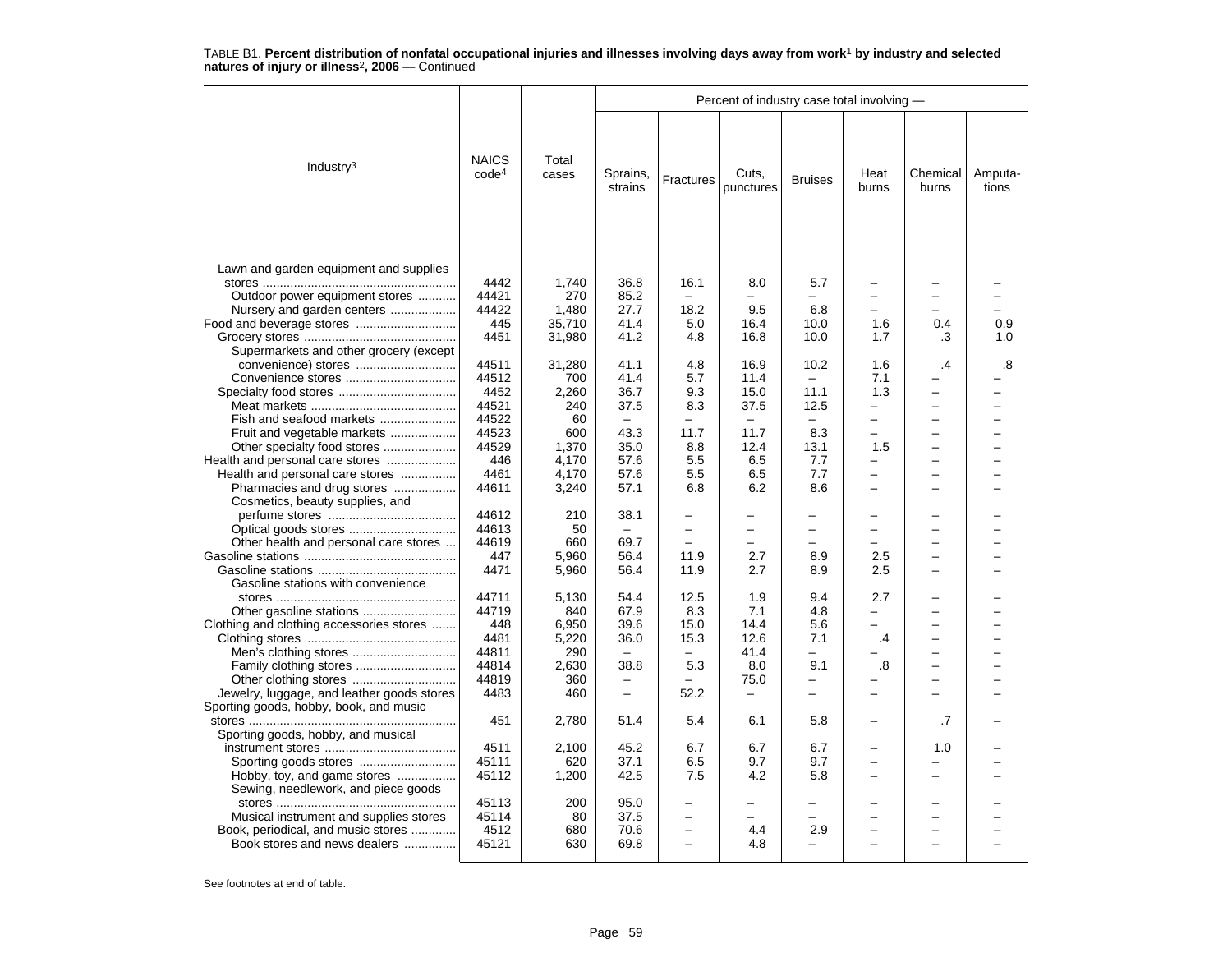TABLE B1. **Percent distribution of nonfatal occupational injuries and illnesses involving days away from work[1] by industry and selected natures of injury or illness[2], 2006** — Continued

| Industry[3] | NAICS code[4] | Total cases | Percent of industry case total involving — Sprains, strains | Fractures | Cuts, punctures | Bruises | Heat burns | Chemical burns | Amputations |
|---|---|---|---|---|---|---|---|---|---|
| Lawn and garden equipment and supplies stores | 4442 | 1,740 | 36.8 | 16.1 | 8.0 | 5.7 | – | – | – |
| Outdoor power equipment stores | 44421 | 270 | 85.2 | – | – | – | – | – | – |
| Nursery and garden centers | 44422 | 1,480 | 27.7 | 18.2 | 9.5 | 6.8 | – | – | – |
| Food and beverage stores | 445 | 35,710 | 41.4 | 5.0 | 16.4 | 10.0 | 1.6 | 0.4 | 0.9 |
| Grocery stores | 4451 | 31,980 | 41.2 | 4.8 | 16.8 | 10.0 | 1.7 | .3 | 1.0 |
| Supermarkets and other grocery (except convenience) stores | 44511 | 31,280 | 41.1 | 4.8 | 16.9 | 10.2 | 1.6 | .4 | .8 |
| Convenience stores | 44512 | 700 | 41.4 | 5.7 | 11.4 | – | 7.1 | – | – |
| Specialty food stores | 4452 | 2,260 | 36.7 | 9.3 | 15.0 | 11.1 | 1.3 | – | – |
| Meat markets | 44521 | 240 | 37.5 | 8.3 | 37.5 | 12.5 | – | – | – |
| Fish and seafood markets | 44522 | 60 | – | – | – | – | – | – | – |
| Fruit and vegetable markets | 44523 | 600 | 43.3 | 11.7 | 11.7 | 8.3 | – | – | – |
| Other specialty food stores | 44529 | 1,370 | 35.0 | 8.8 | 12.4 | 13.1 | 1.5 | – | – |
| Health and personal care stores | 446 | 4,170 | 57.6 | 5.5 | 6.5 | 7.7 | – | – | – |
| Health and personal care stores | 4461 | 4,170 | 57.6 | 5.5 | 6.5 | 7.7 | – | – | – |
| Pharmacies and drug stores | 44611 | 3,240 | 57.1 | 6.8 | 6.2 | 8.6 | – | – | – |
| Cosmetics, beauty supplies, and perfume stores | 44612 | 210 | 38.1 | – | – | – | – | – | – |
| Optical goods stores | 44613 | 50 | – | – | – | – | – | – | – |
| Other health and personal care stores | 44619 | 660 | 69.7 | – | – | – | – | – | – |
| Gasoline stations | 447 | 5,960 | 56.4 | 11.9 | 2.7 | 8.9 | 2.5 | – | – |
| Gasoline stations | 4471 | 5,960 | 56.4 | 11.9 | 2.7 | 8.9 | 2.5 | – | – |
| Gasoline stations with convenience stores | 44711 | 5,130 | 54.4 | 12.5 | 1.9 | 9.4 | 2.7 | – | – |
| Other gasoline stations | 44719 | 840 | 67.9 | 8.3 | 7.1 | 4.8 | – | – | – |
| Clothing and clothing accessories stores | 448 | 6,950 | 39.6 | 15.0 | 14.4 | 5.6 | – | – | – |
| Clothing stores | 4481 | 5,220 | 36.0 | 15.3 | 12.6 | 7.1 | .4 | – | – |
| Men's clothing stores | 44811 | 290 | – | – | 41.4 | – | – | – | – |
| Family clothing stores | 44814 | 2,630 | 38.8 | 5.3 | 8.0 | 9.1 | .8 | – | – |
| Other clothing stores | 44819 | 360 | – | – | 75.0 | – | – | – | – |
| Jewelry, luggage, and leather goods stores | 4483 | 460 | – | 52.2 | – | – | – | – | – |
| Sporting goods, hobby, book, and music stores | 451 | 2,780 | 51.4 | 5.4 | 6.1 | 5.8 | – | .7 | – |
| Sporting goods, hobby, and musical instrument stores | 4511 | 2,100 | 45.2 | 6.7 | 6.7 | 6.7 | – | 1.0 | – |
| Sporting goods stores | 45111 | 620 | 37.1 | 6.5 | 9.7 | 9.7 | – | – | – |
| Hobby, toy, and game stores | 45112 | 1,200 | 42.5 | 7.5 | 4.2 | 5.8 | – | – | – |
| Sewing, needlework, and piece goods stores | 45113 | 200 | 95.0 | – | – | – | – | – | – |
| Musical instrument and supplies stores | 45114 | 80 | 37.5 | – | – | – | – | – | – |
| Book, periodical, and music stores | 4512 | 680 | 70.6 | – | 4.4 | 2.9 | – | – | – |
| Book stores and news dealers | 45121 | 630 | 69.8 | – | 4.8 | – | – | – | – |

See footnotes at end of table.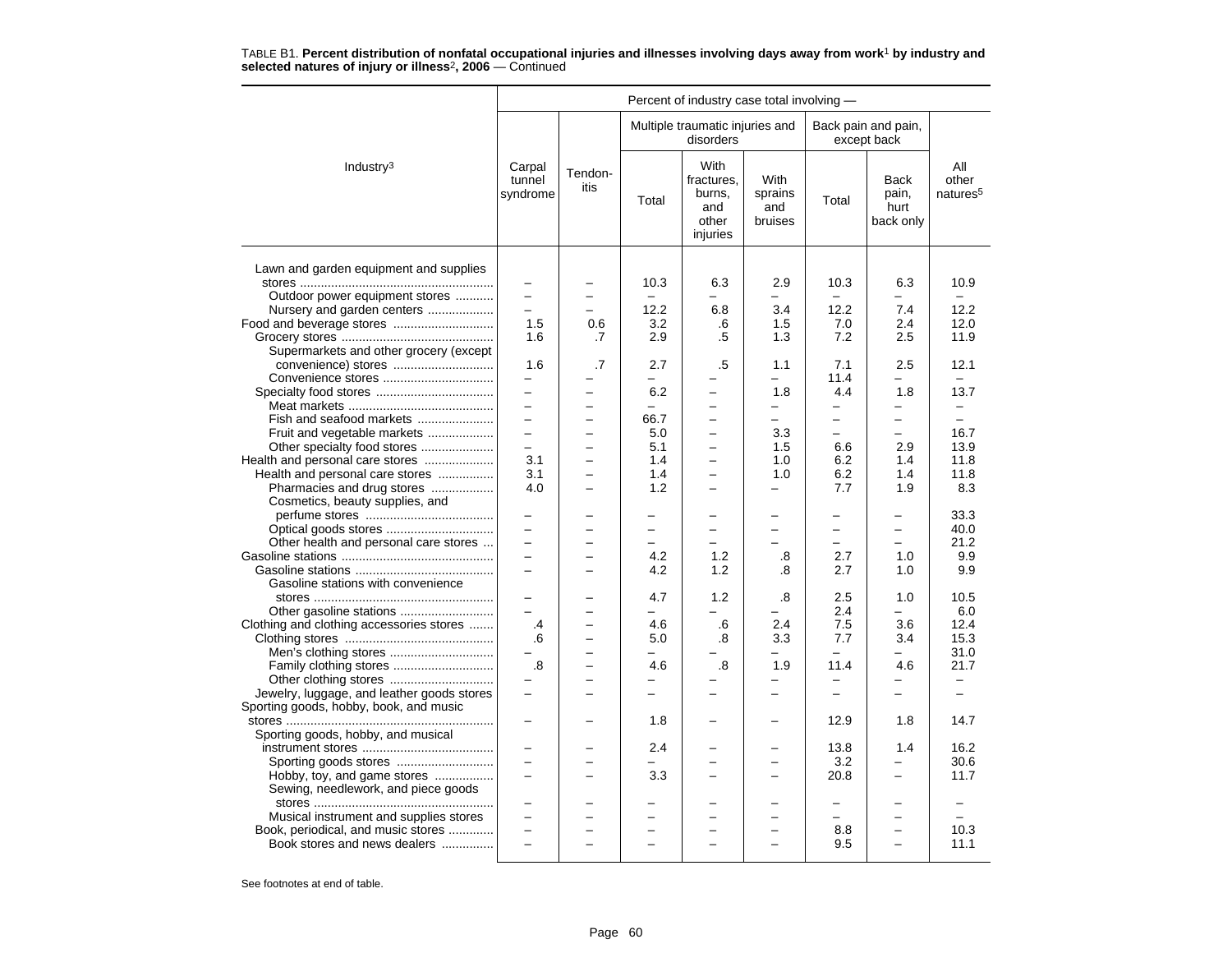TABLE B1. **Percent distribution of nonfatal occupational injuries and illnesses involving days away from work[1] by industry and selected natures of injury or illness[2], 2006** — Continued

| Industry[3] | Percent of industry case total involving — | | | | | | | |
|---|---|---|---|---|---|---|---|---|
| | Carpal tunnel syndrome | Tendon-itis | Multiple traumatic injuries and disorders | | | Back pain and pain, except back | | All other natures[5] |
| | | | Total | With fractures, burns, and other injuries | With sprains and bruises | Total | Back pain, hurt back only | |
| Lawn and garden equipment and supplies stores | – | – | 10.3 | 6.3 | 2.9 | 10.3 | 6.3 | 10.9 |
| Outdoor power equipment stores | – | – | – | – | – | – | – | – |
| Nursery and garden centers | – | – | 12.2 | 6.8 | 3.4 | 12.2 | 7.4 | 12.2 |
| Food and beverage stores | 1.5 | 0.6 | 3.2 | .6 | 1.5 | 7.0 | 2.4 | 12.0 |
| Grocery stores | 1.6 | .7 | 2.9 | .5 | 1.3 | 7.2 | 2.5 | 11.9 |
| Supermarkets and other grocery (except convenience) stores | 1.6 | .7 | 2.7 | .5 | 1.1 | 7.1 | 2.5 | 12.1 |
| Convenience stores | – | – | – | – | – | 11.4 | – | – |
| Specialty food stores | – | – | 6.2 | – | 1.8 | 4.4 | 1.8 | 13.7 |
| Meat markets | – | – | – | – | – | – | – | – |
| Fish and seafood markets | – | – | 66.7 | – | – | – | – | – |
| Fruit and vegetable markets | – | – | 5.0 | – | 3.3 | – | – | 16.7 |
| Other specialty food stores | – | – | 5.1 | – | 1.5 | 6.6 | 2.9 | 13.9 |
| Health and personal care stores | 3.1 | – | 1.4 | – | 1.0 | 6.2 | 1.4 | 11.8 |
| Health and personal care stores | 3.1 | – | 1.4 | – | 1.0 | 6.2 | 1.4 | 11.8 |
| Pharmacies and drug stores | 4.0 | – | 1.2 | – | – | 7.7 | 1.9 | 8.3 |
| Cosmetics, beauty supplies, and perfume stores | – | – | – | – | – | – | – | 33.3 |
| Optical goods stores | – | – | – | – | – | – | – | 40.0 |
| Other health and personal care stores | – | – | – | – | – | – | – | 21.2 |
| Gasoline stations | – | – | 4.2 | 1.2 | .8 | 2.7 | 1.0 | 9.9 |
| Gasoline stations | – | – | 4.2 | 1.2 | .8 | 2.7 | 1.0 | 9.9 |
| Gasoline stations with convenience stores | – | – | 4.7 | 1.2 | .8 | 2.5 | 1.0 | 10.5 |
| Other gasoline stations | – | – | – | – | – | 2.4 | – | 6.0 |
| Clothing and clothing accessories stores | .4 | – | 4.6 | .6 | 2.4 | 7.5 | 3.6 | 12.4 |
| Clothing stores | .6 | – | 5.0 | .8 | 3.3 | 7.7 | 3.4 | 15.3 |
| Men's clothing stores | – | – | – | – | – | – | – | 31.0 |
| Family clothing stores | .8 | – | 4.6 | .8 | 1.9 | 11.4 | 4.6 | 21.7 |
| Other clothing stores | – | – | – | – | – | – | – | – |
| Jewelry, luggage, and leather goods stores | – | – | – | – | – | – | – | – |
| Sporting goods, hobby, book, and music stores | – | – | 1.8 | – | – | 12.9 | 1.8 | 14.7 |
| Sporting goods, hobby, and musical instrument stores | – | – | 2.4 | – | – | 13.8 | 1.4 | 16.2 |
| Sporting goods stores | – | – | – | – | – | 3.2 | – | 30.6 |
| Hobby, toy, and game stores | – | – | 3.3 | – | – | 20.8 | – | 11.7 |
| Sewing, needlework, and piece goods stores | – | – | – | – | – | – | – | – |
| Musical instrument and supplies stores | – | – | – | – | – | – | – | – |
| Book, periodical, and music stores | – | – | – | – | – | 8.8 | – | 10.3 |
| Book stores and news dealers | – | – | – | – | – | 9.5 | – | 11.1 |

See footnotes at end of table.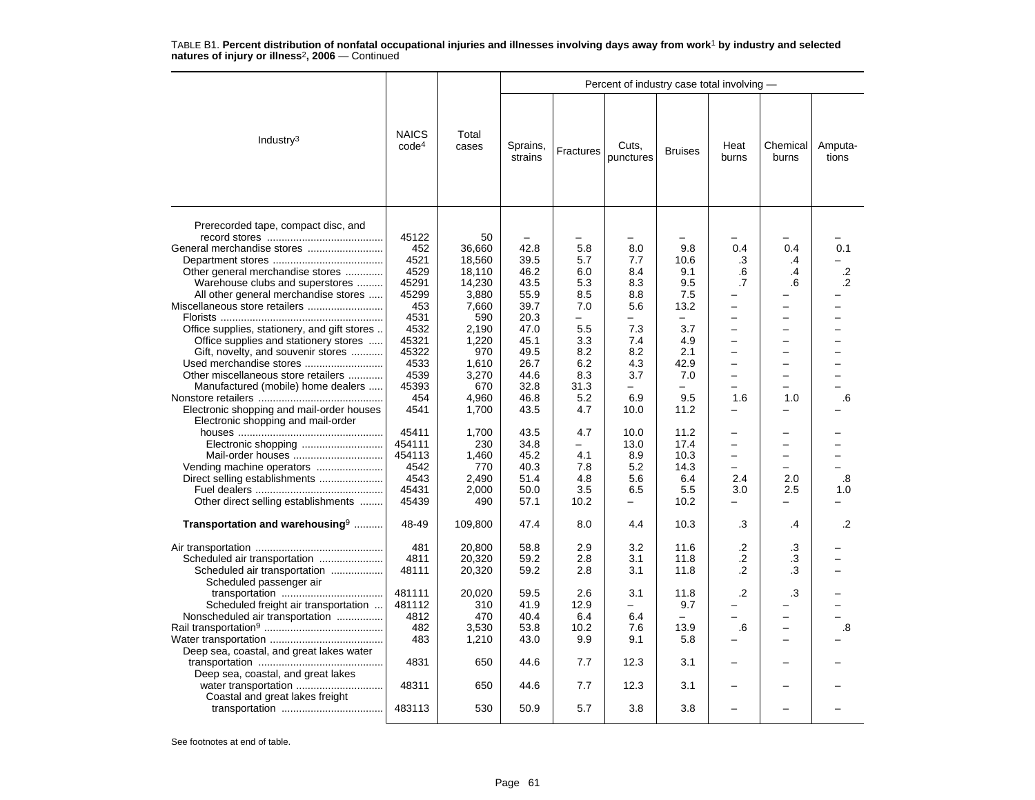TABLE B1. **Percent distribution of nonfatal occupational injuries and illnesses involving days away from work[1] by industry and selected natures of injury or illness[2], 2006** — Continued

| Industry[3] | NAICS code[4] | Total cases | Sprains, strains | Fractures | Cuts, punctures | Bruises | Heat burns | Chemical burns | Amputa-tions |
|---|---|---|---|---|---|---|---|---|---|
| | | | Percent of industry case total involving — | | | | | | |
| Prerecorded tape, compact disc, and record stores | 45122 | 50 | – | – | – | – | – | – | – |
| General merchandise stores | 452 | 36,660 | 42.8 | 5.8 | 8.0 | 9.8 | 0.4 | 0.4 | 0.1 |
| Department stores | 4521 | 18,560 | 39.5 | 5.7 | 7.7 | 10.6 | .3 | .4 | – |
| Other general merchandise stores | 4529 | 18,110 | 46.2 | 6.0 | 8.4 | 9.1 | .6 | .4 | .2 |
| Warehouse clubs and superstores | 45291 | 14,230 | 43.5 | 5.3 | 8.3 | 9.5 | .7 | .6 | .2 |
| All other general merchandise stores | 45299 | 3,880 | 55.9 | 8.5 | 8.8 | 7.5 | – | – | – |
| Miscellaneous store retailers | 453 | 7,660 | 39.7 | 7.0 | 5.6 | 13.2 | – | – | – |
| Florists | 4531 | 590 | 20.3 | – | – | – | – | – | – |
| Office supplies, stationery, and gift stores | 4532 | 2,190 | 47.0 | 5.5 | 7.3 | 3.7 | – | – | – |
| Office supplies and stationery stores | 45321 | 1,220 | 45.1 | 3.3 | 7.4 | 4.9 | – | – | – |
| Gift, novelty, and souvenir stores | 45322 | 970 | 49.5 | 8.2 | 8.2 | 2.1 | – | – | – |
| Used merchandise stores | 4533 | 1,610 | 26.7 | 6.2 | 4.3 | 42.9 | – | – | – |
| Other miscellaneous store retailers | 4539 | 3,270 | 44.6 | 8.3 | 3.7 | 7.0 | – | – | – |
| Manufactured (mobile) home dealers | 45393 | 670 | 32.8 | 31.3 | – | – | – | – | – |
| Nonstore retailers | 454 | 4,960 | 46.8 | 5.2 | 6.9 | 9.5 | 1.6 | 1.0 | .6 |
| Electronic shopping and mail-order houses | 4541 | 1,700 | 43.5 | 4.7 | 10.0 | 11.2 | – | – | – |
| Electronic shopping and mail-order houses | 45411 | 1,700 | 43.5 | 4.7 | 10.0 | 11.2 | – | – | – |
| Electronic shopping | 454111 | 230 | 34.8 | – | 13.0 | 17.4 | – | – | – |
| Mail-order houses | 454113 | 1,460 | 45.2 | 4.1 | 8.9 | 10.3 | – | – | – |
| Vending machine operators | 4542 | 770 | 40.3 | 7.8 | 5.2 | 14.3 | – | – | – |
| Direct selling establishments | 4543 | 2,490 | 51.4 | 4.8 | 5.6 | 6.4 | 2.4 | 2.0 | .8 |
| Fuel dealers | 45431 | 2,000 | 50.0 | 3.5 | 6.5 | 5.5 | 3.0 | 2.5 | 1.0 |
| Other direct selling establishments | 45439 | 490 | 57.1 | 10.2 | – | 10.2 | – | – | – |
| **Transportation and warehousing[9]** | 48-49 | 109,800 | 47.4 | 8.0 | 4.4 | 10.3 | .3 | .4 | .2 |
| Air transportation | 481 | 20,800 | 58.8 | 2.9 | 3.2 | 11.6 | .2 | .3 | – |
| Scheduled air transportation | 4811 | 20,320 | 59.2 | 2.8 | 3.1 | 11.8 | .2 | .3 | – |
| Scheduled air transportation | 48111 | 20,320 | 59.2 | 2.8 | 3.1 | 11.8 | .2 | .3 | – |
| Scheduled passenger air transportation | 481111 | 20,020 | 59.5 | 2.6 | 3.1 | 11.8 | .2 | .3 | – |
| Scheduled freight air transportation | 481112 | 310 | 41.9 | 12.9 | – | 9.7 | – | – | – |
| Nonscheduled air transportation | 4812 | 470 | 40.4 | 6.4 | 6.4 | – | – | – | – |
| Rail transportation[9] | 482 | 3,530 | 53.8 | 10.2 | 7.6 | 13.9 | .6 | – | .8 |
| Water transportation | 483 | 1,210 | 43.0 | 9.9 | 9.1 | 5.8 | – | – | – |
| Deep sea, coastal, and great lakes water transportation | 4831 | 650 | 44.6 | 7.7 | 12.3 | 3.1 | – | – | – |
| Deep sea, coastal, and great lakes water transportation | 48311 | 650 | 44.6 | 7.7 | 12.3 | 3.1 | – | – | – |
| Coastal and great lakes freight transportation | 483113 | 530 | 50.9 | 5.7 | 3.8 | 3.8 | – | – | – |

See footnotes at end of table.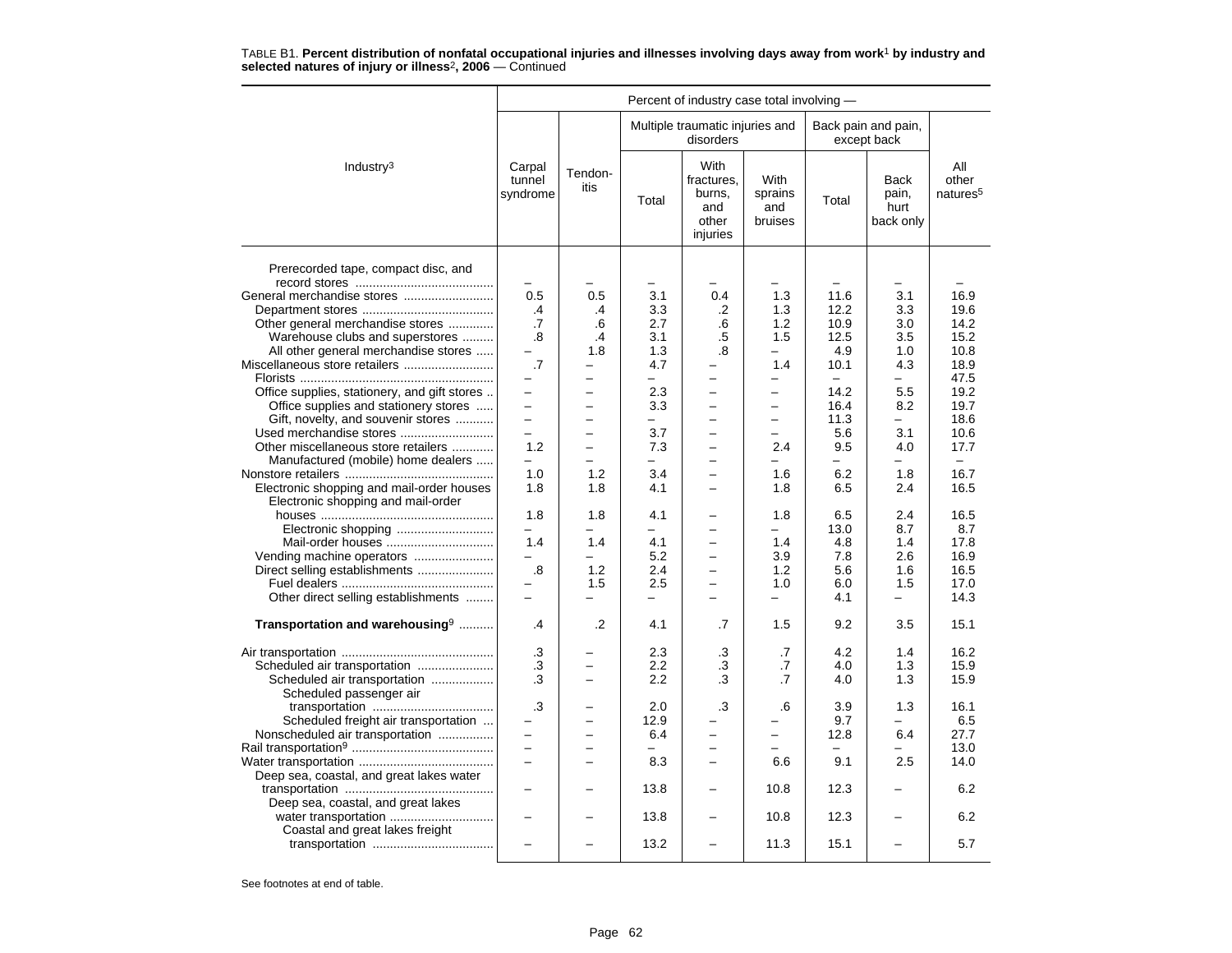TABLE B1. **Percent distribution of nonfatal occupational injuries and illnesses involving days away from work**[1] **by industry and selected natures of injury or illness**[2]**, 2006** — Continued

| Industry[3] | Percent of industry case total involving — | | | | | | | |
|---|---|---|---|---|---|---|---|---|
| | Carpal tunnel syndrome | Tendon-itis | Multiple traumatic injuries and disorders | | | Back pain and pain, except back | | All other natures[5] |
| | | | Total | With fractures, burns, and other injuries | With sprains and bruises | Total | Back pain, hurt back only | |
| Prerecorded tape, compact disc, and record stores | – | – | – | – | – | – | – | – |
| General merchandise stores | 0.5 | 0.5 | 3.1 | 0.4 | 1.3 | 11.6 | 3.1 | 16.9 |
| Department stores | .4 | .4 | 3.3 | .2 | 1.3 | 12.2 | 3.3 | 19.6 |
| Other general merchandise stores | .7 | .6 | 2.7 | .6 | 1.2 | 10.9 | 3.0 | 14.2 |
| Warehouse clubs and superstores | .8 | .4 | 3.1 | .5 | 1.5 | 12.5 | 3.5 | 15.2 |
| All other general merchandise stores | – | 1.8 | 1.3 | .8 | – | 4.9 | 1.0 | 10.8 |
| Miscellaneous store retailers | .7 | – | 4.7 | – | 1.4 | 10.1 | 4.3 | 18.9 |
| Florists | – | – | – | – | – | – | – | 47.5 |
| Office supplies, stationery, and gift stores | – | – | 2.3 | – | – | 14.2 | 5.5 | 19.2 |
| Office supplies and stationery stores | – | – | 3.3 | – | – | 16.4 | 8.2 | 19.7 |
| Gift, novelty, and souvenir stores | – | – | – | – | – | 11.3 | – | 18.6 |
| Used merchandise stores | – | – | 3.7 | – | – | 5.6 | 3.1 | 10.6 |
| Other miscellaneous store retailers | 1.2 | – | 7.3 | – | 2.4 | 9.5 | 4.0 | 17.7 |
| Manufactured (mobile) home dealers | – | – | – | – | – | – | – | – |
| Nonstore retailers | 1.0 | 1.2 | 3.4 | – | 1.6 | 6.2 | 1.8 | 16.7 |
| Electronic shopping and mail-order houses | 1.8 | 1.8 | 4.1 | – | 1.8 | 6.5 | 2.4 | 16.5 |
| Electronic shopping and mail-order houses | 1.8 | 1.8 | 4.1 | – | 1.8 | 6.5 | 2.4 | 16.5 |
| Electronic shopping | – | – | – | – | – | 13.0 | 8.7 | 8.7 |
| Mail-order houses | 1.4 | 1.4 | 4.1 | – | 1.4 | 4.8 | 1.4 | 17.8 |
| Vending machine operators | – | – | 5.2 | – | 3.9 | 7.8 | 2.6 | 16.9 |
| Direct selling establishments | .8 | 1.2 | 2.4 | – | 1.2 | 5.6 | 1.6 | 16.5 |
| Fuel dealers | – | 1.5 | 2.5 | – | 1.0 | 6.0 | 1.5 | 17.0 |
| Other direct selling establishments | – | – | – | – | – | 4.1 | – | 14.3 |
| **Transportation and warehousing**[9] | .4 | .2 | 4.1 | .7 | 1.5 | 9.2 | 3.5 | 15.1 |
| Air transportation | .3 | – | 2.3 | .3 | .7 | 4.2 | 1.4 | 16.2 |
| Scheduled air transportation | .3 | – | 2.2 | .3 | .7 | 4.0 | 1.3 | 15.9 |
| Scheduled air transportation | .3 | – | 2.2 | .3 | .7 | 4.0 | 1.3 | 15.9 |
| Scheduled passenger air transportation | .3 | – | 2.0 | .3 | .6 | 3.9 | 1.3 | 16.1 |
| Scheduled freight air transportation | – | – | 12.9 | – | – | 9.7 | – | 6.5 |
| Nonscheduled air transportation | – | – | 6.4 | – | – | 12.8 | 6.4 | 27.7 |
| Rail transportation[9] | – | – | – | – | – | – | – | 13.0 |
| Water transportation | – | – | 8.3 | – | 6.6 | 9.1 | 2.5 | 14.0 |
| Deep sea, coastal, and great lakes water transportation | – | – | 13.8 | – | 10.8 | 12.3 | – | 6.2 |
| Deep sea, coastal, and great lakes water transportation | – | – | 13.8 | – | 10.8 | 12.3 | – | 6.2 |
| Coastal and great lakes freight transportation | – | – | 13.2 | – | 11.3 | 15.1 | – | 5.7 |

See footnotes at end of table.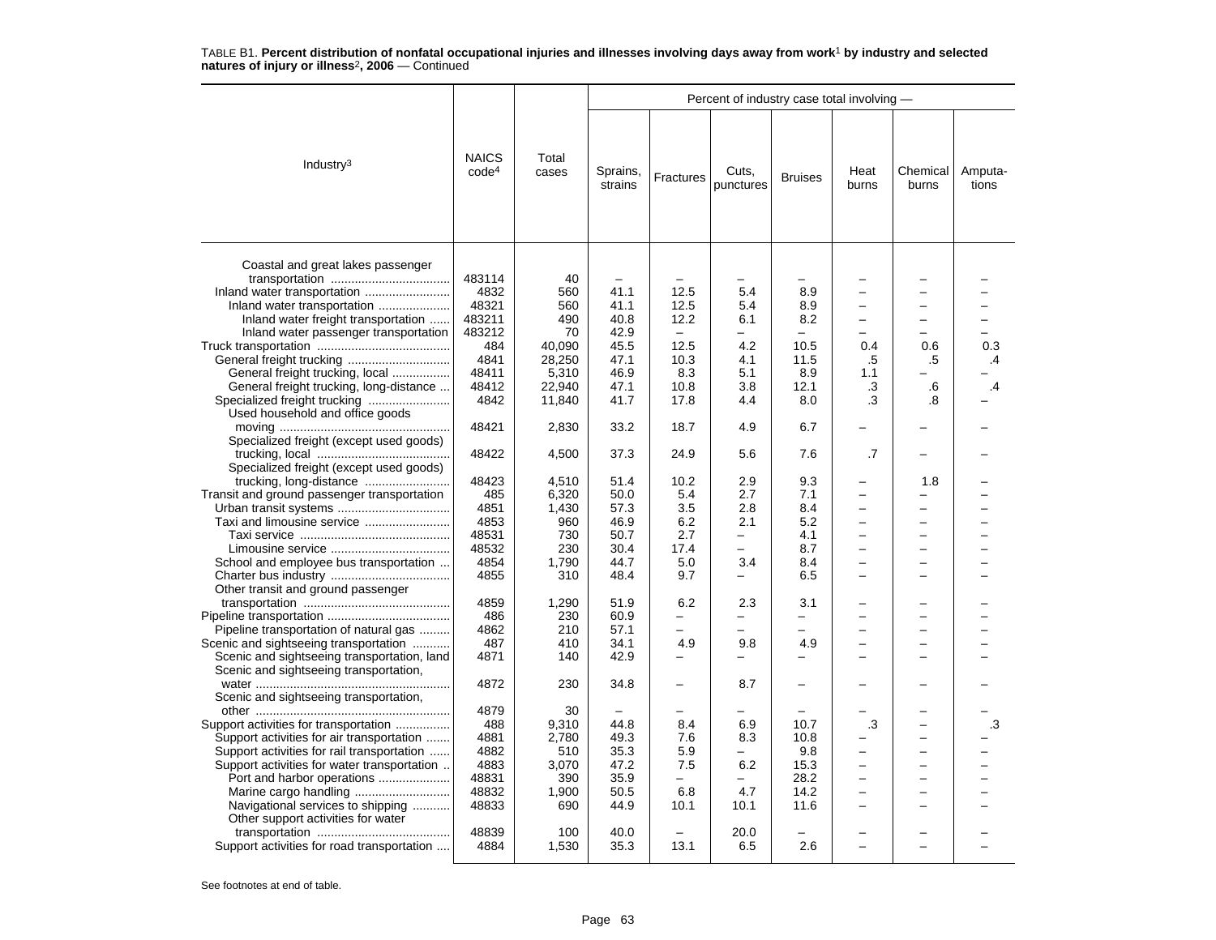TABLE B1. **Percent distribution of nonfatal occupational injuries and illnesses involving days away from work[1] by industry and selected natures of injury or illness[2], 2006** — Continued

| Industry[3] | NAICS code[4] | Total cases | Percent of industry case total involving — | | | | | | |
|---|---|---|---|---|---|---|---|---|---|
| | | | Sprains, strains | Fractures | Cuts, punctures | Bruises | Heat burns | Chemical burns | Amputa-tions |
| Coastal and great lakes passenger transportation | 483114 | 40 | – | – | – | – | – | – | – |
| Inland water transportation | 4832 | 560 | 41.1 | 12.5 | 5.4 | 8.9 | – | – | – |
| Inland water transportation | 48321 | 560 | 41.1 | 12.5 | 5.4 | 8.9 | – | – | – |
| Inland water freight transportation | 483211 | 490 | 40.8 | 12.2 | 6.1 | 8.2 | – | – | – |
| Inland water passenger transportation | 483212 | 70 | 42.9 | – | – | – | – | – | – |
| Truck transportation | 484 | 40,090 | 45.5 | 12.5 | 4.2 | 10.5 | 0.4 | 0.6 | 0.3 |
| General freight trucking | 4841 | 28,250 | 47.1 | 10.3 | 4.1 | 11.5 | .5 | .5 | .4 |
| General freight trucking, local | 48411 | 5,310 | 46.9 | 8.3 | 5.1 | 8.9 | 1.1 | – | – |
| General freight trucking, long-distance | 48412 | 22,940 | 47.1 | 10.8 | 3.8 | 12.1 | .3 | .6 | .4 |
| Specialized freight trucking | 4842 | 11,840 | 41.7 | 17.8 | 4.4 | 8.0 | .3 | .8 | – |
| Used household and office goods moving | 48421 | 2,830 | 33.2 | 18.7 | 4.9 | 6.7 | – | – | – |
| Specialized freight (except used goods) trucking, local | 48422 | 4,500 | 37.3 | 24.9 | 5.6 | 7.6 | .7 | – | – |
| Specialized freight (except used goods) trucking, long-distance | 48423 | 4,510 | 51.4 | 10.2 | 2.9 | 9.3 | – | 1.8 | – |
| Transit and ground passenger transportation | 485 | 6,320 | 50.0 | 5.4 | 2.7 | 7.1 | – | – | – |
| Urban transit systems | 4851 | 1,430 | 57.3 | 3.5 | 2.8 | 8.4 | – | – | – |
| Taxi and limousine service | 4853 | 960 | 46.9 | 6.2 | 2.1 | 5.2 | – | – | – |
| Taxi service | 48531 | 730 | 50.7 | 2.7 | – | 4.1 | – | – | – |
| Limousine service | 48532 | 230 | 30.4 | 17.4 | – | 8.7 | – | – | – |
| School and employee bus transportation | 4854 | 1,790 | 44.7 | 5.0 | 3.4 | 8.4 | – | – | – |
| Charter bus industry | 4855 | 310 | 48.4 | 9.7 | – | 6.5 | – | – | – |
| Other transit and ground passenger transportation | 4859 | 1,290 | 51.9 | 6.2 | 2.3 | 3.1 | – | – | – |
| Pipeline transportation | 486 | 230 | 60.9 | – | – | – | – | – | – |
| Pipeline transportation of natural gas | 4862 | 210 | 57.1 | – | – | – | – | – | – |
| Scenic and sightseeing transportation | 487 | 410 | 34.1 | 4.9 | 9.8 | 4.9 | – | – | – |
| Scenic and sightseeing transportation, land | 4871 | 140 | 42.9 | – | – | – | – | – | – |
| Scenic and sightseeing transportation, water | 4872 | 230 | 34.8 | – | 8.7 | – | – | – | – |
| Scenic and sightseeing transportation, other | 4879 | 30 | – | – | – | – | – | – | – |
| Support activities for transportation | 488 | 9,310 | 44.8 | 8.4 | 6.9 | 10.7 | .3 | – | .3 |
| Support activities for air transportation | 4881 | 2,780 | 49.3 | 7.6 | 8.3 | 10.8 | – | – | – |
| Support activities for rail transportation | 4882 | 510 | 35.3 | 5.9 | – | 9.8 | – | – | – |
| Support activities for water transportation | 4883 | 3,070 | 47.2 | 7.5 | 6.2 | 15.3 | – | – | – |
| Port and harbor operations | 48831 | 390 | 35.9 | – | – | 28.2 | – | – | – |
| Marine cargo handling | 48832 | 1,900 | 50.5 | 6.8 | 4.7 | 14.2 | – | – | – |
| Navigational services to shipping | 48833 | 690 | 44.9 | 10.1 | 10.1 | 11.6 | – | – | – |
| Other support activities for water transportation | 48839 | 100 | 40.0 | – | 20.0 | – | – | – | – |
| Support activities for road transportation | 4884 | 1,530 | 35.3 | 13.1 | 6.5 | 2.6 | – | – | – |

See footnotes at end of table.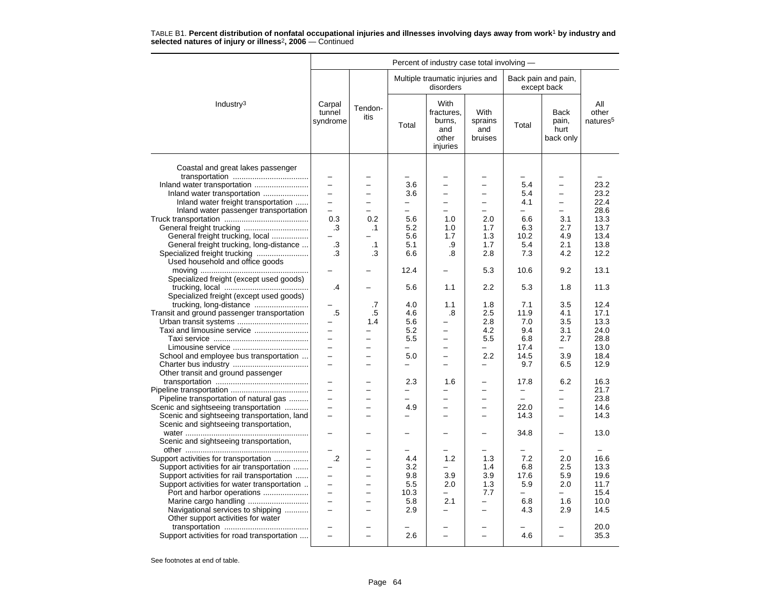TABLE B1. **Percent distribution of nonfatal occupational injuries and illnesses involving days away from work[1] by industry and selected natures of injury or illness[2], 2006** — Continued

| Industry[3] | Carpal tunnel syndrome | Tendon-itis | Multiple traumatic injuries and disorders: Total | Multiple traumatic injuries and disorders: With fractures, burns, and other injuries | Multiple traumatic injuries and disorders: With sprains and bruises | Back pain and pain, except back: Total | Back pain and pain, except back: Back pain, hurt back only | All other natures[5] |
|---|---|---|---|---|---|---|---|---|
| Coastal and great lakes passenger transportation | – | – | – | – | – | – | – | – |
| Inland water transportation | – | – | 3.6 | – | – | 5.4 | – | 23.2 |
| Inland water transportation | – | – | 3.6 | – | – | 5.4 | – | 23.2 |
| Inland water freight transportation | – | – | – | – | – | 4.1 | – | 22.4 |
| Inland water passenger transportation | – | – | – | – | – | – | – | 28.6 |
| Truck transportation | 0.3 | 0.2 | 5.6 | 1.0 | 2.0 | 6.6 | 3.1 | 13.3 |
| General freight trucking | .3 | .1 | 5.2 | 1.0 | 1.7 | 6.3 | 2.7 | 13.7 |
| General freight trucking, local | – | – | 5.6 | 1.7 | 1.3 | 10.2 | 4.9 | 13.4 |
| General freight trucking, long-distance | .3 | .1 | 5.1 | .9 | 1.7 | 5.4 | 2.1 | 13.8 |
| Specialized freight trucking | .3 | .3 | 6.6 | .8 | 2.8 | 7.3 | 4.2 | 12.2 |
| Used household and office goods moving | – | – | 12.4 | – | 5.3 | 10.6 | 9.2 | 13.1 |
| Specialized freight (except used goods) trucking, local | .4 | – | 5.6 | 1.1 | 2.2 | 5.3 | 1.8 | 11.3 |
| Specialized freight (except used goods) trucking, long-distance | – | .7 | 4.0 | 1.1 | 1.8 | 7.1 | 3.5 | 12.4 |
| Transit and ground passenger transportation | .5 | .5 | 4.6 | .8 | 2.5 | 11.9 | 4.1 | 17.1 |
| Urban transit systems | – | 1.4 | 5.6 | – | 2.8 | 7.0 | 3.5 | 13.3 |
| Taxi and limousine service | – | – | 5.2 | – | 4.2 | 9.4 | 3.1 | 24.0 |
| Taxi service | – | – | 5.5 | – | 5.5 | 6.8 | 2.7 | 28.8 |
| Limousine service | – | – | – | – | – | 17.4 | – | 13.0 |
| School and employee bus transportation | – | – | 5.0 | – | 2.2 | 14.5 | 3.9 | 18.4 |
| Charter bus industry | – | – | – | – | – | 9.7 | 6.5 | 12.9 |
| Other transit and ground passenger transportation | – | – | 2.3 | 1.6 | – | 17.8 | 6.2 | 16.3 |
| Pipeline transportation | – | – | – | – | – | – | – | 21.7 |
| Pipeline transportation of natural gas | – | – | – | – | – | – | – | 23.8 |
| Scenic and sightseeing transportation | – | – | 4.9 | – | – | 22.0 | – | 14.6 |
| Scenic and sightseeing transportation, land | – | – | – | – | – | 14.3 | – | 14.3 |
| Scenic and sightseeing transportation, water | – | – | – | – | – | 34.8 | – | 13.0 |
| Scenic and sightseeing transportation, other | – | – | – | – | – | – | – | – |
| Support activities for transportation | .2 | – | 4.4 | 1.2 | 1.3 | 7.2 | 2.0 | 16.6 |
| Support activities for air transportation | – | – | 3.2 | – | 1.4 | 6.8 | 2.5 | 13.3 |
| Support activities for rail transportation | – | – | 9.8 | 3.9 | 3.9 | 17.6 | 5.9 | 19.6 |
| Support activities for water transportation | – | – | 5.5 | 2.0 | 1.3 | 5.9 | 2.0 | 11.7 |
| Port and harbor operations | – | – | 10.3 | – | 7.7 | – | – | 15.4 |
| Marine cargo handling | – | – | 5.8 | 2.1 | – | 6.8 | 1.6 | 10.0 |
| Navigational services to shipping | – | – | 2.9 | – | – | 4.3 | 2.9 | 14.5 |
| Other support activities for water transportation | – | – | – | – | – | – | – | 20.0 |
| Support activities for road transportation | – | – | 2.6 | – | – | 4.6 | – | 35.3 |

See footnotes at end of table.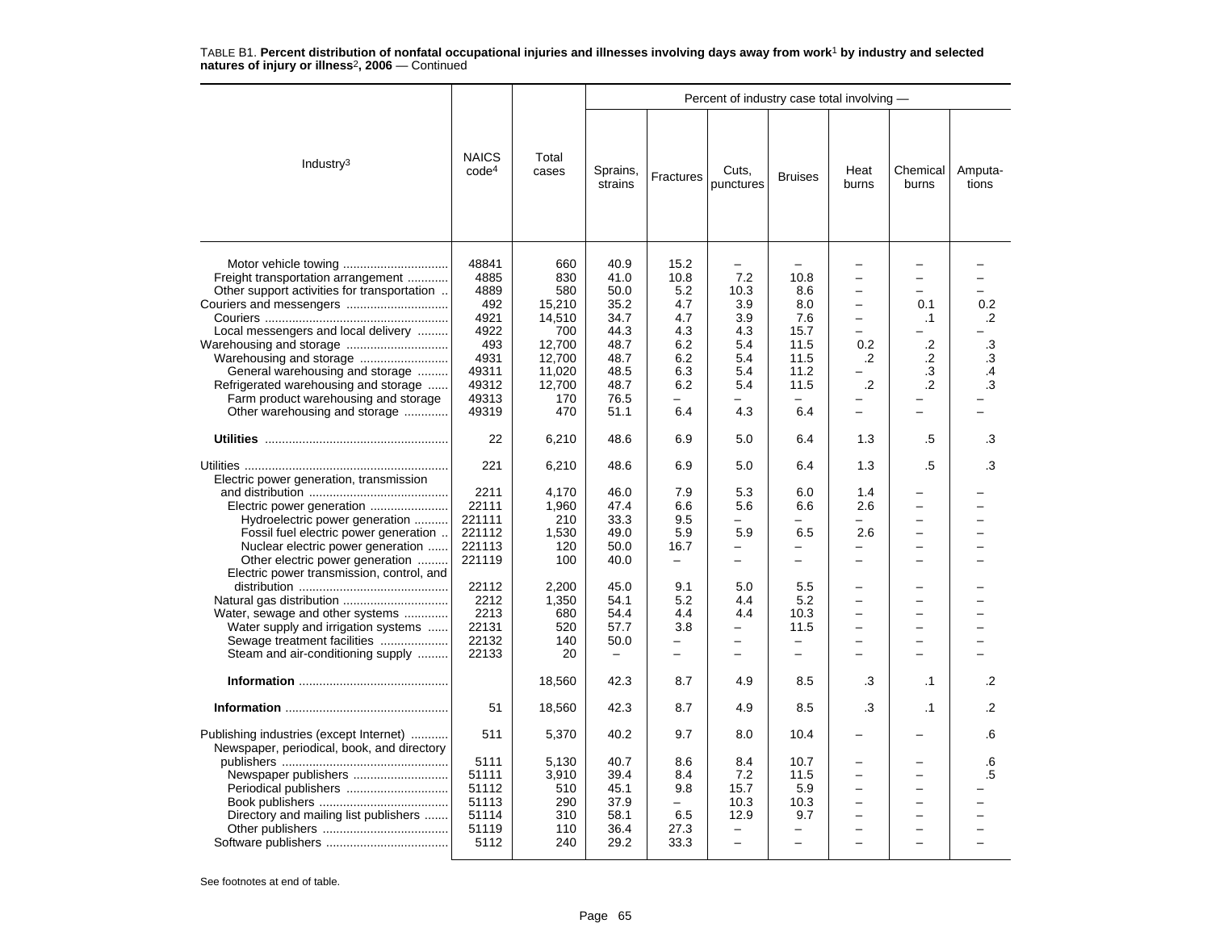TABLE B1. **Percent distribution of nonfatal occupational injuries and illnesses involving days away from work[1] by industry and selected natures of injury or illness[2], 2006** — Continued

| Industry[3] | NAICS code[4] | Total cases | Percent of industry case total involving — Sprains, strains | Fractures | Cuts, punctures | Bruises | Heat burns | Chemical burns | Amputations |
|---|---|---|---|---|---|---|---|---|---|
| Motor vehicle towing | 48841 | 660 | 40.9 | 15.2 | – | – | – | – | – |
| Freight transportation arrangement | 4885 | 830 | 41.0 | 10.8 | 7.2 | 10.8 | – | – | – |
| Other support activities for transportation | 4889 | 580 | 50.0 | 5.2 | 10.3 | 8.6 | – | – | – |
| Couriers and messengers | 492 | 15,210 | 35.2 | 4.7 | 3.9 | 8.0 | – | 0.1 | 0.2 |
| Couriers | 4921 | 14,510 | 34.7 | 4.7 | 3.9 | 7.6 | – | .1 | .2 |
| Local messengers and local delivery | 4922 | 700 | 44.3 | 4.3 | 4.3 | 15.7 | – | – | – |
| Warehousing and storage | 493 | 12,700 | 48.7 | 6.2 | 5.4 | 11.5 | 0.2 | .2 | .3 |
| Warehousing and storage | 4931 | 12,700 | 48.7 | 6.2 | 5.4 | 11.5 | .2 | .2 | .3 |
| General warehousing and storage | 49311 | 11,020 | 48.5 | 6.3 | 5.4 | 11.2 | – | .3 | .4 |
| Refrigerated warehousing and storage | 49312 | 12,700 | 48.7 | 6.2 | 5.4 | 11.5 | .2 | .2 | .3 |
| Farm product warehousing and storage | 49313 | 170 | 76.5 | – | – | – | – | – | – |
| Other warehousing and storage | 49319 | 470 | 51.1 | 6.4 | 4.3 | 6.4 | – | – | – |
| **Utilities** | 22 | 6,210 | 48.6 | 6.9 | 5.0 | 6.4 | 1.3 | .5 | .3 |
| Utilities | 221 | 6,210 | 48.6 | 6.9 | 5.0 | 6.4 | 1.3 | .5 | .3 |
| Electric power generation, transmission and distribution | 2211 | 4,170 | 46.0 | 7.9 | 5.3 | 6.0 | 1.4 | – | – |
| Electric power generation | 22111 | 1,960 | 47.4 | 6.6 | 5.6 | 6.6 | 2.6 | – | – |
| Hydroelectric power generation | 221111 | 210 | 33.3 | 9.5 | – | – | – | – | – |
| Fossil fuel electric power generation | 221112 | 1,530 | 49.0 | 5.9 | 5.9 | 6.5 | 2.6 | – | – |
| Nuclear electric power generation | 221113 | 120 | 50.0 | 16.7 | – | – | – | – | – |
| Other electric power generation | 221119 | 100 | 40.0 | – | – | – | – | – | – |
| Electric power transmission, control, and distribution | 22112 | 2,200 | 45.0 | 9.1 | 5.0 | 5.5 | – | – | – |
| Natural gas distribution | 2212 | 1,350 | 54.1 | 5.2 | 4.4 | 5.2 | – | – | – |
| Water, sewage and other systems | 2213 | 680 | 54.4 | 4.4 | 4.4 | 10.3 | – | – | – |
| Water supply and irrigation systems | 22131 | 520 | 57.7 | 3.8 | – | 11.5 | – | – | – |
| Sewage treatment facilities | 22132 | 140 | 50.0 | – | – | – | – | – | – |
| Steam and air-conditioning supply | 22133 | 20 | – | – | – | – | – | – | – |
| **Information** | | 18,560 | 42.3 | 8.7 | 4.9 | 8.5 | .3 | .1 | .2 |
| **Information** | 51 | 18,560 | 42.3 | 8.7 | 4.9 | 8.5 | .3 | .1 | .2 |
| Publishing industries (except Internet) | 511 | 5,370 | 40.2 | 9.7 | 8.0 | 10.4 | – | – | .6 |
| Newspaper, periodical, book, and directory publishers | 5111 | 5,130 | 40.7 | 8.6 | 8.4 | 10.7 | – | – | .6 |
| Newspaper publishers | 51111 | 3,910 | 39.4 | 8.4 | 7.2 | 11.5 | – | – | .5 |
| Periodical publishers | 51112 | 510 | 45.1 | 9.8 | 15.7 | 5.9 | – | – | – |
| Book publishers | 51113 | 290 | 37.9 | – | 10.3 | 10.3 | – | – | – |
| Directory and mailing list publishers | 51114 | 310 | 58.1 | 6.5 | 12.9 | 9.7 | – | – | – |
| Other publishers | 51119 | 110 | 36.4 | 27.3 | – | – | – | – | – |
| Software publishers | 5112 | 240 | 29.2 | 33.3 | – | – | – | – | – |

See footnotes at end of table.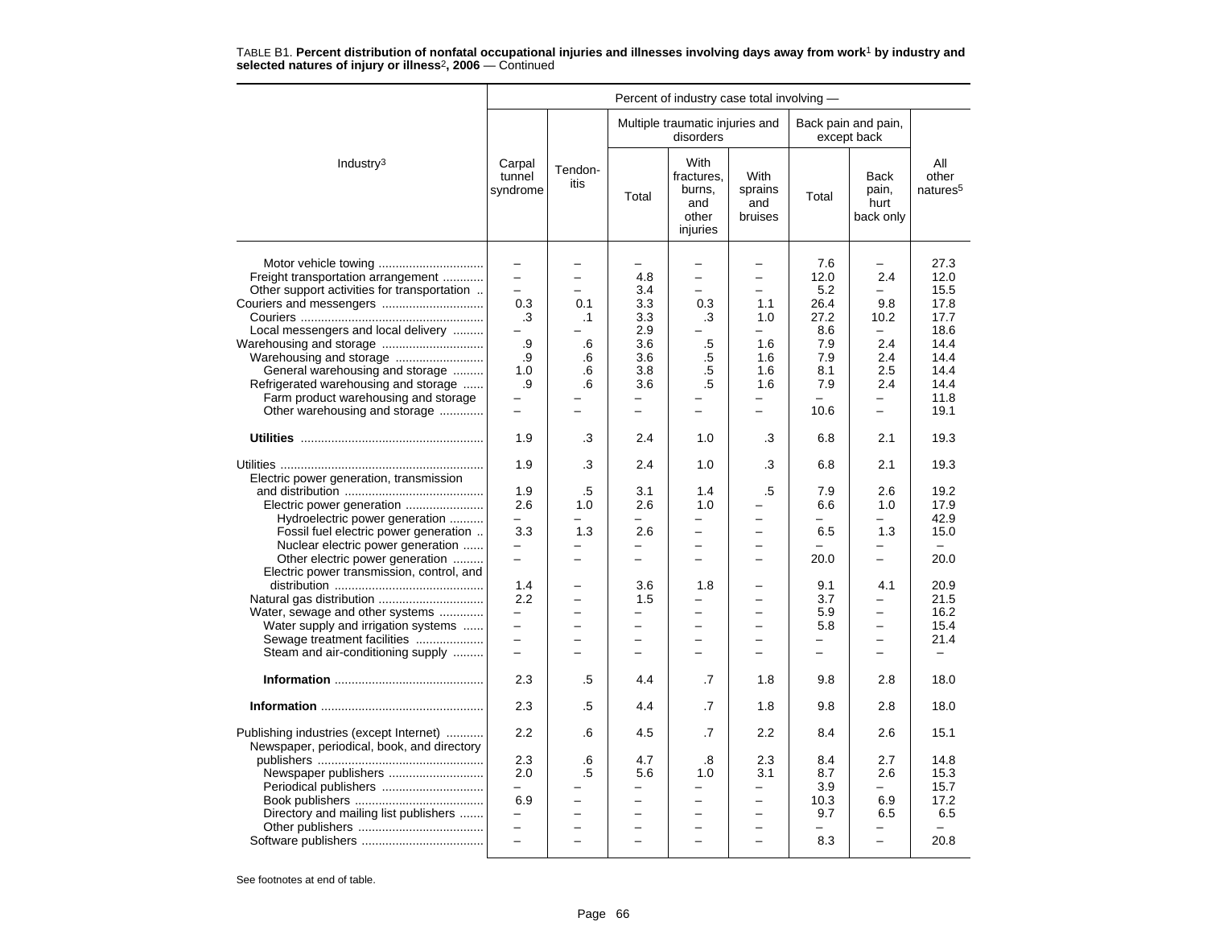TABLE B1. **Percent distribution of nonfatal occupational injuries and illnesses involving days away from work[1] by industry and selected natures of injury or illness[2], 2006** — Continued

| Industry[3] | Carpal tunnel syndrome | Tendon-itis | Multiple traumatic injuries and disorders: Total | Multiple traumatic injuries and disorders: With fractures, burns, and other injuries | Multiple traumatic injuries and disorders: With sprains and bruises | Back pain and pain, except back: Total | Back pain and pain, except back: Back pain, hurt back only | All other natures[5] |
|---|---|---|---|---|---|---|---|---|
| Motor vehicle towing | – | – | – | – | – | 7.6 | – | 27.3 |
| Freight transportation arrangement | – | – | 4.8 | – | – | 12.0 | 2.4 | 12.0 |
| Other support activities for transportation | – | – | 3.4 | – | – | 5.2 | – | 15.5 |
| Couriers and messengers | 0.3 | 0.1 | 3.3 | 0.3 | 1.1 | 26.4 | 9.8 | 17.8 |
| Couriers | .3 | .1 | 3.3 | .3 | 1.0 | 27.2 | 10.2 | 17.7 |
| Local messengers and local delivery | – | – | 2.9 | – | – | 8.6 | – | 18.6 |
| Warehousing and storage | .9 | .6 | 3.6 | .5 | 1.6 | 7.9 | 2.4 | 14.4 |
| Warehousing and storage | .9 | .6 | 3.6 | .5 | 1.6 | 7.9 | 2.4 | 14.4 |
| General warehousing and storage | 1.0 | .6 | 3.8 | .5 | 1.6 | 8.1 | 2.5 | 14.4 |
| Refrigerated warehousing and storage | .9 | .6 | 3.6 | .5 | 1.6 | 7.9 | 2.4 | 14.4 |
| Farm product warehousing and storage | – | – | – | – | – | – | – | 11.8 |
| Other warehousing and storage | – | – | – | – | – | 10.6 | – | 19.1 |
| **Utilities** | 1.9 | .3 | 2.4 | 1.0 | .3 | 6.8 | 2.1 | 19.3 |
| Utilities | 1.9 | .3 | 2.4 | 1.0 | .3 | 6.8 | 2.1 | 19.3 |
| Electric power generation, transmission and distribution | 1.9 | .5 | 3.1 | 1.4 | .5 | 7.9 | 2.6 | 19.2 |
| Electric power generation | 2.6 | 1.0 | 2.6 | 1.0 | – | 6.6 | 1.0 | 17.9 |
| Hydroelectric power generation | – | – | – | – | – | – | – | 42.9 |
| Fossil fuel electric power generation | 3.3 | 1.3 | 2.6 | – | – | 6.5 | 1.3 | 15.0 |
| Nuclear electric power generation | – | – | – | – | – | – | – | – |
| Other electric power generation | – | – | – | – | – | 20.0 | – | 20.0 |
| Electric power transmission, control, and distribution | 1.4 | – | 3.6 | 1.8 | – | 9.1 | 4.1 | 20.9 |
| Natural gas distribution | 2.2 | – | 1.5 | – | – | 3.7 | – | 21.5 |
| Water, sewage and other systems | – | – | – | – | – | 5.9 | – | 16.2 |
| Water supply and irrigation systems | – | – | – | – | – | 5.8 | – | 15.4 |
| Sewage treatment facilities | – | – | – | – | – | – | – | 21.4 |
| Steam and air-conditioning supply | – | – | – | – | – | – | – | – |
| **Information** | 2.3 | .5 | 4.4 | .7 | 1.8 | 9.8 | 2.8 | 18.0 |
| **Information** | 2.3 | .5 | 4.4 | .7 | 1.8 | 9.8 | 2.8 | 18.0 |
| Publishing industries (except Internet) | 2.2 | .6 | 4.5 | .7 | 2.2 | 8.4 | 2.6 | 15.1 |
| Newspaper, periodical, book, and directory publishers | 2.3 | .6 | 4.7 | .8 | 2.3 | 8.4 | 2.7 | 14.8 |
| Newspaper publishers | 2.0 | .5 | 5.6 | 1.0 | 3.1 | 8.7 | 2.6 | 15.3 |
| Periodical publishers | – | – | – | – | – | 3.9 | – | 15.7 |
| Book publishers | 6.9 | – | – | – | – | 10.3 | 6.9 | 17.2 |
| Directory and mailing list publishers | – | – | – | – | – | 9.7 | 6.5 | 6.5 |
| Other publishers | – | – | – | – | – | – | – | – |
| Software publishers | – | – | – | – | – | 8.3 | – | 20.8 |

See footnotes at end of table.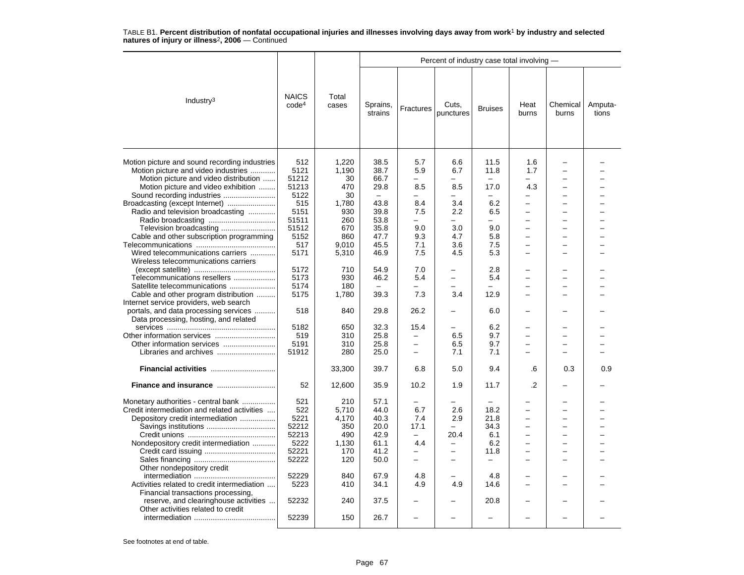TABLE B1. **Percent distribution of nonfatal occupational injuries and illnesses involving days away from work[1] by industry and selected natures of injury or illness[2], 2006** — Continued

| Industry[3] | NAICS code[4] | Total cases | Percent of industry case total involving — Sprains, strains | Fractures | Cuts, punctures | Bruises | Heat burns | Chemical burns | Amputa-tions |
|---|---|---|---|---|---|---|---|---|---|
| Motion picture and sound recording industries | 512 | 1,220 | 38.5 | 5.7 | 6.6 | 11.5 | 1.6 | – | – |
| Motion picture and video industries | 5121 | 1,190 | 38.7 | 5.9 | 6.7 | 11.8 | 1.7 | – | – |
| Motion picture and video distribution | 51212 | 30 | 66.7 | – | – | – | – | – | – |
| Motion picture and video exhibition | 51213 | 470 | 29.8 | 8.5 | 8.5 | 17.0 | 4.3 | – | – |
| Sound recording industries | 5122 | 30 | – | – | – | – | – | – | – |
| Broadcasting (except Internet) | 515 | 1,780 | 43.8 | 8.4 | 3.4 | 6.2 | – | – | – |
| Radio and television broadcasting | 5151 | 930 | 39.8 | 7.5 | 2.2 | 6.5 | – | – | – |
| Radio broadcasting | 51511 | 260 | 53.8 | – | – | – | – | – | – |
| Television broadcasting | 51512 | 670 | 35.8 | 9.0 | 3.0 | 9.0 | – | – | – |
| Cable and other subscription programming | 5152 | 860 | 47.7 | 9.3 | 4.7 | 5.8 | – | – | – |
| Telecommunications | 517 | 9,010 | 45.5 | 7.1 | 3.6 | 7.5 | – | – | – |
| Wired telecommunications carriers | 5171 | 5,310 | 46.9 | 7.5 | 4.5 | 5.3 | – | – | – |
| Wireless telecommunications carriers (except satellite) | 5172 | 710 | 54.9 | 7.0 | – | 2.8 | – | – | – |
| Telecommunications resellers | 5173 | 930 | 46.2 | 5.4 | – | 5.4 | – | – | – |
| Satellite telecommunications | 5174 | 180 | – | – | – | – | – | – | – |
| Cable and other program distribution | 5175 | 1,780 | 39.3 | 7.3 | 3.4 | 12.9 | – | – | – |
| Internet service providers, web search portals, and data processing services | 518 | 840 | 29.8 | 26.2 | – | 6.0 | – | – | – |
| Data processing, hosting, and related services | 5182 | 650 | 32.3 | 15.4 | – | 6.2 | – | – | – |
| Other information services | 519 | 310 | 25.8 | – | 6.5 | 9.7 | – | – | – |
| Other information services | 5191 | 310 | 25.8 | – | 6.5 | 9.7 | – | – | – |
| Libraries and archives | 51912 | 280 | 25.0 | – | 7.1 | 7.1 | – | – | – |
| **Financial activities** | | 33,300 | 39.7 | 6.8 | 5.0 | 9.4 | .6 | 0.3 | 0.9 |
| **Finance and insurance** | 52 | 12,600 | 35.9 | 10.2 | 1.9 | 11.7 | .2 | – | – |
| Monetary authorities - central bank | 521 | 210 | 57.1 | – | – | – | – | – | – |
| Credit intermediation and related activities | 522 | 5,710 | 44.0 | 6.7 | 2.6 | 18.2 | – | – | – |
| Depository credit intermediation | 5221 | 4,170 | 40.3 | 7.4 | 2.9 | 21.8 | – | – | – |
| Savings institutions | 52212 | 350 | 20.0 | 17.1 | – | 34.3 | – | – | – |
| Credit unions | 52213 | 490 | 42.9 | – | 20.4 | 6.1 | – | – | – |
| Nondepository credit intermediation | 5222 | 1,130 | 61.1 | 4.4 | – | 6.2 | – | – | – |
| Credit card issuing | 52221 | 170 | 41.2 | – | – | 11.8 | – | – | – |
| Sales financing | 52222 | 120 | 50.0 | – | – | – | – | – | – |
| Other nondepository credit intermediation | 52229 | 840 | 67.9 | 4.8 | – | 4.8 | – | – | – |
| Activities related to credit intermediation | 5223 | 410 | 34.1 | 4.9 | 4.9 | 14.6 | – | – | – |
| Financial transactions processing, reserve, and clearinghouse activities | 52232 | 240 | 37.5 | – | – | 20.8 | – | – | – |
| Other activities related to credit intermediation | 52239 | 150 | 26.7 | – | – | – | – | – | – |

See footnotes at end of table.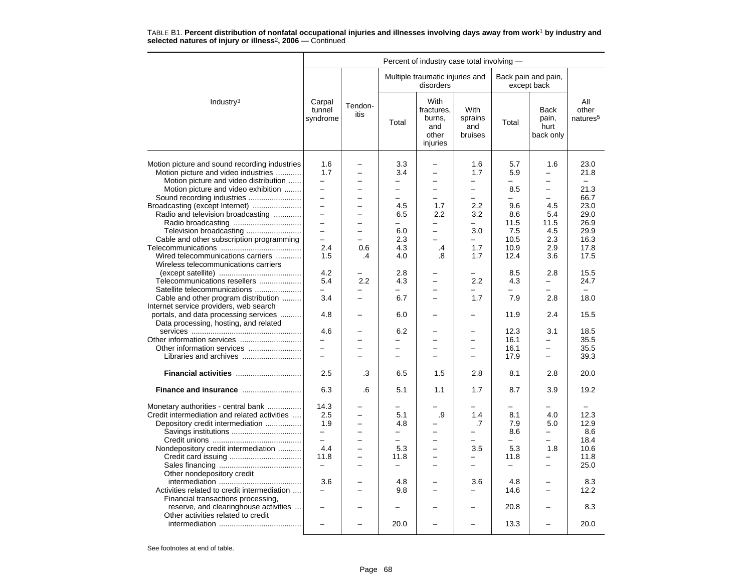TABLE B1. **Percent distribution of nonfatal occupational injuries and illnesses involving days away from work[1] by industry and selected natures of injury or illness[2], 2006** — Continued

| Industry[3] | Percent of industry case total involving — | | | | | | | |
|---|---|---|---|---|---|---|---|---|
| | Carpal tunnel syndrome | Tendon-itis | Multiple traumatic injuries and disorders | | | Back pain and pain, except back | | All other natures[5] |
| | | | Total | With fractures, burns, and other injuries | With sprains and bruises | Total | Back pain, hurt back only | |
| Motion picture and sound recording industries | 1.6 | – | 3.3 | – | 1.6 | 5.7 | 1.6 | 23.0 |
| Motion picture and video industries | 1.7 | – | 3.4 | – | 1.7 | 5.9 | – | 21.8 |
| Motion picture and video distribution | – | – | – | – | – | – | – | – |
| Motion picture and video exhibition | – | – | – | – | – | 8.5 | – | 21.3 |
| Sound recording industries | – | – | – | – | – | – | – | 66.7 |
| Broadcasting (except Internet) | – | – | 4.5 | 1.7 | 2.2 | 9.6 | 4.5 | 23.0 |
| Radio and television broadcasting | – | – | 6.5 | 2.2 | 3.2 | 8.6 | 5.4 | 29.0 |
| Radio broadcasting | – | – | – | – | – | 11.5 | 11.5 | 26.9 |
| Television broadcasting | – | – | 6.0 | – | 3.0 | 7.5 | 4.5 | 29.9 |
| Cable and other subscription programming | – | – | 2.3 | – | – | 10.5 | 2.3 | 16.3 |
| Telecommunications | 2.4 | 0.6 | 4.3 | .4 | 1.7 | 10.9 | 2.9 | 17.8 |
| Wired telecommunications carriers | 1.5 | .4 | 4.0 | .8 | 1.7 | 12.4 | 3.6 | 17.5 |
| Wireless telecommunications carriers (except satellite) | 4.2 | – | 2.8 | – | – | 8.5 | 2.8 | 15.5 |
| Telecommunications resellers | 5.4 | 2.2 | 4.3 | – | 2.2 | 4.3 | – | 24.7 |
| Satellite telecommunications | – | – | – | – | – | – | – | – |
| Cable and other program distribution | 3.4 | – | 6.7 | – | 1.7 | 7.9 | 2.8 | 18.0 |
| Internet service providers, web search portals, and data processing services | 4.8 | – | 6.0 | – | – | 11.9 | 2.4 | 15.5 |
| Data processing, hosting, and related services | 4.6 | – | 6.2 | – | – | 12.3 | 3.1 | 18.5 |
| Other information services | – | – | – | – | – | 16.1 | – | 35.5 |
| Other information services | – | – | – | – | – | 16.1 | – | 35.5 |
| Libraries and archives | – | – | – | – | – | 17.9 | – | 39.3 |
| **Financial activities** | 2.5 | .3 | 6.5 | 1.5 | 2.8 | 8.1 | 2.8 | 20.0 |
| **Finance and insurance** | 6.3 | .6 | 5.1 | 1.1 | 1.7 | 8.7 | 3.9 | 19.2 |
| Monetary authorities - central bank | 14.3 | – | – | – | – | – | – | – |
| Credit intermediation and related activities | 2.5 | – | 5.1 | .9 | 1.4 | 8.1 | 4.0 | 12.3 |
| Depository credit intermediation | 1.9 | – | 4.8 | – | .7 | 7.9 | 5.0 | 12.9 |
| Savings institutions | – | – | – | – | – | 8.6 | – | 8.6 |
| Credit unions | – | – | – | – | – | – | – | 18.4 |
| Nondepository credit intermediation | 4.4 | – | 5.3 | – | 3.5 | 5.3 | 1.8 | 10.6 |
| Credit card issuing | 11.8 | – | 11.8 | – | – | 11.8 | – | 11.8 |
| Sales financing | – | – | – | – | – | – | – | 25.0 |
| Other nondepository credit intermediation | 3.6 | – | 4.8 | – | 3.6 | 4.8 | – | 8.3 |
| Activities related to credit intermediation | – | – | 9.8 | – | – | 14.6 | – | 12.2 |
| Financial transactions processing, reserve, and clearinghouse activities | – | – | – | – | – | 20.8 | – | 8.3 |
| Other activities related to credit intermediation | – | – | 20.0 | – | – | 13.3 | – | 20.0 |

See footnotes at end of table.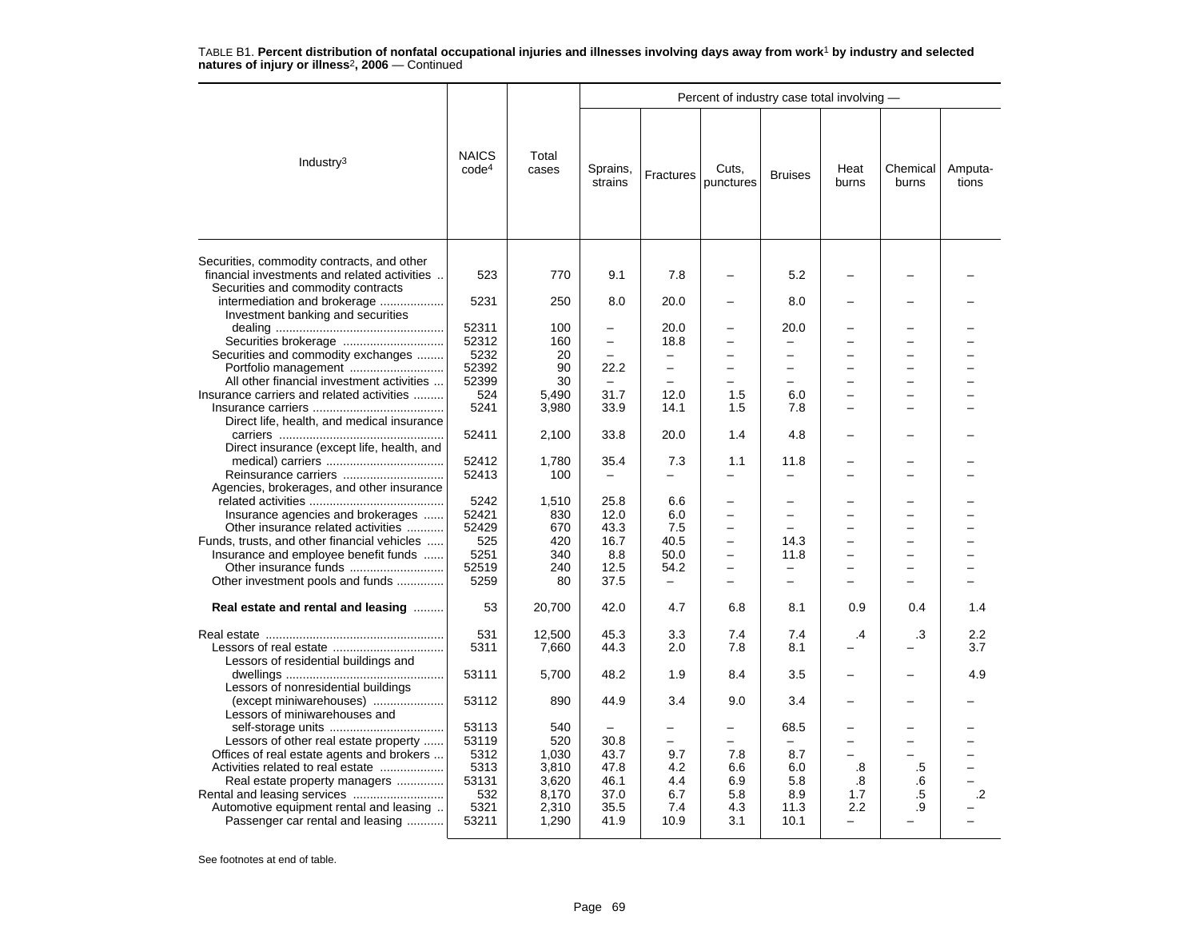TABLE B1. **Percent distribution of nonfatal occupational injuries and illnesses involving days away from work[1] by industry and selected natures of injury or illness[2], 2006** — Continued

| Industry[3] | NAICS code[4] | Total cases | Percent of industry case total involving — | | | | | | |
|---|---|---|---|---|---|---|---|---|---|
| | | | Sprains, strains | Fractures | Cuts, punctures | Bruises | Heat burns | Chemical burns | Amputa-tions |
| Securities, commodity contracts, and other financial investments and related activities | 523 | 770 | 9.1 | 7.8 | – | 5.2 | – | – | – |
| Securities and commodity contracts intermediation and brokerage | 5231 | 250 | 8.0 | 20.0 | – | 8.0 | – | – | – |
| Investment banking and securities dealing | 52311 | 100 | – | 20.0 | – | 20.0 | – | – | – |
| Securities brokerage | 52312 | 160 | – | 18.8 | – | – | – | – | – |
| Securities and commodity exchanges | 5232 | 20 | – | – | – | – | – | – | – |
| Portfolio management | 52392 | 90 | 22.2 | – | – | – | – | – | – |
| All other financial investment activities | 52399 | 30 | – | – | – | – | – | – | – |
| Insurance carriers and related activities | 524 | 5,490 | 31.7 | 12.0 | 1.5 | 6.0 | – | – | – |
| Insurance carriers | 5241 | 3,980 | 33.9 | 14.1 | 1.5 | 7.8 | – | – | – |
| Direct life, health, and medical insurance carriers | 52411 | 2,100 | 33.8 | 20.0 | 1.4 | 4.8 | – | – | – |
| Direct insurance (except life, health, and medical) carriers | 52412 | 1,780 | 35.4 | 7.3 | 1.1 | 11.8 | – | – | – |
| Reinsurance carriers | 52413 | 100 | – | – | – | – | – | – | – |
| Agencies, brokerages, and other insurance related activities | 5242 | 1,510 | 25.8 | 6.6 | – | – | – | – | – |
| Insurance agencies and brokerages | 52421 | 830 | 12.0 | 6.0 | – | – | – | – | – |
| Other insurance related activities | 52429 | 670 | 43.3 | 7.5 | – | – | – | – | – |
| Funds, trusts, and other financial vehicles | 525 | 420 | 16.7 | 40.5 | – | 14.3 | – | – | – |
| Insurance and employee benefit funds | 5251 | 340 | 8.8 | 50.0 | – | 11.8 | – | – | – |
| Other insurance funds | 52519 | 240 | 12.5 | 54.2 | – | – | – | – | – |
| Other investment pools and funds | 5259 | 80 | 37.5 | – | – | – | – | – | – |
| **Real estate and rental and leasing** | 53 | 20,700 | 42.0 | 4.7 | 6.8 | 8.1 | 0.9 | 0.4 | 1.4 |
| Real estate | 531 | 12,500 | 45.3 | 3.3 | 7.4 | 7.4 | .4 | .3 | 2.2 |
| Lessors of real estate | 5311 | 7,660 | 44.3 | 2.0 | 7.8 | 8.1 | – | – | 3.7 |
| Lessors of residential buildings and dwellings | 53111 | 5,700 | 48.2 | 1.9 | 8.4 | 3.5 | – | – | 4.9 |
| Lessors of nonresidential buildings (except miniwarehouses) | 53112 | 890 | 44.9 | 3.4 | 9.0 | 3.4 | – | – | – |
| Lessors of miniwarehouses and self-storage units | 53113 | 540 | – | – | – | 68.5 | – | – | – |
| Lessors of other real estate property | 53119 | 520 | 30.8 | – | – | – | – | – | – |
| Offices of real estate agents and brokers | 5312 | 1,030 | 43.7 | 9.7 | 7.8 | 8.7 | – | – | – |
| Activities related to real estate | 5313 | 3,810 | 47.8 | 4.2 | 6.6 | 6.0 | .8 | .5 | – |
| Real estate property managers | 53131 | 3,620 | 46.1 | 4.4 | 6.9 | 5.8 | .8 | .6 | – |
| Rental and leasing services | 532 | 8,170 | 37.0 | 6.7 | 5.8 | 8.9 | 1.7 | .5 | .2 |
| Automotive equipment rental and leasing | 5321 | 2,310 | 35.5 | 7.4 | 4.3 | 11.3 | 2.2 | .9 | – |
| Passenger car rental and leasing | 53211 | 1,290 | 41.9 | 10.9 | 3.1 | 10.1 | – | – | – |

See footnotes at end of table.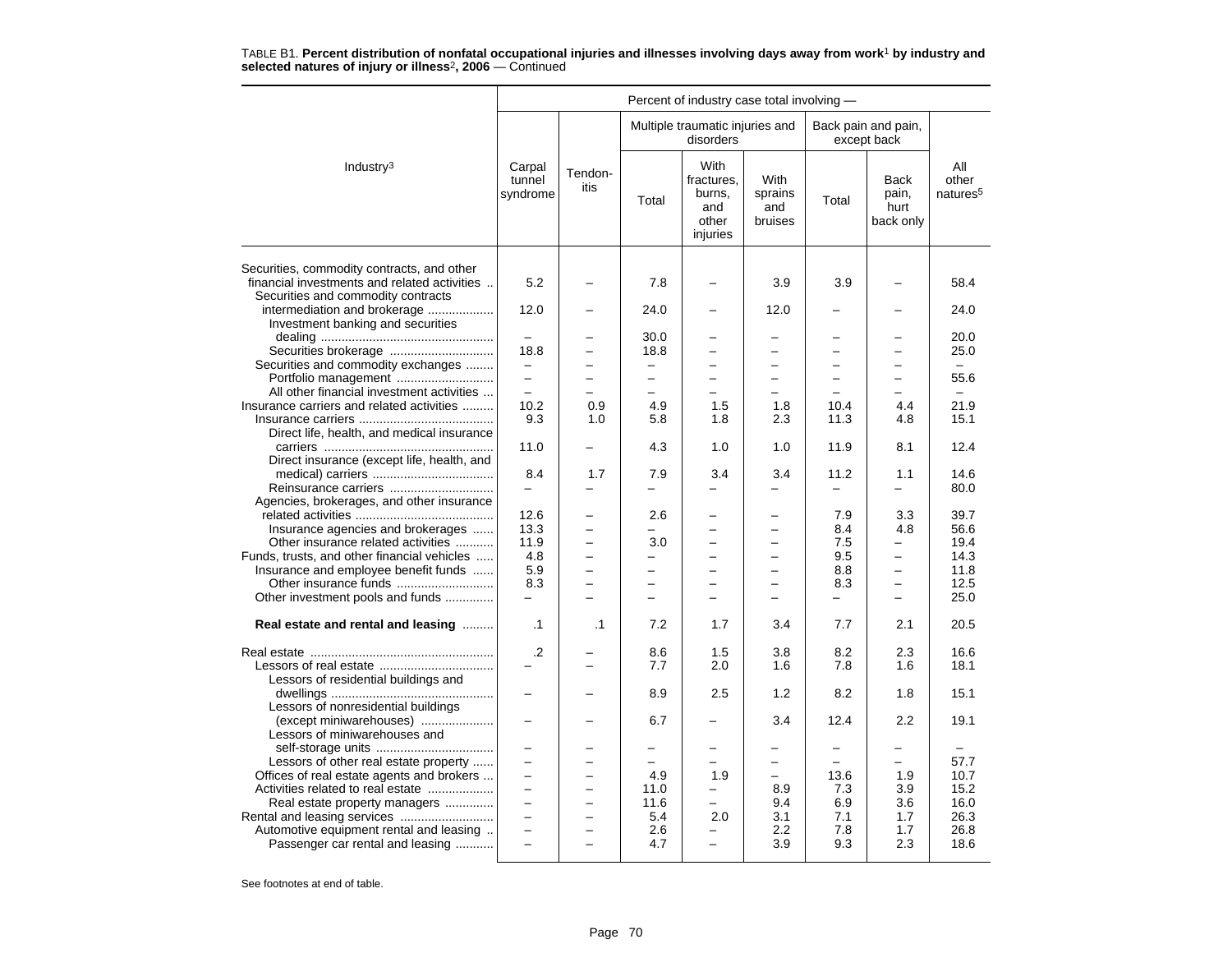TABLE B1. **Percent distribution of nonfatal occupational injuries and illnesses involving days away from work[1] by industry and selected natures of injury or illness[2], 2006** — Continued

| Industry[3] | Percent of industry case total involving — | | | | | | | |
|---|---|---|---|---|---|---|---|---|
| | Carpal tunnel syndrome | Tendon-itis | Multiple traumatic injuries and disorders | | | Back pain and pain, except back | | All other natures[5] |
| | | | Total | With fractures, burns, and other injuries | With sprains and bruises | Total | Back pain, hurt back only | |
| Securities, commodity contracts, and other financial investments and related activities | 5.2 | – | 7.8 | – | 3.9 | 3.9 | – | 58.4 |
| Securities and commodity contracts intermediation and brokerage | 12.0 | – | 24.0 | – | 12.0 | – | – | 24.0 |
| Investment banking and securities dealing | – | – | 30.0 | – | – | – | – | 20.0 |
| Securities brokerage | 18.8 | – | 18.8 | – | – | – | – | 25.0 |
| Securities and commodity exchanges | – | – | – | – | – | – | – | – |
| Portfolio management | – | – | – | – | – | – | – | 55.6 |
| All other financial investment activities | – | – | – | – | – | – | – | – |
| Insurance carriers and related activities | 10.2 | 0.9 | 4.9 | 1.5 | 1.8 | 10.4 | 4.4 | 21.9 |
| Insurance carriers | 9.3 | 1.0 | 5.8 | 1.8 | 2.3 | 11.3 | 4.8 | 15.1 |
| Direct life, health, and medical insurance carriers | 11.0 | – | 4.3 | 1.0 | 1.0 | 11.9 | 8.1 | 12.4 |
| Direct insurance (except life, health, and medical) carriers | 8.4 | 1.7 | 7.9 | 3.4 | 3.4 | 11.2 | 1.1 | 14.6 |
| Reinsurance carriers | – | – | – | – | – | – | – | 80.0 |
| Agencies, brokerages, and other insurance related activities | 12.6 | – | 2.6 | – | – | 7.9 | 3.3 | 39.7 |
| Insurance agencies and brokerages | 13.3 | – | – | – | – | 8.4 | 4.8 | 56.6 |
| Other insurance related activities | 11.9 | – | 3.0 | – | – | 7.5 | – | 19.4 |
| Funds, trusts, and other financial vehicles | 4.8 | – | – | – | – | 9.5 | – | 14.3 |
| Insurance and employee benefit funds | 5.9 | – | – | – | – | 8.8 | – | 11.8 |
| Other insurance funds | 8.3 | – | – | – | – | 8.3 | – | 12.5 |
| Other investment pools and funds | – | – | – | – | – | – | – | 25.0 |
| **Real estate and rental and leasing** | .1 | .1 | 7.2 | 1.7 | 3.4 | 7.7 | 2.1 | 20.5 |
| Real estate | .2 | – | 8.6 | 1.5 | 3.8 | 8.2 | 2.3 | 16.6 |
| Lessors of real estate | – | – | 7.7 | 2.0 | 1.6 | 7.8 | 1.6 | 18.1 |
| Lessors of residential buildings and dwellings | – | – | 8.9 | 2.5 | 1.2 | 8.2 | 1.8 | 15.1 |
| Lessors of nonresidential buildings (except miniwarehouses) | – | – | 6.7 | – | 3.4 | 12.4 | 2.2 | 19.1 |
| Lessors of miniwarehouses and self-storage units | – | – | – | – | – | – | – | – |
| Lessors of other real estate property | – | – | – | – | – | – | – | 57.7 |
| Offices of real estate agents and brokers | – | – | 4.9 | 1.9 | – | 13.6 | 1.9 | 10.7 |
| Activities related to real estate | – | – | 11.0 | – | 8.9 | 7.3 | 3.9 | 15.2 |
| Real estate property managers | – | – | 11.6 | – | 9.4 | 6.9 | 3.6 | 16.0 |
| Rental and leasing services | – | – | 5.4 | 2.0 | 3.1 | 7.1 | 1.7 | 26.3 |
| Automotive equipment rental and leasing | – | – | 2.6 | – | 2.2 | 7.8 | 1.7 | 26.8 |
| Passenger car rental and leasing | – | – | 4.7 | – | 3.9 | 9.3 | 2.3 | 18.6 |

See footnotes at end of table.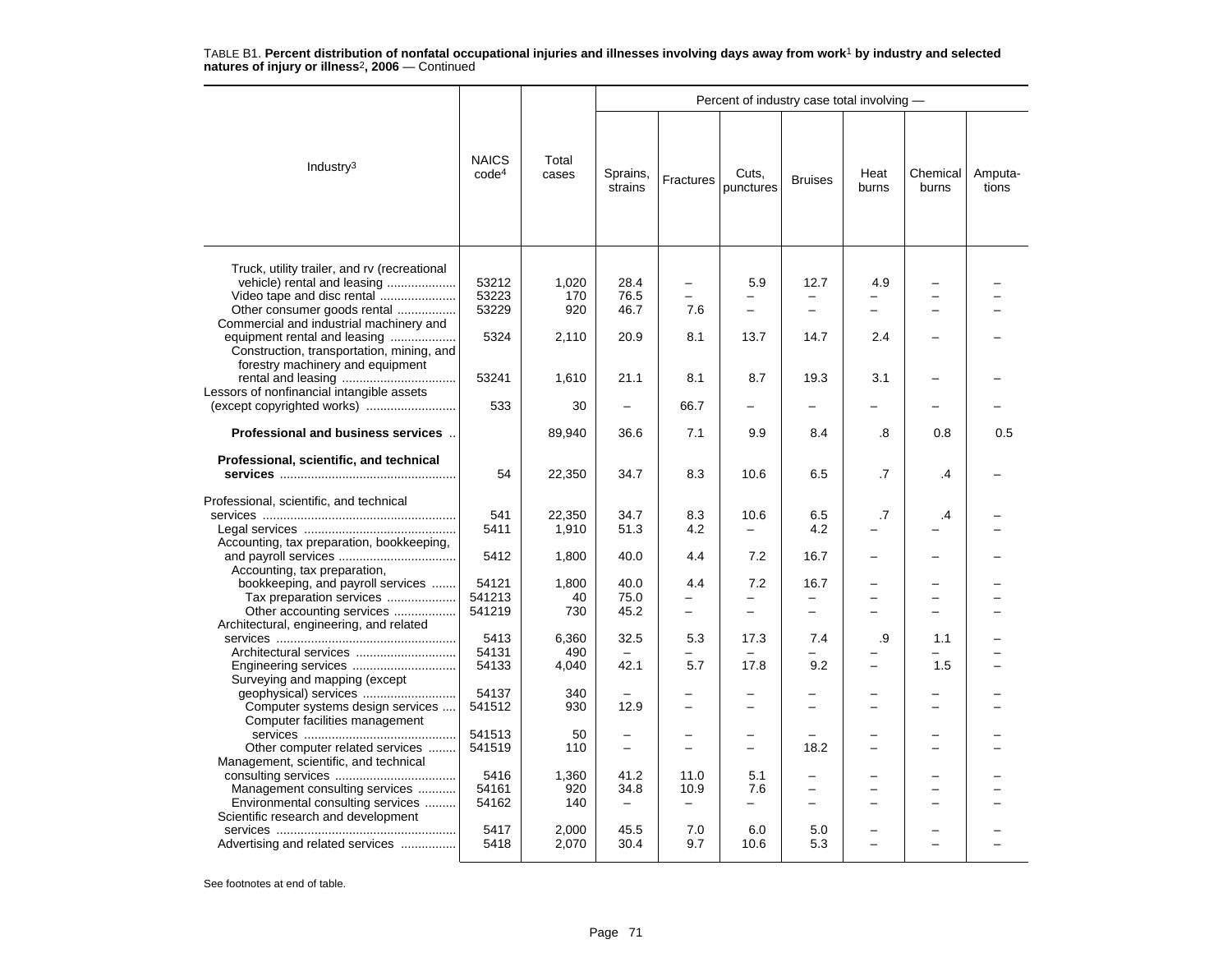TABLE B1. **Percent distribution of nonfatal occupational injuries and illnesses involving days away from work[1] by industry and selected natures of injury or illness[2], 2006** — Continued

| Industry[3] | NAICS code[4] | Total cases | Sprains, strains | Fractures | Cuts, punctures | Bruises | Heat burns | Chemical burns | Amputa-tions |
|---|---|---|---|---|---|---|---|---|---|
| | | | Percent of industry case total involving — | | | | | | |
| Truck, utility trailer, and rv (recreational vehicle) rental and leasing | 53212 | 1,020 | 28.4 | – | 5.9 | 12.7 | 4.9 | – | – |
| Video tape and disc rental | 53223 | 170 | 76.5 | – | – | – | – | – | – |
| Other consumer goods rental | 53229 | 920 | 46.7 | 7.6 | – | – | – | – | – |
| Commercial and industrial machinery and equipment rental and leasing | 5324 | 2,110 | 20.9 | 8.1 | 13.7 | 14.7 | 2.4 | – | – |
| Construction, transportation, mining, and forestry machinery and equipment rental and leasing | 53241 | 1,610 | 21.1 | 8.1 | 8.7 | 19.3 | 3.1 | – | – |
| Lessors of nonfinancial intangible assets (except copyrighted works) | 533 | 30 | – | 66.7 | – | – | – | – | – |
| **Professional and business services** | | 89,940 | 36.6 | 7.1 | 9.9 | 8.4 | .8 | 0.8 | 0.5 |
| **Professional, scientific, and technical services** | 54 | 22,350 | 34.7 | 8.3 | 10.6 | 6.5 | .7 | .4 | – |
| Professional, scientific, and technical services | 541 | 22,350 | 34.7 | 8.3 | 10.6 | 6.5 | .7 | .4 | – |
| Legal services | 5411 | 1,910 | 51.3 | 4.2 | – | 4.2 | – | – | – |
| Accounting, tax preparation, bookkeeping, and payroll services | 5412 | 1,800 | 40.0 | 4.4 | 7.2 | 16.7 | – | – | – |
| Accounting, tax preparation, bookkeeping, and payroll services | 54121 | 1,800 | 40.0 | 4.4 | 7.2 | 16.7 | – | – | – |
| Tax preparation services | 541213 | 40 | 75.0 | – | – | – | – | – | – |
| Other accounting services | 541219 | 730 | 45.2 | – | – | – | – | – | – |
| Architectural, engineering, and related services | 5413 | 6,360 | 32.5 | 5.3 | 17.3 | 7.4 | .9 | 1.1 | – |
| Architectural services | 54131 | 490 | – | – | – | – | – | – | – |
| Engineering services | 54133 | 4,040 | 42.1 | 5.7 | 17.8 | 9.2 | – | 1.5 | – |
| Surveying and mapping (except geophysical) services | 54137 | 340 | – | – | – | – | – | – | – |
| Computer systems design services | 541512 | 930 | 12.9 | – | – | – | – | – | – |
| Computer facilities management services | 541513 | 50 | – | – | – | – | – | – | – |
| Other computer related services | 541519 | 110 | – | – | – | 18.2 | – | – | – |
| Management, scientific, and technical consulting services | 5416 | 1,360 | 41.2 | 11.0 | 5.1 | – | – | – | – |
| Management consulting services | 54161 | 920 | 34.8 | 10.9 | 7.6 | – | – | – | – |
| Environmental consulting services | 54162 | 140 | – | – | – | – | – | – | – |
| Scientific research and development services | 5417 | 2,000 | 45.5 | 7.0 | 6.0 | 5.0 | – | – | – |
| Advertising and related services | 5418 | 2,070 | 30.4 | 9.7 | 10.6 | 5.3 | – | – | – |

See footnotes at end of table.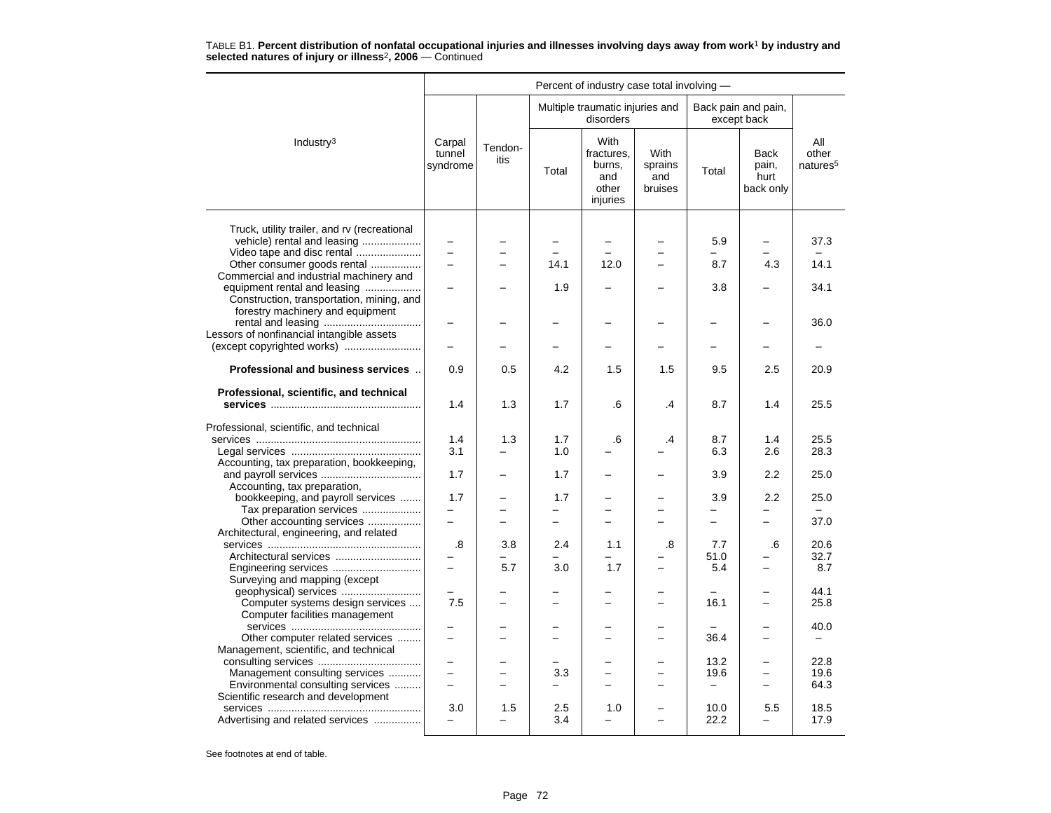TABLE B1. **Percent distribution of nonfatal occupational injuries and illnesses involving days away from work[1] by industry and selected natures of injury or illness[2], 2006** — Continued

| Industry[3] | Percent of industry case total involving — | | | | | | | |
|---|---|---|---|---|---|---|---|---|
| | Carpal tunnel syndrome | Tendon-itis | Multiple traumatic injuries and disorders | | | Back pain and pain, except back | | All other natures[5] |
| | | | Total | With fractures, burns, and other injuries | With sprains and bruises | Total | Back pain, hurt back only | |
| Truck, utility trailer, and rv (recreational vehicle) rental and leasing | – | – | – | – | – | 5.9 | – | 37.3 |
| Video tape and disc rental | – | – | – | – | – | – | – | – |
| Other consumer goods rental | – | – | 14.1 | 12.0 | – | 8.7 | 4.3 | 14.1 |
| Commercial and industrial machinery and equipment rental and leasing | – | – | 1.9 | – | – | 3.8 | – | 34.1 |
| Construction, transportation, mining, and forestry machinery and equipment rental and leasing | – | – | – | – | – | – | – | 36.0 |
| Lessors of nonfinancial intangible assets (except copyrighted works) | – | – | – | – | – | – | – | – |
| **Professional and business services** | 0.9 | 0.5 | 4.2 | 1.5 | 1.5 | 9.5 | 2.5 | 20.9 |
| **Professional, scientific, and technical services** | 1.4 | 1.3 | 1.7 | .6 | .4 | 8.7 | 1.4 | 25.5 |
| Professional, scientific, and technical services | 1.4 | 1.3 | 1.7 | .6 | .4 | 8.7 | 1.4 | 25.5 |
| Legal services | 3.1 | – | 1.0 | – | – | 6.3 | 2.6 | 28.3 |
| Accounting, tax preparation, bookkeeping, and payroll services | 1.7 | – | 1.7 | – | – | 3.9 | 2.2 | 25.0 |
| Accounting, tax preparation, bookkeeping, and payroll services | 1.7 | – | 1.7 | – | – | 3.9 | 2.2 | 25.0 |
| Tax preparation services | – | – | – | – | – | – | – | – |
| Other accounting services | – | – | – | – | – | – | – | 37.0 |
| Architectural, engineering, and related services | .8 | 3.8 | 2.4 | 1.1 | .8 | 7.7 | .6 | 20.6 |
| Architectural services | – | – | – | – | – | 51.0 | – | 32.7 |
| Engineering services | – | 5.7 | 3.0 | 1.7 | – | 5.4 | – | 8.7 |
| Surveying and mapping (except geophysical) services | – | – | – | – | – | – | – | 44.1 |
| Computer systems design services | 7.5 | – | – | – | – | 16.1 | – | 25.8 |
| Computer facilities management services | – | – | – | – | – | – | – | 40.0 |
| Other computer related services | – | – | – | – | – | 36.4 | – | – |
| Management, scientific, and technical consulting services | – | – | – | – | – | 13.2 | – | 22.8 |
| Management consulting services | – | – | 3.3 | – | – | 19.6 | – | 19.6 |
| Environmental consulting services | – | – | – | – | – | – | – | 64.3 |
| Scientific research and development services | 3.0 | 1.5 | 2.5 | 1.0 | – | 10.0 | 5.5 | 18.5 |
| Advertising and related services | – | – | 3.4 | – | – | 22.2 | – | 17.9 |

See footnotes at end of table.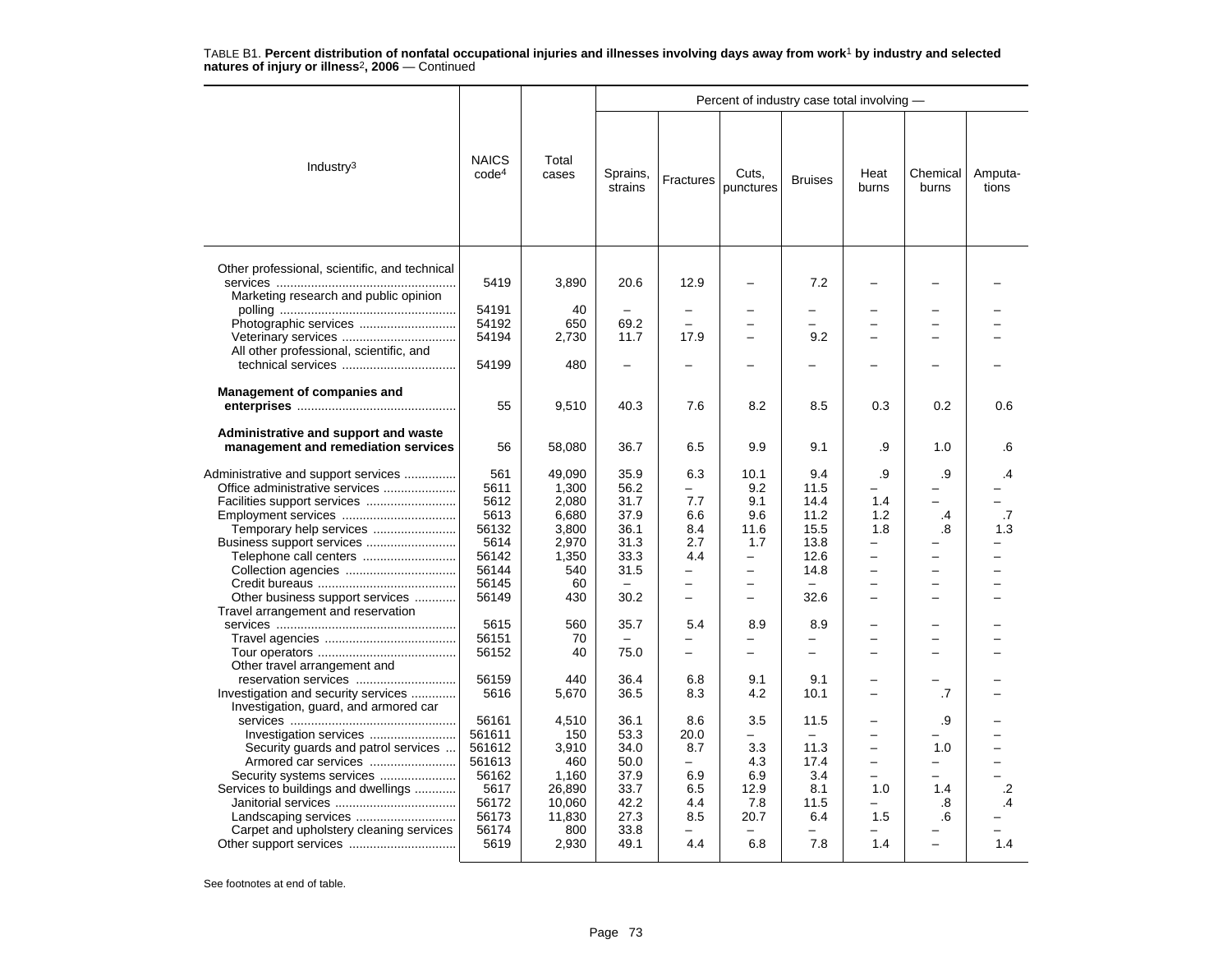TABLE B1. **Percent distribution of nonfatal occupational injuries and illnesses involving days away from work[1] by industry and selected natures of injury or illness[2], 2006** — Continued

| Industry[3] | NAICS code[4] | Total cases | Percent of industry case total involving — | | | | | | |
|---|---|---|---|---|---|---|---|---|---|
| | | | Sprains, strains | Fractures | Cuts, punctures | Bruises | Heat burns | Chemical burns | Amputa-tions |
| Other professional, scientific, and technical services | 5419 | 3,890 | 20.6 | 12.9 | – | 7.2 | – | – | – |
| Marketing research and public opinion polling | 54191 | 40 | – | – | – | – | – | – | – |
| Photographic services | 54192 | 650 | 69.2 | – | – | – | – | – | – |
| Veterinary services | 54194 | 2,730 | 11.7 | 17.9 | – | 9.2 | – | – | – |
| All other professional, scientific, and technical services | 54199 | 480 | – | – | – | – | – | – | – |
| **Management of companies and enterprises** | 55 | 9,510 | 40.3 | 7.6 | 8.2 | 8.5 | 0.3 | 0.2 | 0.6 |
| **Administrative and support and waste management and remediation services** | 56 | 58,080 | 36.7 | 6.5 | 9.9 | 9.1 | .9 | 1.0 | .6 |
| Administrative and support services | 561 | 49,090 | 35.9 | 6.3 | 10.1 | 9.4 | .9 | .9 | .4 |
| Office administrative services | 5611 | 1,300 | 56.2 | – | 9.2 | 11.5 | – | – | – |
| Facilities support services | 5612 | 2,080 | 31.7 | 7.7 | 9.1 | 14.4 | 1.4 | – | – |
| Employment services | 5613 | 6,680 | 37.9 | 6.6 | 9.6 | 11.2 | 1.2 | .4 | .7 |
| Temporary help services | 56132 | 3,800 | 36.1 | 8.4 | 11.6 | 15.5 | 1.8 | .8 | 1.3 |
| Business support services | 5614 | 2,970 | 31.3 | 2.7 | 1.7 | 13.8 | – | – | – |
| Telephone call centers | 56142 | 1,350 | 33.3 | 4.4 | – | 12.6 | – | – | – |
| Collection agencies | 56144 | 540 | 31.5 | – | – | 14.8 | – | – | – |
| Credit bureaus | 56145 | 60 | – | – | – | – | – | – | – |
| Other business support services | 56149 | 430 | 30.2 | – | – | 32.6 | – | – | – |
| Travel arrangement and reservation services | 5615 | 560 | 35.7 | 5.4 | 8.9 | 8.9 | – | – | – |
| Travel agencies | 56151 | 70 | – | – | – | – | – | – | – |
| Tour operators | 56152 | 40 | 75.0 | – | – | – | – | – | – |
| Other travel arrangement and reservation services | 56159 | 440 | 36.4 | 6.8 | 9.1 | 9.1 | – | – | – |
| Investigation and security services | 5616 | 5,670 | 36.5 | 8.3 | 4.2 | 10.1 | – | .7 | – |
| Investigation, guard, and armored car services | 56161 | 4,510 | 36.1 | 8.6 | 3.5 | 11.5 | – | .9 | – |
| Investigation services | 561611 | 150 | 53.3 | 20.0 | – | – | – | – | – |
| Security guards and patrol services | 561612 | 3,910 | 34.0 | 8.7 | 3.3 | 11.3 | – | 1.0 | – |
| Armored car services | 561613 | 460 | 50.0 | – | 4.3 | 17.4 | – | – | – |
| Security systems services | 56162 | 1,160 | 37.9 | 6.9 | 6.9 | 3.4 | – | – | – |
| Services to buildings and dwellings | 5617 | 26,890 | 33.7 | 6.5 | 12.9 | 8.1 | 1.0 | 1.4 | .2 |
| Janitorial services | 56172 | 10,060 | 42.2 | 4.4 | 7.8 | 11.5 | – | .8 | .4 |
| Landscaping services | 56173 | 11,830 | 27.3 | 8.5 | 20.7 | 6.4 | 1.5 | .6 | – |
| Carpet and upholstery cleaning services | 56174 | 800 | 33.8 | – | – | – | – | – | – |
| Other support services | 5619 | 2,930 | 49.1 | 4.4 | 6.8 | 7.8 | 1.4 | – | 1.4 |

See footnotes at end of table.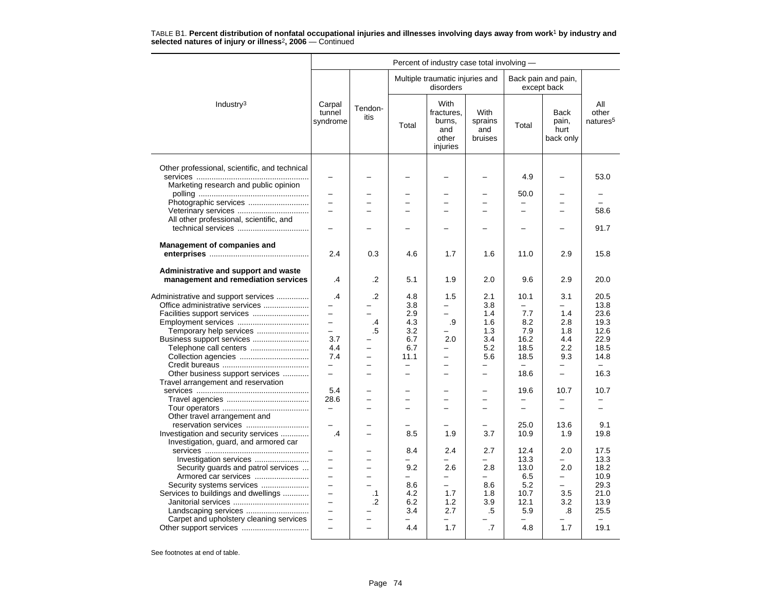TABLE B1. **Percent distribution of nonfatal occupational injuries and illnesses involving days away from work[1] by industry and selected natures of injury or illness[2], 2006** — Continued

| Industry[3] | Carpal tunnel syndrome | Tendon-itis | Multiple traumatic injuries and disorders: Total | Multiple traumatic injuries and disorders: With fractures, burns, and other injuries | Multiple traumatic injuries and disorders: With sprains and bruises | Back pain and pain, except back: Total | Back pain and pain, except back: Back pain, hurt back only | All other natures[5] |
|---|---|---|---|---|---|---|---|---|
| Other professional, scientific, and technical services | – | – | – | – | – | 4.9 | – | 53.0 |
| Marketing research and public opinion polling | – | – | – | – | – | 50.0 | – | – |
| Photographic services | – | – | – | – | – | – | – | – |
| Veterinary services | – | – | – | – | – | – | – | 58.6 |
| All other professional, scientific, and technical services | – | – | – | – | – | – | – | 91.7 |
| **Management of companies and enterprises** | 2.4 | 0.3 | 4.6 | 1.7 | 1.6 | 11.0 | 2.9 | 15.8 |
| **Administrative and support and waste management and remediation services** | .4 | .2 | 5.1 | 1.9 | 2.0 | 9.6 | 2.9 | 20.0 |
| Administrative and support services | .4 | .2 | 4.8 | 1.5 | 2.1 | 10.1 | 3.1 | 20.5 |
| Office administrative services | – | – | 3.8 | – | 3.8 | – | – | 13.8 |
| Facilities support services | – | – | 2.9 | – | 1.4 | 7.7 | 1.4 | 23.6 |
| Employment services | – | .4 | 4.3 | .9 | 1.6 | 8.2 | 2.8 | 19.3 |
| Temporary help services | – | .5 | 3.2 | – | 1.3 | 7.9 | 1.8 | 12.6 |
| Business support services | 3.7 | – | 6.7 | 2.0 | 3.4 | 16.2 | 4.4 | 22.9 |
| Telephone call centers | 4.4 | – | 6.7 | – | 5.2 | 18.5 | 2.2 | 18.5 |
| Collection agencies | 7.4 | – | 11.1 | – | 5.6 | 18.5 | 9.3 | 14.8 |
| Credit bureaus | – | – | – | – | – | – | – | – |
| Other business support services | – | – | – | – | – | 18.6 | – | 16.3 |
| Travel arrangement and reservation services | 5.4 | – | – | – | – | 19.6 | 10.7 | 10.7 |
| Travel agencies | 28.6 | – | – | – | – | – | – | – |
| Tour operators | – | – | – | – | – | – | – | – |
| Other travel arrangement and reservation services | – | – | – | – | – | 25.0 | 13.6 | 9.1 |
| Investigation and security services | .4 | – | 8.5 | 1.9 | 3.7 | 10.9 | 1.9 | 19.8 |
| Investigation, guard, and armored car services | – | – | 8.4 | 2.4 | 2.7 | 12.4 | 2.0 | 17.5 |
| Investigation services | – | – | – | – | – | 13.3 | – | 13.3 |
| Security guards and patrol services | – | – | 9.2 | 2.6 | 2.8 | 13.0 | 2.0 | 18.2 |
| Armored car services | – | – | – | – | – | 6.5 | – | 10.9 |
| Security systems services | – | – | 8.6 | – | 8.6 | 5.2 | – | 29.3 |
| Services to buildings and dwellings | – | .1 | 4.2 | 1.7 | 1.8 | 10.7 | 3.5 | 21.0 |
| Janitorial services | – | .2 | 6.2 | 1.2 | 3.9 | 12.1 | 3.2 | 13.9 |
| Landscaping services | – | – | 3.4 | 2.7 | .5 | 5.9 | .8 | 25.5 |
| Carpet and upholstery cleaning services | – | – | – | – | – | – | – | – |
| Other support services | – | – | 4.4 | 1.7 | .7 | 4.8 | 1.7 | 19.1 |

See footnotes at end of table.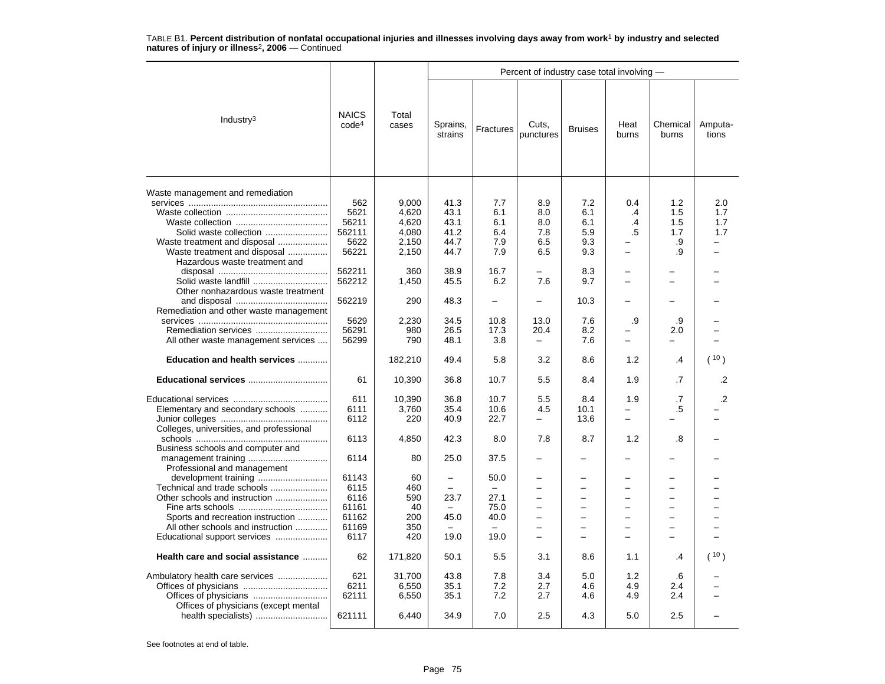TABLE B1. **Percent distribution of nonfatal occupational injuries and illnesses involving days away from work[1] by industry and selected natures of injury or illness[2], 2006** — Continued

| Industry[3] | NAICS code[4] | Total cases | Percent of industry case total involving — | | | | | | |
|---|---|---|---|---|---|---|---|---|---|
| | | | Sprains, strains | Fractures | Cuts, punctures | Bruises | Heat burns | Chemical burns | Amputa- tions |
| Waste management and remediation services | 562 | 9,000 | 41.3 | 7.7 | 8.9 | 7.2 | 0.4 | 1.2 | 2.0 |
| Waste collection | 5621 | 4,620 | 43.1 | 6.1 | 8.0 | 6.1 | .4 | 1.5 | 1.7 |
| Waste collection | 56211 | 4,620 | 43.1 | 6.1 | 8.0 | 6.1 | .4 | 1.5 | 1.7 |
| Solid waste collection | 562111 | 4,080 | 41.2 | 6.4 | 7.8 | 5.9 | .5 | 1.7 | 1.7 |
| Waste treatment and disposal | 5622 | 2,150 | 44.7 | 7.9 | 6.5 | 9.3 | – | .9 | – |
| Waste treatment and disposal | 56221 | 2,150 | 44.7 | 7.9 | 6.5 | 9.3 | – | .9 | – |
| Hazardous waste treatment and disposal | 562211 | 360 | 38.9 | 16.7 | – | 8.3 | – | – | – |
| Solid waste landfill | 562212 | 1,450 | 45.5 | 6.2 | 7.6 | 9.7 | – | – | – |
| Other nonhazardous waste treatment and disposal | 562219 | 290 | 48.3 | – | – | 10.3 | – | – | – |
| Remediation and other waste management services | 5629 | 2,230 | 34.5 | 10.8 | 13.0 | 7.6 | .9 | .9 | – |
| Remediation services | 56291 | 980 | 26.5 | 17.3 | 20.4 | 8.2 | – | 2.0 | – |
| All other waste management services | 56299 | 790 | 48.1 | 3.8 | – | 7.6 | – | – | – |
| **Education and health services** | | 182,210 | 49.4 | 5.8 | 3.2 | 8.6 | 1.2 | .4 | ( [10] ) |
| **Educational services** | 61 | 10,390 | 36.8 | 10.7 | 5.5 | 8.4 | 1.9 | .7 | .2 |
| Educational services | 611 | 10,390 | 36.8 | 10.7 | 5.5 | 8.4 | 1.9 | .7 | .2 |
| Elementary and secondary schools | 6111 | 3,760 | 35.4 | 10.6 | 4.5 | 10.1 | – | .5 | – |
| Junior colleges | 6112 | 220 | 40.9 | 22.7 | – | 13.6 | – | – | – |
| Colleges, universities, and professional schools | 6113 | 4,850 | 42.3 | 8.0 | 7.8 | 8.7 | 1.2 | .8 | – |
| Business schools and computer and management training | 6114 | 80 | 25.0 | 37.5 | – | – | – | – | – |
| Professional and management development training | 61143 | 60 | – | 50.0 | – | – | – | – | – |
| Technical and trade schools | 6115 | 460 | – | – | – | – | – | – | – |
| Other schools and instruction | 6116 | 590 | 23.7 | 27.1 | – | – | – | – | – |
| Fine arts schools | 61161 | 40 | – | 75.0 | – | – | – | – | – |
| Sports and recreation instruction | 61162 | 200 | 45.0 | 40.0 | – | – | – | – | – |
| All other schools and instruction | 61169 | 350 | – | – | – | – | – | – | – |
| Educational support services | 6117 | 420 | 19.0 | 19.0 | – | – | – | – | – |
| **Health care and social assistance** | 62 | 171,820 | 50.1 | 5.5 | 3.1 | 8.6 | 1.1 | .4 | ( [10] ) |
| Ambulatory health care services | 621 | 31,700 | 43.8 | 7.8 | 3.4 | 5.0 | 1.2 | .6 | – |
| Offices of physicians | 6211 | 6,550 | 35.1 | 7.2 | 2.7 | 4.6 | 4.9 | 2.4 | – |
| Offices of physicians | 62111 | 6,550 | 35.1 | 7.2 | 2.7 | 4.6 | 4.9 | 2.4 | – |
| Offices of physicians (except mental health specialists) | 621111 | 6,440 | 34.9 | 7.0 | 2.5 | 4.3 | 5.0 | 2.5 | – |

See footnotes at end of table.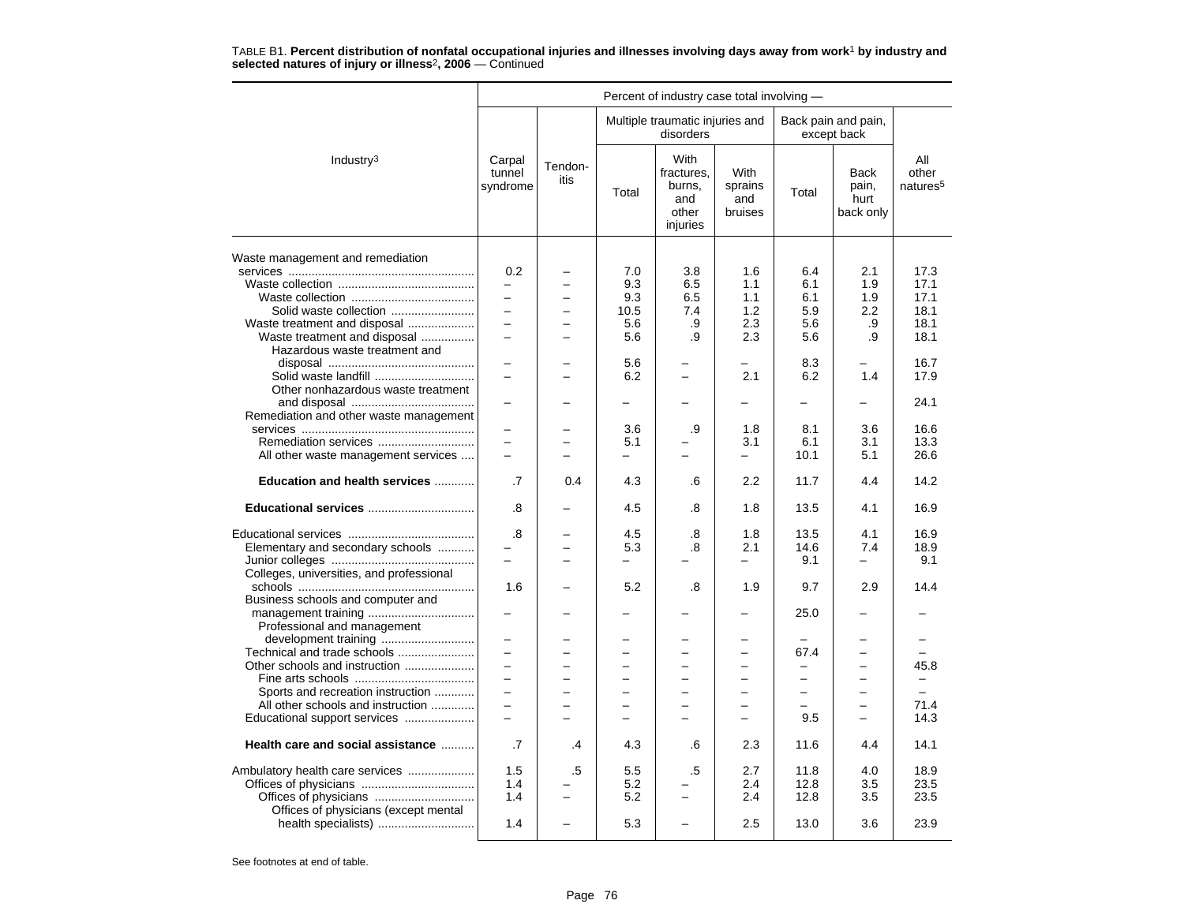TABLE B1. **Percent distribution of nonfatal occupational injuries and illnesses involving days away from work[1] by industry and selected natures of injury or illness[2], 2006** — Continued

| Industry[3] | Percent of industry case total involving — | | | | | | | |
|---|---|---|---|---|---|---|---|---|
| | Carpal tunnel syndrome | Tendonitis | Multiple traumatic injuries and disorders | | | Back pain and pain, except back | | All other natures[5] |
| | | | Total | With fractures, burns, and other injuries | With sprains and bruises | Total | Back pain, hurt back only | |
| Waste management and remediation services | 0.2 | – | 7.0 | 3.8 | 1.6 | 6.4 | 2.1 | 17.3 |
| Waste collection | – | – | 9.3 | 6.5 | 1.1 | 6.1 | 1.9 | 17.1 |
| Waste collection | – | – | 9.3 | 6.5 | 1.1 | 6.1 | 1.9 | 17.1 |
| Solid waste collection | – | – | 10.5 | 7.4 | 1.2 | 5.9 | 2.2 | 18.1 |
| Waste treatment and disposal | – | – | 5.6 | .9 | 2.3 | 5.6 | .9 | 18.1 |
| Waste treatment and disposal | – | – | 5.6 | .9 | 2.3 | 5.6 | .9 | 18.1 |
| Hazardous waste treatment and disposal | – | – | 5.6 | – | – | 8.3 | – | 16.7 |
| Solid waste landfill | – | – | 6.2 | – | 2.1 | 6.2 | 1.4 | 17.9 |
| Other nonhazardous waste treatment and disposal | – | – | – | – | – | – | – | 24.1 |
| Remediation and other waste management services | – | – | 3.6 | .9 | 1.8 | 8.1 | 3.6 | 16.6 |
| Remediation services | – | – | 5.1 | – | 3.1 | 6.1 | 3.1 | 13.3 |
| All other waste management services | – | – | – | – | – | 10.1 | 5.1 | 26.6 |
| **Education and health services** | .7 | 0.4 | 4.3 | .6 | 2.2 | 11.7 | 4.4 | 14.2 |
| **Educational services** | .8 | – | 4.5 | .8 | 1.8 | 13.5 | 4.1 | 16.9 |
| Educational services | .8 | – | 4.5 | .8 | 1.8 | 13.5 | 4.1 | 16.9 |
| Elementary and secondary schools | – | – | 5.3 | .8 | 2.1 | 14.6 | 7.4 | 18.9 |
| Junior colleges | – | – | – | – | – | 9.1 | – | 9.1 |
| Colleges, universities, and professional schools | 1.6 | – | 5.2 | .8 | 1.9 | 9.7 | 2.9 | 14.4 |
| Business schools and computer and management training | – | – | – | – | – | 25.0 | – | – |
| Professional and management development training | – | – | – | – | – | – | – | – |
| Technical and trade schools | – | – | – | – | – | 67.4 | – | – |
| Other schools and instruction | – | – | – | – | – | – | – | 45.8 |
| Fine arts schools | – | – | – | – | – | – | – | – |
| Sports and recreation instruction | – | – | – | – | – | – | – | – |
| All other schools and instruction | – | – | – | – | – | – | – | 71.4 |
| Educational support services | – | – | – | – | – | 9.5 | – | 14.3 |
| **Health care and social assistance** | .7 | .4 | 4.3 | .6 | 2.3 | 11.6 | 4.4 | 14.1 |
| Ambulatory health care services | 1.5 | .5 | 5.5 | .5 | 2.7 | 11.8 | 4.0 | 18.9 |
| Offices of physicians | 1.4 | – | 5.2 | – | 2.4 | 12.8 | 3.5 | 23.5 |
| Offices of physicians | 1.4 | – | 5.2 | – | 2.4 | 12.8 | 3.5 | 23.5 |
| Offices of physicians (except mental health specialists) | 1.4 | – | 5.3 | – | 2.5 | 13.0 | 3.6 | 23.9 |

See footnotes at end of table.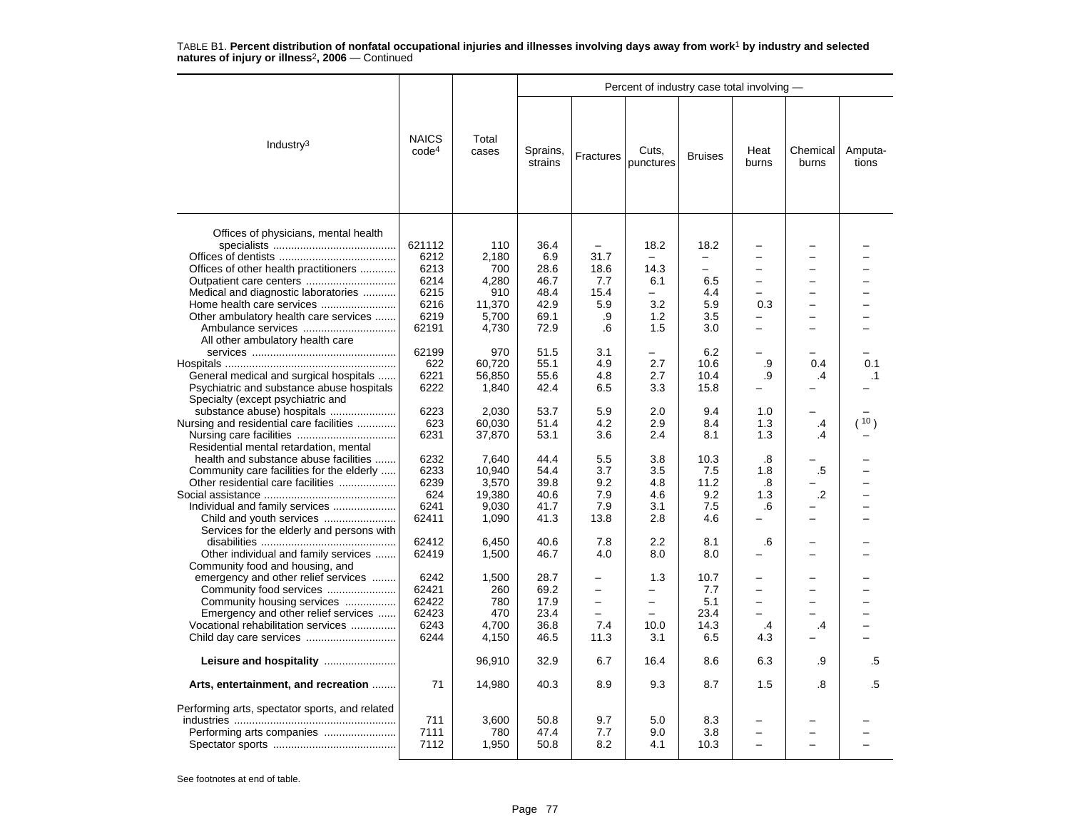TABLE B1. **Percent distribution of nonfatal occupational injuries and illnesses involving days away from work[1] by industry and selected natures of injury or illness[2], 2006** — Continued

| Industry[3] | NAICS code[4] | Total cases | Percent of industry case total involving — Sprains, strains | Fractures | Cuts, punctures | Bruises | Heat burns | Chemical burns | Amputa-tions |
|---|---|---|---|---|---|---|---|---|---|
| Offices of physicians, mental health specialists | 621112 | 110 | 36.4 | – | 18.2 | 18.2 | – | – | – |
| Offices of dentists | 6212 | 2,180 | 6.9 | 31.7 | – | – | – | – | – |
| Offices of other health practitioners | 6213 | 700 | 28.6 | 18.6 | 14.3 | – | – | – | – |
| Outpatient care centers | 6214 | 4,280 | 46.7 | 7.7 | 6.1 | 6.5 | – | – | – |
| Medical and diagnostic laboratories | 6215 | 910 | 48.4 | 15.4 | – | 4.4 | – | – | – |
| Home health care services | 6216 | 11,370 | 42.9 | 5.9 | 3.2 | 5.9 | 0.3 | – | – |
| Other ambulatory health care services | 6219 | 5,700 | 69.1 | .9 | 1.2 | 3.5 | – | – | – |
| Ambulance services | 62191 | 4,730 | 72.9 | .6 | 1.5 | 3.0 | – | – | – |
| All other ambulatory health care services | 62199 | 970 | 51.5 | 3.1 | – | 6.2 | – | – | – |
| Hospitals | 622 | 60,720 | 55.1 | 4.9 | 2.7 | 10.6 | .9 | 0.4 | 0.1 |
| General medical and surgical hospitals | 6221 | 56,850 | 55.6 | 4.8 | 2.7 | 10.4 | .9 | .4 | .1 |
| Psychiatric and substance abuse hospitals | 6222 | 1,840 | 42.4 | 6.5 | 3.3 | 15.8 | – | – | – |
| Specialty (except psychiatric and substance abuse) hospitals | 6223 | 2,030 | 53.7 | 5.9 | 2.0 | 9.4 | 1.0 | – | – |
| Nursing and residential care facilities | 623 | 60,030 | 51.4 | 4.2 | 2.9 | 8.4 | 1.3 | .4 | ([10]) |
| Nursing care facilities | 6231 | 37,870 | 53.1 | 3.6 | 2.4 | 8.1 | 1.3 | .4 | – |
| Residential mental retardation, mental health and substance abuse facilities | 6232 | 7,640 | 44.4 | 5.5 | 3.8 | 10.3 | .8 | – | – |
| Community care facilities for the elderly | 6233 | 10,940 | 54.4 | 3.7 | 3.5 | 7.5 | 1.8 | .5 | – |
| Other residential care facilities | 6239 | 3,570 | 39.8 | 9.2 | 4.8 | 11.2 | .8 | – | – |
| Social assistance | 624 | 19,380 | 40.6 | 7.9 | 4.6 | 9.2 | 1.3 | .2 | – |
| Individual and family services | 6241 | 9,030 | 41.7 | 7.9 | 3.1 | 7.5 | .6 | – | – |
| Child and youth services | 62411 | 1,090 | 41.3 | 13.8 | 2.8 | 4.6 | – | – | – |
| Services for the elderly and persons with disabilities | 62412 | 6,450 | 40.6 | 7.8 | 2.2 | 8.1 | .6 | – | – |
| Other individual and family services | 62419 | 1,500 | 46.7 | 4.0 | 8.0 | 8.0 | – | – | – |
| Community food and housing, and emergency and other relief services | 6242 | 1,500 | 28.7 | – | 1.3 | 10.7 | – | – | – |
| Community food services | 62421 | 260 | 69.2 | – | – | 7.7 | – | – | – |
| Community housing services | 62422 | 780 | 17.9 | – | – | 5.1 | – | – | – |
| Emergency and other relief services | 62423 | 470 | 23.4 | – | – | 23.4 | – | – | – |
| Vocational rehabilitation services | 6243 | 4,700 | 36.8 | 7.4 | 10.0 | 14.3 | .4 | .4 | – |
| Child day care services | 6244 | 4,150 | 46.5 | 11.3 | 3.1 | 6.5 | 4.3 | – | – |
| **Leisure and hospitality** | | 96,910 | 32.9 | 6.7 | 16.4 | 8.6 | 6.3 | .9 | .5 |
| **Arts, entertainment, and recreation** | 71 | 14,980 | 40.3 | 8.9 | 9.3 | 8.7 | 1.5 | .8 | .5 |
| Performing arts, spectator sports, and related industries | 711 | 3,600 | 50.8 | 9.7 | 5.0 | 8.3 | – | – | – |
| Performing arts companies | 7111 | 780 | 47.4 | 7.7 | 9.0 | 3.8 | – | – | – |
| Spectator sports | 7112 | 1,950 | 50.8 | 8.2 | 4.1 | 10.3 | – | – | – |

See footnotes at end of table.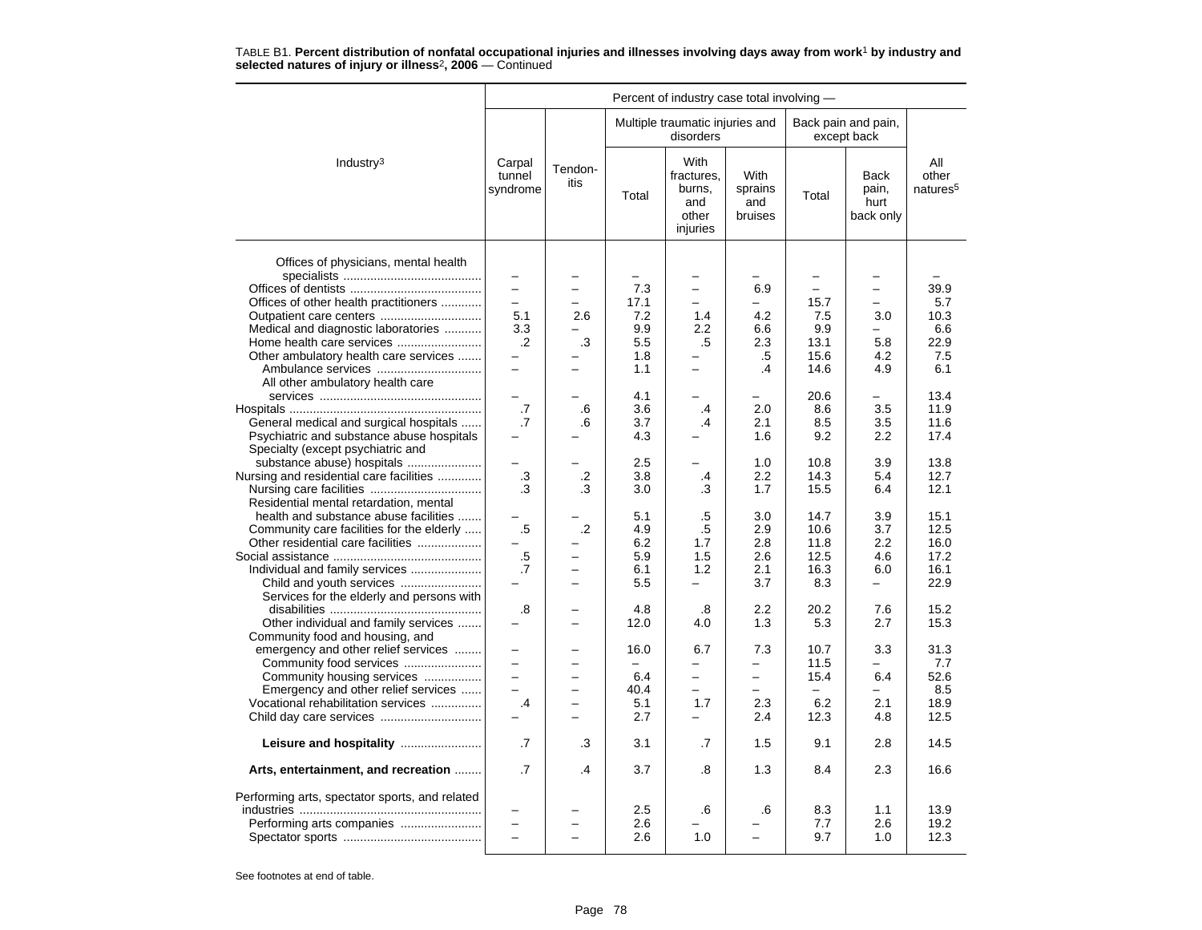TABLE B1. **Percent distribution of nonfatal occupational injuries and illnesses involving days away from work[1] by industry and selected natures of injury or illness[2], 2006** — Continued

| Industry[3] | Percent of industry case total involving — | | | | | | | |
|---|---|---|---|---|---|---|---|---|
| | Carpal tunnel syndrome | Tendon-itis | Multiple traumatic injuries and disorders | | | Back pain and pain, except back | | All other natures[5] |
| | | | Total | With fractures, burns, and other injuries | With sprains and bruises | Total | Back pain, hurt back only | |
| Offices of physicians, mental health specialists | – | – | – | – | – | – | – | – |
| Offices of dentists | – | – | 7.3 | – | 6.9 | – | – | 39.9 |
| Offices of other health practitioners | – | – | 17.1 | – | – | 15.7 | – | 5.7 |
| Outpatient care centers | 5.1 | 2.6 | 7.2 | 1.4 | 4.2 | 7.5 | 3.0 | 10.3 |
| Medical and diagnostic laboratories | 3.3 | – | 9.9 | 2.2 | 6.6 | 9.9 | – | 6.6 |
| Home health care services | .2 | .3 | 5.5 | .5 | 2.3 | 13.1 | 5.8 | 22.9 |
| Other ambulatory health care services | – | – | 1.8 | – | .5 | 15.6 | 4.2 | 7.5 |
| Ambulance services | – | – | 1.1 | – | .4 | 14.6 | 4.9 | 6.1 |
| All other ambulatory health care services | – | – | 4.1 | – | – | 20.6 | – | 13.4 |
| Hospitals | .7 | .6 | 3.6 | .4 | 2.0 | 8.6 | 3.5 | 11.9 |
| General medical and surgical hospitals | .7 | .6 | 3.7 | .4 | 2.1 | 8.5 | 3.5 | 11.6 |
| Psychiatric and substance abuse hospitals | – | – | 4.3 | – | 1.6 | 9.2 | 2.2 | 17.4 |
| Specialty (except psychiatric and substance abuse) hospitals | – | – | 2.5 | – | 1.0 | 10.8 | 3.9 | 13.8 |
| Nursing and residential care facilities | .3 | .2 | 3.8 | .4 | 2.2 | 14.3 | 5.4 | 12.7 |
| Nursing care facilities | .3 | .3 | 3.0 | .3 | 1.7 | 15.5 | 6.4 | 12.1 |
| Residential mental retardation, mental health and substance abuse facilities | – | – | 5.1 | .5 | 3.0 | 14.7 | 3.9 | 15.1 |
| Community care facilities for the elderly | .5 | .2 | 4.9 | .5 | 2.9 | 10.6 | 3.7 | 12.5 |
| Other residential care facilities | – | – | 6.2 | 1.7 | 2.8 | 11.8 | 2.2 | 16.0 |
| Social assistance | .5 | – | 5.9 | 1.5 | 2.6 | 12.5 | 4.6 | 17.2 |
| Individual and family services | .7 | – | 6.1 | 1.2 | 2.1 | 16.3 | 6.0 | 16.1 |
| Child and youth services | – | – | 5.5 | – | 3.7 | 8.3 | – | 22.9 |
| Services for the elderly and persons with disabilities | .8 | – | 4.8 | .8 | 2.2 | 20.2 | 7.6 | 15.2 |
| Other individual and family services | – | – | 12.0 | 4.0 | 1.3 | 5.3 | 2.7 | 15.3 |
| Community food and housing, and emergency and other relief services | – | – | 16.0 | 6.7 | 7.3 | 10.7 | 3.3 | 31.3 |
| Community food services | – | – | – | – | – | 11.5 | – | 7.7 |
| Community housing services | – | – | 6.4 | – | – | 15.4 | 6.4 | 52.6 |
| Emergency and other relief services | – | – | 40.4 | – | – | – | – | 8.5 |
| Vocational rehabilitation services | .4 | – | 5.1 | 1.7 | 2.3 | 6.2 | 2.1 | 18.9 |
| Child day care services | – | – | 2.7 | – | 2.4 | 12.3 | 4.8 | 12.5 |
| **Leisure and hospitality** | .7 | .3 | 3.1 | .7 | 1.5 | 9.1 | 2.8 | 14.5 |
| **Arts, entertainment, and recreation** | .7 | .4 | 3.7 | .8 | 1.3 | 8.4 | 2.3 | 16.6 |
| Performing arts, spectator sports, and related industries | – | – | 2.5 | .6 | .6 | 8.3 | 1.1 | 13.9 |
| Performing arts companies | – | – | 2.6 | – | – | 7.7 | 2.6 | 19.2 |
| Spectator sports | – | – | 2.6 | 1.0 | – | 9.7 | 1.0 | 12.3 |

See footnotes at end of table.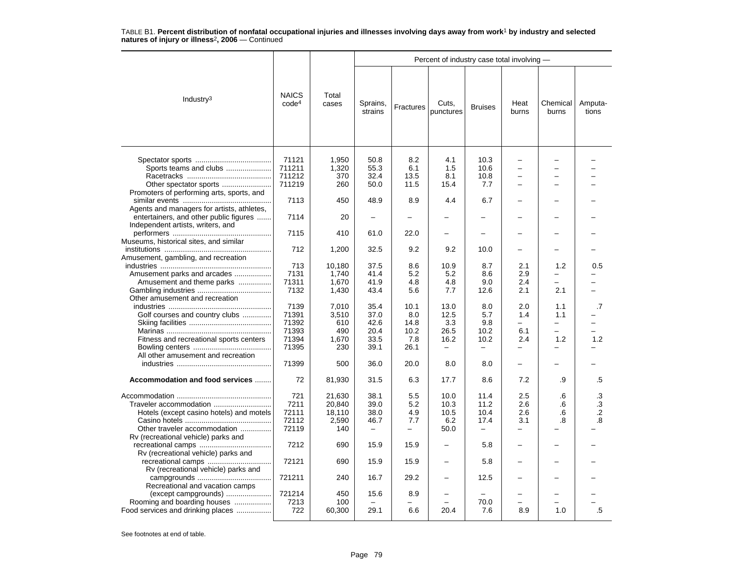TABLE B1. **Percent distribution of nonfatal occupational injuries and illnesses involving days away from work[1] by industry and selected natures of injury or illness[2], 2006** — Continued

| Industry[3] | NAICS code[4] | Total cases | Percent of industry case total involving — | | | | | | |
|---|---|---|---|---|---|---|---|---|---|
| | | | Sprains, strains | Fractures | Cuts, punctures | Bruises | Heat burns | Chemical burns | Amputa-tions |
| Spectator sports | 71121 | 1,950 | 50.8 | 8.2 | 4.1 | 10.3 | – | – | – |
| Sports teams and clubs | 711211 | 1,320 | 55.3 | 6.1 | 1.5 | 10.6 | – | – | – |
| Racetracks | 711212 | 370 | 32.4 | 13.5 | 8.1 | 10.8 | – | – | – |
| Other spectator sports | 711219 | 260 | 50.0 | 11.5 | 15.4 | 7.7 | – | – | – |
| Promoters of performing arts, sports, and similar events | 7113 | 450 | 48.9 | 8.9 | 4.4 | 6.7 | – | – | – |
| Agents and managers for artists, athletes, entertainers, and other public figures | 7114 | 20 | – | – | – | – | – | – | – |
| Independent artists, writers, and performers | 7115 | 410 | 61.0 | 22.0 | – | – | – | – | – |
| Museums, historical sites, and similar institutions | 712 | 1,200 | 32.5 | 9.2 | 9.2 | 10.0 | – | – | – |
| Amusement, gambling, and recreation industries | 713 | 10,180 | 37.5 | 8.6 | 10.9 | 8.7 | 2.1 | 1.2 | 0.5 |
| Amusement parks and arcades | 7131 | 1,740 | 41.4 | 5.2 | 5.2 | 8.6 | 2.9 | – | – |
| Amusement and theme parks | 71311 | 1,670 | 41.9 | 4.8 | 4.8 | 9.0 | 2.4 | – | – |
| Gambling industries | 7132 | 1,430 | 43.4 | 5.6 | 7.7 | 12.6 | 2.1 | 2.1 | – |
| Other amusement and recreation industries | 7139 | 7,010 | 35.4 | 10.1 | 13.0 | 8.0 | 2.0 | 1.1 | .7 |
| Golf courses and country clubs | 71391 | 3,510 | 37.0 | 8.0 | 12.5 | 5.7 | 1.4 | 1.1 | – |
| Skiing facilities | 71392 | 610 | 42.6 | 14.8 | 3.3 | 9.8 | – | – | – |
| Marinas | 71393 | 490 | 20.4 | 10.2 | 26.5 | 10.2 | 6.1 | – | – |
| Fitness and recreational sports centers | 71394 | 1,670 | 33.5 | 7.8 | 16.2 | 10.2 | 2.4 | 1.2 | 1.2 |
| Bowling centers | 71395 | 230 | 39.1 | 26.1 | – | – | – | – | – |
| All other amusement and recreation industries | 71399 | 500 | 36.0 | 20.0 | 8.0 | 8.0 | – | – | – |
| **Accommodation and food services** | 72 | 81,930 | 31.5 | 6.3 | 17.7 | 8.6 | 7.2 | .9 | .5 |
| Accommodation | 721 | 21,630 | 38.1 | 5.5 | 10.0 | 11.4 | 2.5 | .6 | .3 |
| Traveler accommodation | 7211 | 20,840 | 39.0 | 5.2 | 10.3 | 11.2 | 2.6 | .6 | .3 |
| Hotels (except casino hotels) and motels | 72111 | 18,110 | 38.0 | 4.9 | 10.5 | 10.4 | 2.6 | .6 | .2 |
| Casino hotels | 72112 | 2,590 | 46.7 | 7.7 | 6.2 | 17.4 | 3.1 | .8 | .8 |
| Other traveler accommodation | 72119 | 140 | – | – | 50.0 | – | – | – | – |
| Rv (recreational vehicle) parks and recreational camps | 7212 | 690 | 15.9 | 15.9 | – | 5.8 | – | – | – |
| Rv (recreational vehicle) parks and recreational camps | 72121 | 690 | 15.9 | 15.9 | – | 5.8 | – | – | – |
| Rv (recreational vehicle) parks and campgrounds | 721211 | 240 | 16.7 | 29.2 | – | 12.5 | – | – | – |
| Recreational and vacation camps (except campgrounds) | 721214 | 450 | 15.6 | 8.9 | – | – | – | – | – |
| Rooming and boarding houses | 7213 | 100 | – | – | – | 70.0 | – | – | – |
| Food services and drinking places | 722 | 60,300 | 29.1 | 6.6 | 20.4 | 7.6 | 8.9 | 1.0 | .5 |

See footnotes at end of table.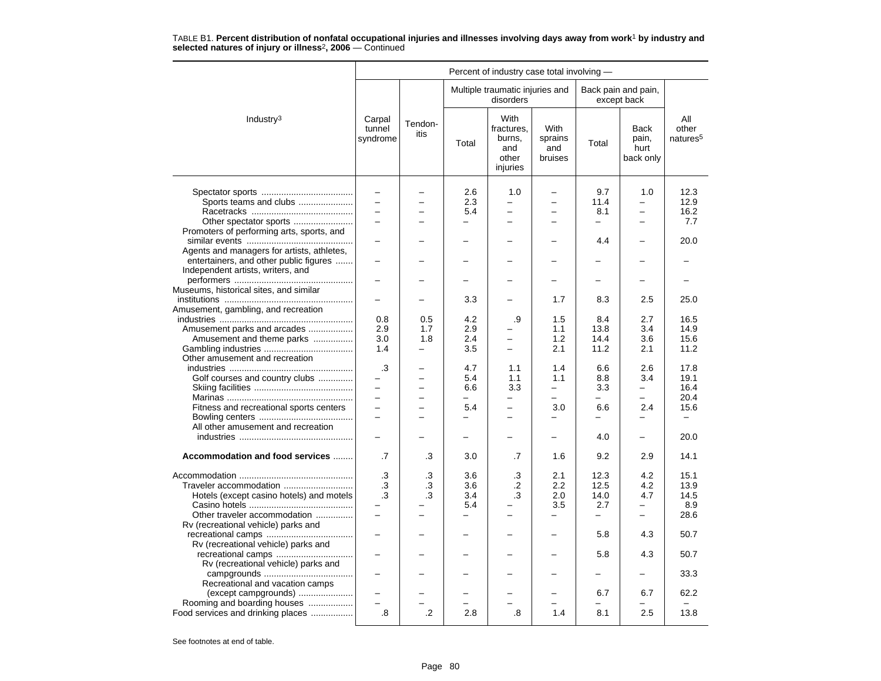TABLE B1. **Percent distribution of nonfatal occupational injuries and illnesses involving days away from work**[1] **by industry and selected natures of injury or illness**[2]**, 2006** — Continued

| Industry[3] | Carpal tunnel syndrome | Tendon-itis | Multiple traumatic injuries and disorders: Total | Multiple traumatic injuries and disorders: With fractures, burns, and other injuries | Multiple traumatic injuries and disorders: With sprains and bruises | Back pain and pain, except back: Total | Back pain and pain, except back: Back pain, hurt back only | All other natures[5] |
|---|---|---|---|---|---|---|---|---|
| Spectator sports | – | – | 2.6 | 1.0 | – | 9.7 | 1.0 | 12.3 |
| Sports teams and clubs | – | – | 2.3 | – | – | 11.4 | – | 12.9 |
| Racetracks | – | – | 5.4 | – | – | 8.1 | – | 16.2 |
| Other spectator sports | – | – | – | – | – | – | – | 7.7 |
| Promoters of performing arts, sports, and similar events | – | – | – | – | – | 4.4 | – | 20.0 |
| Agents and managers for artists, athletes, entertainers, and other public figures | – | – | – | – | – | – | – | – |
| Independent artists, writers, and performers | – | – | – | – | – | – | – | – |
| Museums, historical sites, and similar institutions | – | – | 3.3 | – | 1.7 | 8.3 | 2.5 | 25.0 |
| Amusement, gambling, and recreation industries | 0.8 | 0.5 | 4.2 | .9 | 1.5 | 8.4 | 2.7 | 16.5 |
| Amusement parks and arcades | 2.9 | 1.7 | 2.9 | – | 1.1 | 13.8 | 3.4 | 14.9 |
| Amusement and theme parks | 3.0 | 1.8 | 2.4 | – | 1.2 | 14.4 | 3.6 | 15.6 |
| Gambling industries | 1.4 | – | 3.5 | – | 2.1 | 11.2 | 2.1 | 11.2 |
| Other amusement and recreation industries | .3 | – | 4.7 | 1.1 | 1.4 | 6.6 | 2.6 | 17.8 |
| Golf courses and country clubs | – | – | 5.4 | 1.1 | 1.1 | 8.8 | 3.4 | 19.1 |
| Skiing facilities | – | – | 6.6 | 3.3 | – | 3.3 | – | 16.4 |
| Marinas | – | – | – | – | – | – | – | 20.4 |
| Fitness and recreational sports centers | – | – | 5.4 | – | 3.0 | 6.6 | 2.4 | 15.6 |
| Bowling centers | – | – | – | – | – | – | – | – |
| All other amusement and recreation industries | – | – | – | – | – | 4.0 | – | 20.0 |
| **Accommodation and food services** | .7 | .3 | 3.0 | .7 | 1.6 | 9.2 | 2.9 | 14.1 |
| Accommodation | .3 | .3 | 3.6 | .3 | 2.1 | 12.3 | 4.2 | 15.1 |
| Traveler accommodation | .3 | .3 | 3.6 | .2 | 2.2 | 12.5 | 4.2 | 13.9 |
| Hotels (except casino hotels) and motels | .3 | .3 | 3.4 | .3 | 2.0 | 14.0 | 4.7 | 14.5 |
| Casino hotels | – | – | 5.4 | – | 3.5 | 2.7 | – | 8.9 |
| Other traveler accommodation | – | – | – | – | – | – | – | 28.6 |
| Rv (recreational vehicle) parks and recreational camps | – | – | – | – | – | 5.8 | 4.3 | 50.7 |
| Rv (recreational vehicle) parks and recreational camps | – | – | – | – | – | 5.8 | 4.3 | 50.7 |
| Rv (recreational vehicle) parks and campgrounds | – | – | – | – | – | – | – | 33.3 |
| Recreational and vacation camps (except campgrounds) | – | – | – | – | – | 6.7 | 6.7 | 62.2 |
| Rooming and boarding houses | – | – | – | – | – | – | – | – |
| Food services and drinking places | .8 | .2 | 2.8 | .8 | 1.4 | 8.1 | 2.5 | 13.8 |

See footnotes at end of table.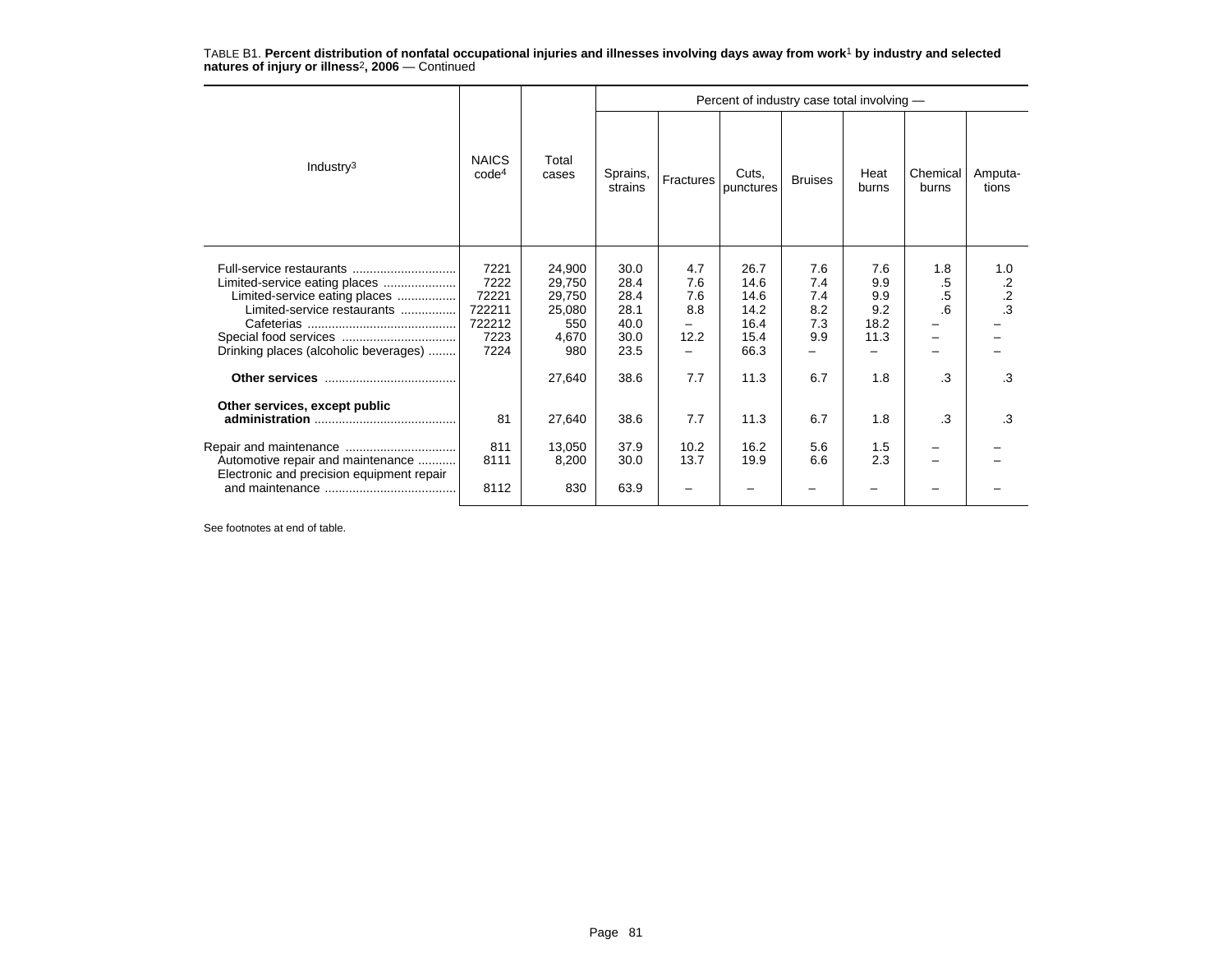TABLE B1. **Percent distribution of nonfatal occupational injuries and illnesses involving days away from work[1] by industry and selected natures of injury or illness[2], 2006** — Continued

| Industry[3] | NAICS code[4] | Total cases | Percent of industry case total involving — Sprains, strains | Fractures | Cuts, punctures | Bruises | Heat burns | Chemical burns | Amputa- tions |
|---|---|---|---|---|---|---|---|---|---|
| Full-service restaurants | 7221 | 24,900 | 30.0 | 4.7 | 26.7 | 7.6 | 7.6 | 1.8 | 1.0 |
| Limited-service eating places | 7222 | 29,750 | 28.4 | 7.6 | 14.6 | 7.4 | 9.9 | .5 | .2 |
| Limited-service eating places | 72221 | 29,750 | 28.4 | 7.6 | 14.6 | 7.4 | 9.9 | .5 | .2 |
| Limited-service restaurants | 722211 | 25,080 | 28.1 | 8.8 | 14.2 | 8.2 | 9.2 | .6 | .3 |
| Cafeterias | 722212 | 550 | 40.0 | – | 16.4 | 7.3 | 18.2 | – | – |
| Special food services | 7223 | 4,670 | 30.0 | 12.2 | 15.4 | 9.9 | 11.3 | – | – |
| Drinking places (alcoholic beverages) | 7224 | 980 | 23.5 | – | 66.3 | – | – | – | – |
| **Other services** | | 27,640 | 38.6 | 7.7 | 11.3 | 6.7 | 1.8 | .3 | .3 |
| **Other services, except public administration** | 81 | 27,640 | 38.6 | 7.7 | 11.3 | 6.7 | 1.8 | .3 | .3 |
| Repair and maintenance | 811 | 13,050 | 37.9 | 10.2 | 16.2 | 5.6 | 1.5 | – | – |
| Automotive repair and maintenance | 8111 | 8,200 | 30.0 | 13.7 | 19.9 | 6.6 | 2.3 | – | – |
| Electronic and precision equipment repair and maintenance | 8112 | 830 | 63.9 | – | – | – | – | – | – |

See footnotes at end of table.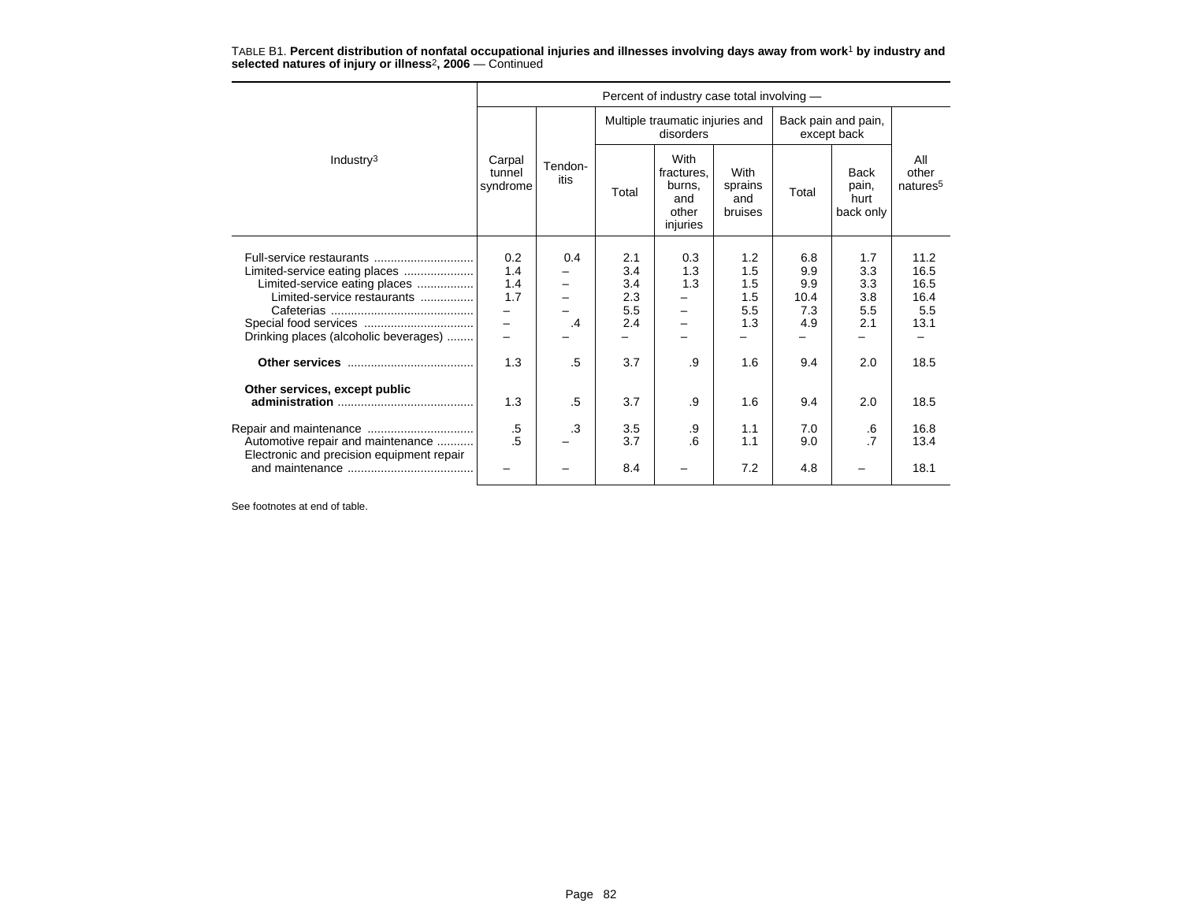TABLE B1. **Percent distribution of nonfatal occupational injuries and illnesses involving days away from work[1] by industry and selected natures of injury or illness[2], 2006** — Continued

| Industry[3] | Percent of industry case total involving — | | | | | | | |
|---|---|---|---|---|---|---|---|---|
| | Carpal tunnel syndrome | Tendonitis | Multiple traumatic injuries and disorders | | | Back pain and pain, except back | | All other natures[5] |
| | | | Total | With fractures, burns, and other injuries | With sprains and bruises | Total | Back pain, hurt back only | |
| Full-service restaurants | 0.2 | 0.4 | 2.1 | 0.3 | 1.2 | 6.8 | 1.7 | 11.2 |
| Limited-service eating places | 1.4 | – | 3.4 | 1.3 | 1.5 | 9.9 | 3.3 | 16.5 |
| Limited-service eating places | 1.4 | – | 3.4 | 1.3 | 1.5 | 9.9 | 3.3 | 16.5 |
| Limited-service restaurants | 1.7 | – | 2.3 | – | 1.5 | 10.4 | 3.8 | 16.4 |
| Cafeterias | – | – | 5.5 | – | 5.5 | 7.3 | 5.5 | 5.5 |
| Special food services | – | .4 | 2.4 | – | 1.3 | 4.9 | 2.1 | 13.1 |
| Drinking places (alcoholic beverages) | – | – | – | – | – | – | – | – |
| **Other services** | 1.3 | .5 | 3.7 | .9 | 1.6 | 9.4 | 2.0 | 18.5 |
| **Other services, except public administration** | 1.3 | .5 | 3.7 | .9 | 1.6 | 9.4 | 2.0 | 18.5 |
| Repair and maintenance | .5 | .3 | 3.5 | .9 | 1.1 | 7.0 | .6 | 16.8 |
| Automotive repair and maintenance | .5 | – | 3.7 | .6 | 1.1 | 9.0 | .7 | 13.4 |
| Electronic and precision equipment repair and maintenance | – | – | 8.4 | – | 7.2 | 4.8 | – | 18.1 |

See footnotes at end of table.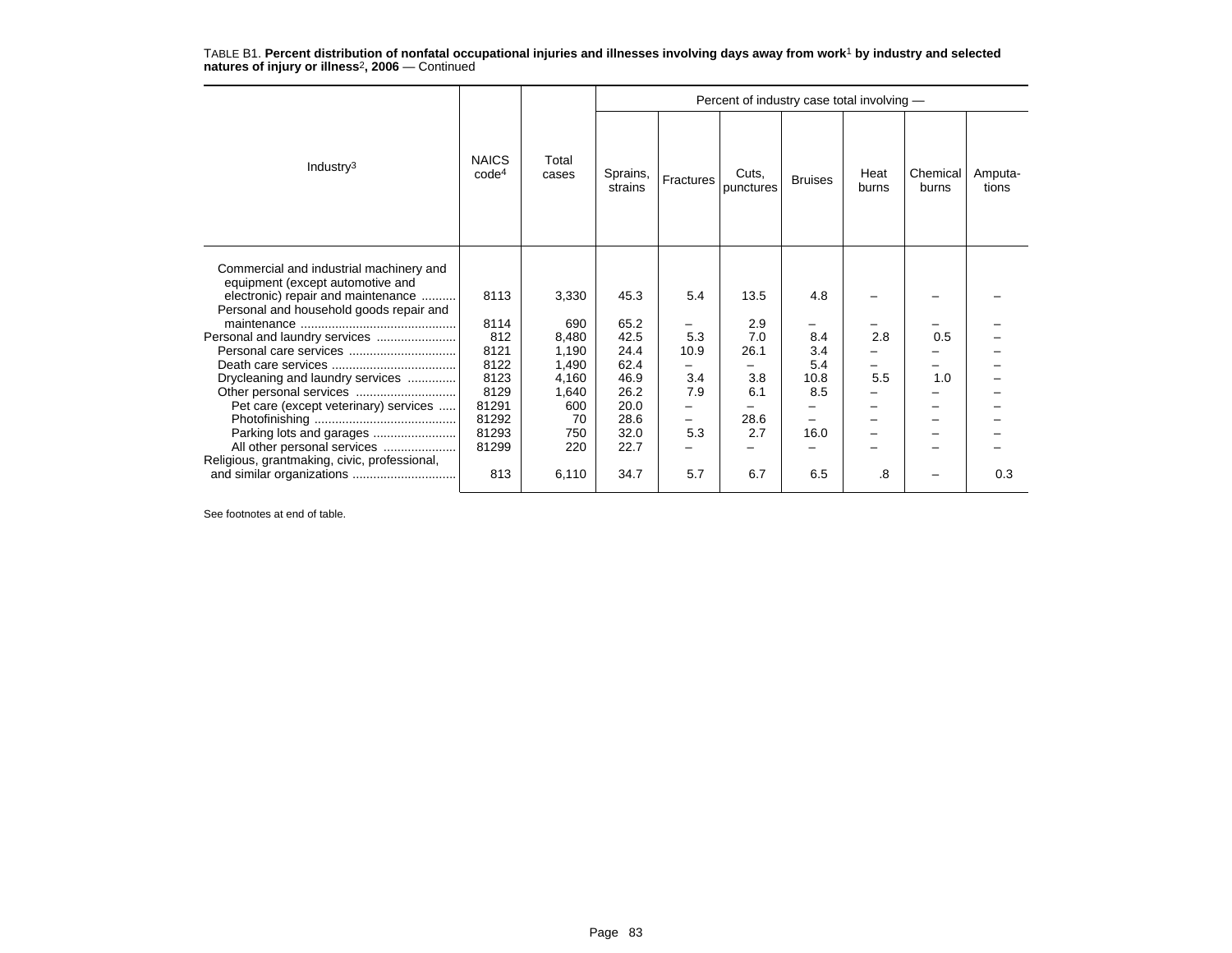TABLE B1. **Percent distribution of nonfatal occupational injuries and illnesses involving days away from work[1] by industry and selected natures of injury or illness[2], 2006** — Continued

| Industry[3] | NAICS code[4] | Total cases | Percent of industry case total involving — Sprains, strains | Fractures | Cuts, punctures | Bruises | Heat burns | Chemical burns | Amputa-tions |
|---|---|---|---|---|---|---|---|---|---|
| Commercial and industrial machinery and equipment (except automotive and electronic) repair and maintenance | 8113 | 3,330 | 45.3 | 5.4 | 13.5 | 4.8 | – | – | – |
| Personal and household goods repair and maintenance | 8114 | 690 | 65.2 | – | 2.9 | – | – | – | – |
| Personal and laundry services | 812 | 8,480 | 42.5 | 5.3 | 7.0 | 8.4 | 2.8 | 0.5 | – |
| Personal care services | 8121 | 1,190 | 24.4 | 10.9 | 26.1 | 3.4 | – | – | – |
| Death care services | 8122 | 1,490 | 62.4 | – | – | 5.4 | – | – | – |
| Drycleaning and laundry services | 8123 | 4,160 | 46.9 | 3.4 | 3.8 | 10.8 | 5.5 | 1.0 | – |
| Other personal services | 8129 | 1,640 | 26.2 | 7.9 | 6.1 | 8.5 | – | – | – |
| Pet care (except veterinary) services | 81291 | 600 | 20.0 | – | – | – | – | – | – |
| Photofinishing | 81292 | 70 | 28.6 | – | 28.6 | – | – | – | – |
| Parking lots and garages | 81293 | 750 | 32.0 | 5.3 | 2.7 | 16.0 | – | – | – |
| All other personal services | 81299 | 220 | 22.7 | – | – | – | – | – | – |
| Religious, grantmaking, civic, professional, and similar organizations | 813 | 6,110 | 34.7 | 5.7 | 6.7 | 6.5 | .8 | – | 0.3 |

See footnotes at end of table.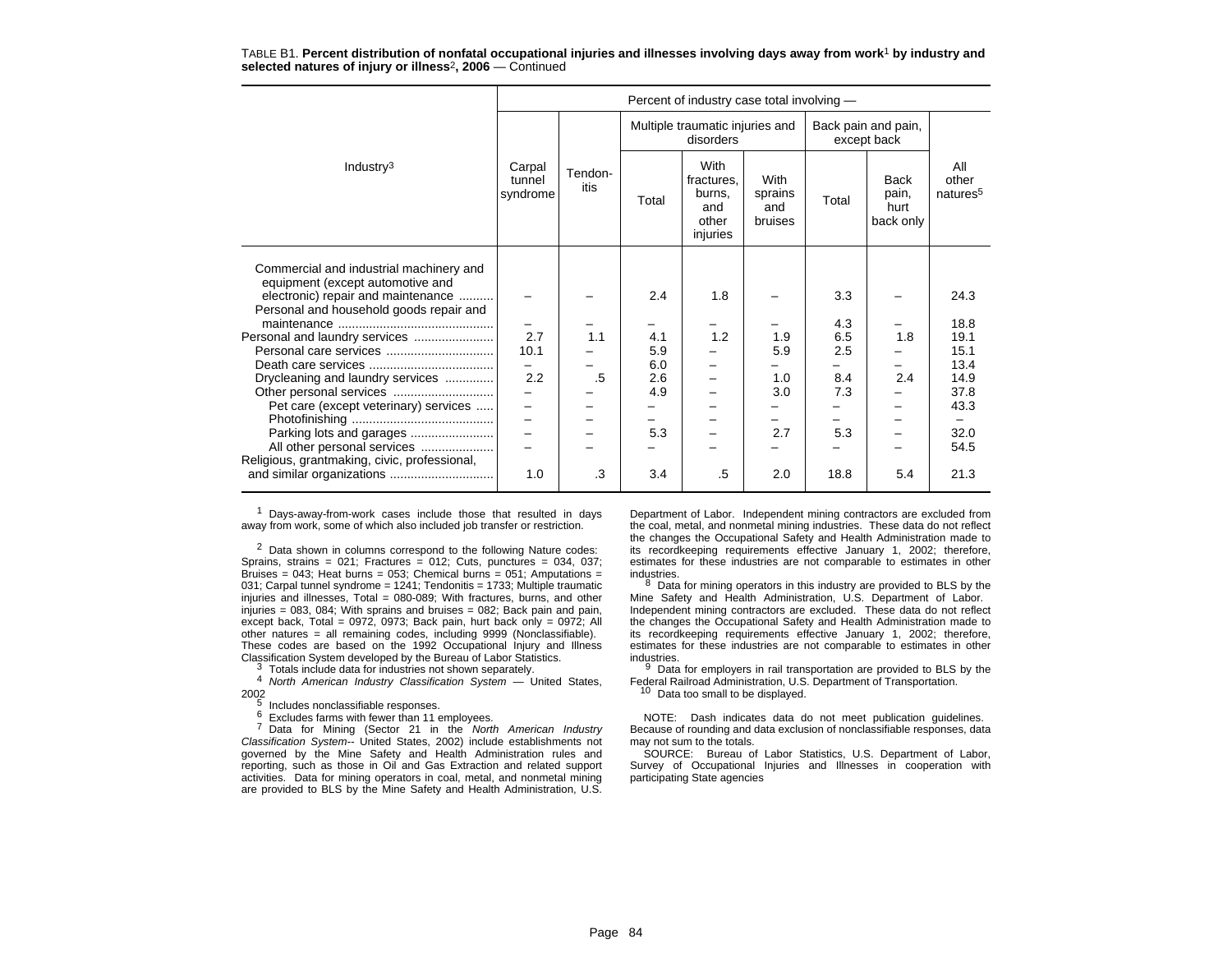TABLE B1. **Percent distribution of nonfatal occupational injuries and illnesses involving days away from work**[1] **by industry and selected natures of injury or illness**[2]**, 2006** — Continued

| Industry[3] | Percent of industry case total involving — | | | | | | | |
|---|---|---|---|---|---|---|---|---|
| | Carpal tunnel syndrome | Tendon-itis | Multiple traumatic injuries and disorders | | | Back pain and pain, except back | | All other natures[5] |
| | | | Total | With fractures, burns, and other injuries | With sprains and bruises | Total | Back pain, hurt back only | |
| Commercial and industrial machinery and equipment (except automotive and electronic) repair and maintenance | – | – | 2.4 | 1.8 | – | 3.3 | – | 24.3 |
| Personal and household goods repair and maintenance | – | – | – | – | – | 4.3 | – | 18.8 |
| Personal and laundry services | 2.7 | 1.1 | 4.1 | 1.2 | 1.9 | 6.5 | 1.8 | 19.1 |
| Personal care services | 10.1 | – | 5.9 | – | 5.9 | 2.5 | – | 15.1 |
| Death care services | – | – | 6.0 | – | – | – | – | 13.4 |
| Drycleaning and laundry services | 2.2 | .5 | 2.6 | – | 1.0 | 8.4 | 2.4 | 14.9 |
| Other personal services | – | – | 4.9 | – | 3.0 | 7.3 | – | 37.8 |
| Pet care (except veterinary) services | – | – | – | – | – | – | – | 43.3 |
| Photofinishing | – | – | – | – | – | – | – | – |
| Parking lots and garages | – | – | 5.3 | – | 2.7 | 5.3 | – | 32.0 |
| All other personal services | – | – | – | – | – | – | – | 54.5 |
| Religious, grantmaking, civic, professional, and similar organizations | 1.0 | .3 | 3.4 | .5 | 2.0 | 18.8 | 5.4 | 21.3 |

[1] Days-away-from-work cases include those that resulted in days away from work, some of which also included job transfer or restriction.

[2] Data shown in columns correspond to the following Nature codes: Sprains, strains = 021; Fractures = 012; Cuts, punctures = 034, 037; Bruises = 043; Heat burns = 053; Chemical burns = 051; Amputations = 031; Carpal tunnel syndrome = 1241; Tendonitis = 1733; Multiple traumatic injuries and illnesses, Total = 080-089; With fractures, burns, and other injuries = 083, 084; With sprains and bruises = 082; Back pain and pain, except back, Total = 0972, 0973; Back pain, hurt back only = 0972; All other natures = all remaining codes, including 9999 (Nonclassifiable). These codes are based on the 1992 Occupational Injury and Illness Classification System developed by the Bureau of Labor Statistics.

[3] Totals include data for industries not shown separately.

[4] *North American Industry Classification System* — United States, 2002

[5] Includes nonclassifiable responses.

[6] Excludes farms with fewer than 11 employees.

[7] Data for Mining (Sector 21 in the *North American Industry Classification System*-- United States, 2002) include establishments not governed by the Mine Safety and Health Administration rules and reporting, such as those in Oil and Gas Extraction and related support activities. Data for mining operators in coal, metal, and nonmetal mining are provided to BLS by the Mine Safety and Health Administration, U.S. Department of Labor. Independent mining contractors are excluded from the coal, metal, and nonmetal mining industries. These data do not reflect the changes the Occupational Safety and Health Administration made to its recordkeeping requirements effective January 1, 2002; therefore, estimates for these industries are not comparable to estimates in other industries.

[8] Data for mining operators in this industry are provided to BLS by the Mine Safety and Health Administration, U.S. Department of Labor. Independent mining contractors are excluded. These data do not reflect the changes the Occupational Safety and Health Administration made to its recordkeeping requirements effective January 1, 2002; therefore, estimates for these industries are not comparable to estimates in other industries.

[9] Data for employers in rail transportation are provided to BLS by the Federal Railroad Administration, U.S. Department of Transportation.

[10] Data too small to be displayed.

NOTE: Dash indicates data do not meet publication guidelines. Because of rounding and data exclusion of nonclassifiable responses, data may not sum to the totals.

SOURCE: Bureau of Labor Statistics, U.S. Department of Labor, Survey of Occupational Injuries and Illnesses in cooperation with participating State agencies